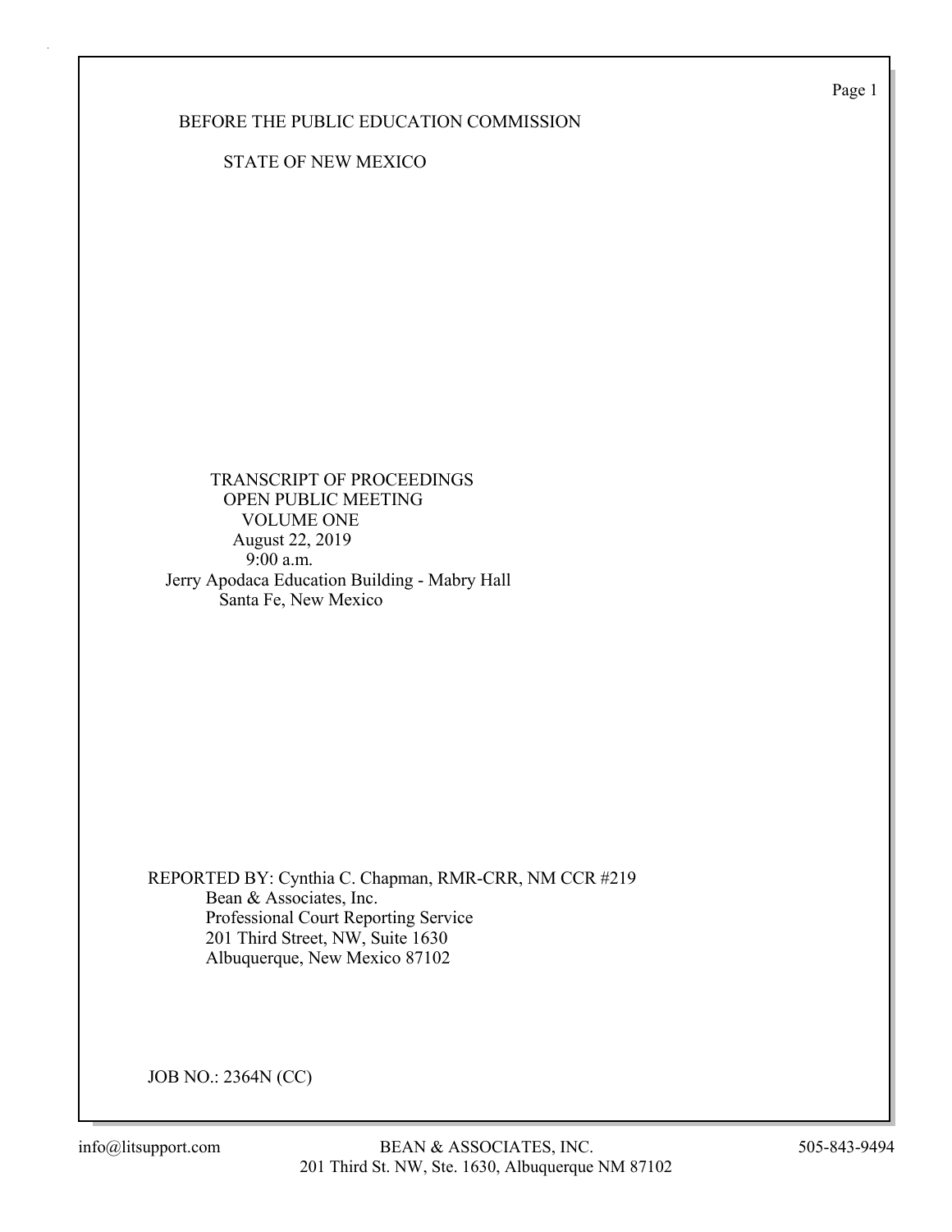BEFORE THE PUBLIC EDUCATION COMMISSION

STATE OF NEW MEXICO

TRANSCRIPT OF PROCEEDINGS
OPEN PUBLIC MEETING
VOLUME ONE
August 22, 2019
9:00 a.m.
Jerry Apodaca Education Building - Mabry Hall
Santa Fe, New Mexico

REPORTED BY: Cynthia C. Chapman, RMR-CRR, NM CCR #219
Bean & Associates, Inc.
Professional Court Reporting Service
201 Third Street, NW, Suite 1630
Albuquerque, New Mexico 87102

JOB NO.: 2364N (CC)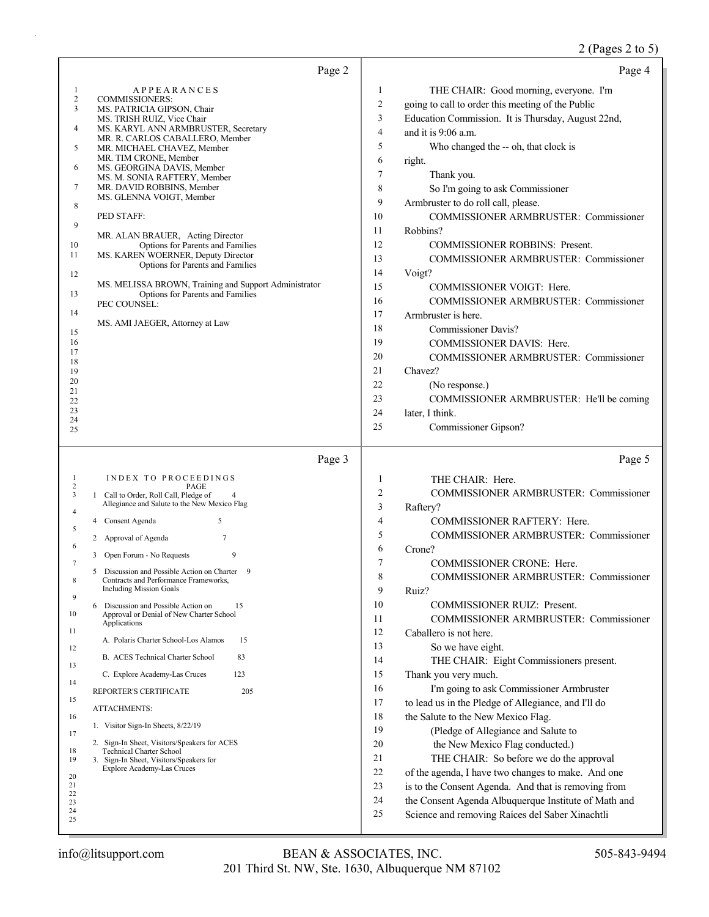## Page 2

APPEARANCES

COMMISSIONERS:

MS. PATRICIA GIPSON, Chair
MS. TRISH RUIZ, Vice Chair
MS. KARYL ANN ARMBRUSTER, Secretary
MR. R. CARLOS CABALLERO, Member
MR. MICHAEL CHAVEZ, Member
MR. TIM CRONE, Member
MS. GEORGINA DAVIS, Member
MS. M. SONIA RAFTERY, Member
MR. DAVID ROBBINS, Member
MS. GLENNA VOIGT, Member

PED STAFF:

MR. ALAN BRAUER, Acting Director
Options for Parents and Families
MS. KAREN WOERNER, Deputy Director
Options for Parents and Families
MS. MELISSA BROWN, Training and Support Administrator
Options for Parents and Families

PEC COUNSEL:

MS. AMI JAEGER, Attorney at Law

## Page 3

INDEX TO PROCEEDINGS

| | PAGE |
|---|---|
| 1 Call to Order, Roll Call, Pledge of Allegiance and Salute to the New Mexico Flag | 4 |
| 4 Consent Agenda | 5 |
| 2 Approval of Agenda | 7 |
| 3 Open Forum - No Requests | 9 |
| 5 Discussion and Possible Action on Charter Contracts and Performance Frameworks, Including Mission Goals | 9 |
| 6 Discussion and Possible Action on Approval or Denial of New Charter School Applications | 15 |
| A. Polaris Charter School-Los Alamos | 15 |
| B. ACES Technical Charter School | 83 |
| C. Explore Academy-Las Cruces | 123 |
| REPORTER'S CERTIFICATE | 205 |

ATTACHMENTS:

1. Visitor Sign-In Sheets, 8/22/19
2. Sign-In Sheet, Visitors/Speakers for ACES Technical Charter School
3. Sign-In Sheet, Visitors/Speakers for Explore Academy-Las Cruces

## Page 4

1 THE CHAIR: Good morning, everyone. I'm
2 going to call to order this meeting of the Public
3 Education Commission. It is Thursday, August 22nd,
4 and it is 9:06 a.m.
5 Who changed the -- oh, that clock is
6 right.
7 Thank you.
8 So I'm going to ask Commissioner
9 Armbruster to do roll call, please.
10 COMMISSIONER ARMBRUSTER: Commissioner
11 Robbins?
12 COMMISSIONER ROBBINS: Present.
13 COMMISSIONER ARMBRUSTER: Commissioner
14 Voigt?
15 COMMISSIONER VOIGT: Here.
16 COMMISSIONER ARMBRUSTER: Commissioner
17 Armbruster is here.
18 Commissioner Davis?
19 COMMISSIONER DAVIS: Here.
20 COMMISSIONER ARMBRUSTER: Commissioner
21 Chavez?
22 (No response.)
23 COMMISSIONER ARMBRUSTER: He'll be coming
24 later, I think.
25 Commissioner Gipson?

## Page 5

1 THE CHAIR: Here.
2 COMMISSIONER ARMBRUSTER: Commissioner
3 Raftery?
4 COMMISSIONER RAFTERY: Here.
5 COMMISSIONER ARMBRUSTER: Commissioner
6 Crone?
7 COMMISSIONER CRONE: Here.
8 COMMISSIONER ARMBRUSTER: Commissioner
9 Ruiz?
10 COMMISSIONER RUIZ: Present.
11 COMMISSIONER ARMBRUSTER: Commissioner
12 Caballero is not here.
13 So we have eight.
14 THE CHAIR: Eight Commissioners present.
15 Thank you very much.
16 I'm going to ask Commissioner Armbruster
17 to lead us in the Pledge of Allegiance, and I'll do
18 the Salute to the New Mexico Flag.
19 (Pledge of Allegiance and Salute to
20 the New Mexico Flag conducted.)
21 THE CHAIR: So before we do the approval
22 of the agenda, I have two changes to make. And one
23 is to the Consent Agenda. And that is removing from
24 the Consent Agenda Albuquerque Institute of Math and
25 Science and removing Raíces del Saber Xinachtli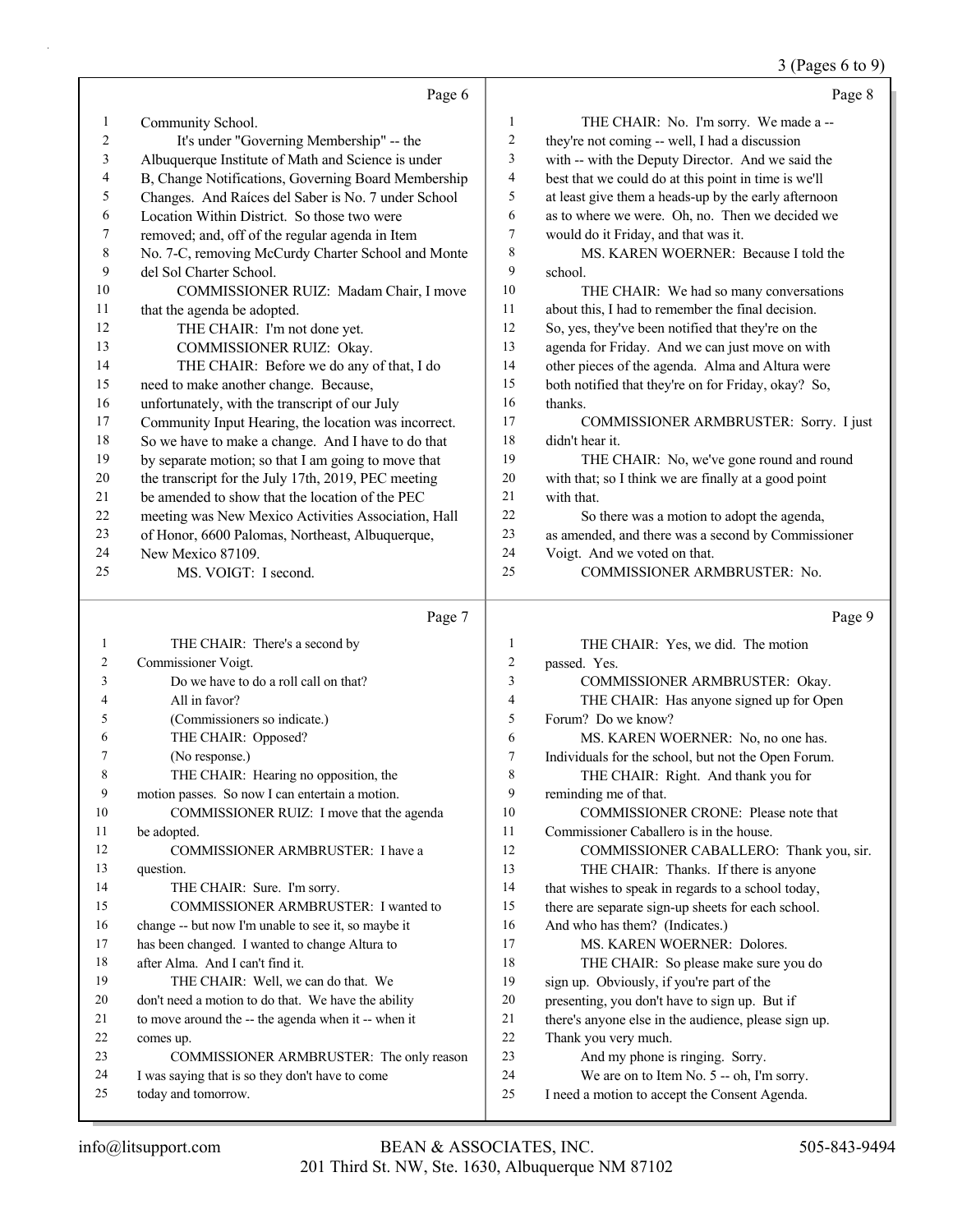Page 6

1 Community School.
2 It's under "Governing Membership" -- the
3 Albuquerque Institute of Math and Science is under
4 B, Change Notifications, Governing Board Membership
5 Changes. And Raíces del Saber is No. 7 under School
6 Location Within District. So those two were
7 removed; and, off of the regular agenda in Item
8 No. 7-C, removing McCurdy Charter School and Monte
9 del Sol Charter School.
10 COMMISSIONER RUIZ: Madam Chair, I move
11 that the agenda be adopted.
12 THE CHAIR: I'm not done yet.
13 COMMISSIONER RUIZ: Okay.
14 THE CHAIR: Before we do any of that, I do
15 need to make another change. Because,
16 unfortunately, with the transcript of our July
17 Community Input Hearing, the location was incorrect.
18 So we have to make a change. And I have to do that
19 by separate motion; so that I am going to move that
20 the transcript for the July 17th, 2019, PEC meeting
21 be amended to show that the location of the PEC
22 meeting was New Mexico Activities Association, Hall
23 of Honor, 6600 Palomas, Northeast, Albuquerque,
24 New Mexico 87109.
25 MS. VOIGT: I second.

Page 7

1 THE CHAIR: There's a second by
2 Commissioner Voigt.
3 Do we have to do a roll call on that?
4 All in favor?
5 (Commissioners so indicate.)
6 THE CHAIR: Opposed?
7 (No response.)
8 THE CHAIR: Hearing no opposition, the
9 motion passes. So now I can entertain a motion.
10 COMMISSIONER RUIZ: I move that the agenda
11 be adopted.
12 COMMISSIONER ARMBRUSTER: I have a
13 question.
14 THE CHAIR: Sure. I'm sorry.
15 COMMISSIONER ARMBRUSTER: I wanted to
16 change -- but now I'm unable to see it, so maybe it
17 has been changed. I wanted to change Altura to
18 after Alma. And I can't find it.
19 THE CHAIR: Well, we can do that. We
20 don't need a motion to do that. We have the ability
21 to move around the -- the agenda when it -- when it
22 comes up.
23 COMMISSIONER ARMBRUSTER: The only reason
24 I was saying that is so they don't have to come
25 today and tomorrow.

Page 8

1 THE CHAIR: No. I'm sorry. We made a --
2 they're not coming -- well, I had a discussion
3 with -- with the Deputy Director. And we said the
4 best that we could do at this point in time is we'll
5 at least give them a heads-up by the early afternoon
6 as to where we were. Oh, no. Then we decided we
7 would do it Friday, and that was it.
8 MS. KAREN WOERNER: Because I told the
9 school.
10 THE CHAIR: We had so many conversations
11 about this, I had to remember the final decision.
12 So, yes, they've been notified that they're on the
13 agenda for Friday. And we can just move on with
14 other pieces of the agenda. Alma and Altura were
15 both notified that they're on for Friday, okay? So,
16 thanks.
17 COMMISSIONER ARMBRUSTER: Sorry. I just
18 didn't hear it.
19 THE CHAIR: No, we've gone round and round
20 with that; so I think we are finally at a good point
21 with that.
22 So there was a motion to adopt the agenda,
23 as amended, and there was a second by Commissioner
24 Voigt. And we voted on that.
25 COMMISSIONER ARMBRUSTER: No.

Page 9

1 THE CHAIR: Yes, we did. The motion
2 passed. Yes.
3 COMMISSIONER ARMBRUSTER: Okay.
4 THE CHAIR: Has anyone signed up for Open
5 Forum? Do we know?
6 MS. KAREN WOERNER: No, no one has.
7 Individuals for the school, but not the Open Forum.
8 THE CHAIR: Right. And thank you for
9 reminding me of that.
10 COMMISSIONER CRONE: Please note that
11 Commissioner Caballero is in the house.
12 COMMISSIONER CABALLERO: Thank you, sir.
13 THE CHAIR: Thanks. If there is anyone
14 that wishes to speak in regards to a school today,
15 there are separate sign-up sheets for each school.
16 And who has them? (Indicates.)
17 MS. KAREN WOERNER: Dolores.
18 THE CHAIR: So please make sure you do
19 sign up. Obviously, if you're part of the
20 presenting, you don't have to sign up. But if
21 there's anyone else in the audience, please sign up.
22 Thank you very much.
23 And my phone is ringing. Sorry.
24 We are on to Item No. 5 -- oh, I'm sorry.
25 I need a motion to accept the Consent Agenda.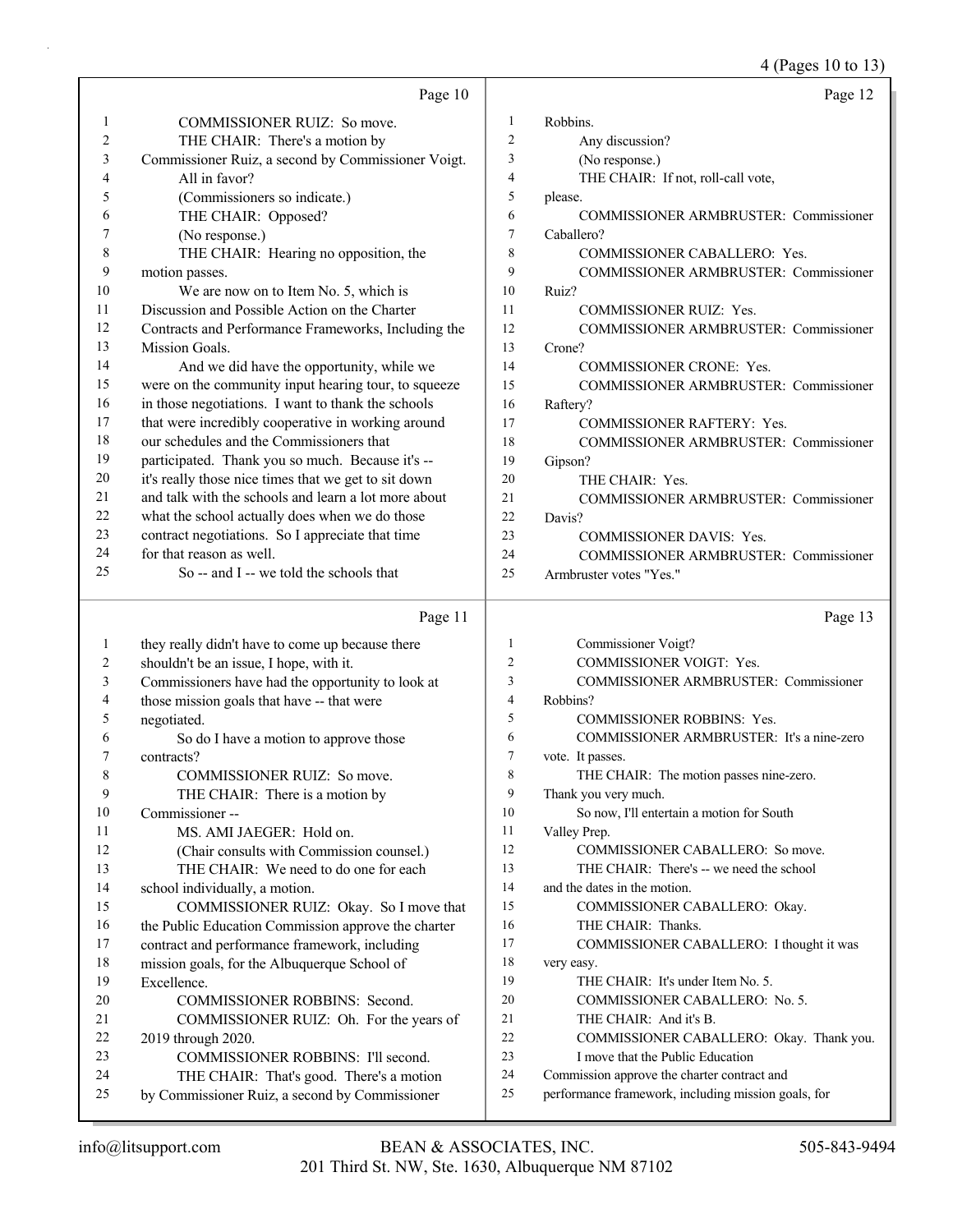Page 10

1 COMMISSIONER RUIZ: So move.
2 THE CHAIR: There's a motion by
3 Commissioner Ruiz, a second by Commissioner Voigt.
4 All in favor?
5 (Commissioners so indicate.)
6 THE CHAIR: Opposed?
7 (No response.)
8 THE CHAIR: Hearing no opposition, the
9 motion passes.
10 We are now on to Item No. 5, which is
11 Discussion and Possible Action on the Charter
12 Contracts and Performance Frameworks, Including the
13 Mission Goals.
14 And we did have the opportunity, while we
15 were on the community input hearing tour, to squeeze
16 in those negotiations. I want to thank the schools
17 that were incredibly cooperative in working around
18 our schedules and the Commissioners that
19 participated. Thank you so much. Because it's --
20 it's really those nice times that we get to sit down
21 and talk with the schools and learn a lot more about
22 what the school actually does when we do those
23 contract negotiations. So I appreciate that time
24 for that reason as well.
25 So -- and I -- we told the schools that

Page 11

1 they really didn't have to come up because there
2 shouldn't be an issue, I hope, with it.
3 Commissioners have had the opportunity to look at
4 those mission goals that have -- that were
5 negotiated.
6 So do I have a motion to approve those
7 contracts?
8 COMMISSIONER RUIZ: So move.
9 THE CHAIR: There is a motion by
10 Commissioner --
11 MS. AMI JAEGER: Hold on.
12 (Chair consults with Commission counsel.)
13 THE CHAIR: We need to do one for each
14 school individually, a motion.
15 COMMISSIONER RUIZ: Okay. So I move that
16 the Public Education Commission approve the charter
17 contract and performance framework, including
18 mission goals, for the Albuquerque School of
19 Excellence.
20 COMMISSIONER ROBBINS: Second.
21 COMMISSIONER RUIZ: Oh. For the years of
22 2019 through 2020.
23 COMMISSIONER ROBBINS: I'll second.
24 THE CHAIR: That's good. There's a motion
25 by Commissioner Ruiz, a second by Commissioner

Page 12

1 Robbins.
2 Any discussion?
3 (No response.)
4 THE CHAIR: If not, roll-call vote,
5 please.
6 COMMISSIONER ARMBRUSTER: Commissioner
7 Caballero?
8 COMMISSIONER CABALLERO: Yes.
9 COMMISSIONER ARMBRUSTER: Commissioner
10 Ruiz?
11 COMMISSIONER RUIZ: Yes.
12 COMMISSIONER ARMBRUSTER: Commissioner
13 Crone?
14 COMMISSIONER CRONE: Yes.
15 COMMISSIONER ARMBRUSTER: Commissioner
16 Raftery?
17 COMMISSIONER RAFTERY: Yes.
18 COMMISSIONER ARMBRUSTER: Commissioner
19 Gipson?
20 THE CHAIR: Yes.
21 COMMISSIONER ARMBRUSTER: Commissioner
22 Davis?
23 COMMISSIONER DAVIS: Yes.
24 COMMISSIONER ARMBRUSTER: Commissioner
25 Armbruster votes "Yes."

Page 13

1 Commissioner Voigt?
2 COMMISSIONER VOIGT: Yes.
3 COMMISSIONER ARMBRUSTER: Commissioner
4 Robbins?
5 COMMISSIONER ROBBINS: Yes.
6 COMMISSIONER ARMBRUSTER: It's a nine-zero
7 vote. It passes.
8 THE CHAIR: The motion passes nine-zero.
9 Thank you very much.
10 So now, I'll entertain a motion for South
11 Valley Prep.
12 COMMISSIONER CABALLERO: So move.
13 THE CHAIR: There's -- we need the school
14 and the dates in the motion.
15 COMMISSIONER CABALLERO: Okay.
16 THE CHAIR: Thanks.
17 COMMISSIONER CABALLERO: I thought it was
18 very easy.
19 THE CHAIR: It's under Item No. 5.
20 COMMISSIONER CABALLERO: No. 5.
21 THE CHAIR: And it's B.
22 COMMISSIONER CABALLERO: Okay. Thank you.
23 I move that the Public Education
24 Commission approve the charter contract and
25 performance framework, including mission goals, for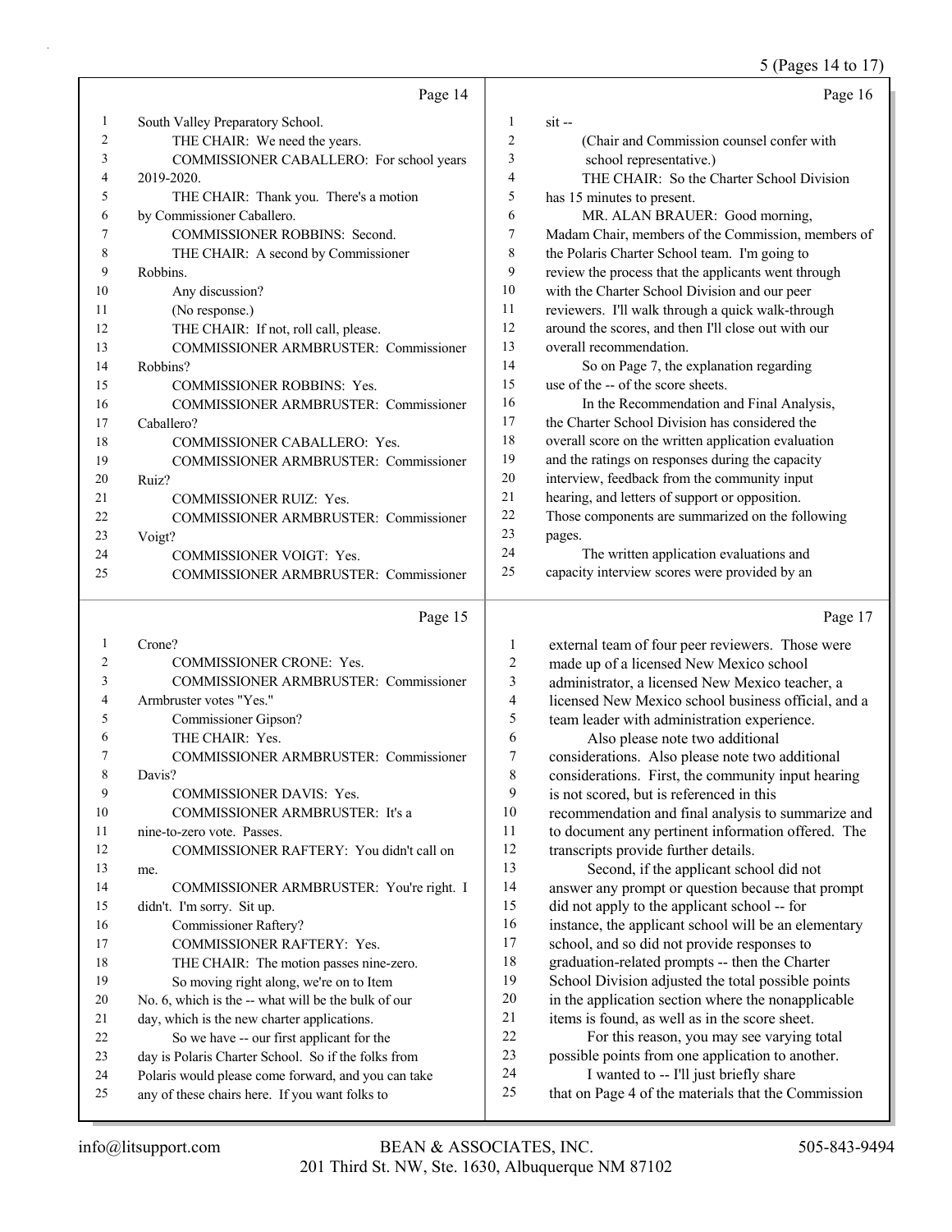## Page 14

1 South Valley Preparatory School.
2 THE CHAIR: We need the years.
3 COMMISSIONER CABALLERO: For school years
4 2019-2020.
5 THE CHAIR: Thank you. There's a motion
6 by Commissioner Caballero.
7 COMMISSIONER ROBBINS: Second.
8 THE CHAIR: A second by Commissioner
9 Robbins.
10 Any discussion?
11 (No response.)
12 THE CHAIR: If not, roll call, please.
13 COMMISSIONER ARMBRUSTER: Commissioner
14 Robbins?
15 COMMISSIONER ROBBINS: Yes.
16 COMMISSIONER ARMBRUSTER: Commissioner
17 Caballero?
18 COMMISSIONER CABALLERO: Yes.
19 COMMISSIONER ARMBRUSTER: Commissioner
20 Ruiz?
21 COMMISSIONER RUIZ: Yes.
22 COMMISSIONER ARMBRUSTER: Commissioner
23 Voigt?
24 COMMISSIONER VOIGT: Yes.
25 COMMISSIONER ARMBRUSTER: Commissioner

## Page 15

1 Crone?
2 COMMISSIONER CRONE: Yes.
3 COMMISSIONER ARMBRUSTER: Commissioner
4 Armbruster votes "Yes."
5 Commissioner Gipson?
6 THE CHAIR: Yes.
7 COMMISSIONER ARMBRUSTER: Commissioner
8 Davis?
9 COMMISSIONER DAVIS: Yes.
10 COMMISSIONER ARMBRUSTER: It's a
11 nine-to-zero vote. Passes.
12 COMMISSIONER RAFTERY: You didn't call on
13 me.
14 COMMISSIONER ARMBRUSTER: You're right. I
15 didn't. I'm sorry. Sit up.
16 Commissioner Raftery?
17 COMMISSIONER RAFTERY: Yes.
18 THE CHAIR: The motion passes nine-zero.
19 So moving right along, we're on to Item
20 No. 6, which is the -- what will be the bulk of our
21 day, which is the new charter applications.
22 So we have -- our first applicant for the
23 day is Polaris Charter School. So if the folks from
24 Polaris would please come forward, and you can take
25 any of these chairs here. If you want folks to

## Page 16

1 sit --
2 (Chair and Commission counsel confer with
3 school representative.)
4 THE CHAIR: So the Charter School Division
5 has 15 minutes to present.
6 MR. ALAN BRAUER: Good morning,
7 Madam Chair, members of the Commission, members of
8 the Polaris Charter School team. I'm going to
9 review the process that the applicants went through
10 with the Charter School Division and our peer
11 reviewers. I'll walk through a quick walk-through
12 around the scores, and then I'll close out with our
13 overall recommendation.
14 So on Page 7, the explanation regarding
15 use of the -- of the score sheets.
16 In the Recommendation and Final Analysis,
17 the Charter School Division has considered the
18 overall score on the written application evaluation
19 and the ratings on responses during the capacity
20 interview, feedback from the community input
21 hearing, and letters of support or opposition.
22 Those components are summarized on the following
23 pages.
24 The written application evaluations and
25 capacity interview scores were provided by an

## Page 17

1 external team of four peer reviewers. Those were
2 made up of a licensed New Mexico school
3 administrator, a licensed New Mexico teacher, a
4 licensed New Mexico school business official, and a
5 team leader with administration experience.
6 Also please note two additional
7 considerations. Also please note two additional
8 considerations. First, the community input hearing
9 is not scored, but is referenced in this
10 recommendation and final analysis to summarize and
11 to document any pertinent information offered. The
12 transcripts provide further details.
13 Second, if the applicant school did not
14 answer any prompt or question because that prompt
15 did not apply to the applicant school -- for
16 instance, the applicant school will be an elementary
17 school, and so did not provide responses to
18 graduation-related prompts -- then the Charter
19 School Division adjusted the total possible points
20 in the application section where the nonapplicable
21 items is found, as well as in the score sheet.
22 For this reason, you may see varying total
23 possible points from one application to another.
24 I wanted to -- I'll just briefly share
25 that on Page 4 of the materials that the Commission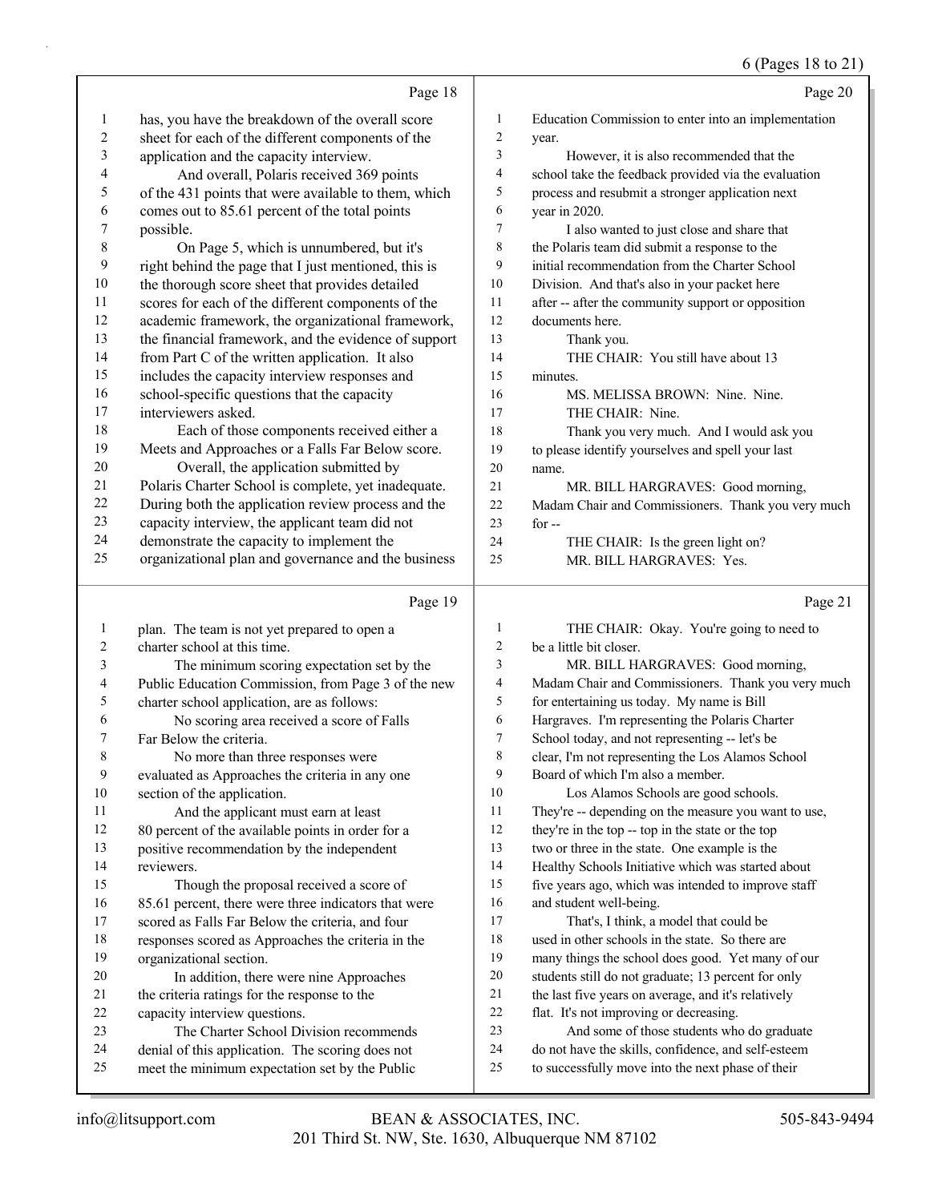Page 18

1 has, you have the breakdown of the overall score
2 sheet for each of the different components of the
3 application and the capacity interview.
4 And overall, Polaris received 369 points
5 of the 431 points that were available to them, which
6 comes out to 85.61 percent of the total points
7 possible.
8 On Page 5, which is unnumbered, but it's
9 right behind the page that I just mentioned, this is
10 the thorough score sheet that provides detailed
11 scores for each of the different components of the
12 academic framework, the organizational framework,
13 the financial framework, and the evidence of support
14 from Part C of the written application. It also
15 includes the capacity interview responses and
16 school-specific questions that the capacity
17 interviewers asked.
18 Each of those components received either a
19 Meets and Approaches or a Falls Far Below score.
20 Overall, the application submitted by
21 Polaris Charter School is complete, yet inadequate.
22 During both the application review process and the
23 capacity interview, the applicant team did not
24 demonstrate the capacity to implement the
25 organizational plan and governance and the business

Page 19

1 plan. The team is not yet prepared to open a
2 charter school at this time.
3 The minimum scoring expectation set by the
4 Public Education Commission, from Page 3 of the new
5 charter school application, are as follows:
6 No scoring area received a score of Falls
7 Far Below the criteria.
8 No more than three responses were
9 evaluated as Approaches the criteria in any one
10 section of the application.
11 And the applicant must earn at least
12 80 percent of the available points in order for a
13 positive recommendation by the independent
14 reviewers.
15 Though the proposal received a score of
16 85.61 percent, there were three indicators that were
17 scored as Falls Far Below the criteria, and four
18 responses scored as Approaches the criteria in the
19 organizational section.
20 In addition, there were nine Approaches
21 the criteria ratings for the response to the
22 capacity interview questions.
23 The Charter School Division recommends
24 denial of this application. The scoring does not
25 meet the minimum expectation set by the Public

Page 20

1 Education Commission to enter into an implementation
2 year.
3 However, it is also recommended that the
4 school take the feedback provided via the evaluation
5 process and resubmit a stronger application next
6 year in 2020.
7 I also wanted to just close and share that
8 the Polaris team did submit a response to the
9 initial recommendation from the Charter School
10 Division. And that's also in your packet here
11 after -- after the community support or opposition
12 documents here.
13 Thank you.
14 THE CHAIR: You still have about 13
15 minutes.
16 MS. MELISSA BROWN: Nine. Nine.
17 THE CHAIR: Nine.
18 Thank you very much. And I would ask you
19 to please identify yourselves and spell your last
20 name.
21 MR. BILL HARGRAVES: Good morning,
22 Madam Chair and Commissioners. Thank you very much
23 for --
24 THE CHAIR: Is the green light on?
25 MR. BILL HARGRAVES: Yes.

Page 21

1 THE CHAIR: Okay. You're going to need to
2 be a little bit closer.
3 MR. BILL HARGRAVES: Good morning,
4 Madam Chair and Commissioners. Thank you very much
5 for entertaining us today. My name is Bill
6 Hargraves. I'm representing the Polaris Charter
7 School today, and not representing -- let's be
8 clear, I'm not representing the Los Alamos School
9 Board of which I'm also a member.
10 Los Alamos Schools are good schools.
11 They're -- depending on the measure you want to use,
12 they're in the top -- top in the state or the top
13 two or three in the state. One example is the
14 Healthy Schools Initiative which was started about
15 five years ago, which was intended to improve staff
16 and student well-being.
17 That's, I think, a model that could be
18 used in other schools in the state. So there are
19 many things the school does good. Yet many of our
20 students still do not graduate; 13 percent for only
21 the last five years on average, and it's relatively
22 flat. It's not improving or decreasing.
23 And some of those students who do graduate
24 do not have the skills, confidence, and self-esteem
25 to successfully move into the next phase of their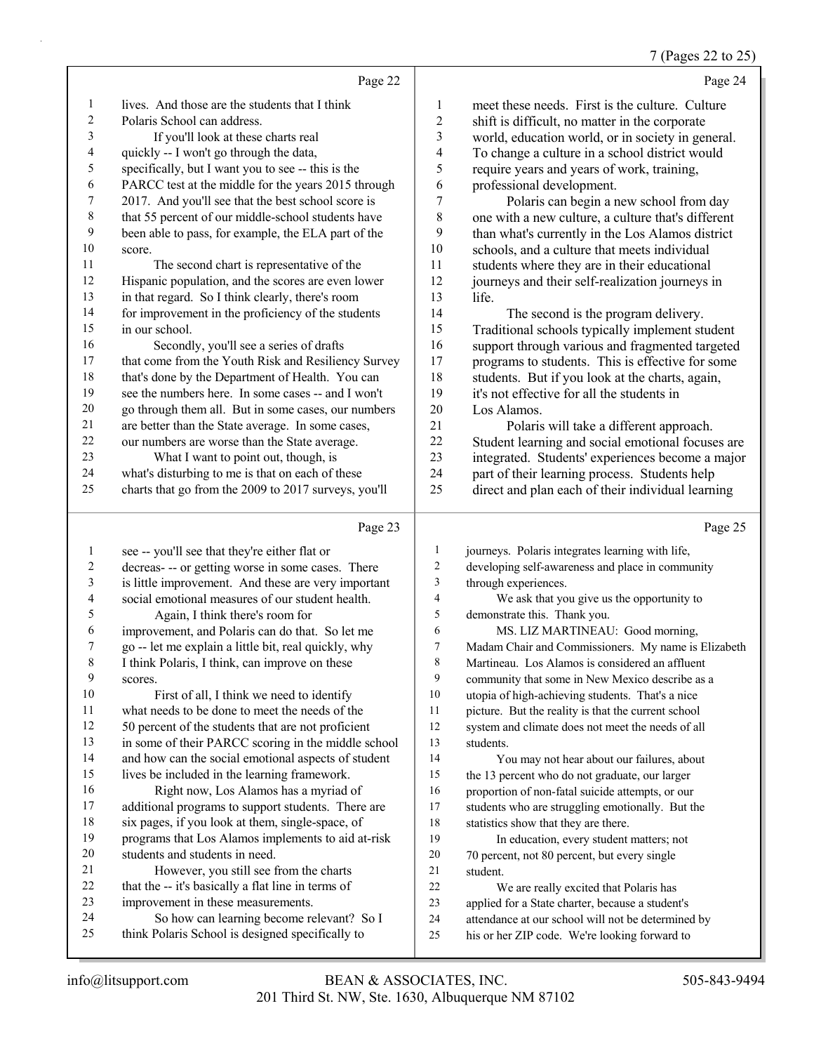lives. And those are the students that I think Polaris School can address.

If you'll look at these charts real quickly -- I won't go through the data, specifically, but I want you to see -- this is the PARCC test at the middle for the years 2015 through 2017. And you'll see that the best school score is that 55 percent of our middle-school students have been able to pass, for example, the ELA part of the score.

The second chart is representative of the Hispanic population, and the scores are even lower in that regard. So I think clearly, there's room for improvement in the proficiency of the students in our school.

Secondly, you'll see a series of drafts that come from the Youth Risk and Resiliency Survey that's done by the Department of Health. You can see the numbers here. In some cases -- and I won't go through them all. But in some cases, our numbers are better than the State average. In some cases, our numbers are worse than the State average.

What I want to point out, though, is what's disturbing to me is that on each of these charts that go from the 2009 to 2017 surveys, you'll see -- you'll see that they're either flat or decreas- -- or getting worse in some cases. There is little improvement. And these are very important social emotional measures of our student health.

Again, I think there's room for improvement, and Polaris can do that. So let me go -- let me explain a little bit, real quickly, why I think Polaris, I think, can improve on these scores.

First of all, I think we need to identify what needs to be done to meet the needs of the 50 percent of the students that are not proficient in some of their PARCC scoring in the middle school and how can the social emotional aspects of student lives be included in the learning framework.

Right now, Los Alamos has a myriad of additional programs to support students. There are six pages, if you look at them, single-space, of programs that Los Alamos implements to aid at-risk students and students in need.

However, you still see from the charts that the -- it's basically a flat line in terms of improvement in these measurements.

So how can learning become relevant? So I think Polaris School is designed specifically to meet these needs. First is the culture. Culture shift is difficult, no matter in the corporate world, education world, or in society in general. To change a culture in a school district would require years and years of work, training, professional development.

Polaris can begin a new school from day one with a new culture, a culture that's different than what's currently in the Los Alamos district schools, and a culture that meets individual students where they are in their educational journeys and their self-realization journeys in life.

The second is the program delivery. Traditional schools typically implement student support through various and fragmented targeted programs to students. This is effective for some students. But if you look at the charts, again, it's not effective for all the students in Los Alamos.

Polaris will take a different approach. Student learning and social emotional focuses are integrated. Students' experiences become a major part of their learning process. Students help direct and plan each of their individual learning journeys. Polaris integrates learning with life, developing self-awareness and place in community through experiences.

We ask that you give us the opportunity to demonstrate this. Thank you.

MS. LIZ MARTINEAU: Good morning, Madam Chair and Commissioners. My name is Elizabeth Martineau. Los Alamos is considered an affluent community that some in New Mexico describe as a utopia of high-achieving students. That's a nice picture. But the reality is that the current school system and climate does not meet the needs of all students.

You may not hear about our failures, about the 13 percent who do not graduate, our larger proportion of non-fatal suicide attempts, or our students who are struggling emotionally. But the statistics show that they are there.

In education, every student matters; not 70 percent, not 80 percent, but every single student.

We are really excited that Polaris has applied for a State charter, because a student's attendance at our school will not be determined by his or her ZIP code. We're looking forward to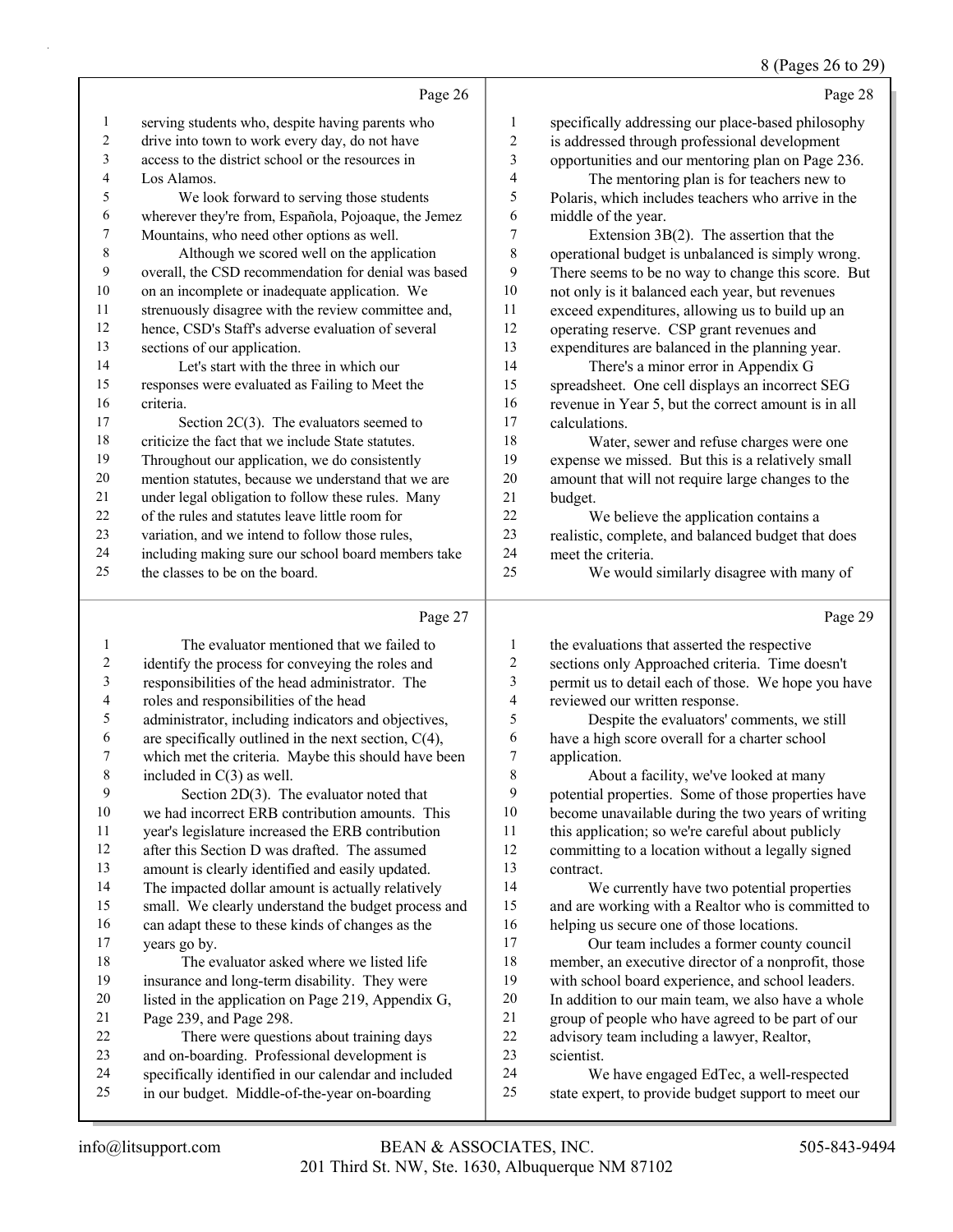Page 26

serving students who, despite having parents who drive into town to work every day, do not have access to the district school or the resources in Los Alamos.

We look forward to serving those students wherever they're from, Española, Pojoaque, the Jemez Mountains, who need other options as well.

Although we scored well on the application overall, the CSD recommendation for denial was based on an incomplete or inadequate application. We strenuously disagree with the review committee and, hence, CSD's Staff's adverse evaluation of several sections of our application.

Let's start with the three in which our responses were evaluated as Failing to Meet the criteria.

Section 2C(3). The evaluators seemed to criticize the fact that we include State statutes. Throughout our application, we do consistently mention statutes, because we understand that we are under legal obligation to follow these rules. Many of the rules and statutes leave little room for variation, and we intend to follow those rules, including making sure our school board members take the classes to be on the board.

Page 27

The evaluator mentioned that we failed to identify the process for conveying the roles and responsibilities of the head administrator. The roles and responsibilities of the head administrator, including indicators and objectives, are specifically outlined in the next section, C(4), which met the criteria. Maybe this should have been included in C(3) as well.

Section 2D(3). The evaluator noted that we had incorrect ERB contribution amounts. This year's legislature increased the ERB contribution after this Section D was drafted. The assumed amount is clearly identified and easily updated. The impacted dollar amount is actually relatively small. We clearly understand the budget process and can adapt these to these kinds of changes as the years go by.

The evaluator asked where we listed life insurance and long-term disability. They were listed in the application on Page 219, Appendix G, Page 239, and Page 298.

There were questions about training days and on-boarding. Professional development is specifically identified in our calendar and included in our budget. Middle-of-the-year on-boarding

Page 28

specifically addressing our place-based philosophy is addressed through professional development opportunities and our mentoring plan on Page 236.

The mentoring plan is for teachers new to Polaris, which includes teachers who arrive in the middle of the year.

Extension 3B(2). The assertion that the operational budget is unbalanced is simply wrong. There seems to be no way to change this score. But not only is it balanced each year, but revenues exceed expenditures, allowing us to build up an operating reserve. CSP grant revenues and expenditures are balanced in the planning year.

There's a minor error in Appendix G spreadsheet. One cell displays an incorrect SEG revenue in Year 5, but the correct amount is in all calculations.

Water, sewer and refuse charges were one expense we missed. But this is a relatively small amount that will not require large changes to the budget.

We believe the application contains a realistic, complete, and balanced budget that does meet the criteria.

We would similarly disagree with many of

Page 29

the evaluations that asserted the respective sections only Approached criteria. Time doesn't permit us to detail each of those. We hope you have reviewed our written response.

Despite the evaluators' comments, we still have a high score overall for a charter school application.

About a facility, we've looked at many potential properties. Some of those properties have become unavailable during the two years of writing this application; so we're careful about publicly committing to a location without a legally signed contract.

We currently have two potential properties and are working with a Realtor who is committed to helping us secure one of those locations.

Our team includes a former county council member, an executive director of a nonprofit, those with school board experience, and school leaders. In addition to our main team, we also have a whole group of people who have agreed to be part of our advisory team including a lawyer, Realtor, scientist.

We have engaged EdTec, a well-respected state expert, to provide budget support to meet our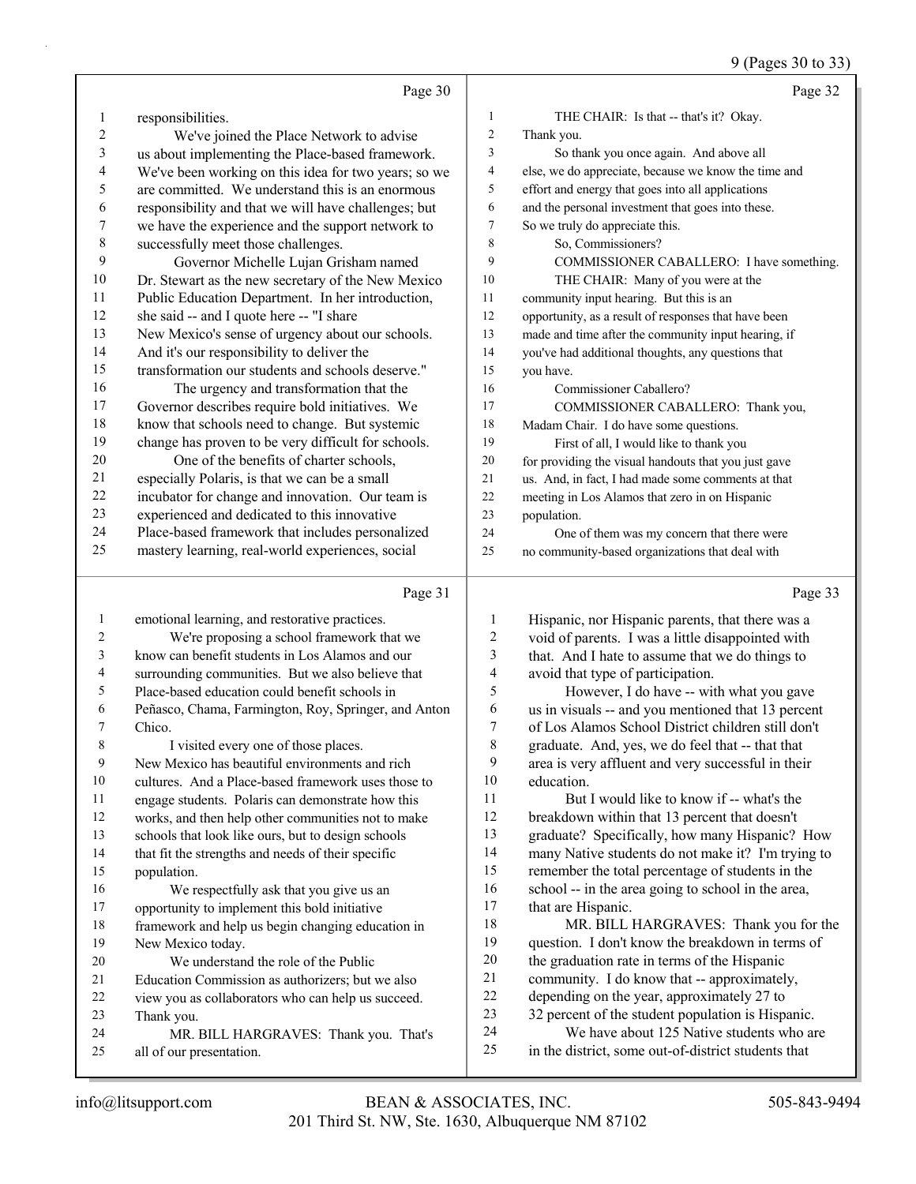Page 30

responsibilities.

We've joined the Place Network to advise us about implementing the Place-based framework. We've been working on this idea for two years; so we are committed. We understand this is an enormous responsibility and that we will have challenges; but we have the experience and the support network to successfully meet those challenges.

Governor Michelle Lujan Grisham named Dr. Stewart as the new secretary of the New Mexico Public Education Department. In her introduction, she said -- and I quote here -- "I share New Mexico's sense of urgency about our schools. And it's our responsibility to deliver the transformation our students and schools deserve."

The urgency and transformation that the Governor describes require bold initiatives. We know that schools need to change. But systemic change has proven to be very difficult for schools.

One of the benefits of charter schools, especially Polaris, is that we can be a small incubator for change and innovation. Our team is experienced and dedicated to this innovative Place-based framework that includes personalized mastery learning, real-world experiences, social

Page 31

emotional learning, and restorative practices.

We're proposing a school framework that we know can benefit students in Los Alamos and our surrounding communities. But we also believe that Place-based education could benefit schools in Peñasco, Chama, Farmington, Roy, Springer, and Anton Chico.

I visited every one of those places. New Mexico has beautiful environments and rich cultures. And a Place-based framework uses those to engage students. Polaris can demonstrate how this works, and then help other communities not to make schools that look like ours, but to design schools that fit the strengths and needs of their specific population.

We respectfully ask that you give us an opportunity to implement this bold initiative framework and help us begin changing education in New Mexico today.

We understand the role of the Public Education Commission as authorizers; but we also view you as collaborators who can help us succeed. Thank you.

MR. BILL HARGRAVES: Thank you. That's all of our presentation.

Page 32

THE CHAIR: Is that -- that's it? Okay. Thank you.

So thank you once again. And above all else, we do appreciate, because we know the time and effort and energy that goes into all applications and the personal investment that goes into these. So we truly do appreciate this.

So, Commissioners?

COMMISSIONER CABALLERO: I have something.

THE CHAIR: Many of you were at the community input hearing. But this is an opportunity, as a result of responses that have been made and time after the community input hearing, if you've had additional thoughts, any questions that you have.

Commissioner Caballero?

COMMISSIONER CABALLERO: Thank you, Madam Chair. I do have some questions.

First of all, I would like to thank you for providing the visual handouts that you just gave us. And, in fact, I had made some comments at that meeting in Los Alamos that zero in on Hispanic population.

One of them was my concern that there were no community-based organizations that deal with

Page 33

Hispanic, nor Hispanic parents, that there was a void of parents. I was a little disappointed with that. And I hate to assume that we do things to avoid that type of participation.

However, I do have -- with what you gave us in visuals -- and you mentioned that 13 percent of Los Alamos School District children still don't graduate. And, yes, we do feel that -- that that area is very affluent and very successful in their education.

But I would like to know if -- what's the breakdown within that 13 percent that doesn't graduate? Specifically, how many Hispanic? How many Native students do not make it? I'm trying to remember the total percentage of students in the school -- in the area going to school in the area, that are Hispanic.

MR. BILL HARGRAVES: Thank you for the question. I don't know the breakdown in terms of the graduation rate in terms of the Hispanic community. I do know that -- approximately, depending on the year, approximately 27 to 32 percent of the student population is Hispanic.

We have about 125 Native students who are in the district, some out-of-district students that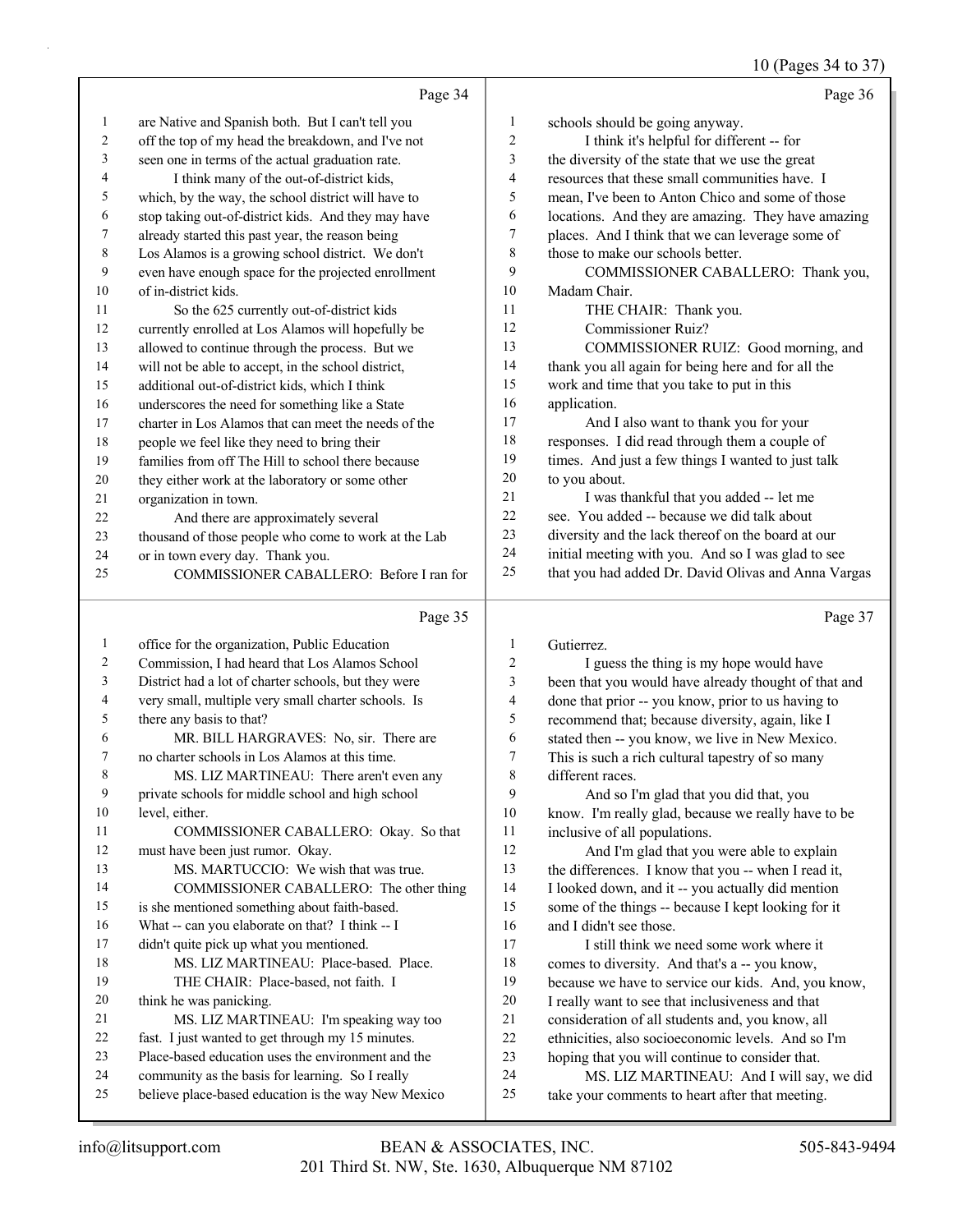Page 34

1 are Native and Spanish both. But I can't tell you
2 off the top of my head the breakdown, and I've not
3 seen one in terms of the actual graduation rate.
4 I think many of the out-of-district kids,
5 which, by the way, the school district will have to
6 stop taking out-of-district kids. And they may have
7 already started this past year, the reason being
8 Los Alamos is a growing school district. We don't
9 even have enough space for the projected enrollment
10 of in-district kids.
11 So the 625 currently out-of-district kids
12 currently enrolled at Los Alamos will hopefully be
13 allowed to continue through the process. But we
14 will not be able to accept, in the school district,
15 additional out-of-district kids, which I think
16 underscores the need for something like a State
17 charter in Los Alamos that can meet the needs of the
18 people we feel like they need to bring their
19 families from off The Hill to school there because
20 they either work at the laboratory or some other
21 organization in town.
22 And there are approximately several
23 thousand of those people who come to work at the Lab
24 or in town every day. Thank you.
25 COMMISSIONER CABALLERO: Before I ran for

Page 35

1 office for the organization, Public Education
2 Commission, I had heard that Los Alamos School
3 District had a lot of charter schools, but they were
4 very small, multiple very small charter schools. Is
5 there any basis to that?
6 MR. BILL HARGRAVES: No, sir. There are
7 no charter schools in Los Alamos at this time.
8 MS. LIZ MARTINEAU: There aren't even any
9 private schools for middle school and high school
10 level, either.
11 COMMISSIONER CABALLERO: Okay. So that
12 must have been just rumor. Okay.
13 MS. MARTUCCIO: We wish that was true.
14 COMMISSIONER CABALLERO: The other thing
15 is she mentioned something about faith-based.
16 What -- can you elaborate on that? I think -- I
17 didn't quite pick up what you mentioned.
18 MS. LIZ MARTINEAU: Place-based. Place.
19 THE CHAIR: Place-based, not faith. I
20 think he was panicking.
21 MS. LIZ MARTINEAU: I'm speaking way too
22 fast. I just wanted to get through my 15 minutes.
23 Place-based education uses the environment and the
24 community as the basis for learning. So I really
25 believe place-based education is the way New Mexico

Page 36

1 schools should be going anyway.
2 I think it's helpful for different -- for
3 the diversity of the state that we use the great
4 resources that these small communities have. I
5 mean, I've been to Anton Chico and some of those
6 locations. And they are amazing. They have amazing
7 places. And I think that we can leverage some of
8 those to make our schools better.
9 COMMISSIONER CABALLERO: Thank you,
10 Madam Chair.
11 THE CHAIR: Thank you.
12 Commissioner Ruiz?
13 COMMISSIONER RUIZ: Good morning, and
14 thank you all again for being here and for all the
15 work and time that you take to put in this
16 application.
17 And I also want to thank you for your
18 responses. I did read through them a couple of
19 times. And just a few things I wanted to just talk
20 to you about.
21 I was thankful that you added -- let me
22 see. You added -- because we did talk about
23 diversity and the lack thereof on the board at our
24 initial meeting with you. And so I was glad to see
25 that you had added Dr. David Olivas and Anna Vargas

Page 37

1 Gutierrez.
2 I guess the thing is my hope would have
3 been that you would have already thought of that and
4 done that prior -- you know, prior to us having to
5 recommend that; because diversity, again, like I
6 stated then -- you know, we live in New Mexico.
7 This is such a rich cultural tapestry of so many
8 different races.
9 And so I'm glad that you did that, you
10 know. I'm really glad, because we really have to be
11 inclusive of all populations.
12 And I'm glad that you were able to explain
13 the differences. I know that you -- when I read it,
14 I looked down, and it -- you actually did mention
15 some of the things -- because I kept looking for it
16 and I didn't see those.
17 I still think we need some work where it
18 comes to diversity. And that's a -- you know,
19 because we have to service our kids. And, you know,
20 I really want to see that inclusiveness and that
21 consideration of all students and, you know, all
22 ethnicities, also socioeconomic levels. And so I'm
23 hoping that you will continue to consider that.
24 MS. LIZ MARTINEAU: And I will say, we did
25 take your comments to heart after that meeting.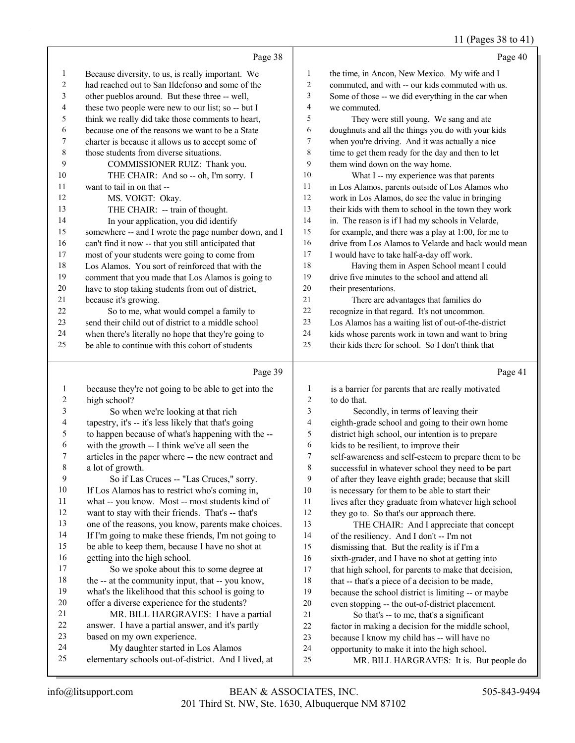Page 38

1 Because diversity, to us, is really important. We
2 had reached out to San Ildefonso and some of the
3 other pueblos around. But these three -- well,
4 these two people were new to our list; so -- but I
5 think we really did take those comments to heart,
6 because one of the reasons we want to be a State
7 charter is because it allows us to accept some of
8 those students from diverse situations.
9 COMMISSIONER RUIZ: Thank you.
10 THE CHAIR: And so -- oh, I'm sorry. I
11 want to tail in on that --
12 MS. VOIGT: Okay.
13 THE CHAIR: -- train of thought.
14 In your application, you did identify
15 somewhere -- and I wrote the page number down, and I
16 can't find it now -- that you still anticipated that
17 most of your students were going to come from
18 Los Alamos. You sort of reinforced that with the
19 comment that you made that Los Alamos is going to
20 have to stop taking students from out of district,
21 because it's growing.
22 So to me, what would compel a family to
23 send their child out of district to a middle school
24 when there's literally no hope that they're going to
25 be able to continue with this cohort of students

Page 39

1 because they're not going to be able to get into the
2 high school?
3 So when we're looking at that rich
4 tapestry, it's -- it's less likely that that's going
5 to happen because of what's happening with the --
6 with the growth -- I think we've all seen the
7 articles in the paper where -- the new contract and
8 a lot of growth.
9 So if Las Cruces -- "Las Cruces," sorry.
10 If Los Alamos has to restrict who's coming in,
11 what -- you know. Most -- most students kind of
12 want to stay with their friends. That's -- that's
13 one of the reasons, you know, parents make choices.
14 If I'm going to make these friends, I'm not going to
15 be able to keep them, because I have no shot at
16 getting into the high school.
17 So we spoke about this to some degree at
18 the -- at the community input, that -- you know,
19 what's the likelihood that this school is going to
20 offer a diverse experience for the students?
21 MR. BILL HARGRAVES: I have a partial
22 answer. I have a partial answer, and it's partly
23 based on my own experience.
24 My daughter started in Los Alamos
25 elementary schools out-of-district. And I lived, at

Page 40

1 the time, in Ancon, New Mexico. My wife and I
2 commuted, and with -- our kids commuted with us.
3 Some of those -- we did everything in the car when
4 we commuted.
5 They were still young. We sang and ate
6 doughnuts and all the things you do with your kids
7 when you're driving. And it was actually a nice
8 time to get them ready for the day and then to let
9 them wind down on the way home.
10 What I -- my experience was that parents
11 in Los Alamos, parents outside of Los Alamos who
12 work in Los Alamos, do see the value in bringing
13 their kids with them to school in the town they work
14 in. The reason is if I had my schools in Velarde,
15 for example, and there was a play at 1:00, for me to
16 drive from Los Alamos to Velarde and back would mean
17 I would have to take half-a-day off work.
18 Having them in Aspen School meant I could
19 drive five minutes to the school and attend all
20 their presentations.
21 There are advantages that families do
22 recognize in that regard. It's not uncommon.
23 Los Alamos has a waiting list of out-of-the-district
24 kids whose parents work in town and want to bring
25 their kids there for school. So I don't think that

Page 41

1 is a barrier for parents that are really motivated
2 to do that.
3 Secondly, in terms of leaving their
4 eighth-grade school and going to their own home
5 district high school, our intention is to prepare
6 kids to be resilient, to improve their
7 self-awareness and self-esteem to prepare them to be
8 successful in whatever school they need to be part
9 of after they leave eighth grade; because that skill
10 is necessary for them to be able to start their
11 lives after they graduate from whatever high school
12 they go to. So that's our approach there.
13 THE CHAIR: And I appreciate that concept
14 of the resiliency. And I don't -- I'm not
15 dismissing that. But the reality is if I'm a
16 sixth-grader, and I have no shot at getting into
17 that high school, for parents to make that decision,
18 that -- that's a piece of a decision to be made,
19 because the school district is limiting -- or maybe
20 even stopping -- the out-of-district placement.
21 So that's -- to me, that's a significant
22 factor in making a decision for the middle school,
23 because I know my child has -- will have no
24 opportunity to make it into the high school.
25 MR. BILL HARGRAVES: It is. But people do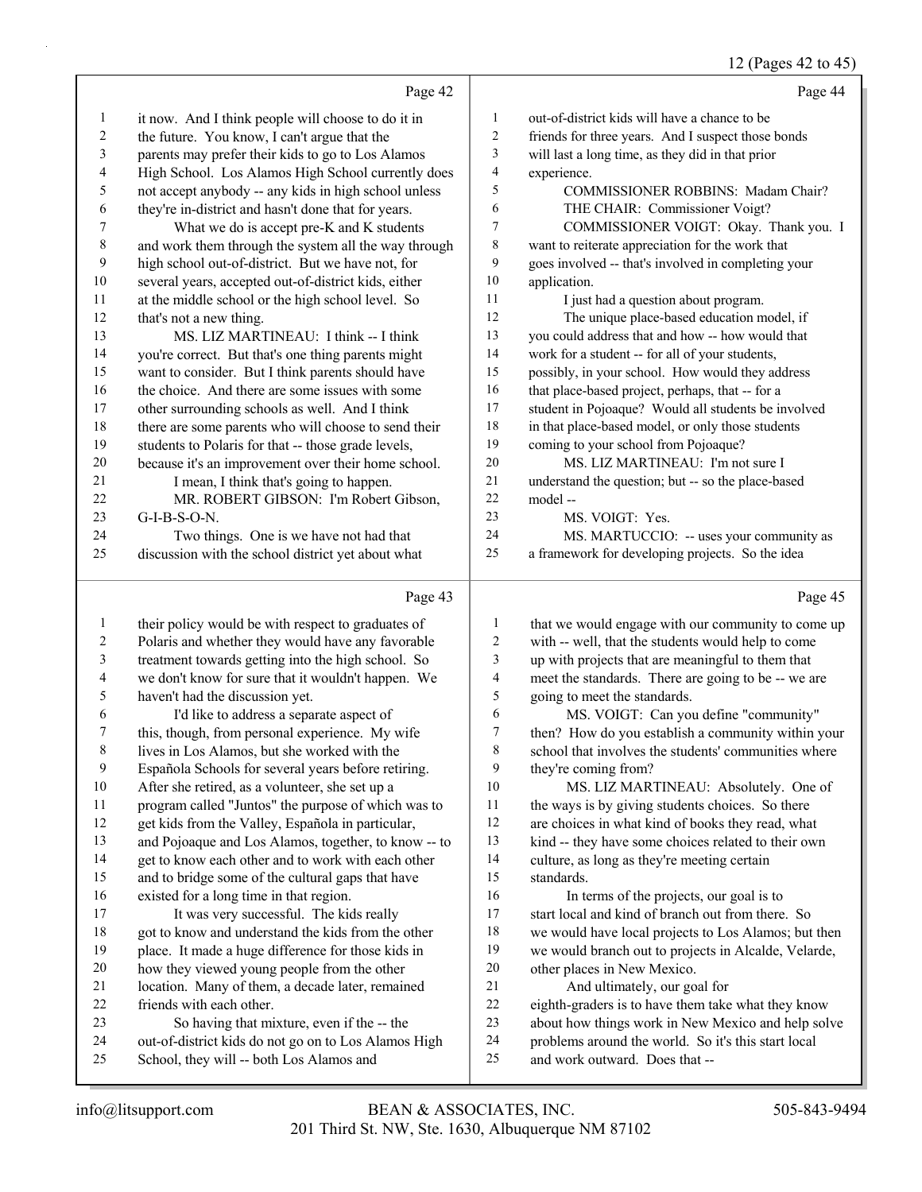Page 42

1 it now. And I think people will choose to do it in
2 the future. You know, I can't argue that the
3 parents may prefer their kids to go to Los Alamos
4 High School. Los Alamos High School currently does
5 not accept anybody -- any kids in high school unless
6 they're in-district and hasn't done that for years.
7 What we do is accept pre-K and K students
8 and work them through the system all the way through
9 high school out-of-district. But we have not, for
10 several years, accepted out-of-district kids, either
11 at the middle school or the high school level. So
12 that's not a new thing.
13 MS. LIZ MARTINEAU: I think -- I think
14 you're correct. But that's one thing parents might
15 want to consider. But I think parents should have
16 the choice. And there are some issues with some
17 other surrounding schools as well. And I think
18 there are some parents who will choose to send their
19 students to Polaris for that -- those grade levels,
20 because it's an improvement over their home school.
21 I mean, I think that's going to happen.
22 MR. ROBERT GIBSON: I'm Robert Gibson,
23 G-I-B-S-O-N.
24 Two things. One is we have not had that
25 discussion with the school district yet about what

Page 43

1 their policy would be with respect to graduates of
2 Polaris and whether they would have any favorable
3 treatment towards getting into the high school. So
4 we don't know for sure that it wouldn't happen. We
5 haven't had the discussion yet.
6 I'd like to address a separate aspect of
7 this, though, from personal experience. My wife
8 lives in Los Alamos, but she worked with the
9 Española Schools for several years before retiring.
10 After she retired, as a volunteer, she set up a
11 program called "Juntos" the purpose of which was to
12 get kids from the Valley, Española in particular,
13 and Pojoaque and Los Alamos, together, to know -- to
14 get to know each other and to work with each other
15 and to bridge some of the cultural gaps that have
16 existed for a long time in that region.
17 It was very successful. The kids really
18 got to know and understand the kids from the other
19 place. It made a huge difference for those kids in
20 how they viewed young people from the other
21 location. Many of them, a decade later, remained
22 friends with each other.
23 So having that mixture, even if the -- the
24 out-of-district kids do not go on to Los Alamos High
25 School, they will -- both Los Alamos and

Page 44

1 out-of-district kids will have a chance to be
2 friends for three years. And I suspect those bonds
3 will last a long time, as they did in that prior
4 experience.
5 COMMISSIONER ROBBINS: Madam Chair?
6 THE CHAIR: Commissioner Voigt?
7 COMMISSIONER VOIGT: Okay. Thank you. I
8 want to reiterate appreciation for the work that
9 goes involved -- that's involved in completing your
10 application.
11 I just had a question about program.
12 The unique place-based education model, if
13 you could address that and how -- how would that
14 work for a student -- for all of your students,
15 possibly, in your school. How would they address
16 that place-based project, perhaps, that -- for a
17 student in Pojoaque? Would all students be involved
18 in that place-based model, or only those students
19 coming to your school from Pojoaque?
20 MS. LIZ MARTINEAU: I'm not sure I
21 understand the question; but -- so the place-based
22 model --
23 MS. VOIGT: Yes.
24 MS. MARTUCCIO: -- uses your community as
25 a framework for developing projects. So the idea

Page 45

1 that we would engage with our community to come up
2 with -- well, that the students would help to come
3 up with projects that are meaningful to them that
4 meet the standards. There are going to be -- we are
5 going to meet the standards.
6 MS. VOIGT: Can you define "community"
7 then? How do you establish a community within your
8 school that involves the students' communities where
9 they're coming from?
10 MS. LIZ MARTINEAU: Absolutely. One of
11 the ways is by giving students choices. So there
12 are choices in what kind of books they read, what
13 kind -- they have some choices related to their own
14 culture, as long as they're meeting certain
15 standards.
16 In terms of the projects, our goal is to
17 start local and kind of branch out from there. So
18 we would have local projects to Los Alamos; but then
19 we would branch out to projects in Alcalde, Velarde,
20 other places in New Mexico.
21 And ultimately, our goal for
22 eighth-graders is to have them take what they know
23 about how things work in New Mexico and help solve
24 problems around the world. So it's this start local
25 and work outward. Does that --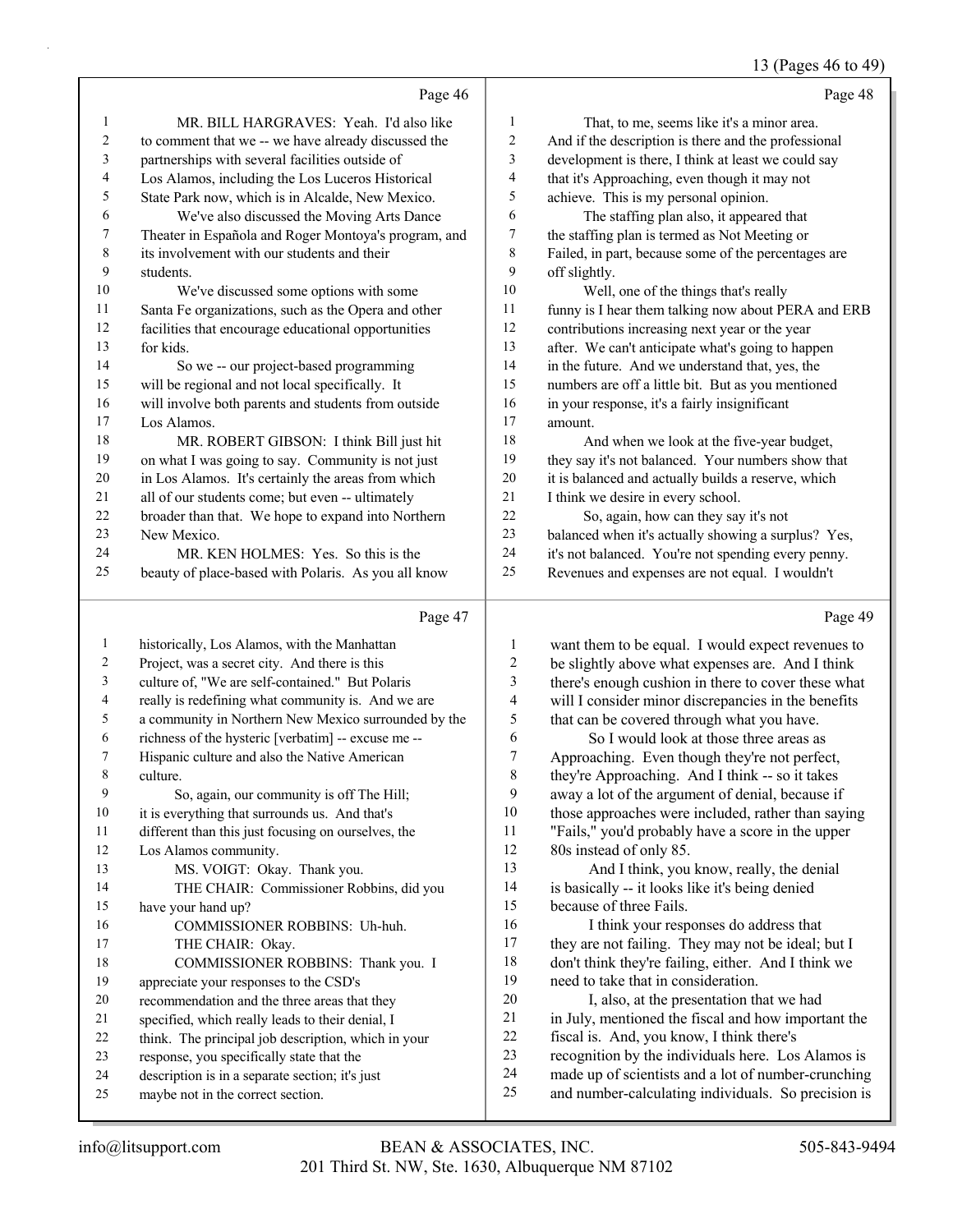Page 46

MR. BILL HARGRAVES: Yeah. I'd also like to comment that we -- we have already discussed the partnerships with several facilities outside of Los Alamos, including the Los Luceros Historical State Park now, which is in Alcalde, New Mexico.

We've also discussed the Moving Arts Dance Theater in Española and Roger Montoya's program, and its involvement with our students and their students.

We've discussed some options with some Santa Fe organizations, such as the Opera and other facilities that encourage educational opportunities for kids.

So we -- our project-based programming will be regional and not local specifically. It will involve both parents and students from outside Los Alamos.

MR. ROBERT GIBSON: I think Bill just hit on what I was going to say. Community is not just in Los Alamos. It's certainly the areas from which all of our students come; but even -- ultimately broader than that. We hope to expand into Northern New Mexico.

MR. KEN HOLMES: Yes. So this is the beauty of place-based with Polaris. As you all know

Page 47

historically, Los Alamos, with the Manhattan Project, was a secret city. And there is this culture of, "We are self-contained." But Polaris really is redefining what community is. And we are a community in Northern New Mexico surrounded by the richness of the hysteric [verbatim] -- excuse me -- Hispanic culture and also the Native American culture.

So, again, our community is off The Hill; it is everything that surrounds us. And that's different than this just focusing on ourselves, the Los Alamos community.

MS. VOIGT: Okay. Thank you.

THE CHAIR: Commissioner Robbins, did you have your hand up?

COMMISSIONER ROBBINS: Uh-huh.

THE CHAIR: Okay.

COMMISSIONER ROBBINS: Thank you. I appreciate your responses to the CSD's recommendation and the three areas that they specified, which really leads to their denial, I think. The principal job description, which in your response, you specifically state that the description is in a separate section; it's just maybe not in the correct section.

Page 48

That, to me, seems like it's a minor area. And if the description is there and the professional development is there, I think at least we could say that it's Approaching, even though it may not achieve. This is my personal opinion.

The staffing plan also, it appeared that the staffing plan is termed as Not Meeting or Failed, in part, because some of the percentages are off slightly.

Well, one of the things that's really funny is I hear them talking now about PERA and ERB contributions increasing next year or the year after. We can't anticipate what's going to happen in the future. And we understand that, yes, the numbers are off a little bit. But as you mentioned in your response, it's a fairly insignificant amount.

And when we look at the five-year budget, they say it's not balanced. Your numbers show that it is balanced and actually builds a reserve, which I think we desire in every school.

So, again, how can they say it's not balanced when it's actually showing a surplus? Yes, it's not balanced. You're not spending every penny. Revenues and expenses are not equal. I wouldn't

Page 49

want them to be equal. I would expect revenues to be slightly above what expenses are. And I think there's enough cushion in there to cover these what will I consider minor discrepancies in the benefits that can be covered through what you have.

So I would look at those three areas as Approaching. Even though they're not perfect, they're Approaching. And I think -- so it takes away a lot of the argument of denial, because if those approaches were included, rather than saying "Fails," you'd probably have a score in the upper 80s instead of only 85.

And I think, you know, really, the denial is basically -- it looks like it's being denied because of three Fails.

I think your responses do address that they are not failing. They may not be ideal; but I don't think they're failing, either. And I think we need to take that in consideration.

I, also, at the presentation that we had in July, mentioned the fiscal and how important the fiscal is. And, you know, I think there's recognition by the individuals here. Los Alamos is made up of scientists and a lot of number-crunching and number-calculating individuals. So precision is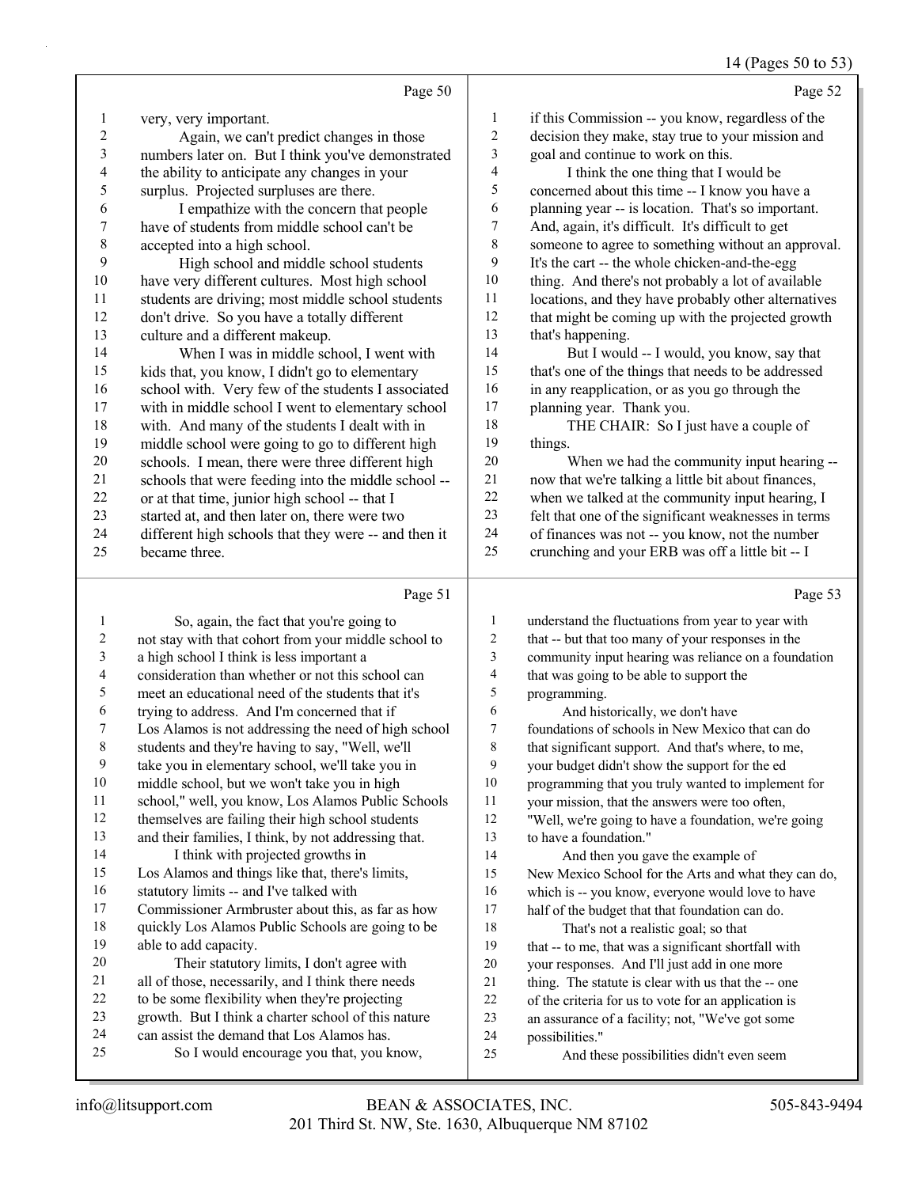very, very important.

Again, we can't predict changes in those numbers later on. But I think you've demonstrated the ability to anticipate any changes in your surplus. Projected surpluses are there.

I empathize with the concern that people have of students from middle school can't be accepted into a high school.

High school and middle school students have very different cultures. Most high school students are driving; most middle school students don't drive. So you have a totally different culture and a different makeup.

When I was in middle school, I went with kids that, you know, I didn't go to elementary school with. Very few of the students I associated with in middle school I went to elementary school with. And many of the students I dealt with in middle school were going to go to different high schools. I mean, there were three different high schools that were feeding into the middle school -- or at that time, junior high school -- that I started at, and then later on, there were two different high schools that they were -- and then it became three.

So, again, the fact that you're going to not stay with that cohort from your middle school to a high school I think is less important a consideration than whether or not this school can meet an educational need of the students that it's trying to address. And I'm concerned that if Los Alamos is not addressing the need of high school students and they're having to say, "Well, we'll take you in elementary school, we'll take you in middle school, but we won't take you in high school," well, you know, Los Alamos Public Schools themselves are failing their high school students and their families, I think, by not addressing that.

I think with projected growths in Los Alamos and things like that, there's limits, statutory limits -- and I've talked with Commissioner Armbruster about this, as far as how quickly Los Alamos Public Schools are going to be able to add capacity.

Their statutory limits, I don't agree with all of those, necessarily, and I think there needs to be some flexibility when they're projecting growth. But I think a charter school of this nature can assist the demand that Los Alamos has.

So I would encourage you that, you know, if this Commission -- you know, regardless of the decision they make, stay true to your mission and goal and continue to work on this.

I think the one thing that I would be concerned about this time -- I know you have a planning year -- is location. That's so important. And, again, it's difficult. It's difficult to get someone to agree to something without an approval. It's the cart -- the whole chicken-and-the-egg thing. And there's not probably a lot of available locations, and they have probably other alternatives that might be coming up with the projected growth that's happening.

But I would -- I would, you know, say that that's one of the things that needs to be addressed in any reapplication, or as you go through the planning year. Thank you.

THE CHAIR: So I just have a couple of things.

When we had the community input hearing -- now that we're talking a little bit about finances, when we talked at the community input hearing, I felt that one of the significant weaknesses in terms of finances was not -- you know, not the number crunching and your ERB was off a little bit -- I understand the fluctuations from year to year with that -- but that too many of your responses in the community input hearing was reliance on a foundation that was going to be able to support the programming.

And historically, we don't have foundations of schools in New Mexico that can do that significant support. And that's where, to me, your budget didn't show the support for the ed programming that you truly wanted to implement for your mission, that the answers were too often, "Well, we're going to have a foundation, we're going to have a foundation."

And then you gave the example of New Mexico School for the Arts and what they can do, which is -- you know, everyone would love to have half of the budget that that foundation can do.

That's not a realistic goal; so that that -- to me, that was a significant shortfall with your responses. And I'll just add in one more thing. The statute is clear with us that the -- one of the criteria for us to vote for an application is an assurance of a facility; not, "We've got some possibilities."

And these possibilities didn't even seem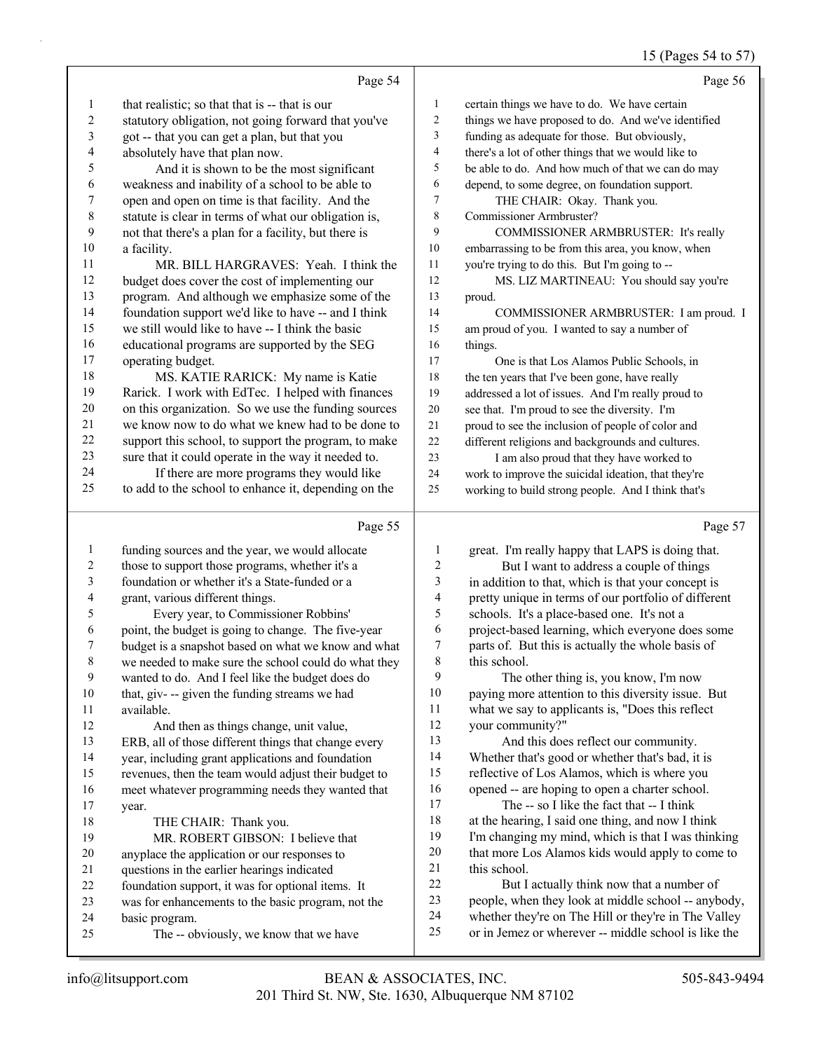Page 54

that realistic; so that that is -- that is our statutory obligation, not going forward that you've got -- that you can get a plan, but that you absolutely have that plan now.

And it is shown to be the most significant weakness and inability of a school to be able to open and open on time is that facility. And the statute is clear in terms of what our obligation is, not that there's a plan for a facility, but there is a facility.

MR. BILL HARGRAVES: Yeah. I think the budget does cover the cost of implementing our program. And although we emphasize some of the foundation support we'd like to have -- and I think we still would like to have -- I think the basic educational programs are supported by the SEG operating budget.

MS. KATIE RARICK: My name is Katie Rarick. I work with EdTec. I helped with finances on this organization. So we use the funding sources we know now to do what we knew had to be done to support this school, to support the program, to make sure that it could operate in the way it needed to.

If there are more programs they would like to add to the school to enhance it, depending on the

Page 55

funding sources and the year, we would allocate those to support those programs, whether it's a foundation or whether it's a State-funded or a grant, various different things.

Every year, to Commissioner Robbins' point, the budget is going to change. The five-year budget is a snapshot based on what we know and what we needed to make sure the school could do what they wanted to do. And I feel like the budget does do that, giv- -- given the funding streams we had available.

And then as things change, unit value, ERB, all of those different things that change every year, including grant applications and foundation revenues, then the team would adjust their budget to meet whatever programming needs they wanted that year.

THE CHAIR: Thank you.

MR. ROBERT GIBSON: I believe that anyplace the application or our responses to questions in the earlier hearings indicated foundation support, it was for optional items. It was for enhancements to the basic program, not the basic program.

The -- obviously, we know that we have

Page 56

certain things we have to do. We have certain things we have proposed to do. And we've identified funding as adequate for those. But obviously, there's a lot of other things that we would like to be able to do. And how much of that we can do may depend, to some degree, on foundation support.

THE CHAIR: Okay. Thank you. Commissioner Armbruster?

COMMISSIONER ARMBRUSTER: It's really embarrassing to be from this area, you know, when you're trying to do this. But I'm going to --

MS. LIZ MARTINEAU: You should say you're proud.

COMMISSIONER ARMBRUSTER: I am proud. I am proud of you. I wanted to say a number of things.

One is that Los Alamos Public Schools, in the ten years that I've been gone, have really addressed a lot of issues. And I'm really proud to see that. I'm proud to see the diversity. I'm proud to see the inclusion of people of color and different religions and backgrounds and cultures.

I am also proud that they have worked to work to improve the suicidal ideation, that they're working to build strong people. And I think that's

Page 57

great. I'm really happy that LAPS is doing that.

But I want to address a couple of things in addition to that, which is that your concept is pretty unique in terms of our portfolio of different schools. It's a place-based one. It's not a project-based learning, which everyone does some parts of. But this is actually the whole basis of this school.

The other thing is, you know, I'm now paying more attention to this diversity issue. But what we say to applicants is, "Does this reflect your community?"

And this does reflect our community. Whether that's good or whether that's bad, it is reflective of Los Alamos, which is where you opened -- are hoping to open a charter school.

The -- so I like the fact that -- I think at the hearing, I said one thing, and now I think I'm changing my mind, which is that I was thinking that more Los Alamos kids would apply to come to this school.

But I actually think now that a number of people, when they look at middle school -- anybody, whether they're on The Hill or they're in The Valley or in Jemez or wherever -- middle school is like the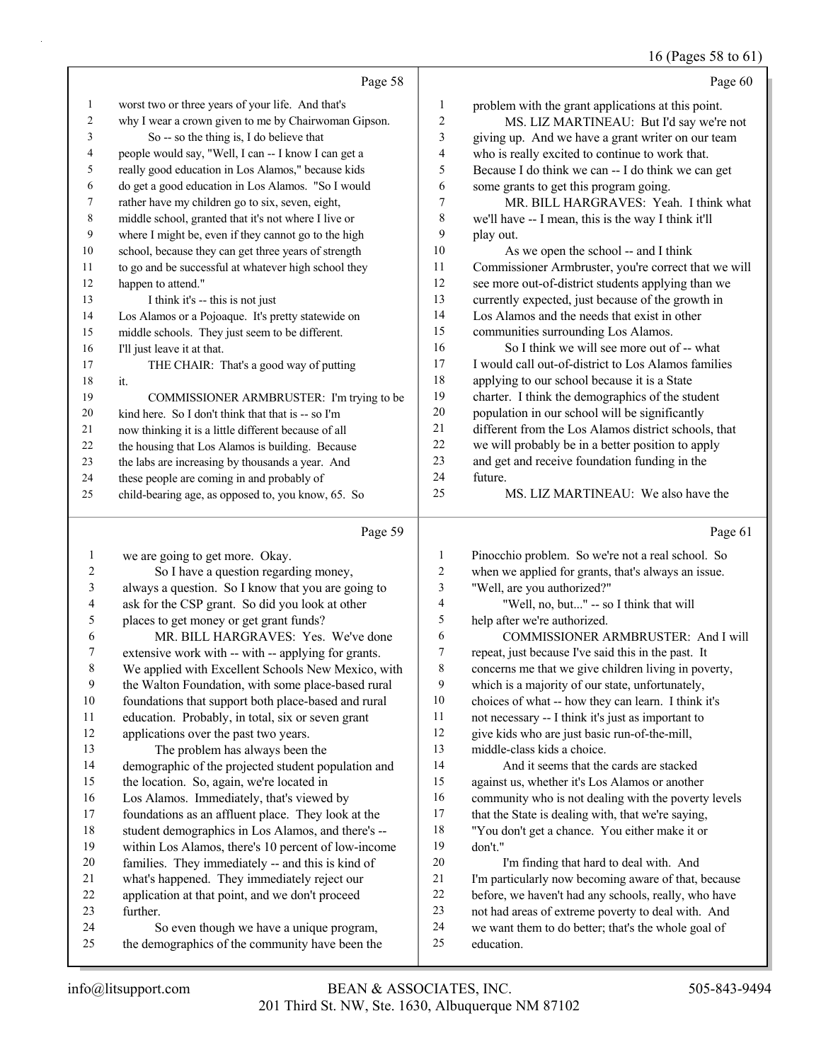Page 58

worst two or three years of your life. And that's why I wear a crown given to me by Chairwoman Gipson.

So -- so the thing is, I do believe that people would say, "Well, I can -- I know I can get a really good education in Los Alamos," because kids do get a good education in Los Alamos. "So I would rather have my children go to six, seven, eight, middle school, granted that it's not where I live or where I might be, even if they cannot go to the high school, because they can get three years of strength to go and be successful at whatever high school they happen to attend."

I think it's -- this is not just Los Alamos or a Pojoaque. It's pretty statewide on middle schools. They just seem to be different. I'll just leave it at that.

THE CHAIR: That's a good way of putting it.

COMMISSIONER ARMBRUSTER: I'm trying to be kind here. So I don't think that that is -- so I'm now thinking it is a little different because of all the housing that Los Alamos is building. Because the labs are increasing by thousands a year. And these people are coming in and probably of child-bearing age, as opposed to, you know, 65. So

Page 59

we are going to get more. Okay.

So I have a question regarding money, always a question. So I know that you are going to ask for the CSP grant. So did you look at other places to get money or get grant funds?

MR. BILL HARGRAVES: Yes. We've done extensive work with -- with -- applying for grants. We applied with Excellent Schools New Mexico, with the Walton Foundation, with some place-based rural foundations that support both place-based and rural education. Probably, in total, six or seven grant applications over the past two years.

The problem has always been the demographic of the projected student population and the location. So, again, we're located in Los Alamos. Immediately, that's viewed by foundations as an affluent place. They look at the student demographics in Los Alamos, and there's -- within Los Alamos, there's 10 percent of low-income families. They immediately -- and this is kind of what's happened. They immediately reject our application at that point, and we don't proceed further.

So even though we have a unique program, the demographics of the community have been the

Page 60

problem with the grant applications at this point.

MS. LIZ MARTINEAU: But I'd say we're not giving up. And we have a grant writer on our team who is really excited to continue to work that. Because I do think we can -- I do think we can get some grants to get this program going.

MR. BILL HARGRAVES: Yeah. I think what we'll have -- I mean, this is the way I think it'll play out.

As we open the school -- and I think Commissioner Armbruster, you're correct that we will see more out-of-district students applying than we currently expected, just because of the growth in Los Alamos and the needs that exist in other communities surrounding Los Alamos.

So I think we will see more out of -- what I would call out-of-district to Los Alamos families applying to our school because it is a State charter. I think the demographics of the student population in our school will be significantly different from the Los Alamos district schools, that we will probably be in a better position to apply and get and receive foundation funding in the future.

MS. LIZ MARTINEAU: We also have the

Page 61

Pinocchio problem. So we're not a real school. So when we applied for grants, that's always an issue. "Well, are you authorized?"

"Well, no, but..." -- so I think that will help after we're authorized.

COMMISSIONER ARMBRUSTER: And I will repeat, just because I've said this in the past. It concerns me that we give children living in poverty, which is a majority of our state, unfortunately, choices of what -- how they can learn. I think it's not necessary -- I think it's just as important to give kids who are just basic run-of-the-mill, middle-class kids a choice.

And it seems that the cards are stacked against us, whether it's Los Alamos or another community who is not dealing with the poverty levels that the State is dealing with, that we're saying, "You don't get a chance. You either make it or don't."

I'm finding that hard to deal with. And I'm particularly now becoming aware of that, because before, we haven't had any schools, really, who have not had areas of extreme poverty to deal with. And we want them to do better; that's the whole goal of education.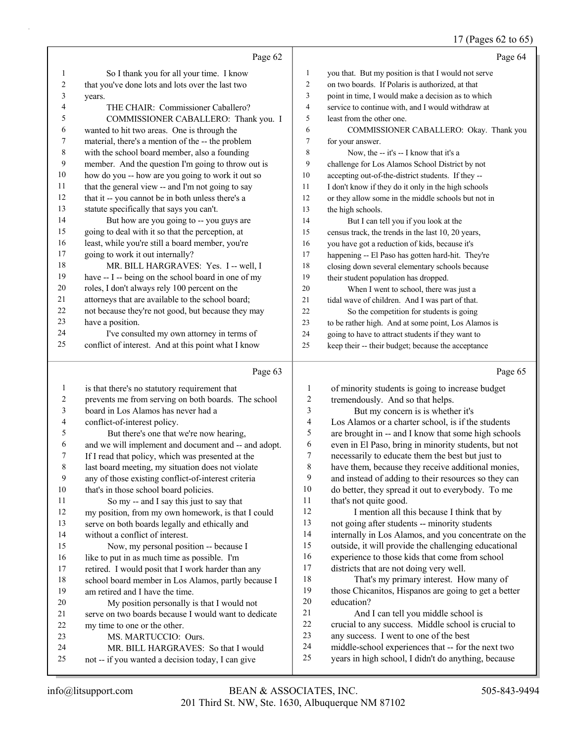Page 62

1 So I thank you for all your time. I know
2 that you've done lots and lots over the last two
3 years.
4 THE CHAIR: Commissioner Caballero?
5 COMMISSIONER CABALLERO: Thank you. I
6 wanted to hit two areas. One is through the
7 material, there's a mention of the -- the problem
8 with the school board member, also a founding
9 member. And the question I'm going to throw out is
10 how do you -- how are you going to work it out so
11 that the general view -- and I'm not going to say
12 that it -- you cannot be in both unless there's a
13 statute specifically that says you can't.
14 But how are you going to -- you guys are
15 going to deal with it so that the perception, at
16 least, while you're still a board member, you're
17 going to work it out internally?
18 MR. BILL HARGRAVES: Yes. I -- well, I
19 have -- I -- being on the school board in one of my
20 roles, I don't always rely 100 percent on the
21 attorneys that are available to the school board;
22 not because they're not good, but because they may
23 have a position.
24 I've consulted my own attorney in terms of
25 conflict of interest. And at this point what I know

Page 63

1 is that there's no statutory requirement that
2 prevents me from serving on both boards. The school
3 board in Los Alamos has never had a
4 conflict-of-interest policy.
5 But there's one that we're now hearing,
6 and we will implement and document and -- and adopt.
7 If I read that policy, which was presented at the
8 last board meeting, my situation does not violate
9 any of those existing conflict-of-interest criteria
10 that's in those school board policies.
11 So my -- and I say this just to say that
12 my position, from my own homework, is that I could
13 serve on both boards legally and ethically and
14 without a conflict of interest.
15 Now, my personal position -- because I
16 like to put in as much time as possible. I'm
17 retired. I would posit that I work harder than any
18 school board member in Los Alamos, partly because I
19 am retired and I have the time.
20 My position personally is that I would not
21 serve on two boards because I would want to dedicate
22 my time to one or the other.
23 MS. MARTUCCIO: Ours.
24 MR. BILL HARGRAVES: So that I would
25 not -- if you wanted a decision today, I can give

Page 64

1 you that. But my position is that I would not serve
2 on two boards. If Polaris is authorized, at that
3 point in time, I would make a decision as to which
4 service to continue with, and I would withdraw at
5 least from the other one.
6 COMMISSIONER CABALLERO: Okay. Thank you
7 for your answer.
8 Now, the -- it's -- I know that it's a
9 challenge for Los Alamos School District by not
10 accepting out-of-the-district students. If they --
11 I don't know if they do it only in the high schools
12 or they allow some in the middle schools but not in
13 the high schools.
14 But I can tell you if you look at the
15 census track, the trends in the last 10, 20 years,
16 you have got a reduction of kids, because it's
17 happening -- El Paso has gotten hard-hit. They're
18 closing down several elementary schools because
19 their student population has dropped.
20 When I went to school, there was just a
21 tidal wave of children. And I was part of that.
22 So the competition for students is going
23 to be rather high. And at some point, Los Alamos is
24 going to have to attract students if they want to
25 keep their -- their budget; because the acceptance

Page 65

1 of minority students is going to increase budget
2 tremendously. And so that helps.
3 But my concern is is whether it's
4 Los Alamos or a charter school, is if the students
5 are brought in -- and I know that some high schools
6 even in El Paso, bring in minority students, but not
7 necessarily to educate them the best but just to
8 have them, because they receive additional monies,
9 and instead of adding to their resources so they can
10 do better, they spread it out to everybody. To me
11 that's not quite good.
12 I mention all this because I think that by
13 not going after students -- minority students
14 internally in Los Alamos, and you concentrate on the
15 outside, it will provide the challenging educational
16 experience to those kids that come from school
17 districts that are not doing very well.
18 That's my primary interest. How many of
19 those Chicanitos, Hispanos are going to get a better
20 education?
21 And I can tell you middle school is
22 crucial to any success. Middle school is crucial to
23 any success. I went to one of the best
24 middle-school experiences that -- for the next two
25 years in high school, I didn't do anything, because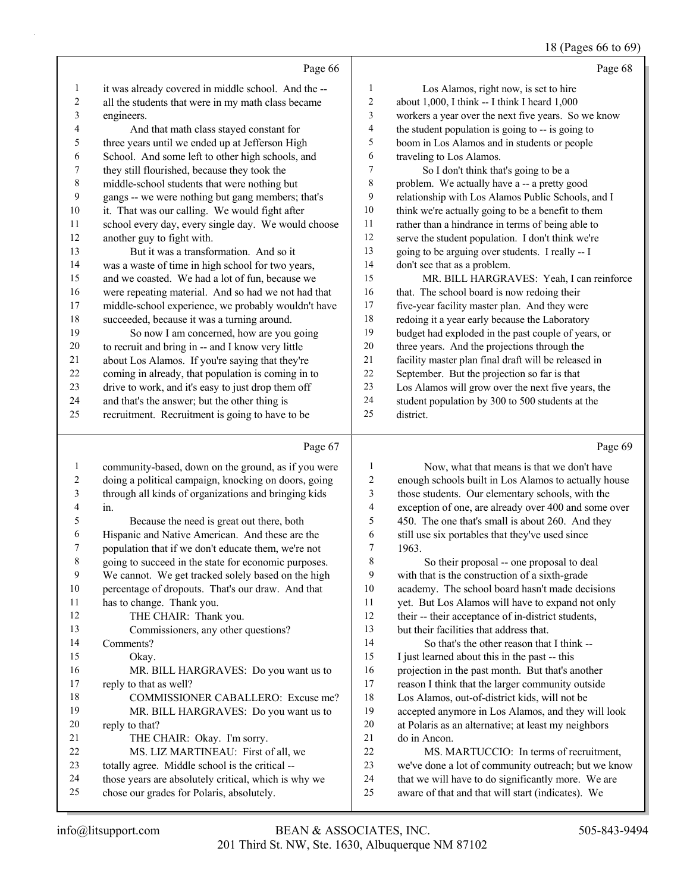Page 66

it was already covered in middle school. And the -- all the students that were in my math class became engineers.

And that math class stayed constant for three years until we ended up at Jefferson High School. And some left to other high schools, and they still flourished, because they took the middle-school students that were nothing but gangs -- we were nothing but gang members; that's it. That was our calling. We would fight after school every day, every single day. We would choose another guy to fight with.

But it was a transformation. And so it was a waste of time in high school for two years, and we coasted. We had a lot of fun, because we were repeating material. And so had we not had that middle-school experience, we probably wouldn't have succeeded, because it was a turning around.

So now I am concerned, how are you going to recruit and bring in -- and I know very little about Los Alamos. If you're saying that they're coming in already, that population is coming in to drive to work, and it's easy to just drop them off and that's the answer; but the other thing is recruitment. Recruitment is going to have to be

Page 67

community-based, down on the ground, as if you were doing a political campaign, knocking on doors, going through all kinds of organizations and bringing kids in.

Because the need is great out there, both Hispanic and Native American. And these are the population that if we don't educate them, we're not going to succeed in the state for economic purposes. We cannot. We get tracked solely based on the high percentage of dropouts. That's our draw. And that has to change. Thank you.

THE CHAIR: Thank you.

Commissioners, any other questions? Comments?

Okay.

MR. BILL HARGRAVES: Do you want us to reply to that as well?

COMMISSIONER CABALLERO: Excuse me?

MR. BILL HARGRAVES: Do you want us to reply to that?

THE CHAIR: Okay. I'm sorry.

MS. LIZ MARTINEAU: First of all, we totally agree. Middle school is the critical -- those years are absolutely critical, which is why we chose our grades for Polaris, absolutely.

Page 68

Los Alamos, right now, is set to hire about 1,000, I think -- I think I heard 1,000 workers a year over the next five years. So we know the student population is going to -- is going to boom in Los Alamos and in students or people traveling to Los Alamos.

So I don't think that's going to be a problem. We actually have a -- a pretty good relationship with Los Alamos Public Schools, and I think we're actually going to be a benefit to them rather than a hindrance in terms of being able to serve the student population. I don't think we're going to be arguing over students. I really -- I don't see that as a problem.

MR. BILL HARGRAVES: Yeah, I can reinforce that. The school board is now redoing their five-year facility master plan. And they were redoing it a year early because the Laboratory budget had exploded in the past couple of years, or three years. And the projections through the facility master plan final draft will be released in September. But the projection so far is that Los Alamos will grow over the next five years, the student population by 300 to 500 students at the district.

Page 69

Now, what that means is that we don't have enough schools built in Los Alamos to actually house those students. Our elementary schools, with the exception of one, are already over 400 and some over 450. The one that's small is about 260. And they still use six portables that they've used since 1963.

So their proposal -- one proposal to deal with that is the construction of a sixth-grade academy. The school board hasn't made decisions yet. But Los Alamos will have to expand not only their -- their acceptance of in-district students, but their facilities that address that.

So that's the other reason that I think -- I just learned about this in the past -- this projection in the past month. But that's another reason I think that the larger community outside Los Alamos, out-of-district kids, will not be accepted anymore in Los Alamos, and they will look at Polaris as an alternative; at least my neighbors do in Ancon.

MS. MARTUCCIO: In terms of recruitment, we've done a lot of community outreach; but we know that we will have to do significantly more. We are aware of that and that will start (indicates). We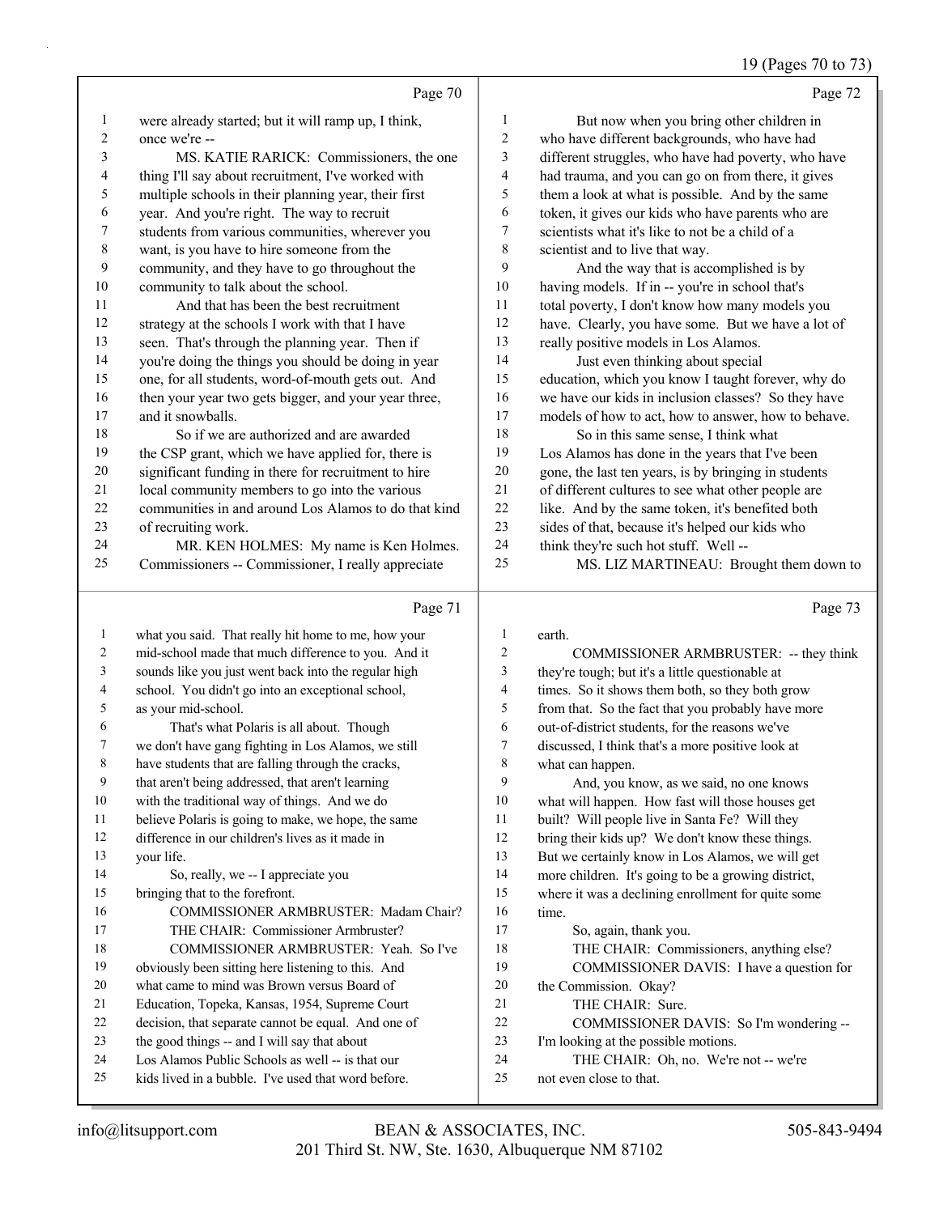Page 70

1 were already started; but it will ramp up, I think,
2 once we're --
3 MS. KATIE RARICK: Commissioners, the one
4 thing I'll say about recruitment, I've worked with
5 multiple schools in their planning year, their first
6 year. And you're right. The way to recruit
7 students from various communities, wherever you
8 want, is you have to hire someone from the
9 community, and they have to go throughout the
10 community to talk about the school.
11 And that has been the best recruitment
12 strategy at the schools I work with that I have
13 seen. That's through the planning year. Then if
14 you're doing the things you should be doing in year
15 one, for all students, word-of-mouth gets out. And
16 then your year two gets bigger, and your year three,
17 and it snowballs.
18 So if we are authorized and are awarded
19 the CSP grant, which we have applied for, there is
20 significant funding in there for recruitment to hire
21 local community members to go into the various
22 communities in and around Los Alamos to do that kind
23 of recruiting work.
24 MR. KEN HOLMES: My name is Ken Holmes.
25 Commissioners -- Commissioner, I really appreciate

Page 71

1 what you said. That really hit home to me, how your
2 mid-school made that much difference to you. And it
3 sounds like you just went back into the regular high
4 school. You didn't go into an exceptional school,
5 as your mid-school.
6 That's what Polaris is all about. Though
7 we don't have gang fighting in Los Alamos, we still
8 have students that are falling through the cracks,
9 that aren't being addressed, that aren't learning
10 with the traditional way of things. And we do
11 believe Polaris is going to make, we hope, the same
12 difference in our children's lives as it made in
13 your life.
14 So, really, we -- I appreciate you
15 bringing that to the forefront.
16 COMMISSIONER ARMBRUSTER: Madam Chair?
17 THE CHAIR: Commissioner Armbruster?
18 COMMISSIONER ARMBRUSTER: Yeah. So I've
19 obviously been sitting here listening to this. And
20 what came to mind was Brown versus Board of
21 Education, Topeka, Kansas, 1954, Supreme Court
22 decision, that separate cannot be equal. And one of
23 the good things -- and I will say that about
24 Los Alamos Public Schools as well -- is that our
25 kids lived in a bubble. I've used that word before.

Page 72

1 But now when you bring other children in
2 who have different backgrounds, who have had
3 different struggles, who have had poverty, who have
4 had trauma, and you can go on from there, it gives
5 them a look at what is possible. And by the same
6 token, it gives our kids who have parents who are
7 scientists what it's like to not be a child of a
8 scientist and to live that way.
9 And the way that is accomplished is by
10 having models. If in -- you're in school that's
11 total poverty, I don't know how many models you
12 have. Clearly, you have some. But we have a lot of
13 really positive models in Los Alamos.
14 Just even thinking about special
15 education, which you know I taught forever, why do
16 we have our kids in inclusion classes? So they have
17 models of how to act, how to answer, how to behave.
18 So in this same sense, I think what
19 Los Alamos has done in the years that I've been
20 gone, the last ten years, is by bringing in students
21 of different cultures to see what other people are
22 like. And by the same token, it's benefited both
23 sides of that, because it's helped our kids who
24 think they're such hot stuff. Well --
25 MS. LIZ MARTINEAU: Brought them down to

Page 73

1 earth.
2 COMMISSIONER ARMBRUSTER: -- they think
3 they're tough; but it's a little questionable at
4 times. So it shows them both, so they both grow
5 from that. So the fact that you probably have more
6 out-of-district students, for the reasons we've
7 discussed, I think that's a more positive look at
8 what can happen.
9 And, you know, as we said, no one knows
10 what will happen. How fast will those houses get
11 built? Will people live in Santa Fe? Will they
12 bring their kids up? We don't know these things.
13 But we certainly know in Los Alamos, we will get
14 more children. It's going to be a growing district,
15 where it was a declining enrollment for quite some
16 time.
17 So, again, thank you.
18 THE CHAIR: Commissioners, anything else?
19 COMMISSIONER DAVIS: I have a question for
20 the Commission. Okay?
21 THE CHAIR: Sure.
22 COMMISSIONER DAVIS: So I'm wondering --
23 I'm looking at the possible motions.
24 THE CHAIR: Oh, no. We're not -- we're
25 not even close to that.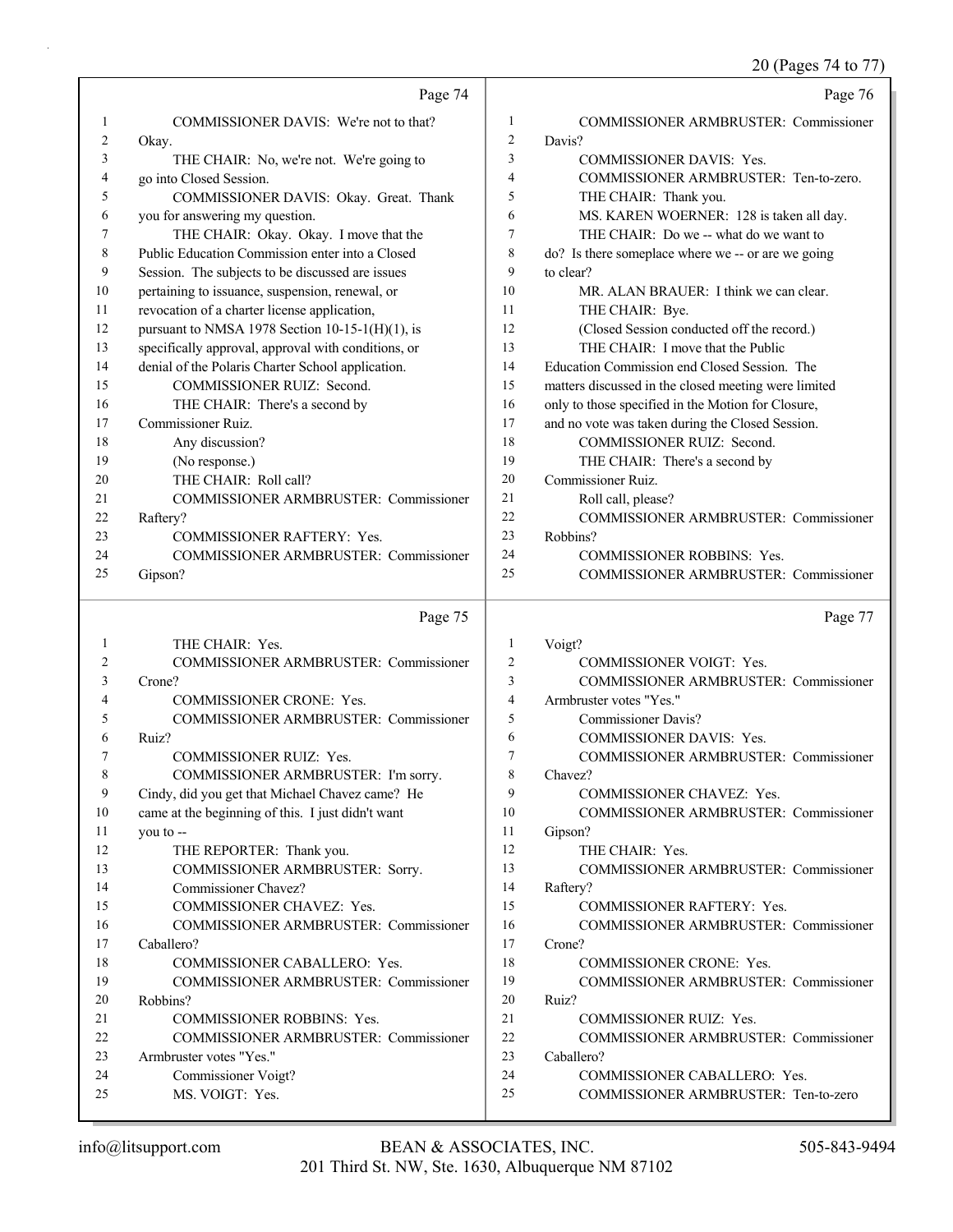Page 74

1 COMMISSIONER DAVIS: We're not to that?
2 Okay.
3 THE CHAIR: No, we're not. We're going to
4 go into Closed Session.
5 COMMISSIONER DAVIS: Okay. Great. Thank
6 you for answering my question.
7 THE CHAIR: Okay. Okay. I move that the
8 Public Education Commission enter into a Closed
9 Session. The subjects to be discussed are issues
10 pertaining to issuance, suspension, renewal, or
11 revocation of a charter license application,
12 pursuant to NMSA 1978 Section 10-15-1(H)(1), is
13 specifically approval, approval with conditions, or
14 denial of the Polaris Charter School application.
15 COMMISSIONER RUIZ: Second.
16 THE CHAIR: There's a second by
17 Commissioner Ruiz.
18 Any discussion?
19 (No response.)
20 THE CHAIR: Roll call?
21 COMMISSIONER ARMBRUSTER: Commissioner
22 Raftery?
23 COMMISSIONER RAFTERY: Yes.
24 COMMISSIONER ARMBRUSTER: Commissioner
25 Gipson?

Page 75

1 THE CHAIR: Yes.
2 COMMISSIONER ARMBRUSTER: Commissioner
3 Crone?
4 COMMISSIONER CRONE: Yes.
5 COMMISSIONER ARMBRUSTER: Commissioner
6 Ruiz?
7 COMMISSIONER RUIZ: Yes.
8 COMMISSIONER ARMBRUSTER: I'm sorry.
9 Cindy, did you get that Michael Chavez came? He
10 came at the beginning of this. I just didn't want
11 you to --
12 THE REPORTER: Thank you.
13 COMMISSIONER ARMBRUSTER: Sorry.
14 Commissioner Chavez?
15 COMMISSIONER CHAVEZ: Yes.
16 COMMISSIONER ARMBRUSTER: Commissioner
17 Caballero?
18 COMMISSIONER CABALLERO: Yes.
19 COMMISSIONER ARMBRUSTER: Commissioner
20 Robbins?
21 COMMISSIONER ROBBINS: Yes.
22 COMMISSIONER ARMBRUSTER: Commissioner
23 Armbruster votes "Yes."
24 Commissioner Voigt?
25 MS. VOIGT: Yes.

Page 76

1 COMMISSIONER ARMBRUSTER: Commissioner
2 Davis?
3 COMMISSIONER DAVIS: Yes.
4 COMMISSIONER ARMBRUSTER: Ten-to-zero.
5 THE CHAIR: Thank you.
6 MS. KAREN WOERNER: 128 is taken all day.
7 THE CHAIR: Do we -- what do we want to
8 do? Is there someplace where we -- or are we going
9 to clear?
10 MR. ALAN BRAUER: I think we can clear.
11 THE CHAIR: Bye.
12 (Closed Session conducted off the record.)
13 THE CHAIR: I move that the Public
14 Education Commission end Closed Session. The
15 matters discussed in the closed meeting were limited
16 only to those specified in the Motion for Closure,
17 and no vote was taken during the Closed Session.
18 COMMISSIONER RUIZ: Second.
19 THE CHAIR: There's a second by
20 Commissioner Ruiz.
21 Roll call, please?
22 COMMISSIONER ARMBRUSTER: Commissioner
23 Robbins?
24 COMMISSIONER ROBBINS: Yes.
25 COMMISSIONER ARMBRUSTER: Commissioner

Page 77

1 Voigt?
2 COMMISSIONER VOIGT: Yes.
3 COMMISSIONER ARMBRUSTER: Commissioner
4 Armbruster votes "Yes."
5 Commissioner Davis?
6 COMMISSIONER DAVIS: Yes.
7 COMMISSIONER ARMBRUSTER: Commissioner
8 Chavez?
9 COMMISSIONER CHAVEZ: Yes.
10 COMMISSIONER ARMBRUSTER: Commissioner
11 Gipson?
12 THE CHAIR: Yes.
13 COMMISSIONER ARMBRUSTER: Commissioner
14 Raftery?
15 COMMISSIONER RAFTERY: Yes.
16 COMMISSIONER ARMBRUSTER: Commissioner
17 Crone?
18 COMMISSIONER CRONE: Yes.
19 COMMISSIONER ARMBRUSTER: Commissioner
20 Ruiz?
21 COMMISSIONER RUIZ: Yes.
22 COMMISSIONER ARMBRUSTER: Commissioner
23 Caballero?
24 COMMISSIONER CABALLERO: Yes.
25 COMMISSIONER ARMBRUSTER: Ten-to-zero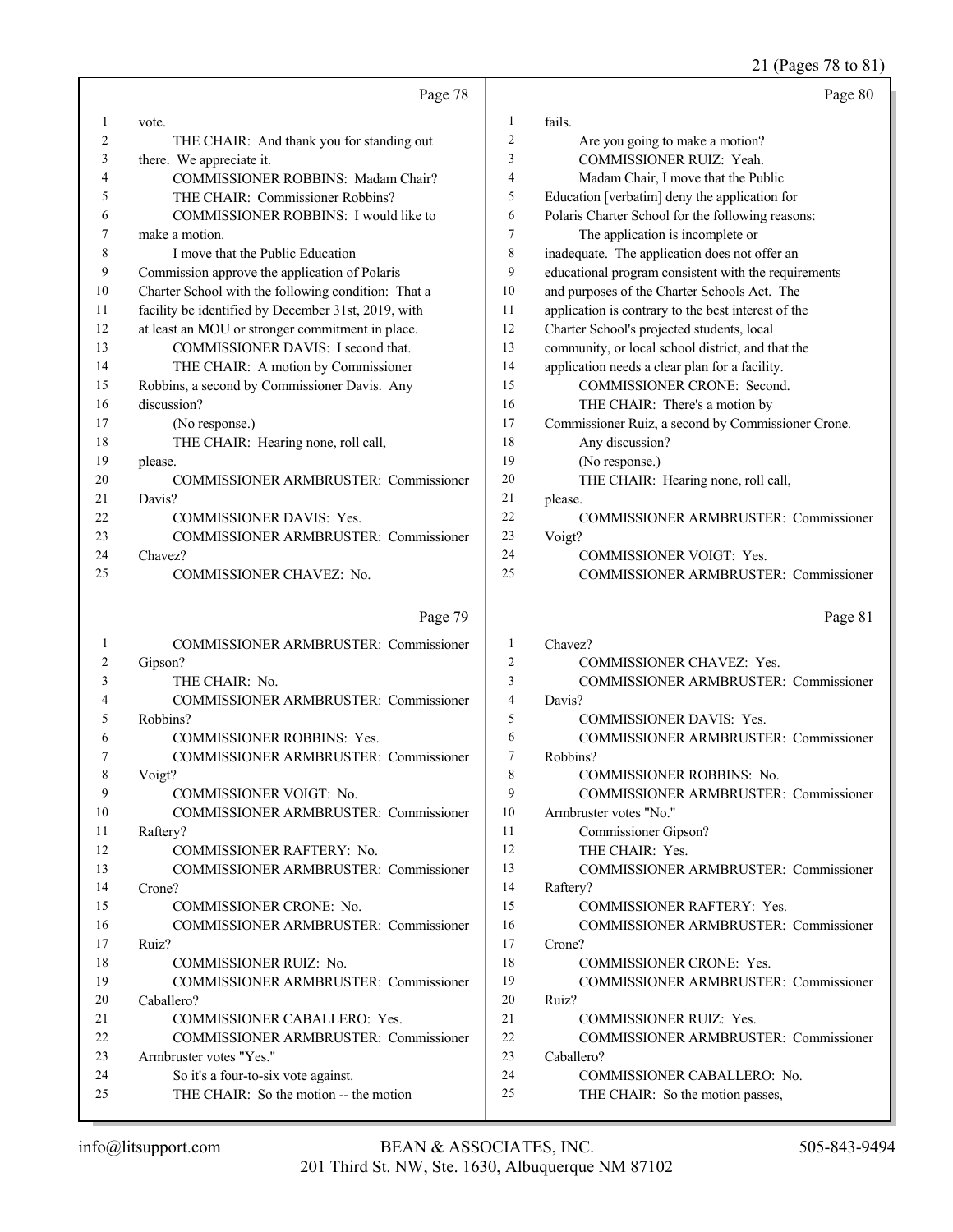Page 78

1 vote.
2 THE CHAIR: And thank you for standing out
3 there. We appreciate it.
4 COMMISSIONER ROBBINS: Madam Chair?
5 THE CHAIR: Commissioner Robbins?
6 COMMISSIONER ROBBINS: I would like to
7 make a motion.
8 I move that the Public Education
9 Commission approve the application of Polaris
10 Charter School with the following condition: That a
11 facility be identified by December 31st, 2019, with
12 at least an MOU or stronger commitment in place.
13 COMMISSIONER DAVIS: I second that.
14 THE CHAIR: A motion by Commissioner
15 Robbins, a second by Commissioner Davis. Any
16 discussion?
17 (No response.)
18 THE CHAIR: Hearing none, roll call,
19 please.
20 COMMISSIONER ARMBRUSTER: Commissioner
21 Davis?
22 COMMISSIONER DAVIS: Yes.
23 COMMISSIONER ARMBRUSTER: Commissioner
24 Chavez?
25 COMMISSIONER CHAVEZ: No.

Page 79

1 COMMISSIONER ARMBRUSTER: Commissioner
2 Gipson?
3 THE CHAIR: No.
4 COMMISSIONER ARMBRUSTER: Commissioner
5 Robbins?
6 COMMISSIONER ROBBINS: Yes.
7 COMMISSIONER ARMBRUSTER: Commissioner
8 Voigt?
9 COMMISSIONER VOIGT: No.
10 COMMISSIONER ARMBRUSTER: Commissioner
11 Raftery?
12 COMMISSIONER RAFTERY: No.
13 COMMISSIONER ARMBRUSTER: Commissioner
14 Crone?
15 COMMISSIONER CRONE: No.
16 COMMISSIONER ARMBRUSTER: Commissioner
17 Ruiz?
18 COMMISSIONER RUIZ: No.
19 COMMISSIONER ARMBRUSTER: Commissioner
20 Caballero?
21 COMMISSIONER CABALLERO: Yes.
22 COMMISSIONER ARMBRUSTER: Commissioner
23 Armbruster votes "Yes."
24 So it's a four-to-six vote against.
25 THE CHAIR: So the motion -- the motion

Page 80

1 fails.
2 Are you going to make a motion?
3 COMMISSIONER RUIZ: Yeah.
4 Madam Chair, I move that the Public
5 Education [verbatim] deny the application for
6 Polaris Charter School for the following reasons:
7 The application is incomplete or
8 inadequate. The application does not offer an
9 educational program consistent with the requirements
10 and purposes of the Charter Schools Act. The
11 application is contrary to the best interest of the
12 Charter School's projected students, local
13 community, or local school district, and that the
14 application needs a clear plan for a facility.
15 COMMISSIONER CRONE: Second.
16 THE CHAIR: There's a motion by
17 Commissioner Ruiz, a second by Commissioner Crone.
18 Any discussion?
19 (No response.)
20 THE CHAIR: Hearing none, roll call,
21 please.
22 COMMISSIONER ARMBRUSTER: Commissioner
23 Voigt?
24 COMMISSIONER VOIGT: Yes.
25 COMMISSIONER ARMBRUSTER: Commissioner

Page 81

1 Chavez?
2 COMMISSIONER CHAVEZ: Yes.
3 COMMISSIONER ARMBRUSTER: Commissioner
4 Davis?
5 COMMISSIONER DAVIS: Yes.
6 COMMISSIONER ARMBRUSTER: Commissioner
7 Robbins?
8 COMMISSIONER ROBBINS: No.
9 COMMISSIONER ARMBRUSTER: Commissioner
10 Armbruster votes "No."
11 Commissioner Gipson?
12 THE CHAIR: Yes.
13 COMMISSIONER ARMBRUSTER: Commissioner
14 Raftery?
15 COMMISSIONER RAFTERY: Yes.
16 COMMISSIONER ARMBRUSTER: Commissioner
17 Crone?
18 COMMISSIONER CRONE: Yes.
19 COMMISSIONER ARMBRUSTER: Commissioner
20 Ruiz?
21 COMMISSIONER RUIZ: Yes.
22 COMMISSIONER ARMBRUSTER: Commissioner
23 Caballero?
24 COMMISSIONER CABALLERO: No.
25 THE CHAIR: So the motion passes,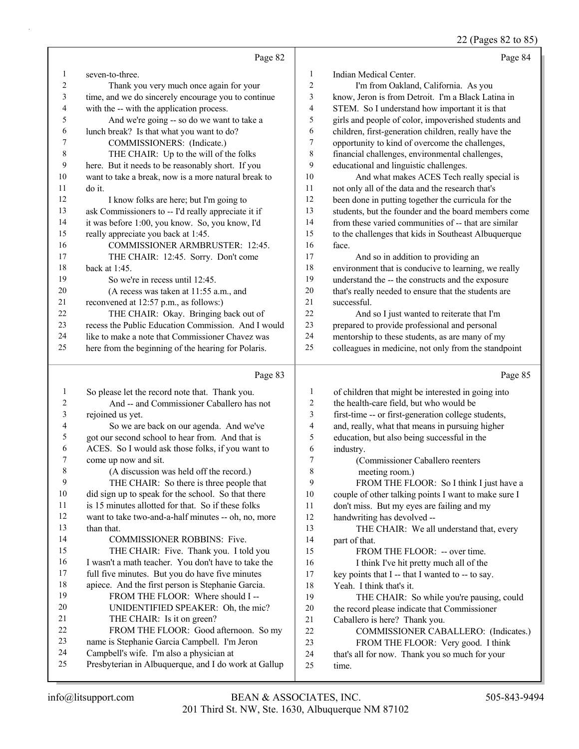Page 82

1 seven-to-three.
2 Thank you very much once again for your
3 time, and we do sincerely encourage you to continue
4 with the -- with the application process.
5 And we're going -- so do we want to take a
6 lunch break? Is that what you want to do?
7 COMMISSIONERS: (Indicate.)
8 THE CHAIR: Up to the will of the folks
9 here. But it needs to be reasonably short. If you
10 want to take a break, now is a more natural break to
11 do it.
12 I know folks are here; but I'm going to
13 ask Commissioners to -- I'd really appreciate it if
14 it was before 1:00, you know. So, you know, I'd
15 really appreciate you back at 1:45.
16 COMMISSIONER ARMBRUSTER: 12:45.
17 THE CHAIR: 12:45. Sorry. Don't come
18 back at 1:45.
19 So we're in recess until 12:45.
20 (A recess was taken at 11:55 a.m., and
21 reconvened at 12:57 p.m., as follows:)
22 THE CHAIR: Okay. Bringing back out of
23 recess the Public Education Commission. And I would
24 like to make a note that Commissioner Chavez was
25 here from the beginning of the hearing for Polaris.

Page 83

1 So please let the record note that. Thank you.
2 And -- and Commissioner Caballero has not
3 rejoined us yet.
4 So we are back on our agenda. And we've
5 got our second school to hear from. And that is
6 ACES. So I would ask those folks, if you want to
7 come up now and sit.
8 (A discussion was held off the record.)
9 THE CHAIR: So there is three people that
10 did sign up to speak for the school. So that there
11 is 15 minutes allotted for that. So if these folks
12 want to take two-and-a-half minutes -- oh, no, more
13 than that.
14 COMMISSIONER ROBBINS: Five.
15 THE CHAIR: Five. Thank you. I told you
16 I wasn't a math teacher. You don't have to take the
17 full five minutes. But you do have five minutes
18 apiece. And the first person is Stephanie Garcia.
19 FROM THE FLOOR: Where should I --
20 UNIDENTIFIED SPEAKER: Oh, the mic?
21 THE CHAIR: Is it on green?
22 FROM THE FLOOR: Good afternoon. So my
23 name is Stephanie Garcia Campbell. I'm Jeron
24 Campbell's wife. I'm also a physician at
25 Presbyterian in Albuquerque, and I do work at Gallup

Page 84

1 Indian Medical Center.
2 I'm from Oakland, California. As you
3 know, Jeron is from Detroit. I'm a Black Latina in
4 STEM. So I understand how important it is that
5 girls and people of color, impoverished students and
6 children, first-generation children, really have the
7 opportunity to kind of overcome the challenges,
8 financial challenges, environmental challenges,
9 educational and linguistic challenges.
10 And what makes ACES Tech really special is
11 not only all of the data and the research that's
12 been done in putting together the curricula for the
13 students, but the founder and the board members come
14 from these varied communities of -- that are similar
15 to the challenges that kids in Southeast Albuquerque
16 face.
17 And so in addition to providing an
18 environment that is conducive to learning, we really
19 understand the -- the constructs and the exposure
20 that's really needed to ensure that the students are
21 successful.
22 And so I just wanted to reiterate that I'm
23 prepared to provide professional and personal
24 mentorship to these students, as are many of my
25 colleagues in medicine, not only from the standpoint

Page 85

1 of children that might be interested in going into
2 the health-care field, but who would be
3 first-time -- or first-generation college students,
4 and, really, what that means in pursuing higher
5 education, but also being successful in the
6 industry.
7 (Commissioner Caballero reenters
8 meeting room.)
9 FROM THE FLOOR: So I think I just have a
10 couple of other talking points I want to make sure I
11 don't miss. But my eyes are failing and my
12 handwriting has devolved --
13 THE CHAIR: We all understand that, every
14 part of that.
15 FROM THE FLOOR: -- over time.
16 I think I've hit pretty much all of the
17 key points that I -- that I wanted to -- to say.
18 Yeah. I think that's it.
19 THE CHAIR: So while you're pausing, could
20 the record please indicate that Commissioner
21 Caballero is here? Thank you.
22 COMMISSIONER CABALLERO: (Indicates.)
23 FROM THE FLOOR: Very good. I think
24 that's all for now. Thank you so much for your
25 time.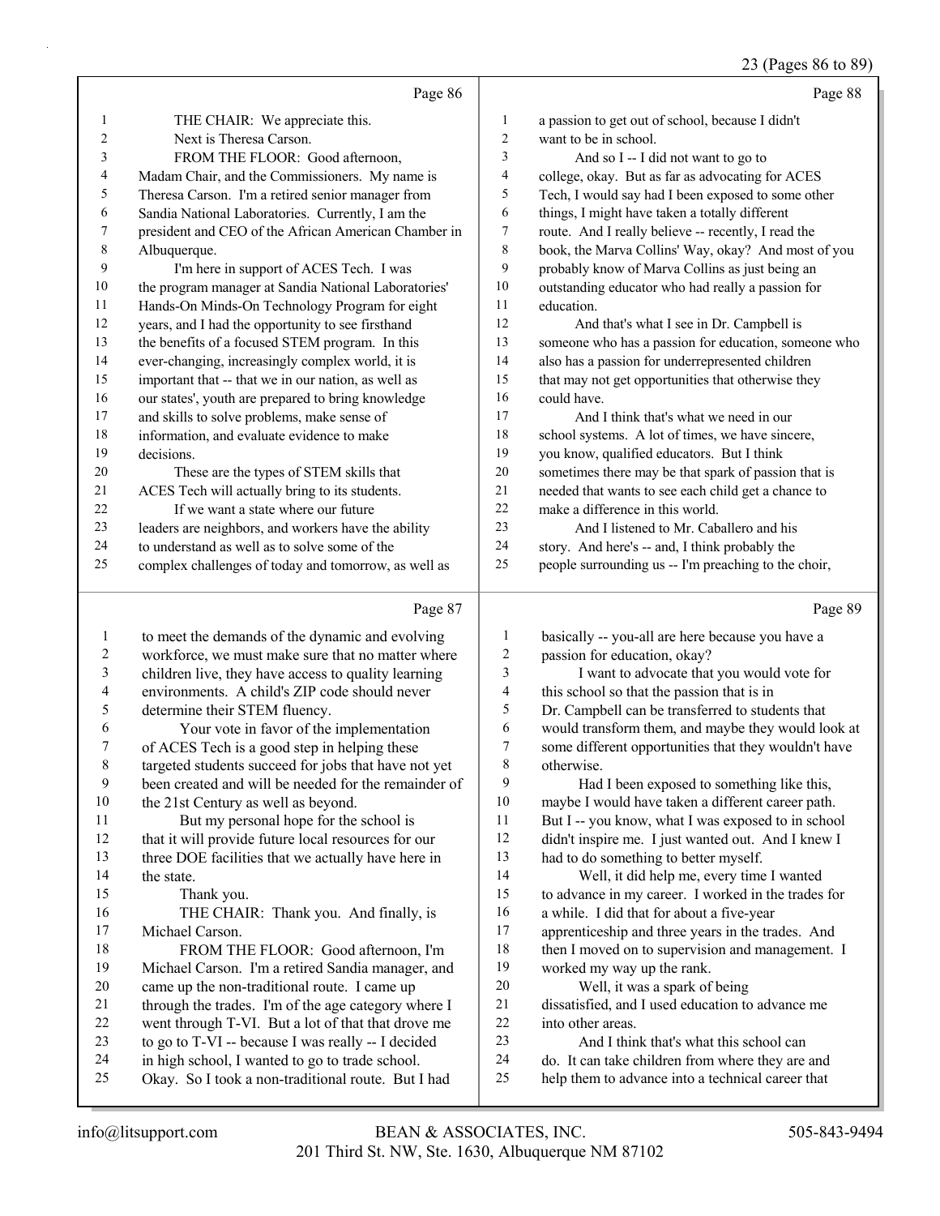Page 86

THE CHAIR: We appreciate this.

Next is Theresa Carson.

FROM THE FLOOR: Good afternoon, Madam Chair, and the Commissioners. My name is Theresa Carson. I'm a retired senior manager from Sandia National Laboratories. Currently, I am the president and CEO of the African American Chamber in Albuquerque.

I'm here in support of ACES Tech. I was the program manager at Sandia National Laboratories' Hands-On Minds-On Technology Program for eight years, and I had the opportunity to see firsthand the benefits of a focused STEM program. In this ever-changing, increasingly complex world, it is important that -- that we in our nation, as well as our states', youth are prepared to bring knowledge and skills to solve problems, make sense of information, and evaluate evidence to make decisions.

These are the types of STEM skills that ACES Tech will actually bring to its students.

If we want a state where our future leaders are neighbors, and workers have the ability to understand as well as to solve some of the complex challenges of today and tomorrow, as well as

Page 87

to meet the demands of the dynamic and evolving workforce, we must make sure that no matter where children live, they have access to quality learning environments. A child's ZIP code should never determine their STEM fluency.

Your vote in favor of the implementation of ACES Tech is a good step in helping these targeted students succeed for jobs that have not yet been created and will be needed for the remainder of the 21st Century as well as beyond.

But my personal hope for the school is that it will provide future local resources for our three DOE facilities that we actually have here in the state.

Thank you.

THE CHAIR: Thank you. And finally, is Michael Carson.

FROM THE FLOOR: Good afternoon, I'm Michael Carson. I'm a retired Sandia manager, and came up the non-traditional route. I came up through the trades. I'm of the age category where I went through T-VI. But a lot of that that drove me to go to T-VI -- because I was really -- I decided in high school, I wanted to go to trade school. Okay. So I took a non-traditional route. But I had

Page 88

a passion to get out of school, because I didn't want to be in school.

And so I -- I did not want to go to college, okay. But as far as advocating for ACES Tech, I would say had I been exposed to some other things, I might have taken a totally different route. And I really believe -- recently, I read the book, the Marva Collins' Way, okay? And most of you probably know of Marva Collins as just being an outstanding educator who had really a passion for education.

And that's what I see in Dr. Campbell is someone who has a passion for education, someone who also has a passion for underrepresented children that may not get opportunities that otherwise they could have.

And I think that's what we need in our school systems. A lot of times, we have sincere, you know, qualified educators. But I think sometimes there may be that spark of passion that is needed that wants to see each child get a chance to make a difference in this world.

And I listened to Mr. Caballero and his story. And here's -- and, I think probably the people surrounding us -- I'm preaching to the choir,

Page 89

basically -- you-all are here because you have a passion for education, okay?

I want to advocate that you would vote for this school so that the passion that is in Dr. Campbell can be transferred to students that would transform them, and maybe they would look at some different opportunities that they wouldn't have otherwise.

Had I been exposed to something like this, maybe I would have taken a different career path. But I -- you know, what I was exposed to in school didn't inspire me. I just wanted out. And I knew I had to do something to better myself.

Well, it did help me, every time I wanted to advance in my career. I worked in the trades for a while. I did that for about a five-year apprenticeship and three years in the trades. And then I moved on to supervision and management. I worked my way up the rank.

Well, it was a spark of being dissatisfied, and I used education to advance me into other areas.

And I think that's what this school can do. It can take children from where they are and help them to advance into a technical career that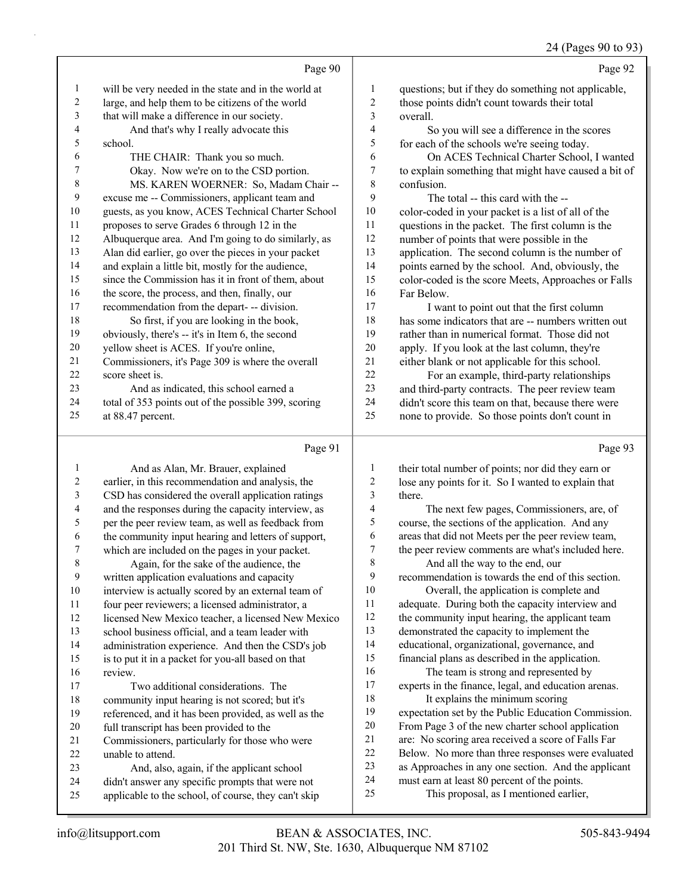Page 90

1 will be very needed in the state and in the world at
2 large, and help them to be citizens of the world
3 that will make a difference in our society.
4 And that's why I really advocate this
5 school.
6 THE CHAIR: Thank you so much.
7 Okay. Now we're on to the CSD portion.
8 MS. KAREN WOERNER: So, Madam Chair --
9 excuse me -- Commissioners, applicant team and
10 guests, as you know, ACES Technical Charter School
11 proposes to serve Grades 6 through 12 in the
12 Albuquerque area. And I'm going to do similarly, as
13 Alan did earlier, go over the pieces in your packet
14 and explain a little bit, mostly for the audience,
15 since the Commission has it in front of them, about
16 the score, the process, and then, finally, our
17 recommendation from the depart- -- division.
18 So first, if you are looking in the book,
19 obviously, there's -- it's in Item 6, the second
20 yellow sheet is ACES. If you're online,
21 Commissioners, it's Page 309 is where the overall
22 score sheet is.
23 And as indicated, this school earned a
24 total of 353 points out of the possible 399, scoring
25 at 88.47 percent.

Page 91

1 And as Alan, Mr. Brauer, explained
2 earlier, in this recommendation and analysis, the
3 CSD has considered the overall application ratings
4 and the responses during the capacity interview, as
5 per the peer review team, as well as feedback from
6 the community input hearing and letters of support,
7 which are included on the pages in your packet.
8 Again, for the sake of the audience, the
9 written application evaluations and capacity
10 interview is actually scored by an external team of
11 four peer reviewers; a licensed administrator, a
12 licensed New Mexico teacher, a licensed New Mexico
13 school business official, and a team leader with
14 administration experience. And then the CSD's job
15 is to put it in a packet for you-all based on that
16 review.
17 Two additional considerations. The
18 community input hearing is not scored; but it's
19 referenced, and it has been provided, as well as the
20 full transcript has been provided to the
21 Commissioners, particularly for those who were
22 unable to attend.
23 And, also, again, if the applicant school
24 didn't answer any specific prompts that were not
25 applicable to the school, of course, they can't skip

Page 92

1 questions; but if they do something not applicable,
2 those points didn't count towards their total
3 overall.
4 So you will see a difference in the scores
5 for each of the schools we're seeing today.
6 On ACES Technical Charter School, I wanted
7 to explain something that might have caused a bit of
8 confusion.
9 The total -- this card with the --
10 color-coded in your packet is a list of all of the
11 questions in the packet. The first column is the
12 number of points that were possible in the
13 application. The second column is the number of
14 points earned by the school. And, obviously, the
15 color-coded is the score Meets, Approaches or Falls
16 Far Below.
17 I want to point out that the first column
18 has some indicators that are -- numbers written out
19 rather than in numerical format. Those did not
20 apply. If you look at the last column, they're
21 either blank or not applicable for this school.
22 For an example, third-party relationships
23 and third-party contracts. The peer review team
24 didn't score this team on that, because there were
25 none to provide. So those points don't count in

Page 93

1 their total number of points; nor did they earn or
2 lose any points for it. So I wanted to explain that
3 there.
4 The next few pages, Commissioners, are, of
5 course, the sections of the application. And any
6 areas that did not Meets per the peer review team,
7 the peer review comments are what's included here.
8 And all the way to the end, our
9 recommendation is towards the end of this section.
10 Overall, the application is complete and
11 adequate. During both the capacity interview and
12 the community input hearing, the applicant team
13 demonstrated the capacity to implement the
14 educational, organizational, governance, and
15 financial plans as described in the application.
16 The team is strong and represented by
17 experts in the finance, legal, and education arenas.
18 It explains the minimum scoring
19 expectation set by the Public Education Commission.
20 From Page 3 of the new charter school application
21 are: No scoring area received a score of Falls Far
22 Below. No more than three responses were evaluated
23 as Approaches in any one section. And the applicant
24 must earn at least 80 percent of the points.
25 This proposal, as I mentioned earlier,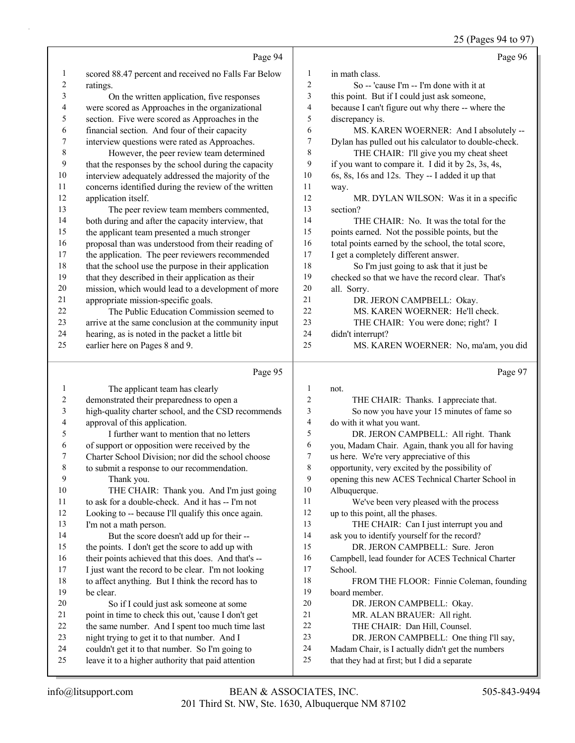## Page 94

1 scored 88.47 percent and received no Falls Far Below
2 ratings.
3 On the written application, five responses
4 were scored as Approaches in the organizational
5 section. Five were scored as Approaches in the
6 financial section. And four of their capacity
7 interview questions were rated as Approaches.
8 However, the peer review team determined
9 that the responses by the school during the capacity
10 interview adequately addressed the majority of the
11 concerns identified during the review of the written
12 application itself.
13 The peer review team members commented,
14 both during and after the capacity interview, that
15 the applicant team presented a much stronger
16 proposal than was understood from their reading of
17 the application. The peer reviewers recommended
18 that the school use the purpose in their application
19 that they described in their application as their
20 mission, which would lead to a development of more
21 appropriate mission-specific goals.
22 The Public Education Commission seemed to
23 arrive at the same conclusion at the community input
24 hearing, as is noted in the packet a little bit
25 earlier here on Pages 8 and 9.

## Page 95

1 The applicant team has clearly
2 demonstrated their preparedness to open a
3 high-quality charter school, and the CSD recommends
4 approval of this application.
5 I further want to mention that no letters
6 of support or opposition were received by the
7 Charter School Division; nor did the school choose
8 to submit a response to our recommendation.
9 Thank you.
10 THE CHAIR: Thank you. And I'm just going
11 to ask for a double-check. And it has -- I'm not
12 Looking to -- because I'll qualify this once again.
13 I'm not a math person.
14 But the score doesn't add up for their --
15 the points. I don't get the score to add up with
16 their points achieved that this does. And that's --
17 I just want the record to be clear. I'm not looking
18 to affect anything. But I think the record has to
19 be clear.
20 So if I could just ask someone at some
21 point in time to check this out, 'cause I don't get
22 the same number. And I spent too much time last
23 night trying to get it to that number. And I
24 couldn't get it to that number. So I'm going to
25 leave it to a higher authority that paid attention

## Page 96

1 in math class.
2 So -- 'cause I'm -- I'm done with it at
3 this point. But if I could just ask someone,
4 because I can't figure out why there -- where the
5 discrepancy is.
6 MS. KAREN WOERNER: And I absolutely --
7 Dylan has pulled out his calculator to double-check.
8 THE CHAIR: I'll give you my cheat sheet
9 if you want to compare it. I did it by 2s, 3s, 4s,
10 6s, 8s, 16s and 12s. They -- I added it up that
11 way.
12 MR. DYLAN WILSON: Was it in a specific
13 section?
14 THE CHAIR: No. It was the total for the
15 points earned. Not the possible points, but the
16 total points earned by the school, the total score,
17 I get a completely different answer.
18 So I'm just going to ask that it just be
19 checked so that we have the record clear. That's
20 all. Sorry.
21 DR. JERON CAMPBELL: Okay.
22 MS. KAREN WOERNER: He'll check.
23 THE CHAIR: You were done; right? I
24 didn't interrupt?
25 MS. KAREN WOERNER: No, ma'am, you did

## Page 97

1 not.
2 THE CHAIR: Thanks. I appreciate that.
3 So now you have your 15 minutes of fame so
4 do with it what you want.
5 DR. JERON CAMPBELL: All right. Thank
6 you, Madam Chair. Again, thank you all for having
7 us here. We're very appreciative of this
8 opportunity, very excited by the possibility of
9 opening this new ACES Technical Charter School in
10 Albuquerque.
11 We've been very pleased with the process
12 up to this point, all the phases.
13 THE CHAIR: Can I just interrupt you and
14 ask you to identify yourself for the record?
15 DR. JERON CAMPBELL: Sure. Jeron
16 Campbell, lead founder for ACES Technical Charter
17 School.
18 FROM THE FLOOR: Finnie Coleman, founding
19 board member.
20 DR. JERON CAMPBELL: Okay.
21 MR. ALAN BRAUER: All right.
22 THE CHAIR: Dan Hill, Counsel.
23 DR. JERON CAMPBELL: One thing I'll say,
24 Madam Chair, is I actually didn't get the numbers
25 that they had at first; but I did a separate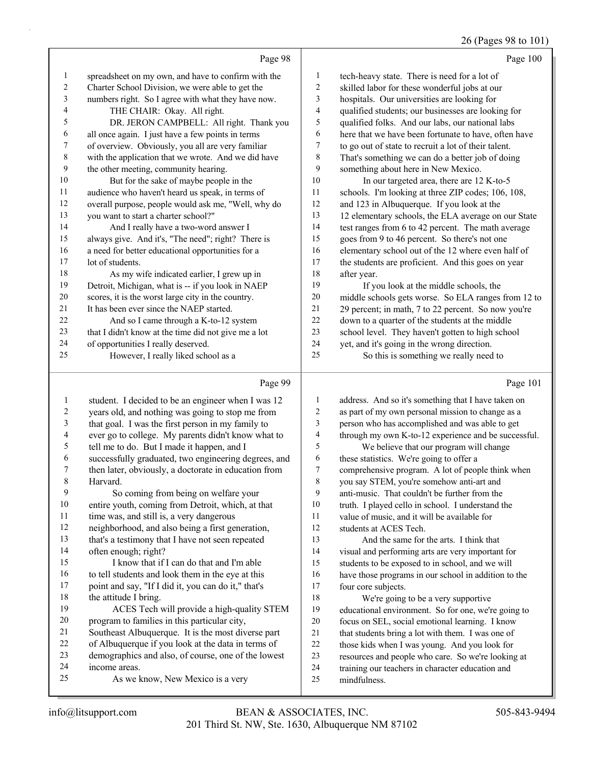spreadsheet on my own, and have to confirm with the Charter School Division, we were able to get the numbers right. So I agree with what they have now.

THE CHAIR: Okay. All right.

DR. JERON CAMPBELL: All right. Thank you all once again. I just have a few points in terms of overview. Obviously, you all are very familiar with the application that we wrote. And we did have the other meeting, community hearing.

But for the sake of maybe people in the audience who haven't heard us speak, in terms of overall purpose, people would ask me, "Well, why do you want to start a charter school?"

And I really have a two-word answer I always give. And it's, "The need"; right? There is a need for better educational opportunities for a lot of students.

As my wife indicated earlier, I grew up in Detroit, Michigan, what is -- if you look in NAEP scores, it is the worst large city in the country. It has been ever since the NAEP started.

And so I came through a K-to-12 system that I didn't know at the time did not give me a lot of opportunities I really deserved.

However, I really liked school as a student. I decided to be an engineer when I was 12 years old, and nothing was going to stop me from that goal. I was the first person in my family to ever go to college. My parents didn't know what to tell me to do. But I made it happen, and I successfully graduated, two engineering degrees, and then later, obviously, a doctorate in education from Harvard.

So coming from being on welfare your entire youth, coming from Detroit, which, at that time was, and still is, a very dangerous neighborhood, and also being a first generation, that's a testimony that I have not seen repeated often enough; right?

I know that if I can do that and I'm able to tell students and look them in the eye at this point and say, "If I did it, you can do it," that's the attitude I bring.

ACES Tech will provide a high-quality STEM program to families in this particular city, Southeast Albuquerque. It is the most diverse part of Albuquerque if you look at the data in terms of demographics and also, of course, one of the lowest income areas.

As we know, New Mexico is a very tech-heavy state. There is need for a lot of skilled labor for these wonderful jobs at our hospitals. Our universities are looking for qualified students; our businesses are looking for qualified folks. And our labs, our national labs here that we have been fortunate to have, often have to go out of state to recruit a lot of their talent. That's something we can do a better job of doing something about here in New Mexico.

In our targeted area, there are 12 K-to-5 schools. I'm looking at three ZIP codes; 106, 108, and 123 in Albuquerque. If you look at the 12 elementary schools, the ELA average on our State test ranges from 6 to 42 percent. The math average goes from 9 to 46 percent. So there's not one elementary school out of the 12 where even half of the students are proficient. And this goes on year after year.

If you look at the middle schools, the middle schools gets worse. So ELA ranges from 12 to 29 percent; in math, 7 to 22 percent. So now you're down to a quarter of the students at the middle school level. They haven't gotten to high school yet, and it's going in the wrong direction.

So this is something we really need to address. And so it's something that I have taken on as part of my own personal mission to change as a person who has accomplished and was able to get through my own K-to-12 experience and be successful.

We believe that our program will change these statistics. We're going to offer a comprehensive program. A lot of people think when you say STEM, you're somehow anti-art and anti-music. That couldn't be further from the truth. I played cello in school. I understand the value of music, and it will be available for students at ACES Tech.

And the same for the arts. I think that visual and performing arts are very important for students to be exposed to in school, and we will have those programs in our school in addition to the four core subjects.

We're going to be a very supportive educational environment. So for one, we're going to focus on SEL, social emotional learning. I know that students bring a lot with them. I was one of those kids when I was young. And you look for resources and people who care. So we're looking at training our teachers in character education and mindfulness.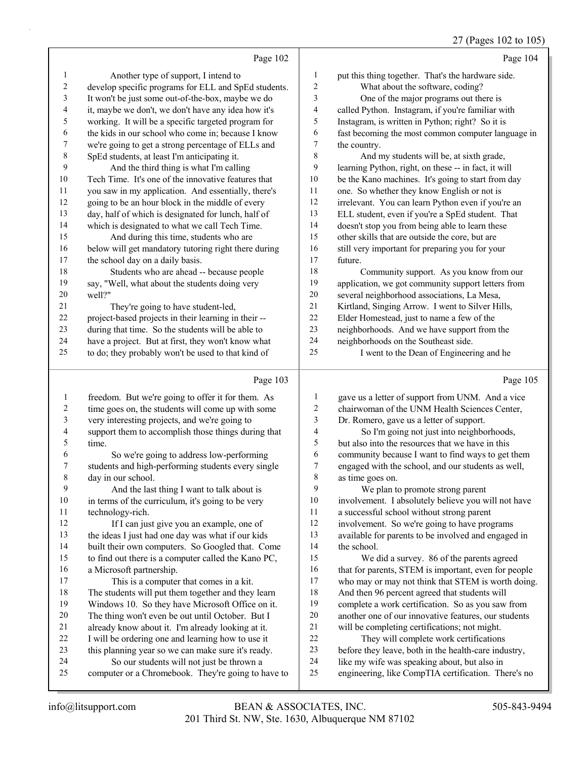Page 102

1 Another type of support, I intend to
2 develop specific programs for ELL and SpEd students.
3 It won't be just some out-of-the-box, maybe we do
4 it, maybe we don't, we don't have any idea how it's
5 working. It will be a specific targeted program for
6 the kids in our school who come in; because I know
7 we're going to get a strong percentage of ELLs and
8 SpEd students, at least I'm anticipating it.
9 And the third thing is what I'm calling
10 Tech Time. It's one of the innovative features that
11 you saw in my application. And essentially, there's
12 going to be an hour block in the middle of every
13 day, half of which is designated for lunch, half of
14 which is designated to what we call Tech Time.
15 And during this time, students who are
16 below will get mandatory tutoring right there during
17 the school day on a daily basis.
18 Students who are ahead -- because people
19 say, "Well, what about the students doing very
20 well?"
21 They're going to have student-led,
22 project-based projects in their learning in their --
23 during that time. So the students will be able to
24 have a project. But at first, they won't know what
25 to do; they probably won't be used to that kind of

Page 103

1 freedom. But we're going to offer it for them. As
2 time goes on, the students will come up with some
3 very interesting projects, and we're going to
4 support them to accomplish those things during that
5 time.
6 So we're going to address low-performing
7 students and high-performing students every single
8 day in our school.
9 And the last thing I want to talk about is
10 in terms of the curriculum, it's going to be very
11 technology-rich.
12 If I can just give you an example, one of
13 the ideas I just had one day was what if our kids
14 built their own computers. So Googled that. Come
15 to find out there is a computer called the Kano PC,
16 a Microsoft partnership.
17 This is a computer that comes in a kit.
18 The students will put them together and they learn
19 Windows 10. So they have Microsoft Office on it.
20 The thing won't even be out until October. But I
21 already know about it. I'm already looking at it.
22 I will be ordering one and learning how to use it
23 this planning year so we can make sure it's ready.
24 So our students will not just be thrown a
25 computer or a Chromebook. They're going to have to

Page 104

1 put this thing together. That's the hardware side.
2 What about the software, coding?
3 One of the major programs out there is
4 called Python. Instagram, if you're familiar with
5 Instagram, is written in Python; right? So it is
6 fast becoming the most common computer language in
7 the country.
8 And my students will be, at sixth grade,
9 learning Python, right, on these -- in fact, it will
10 be the Kano machines. It's going to start from day
11 one. So whether they know English or not is
12 irrelevant. You can learn Python even if you're an
13 ELL student, even if you're a SpEd student. That
14 doesn't stop you from being able to learn these
15 other skills that are outside the core, but are
16 still very important for preparing you for your
17 future.
18 Community support. As you know from our
19 application, we got community support letters from
20 several neighborhood associations, La Mesa,
21 Kirtland, Singing Arrow. I went to Silver Hills,
22 Elder Homestead, just to name a few of the
23 neighborhoods. And we have support from the
24 neighborhoods on the Southeast side.
25 I went to the Dean of Engineering and he

Page 105

1 gave us a letter of support from UNM. And a vice
2 chairwoman of the UNM Health Sciences Center,
3 Dr. Romero, gave us a letter of support.
4 So I'm going not just into neighborhoods,
5 but also into the resources that we have in this
6 community because I want to find ways to get them
7 engaged with the school, and our students as well,
8 as time goes on.
9 We plan to promote strong parent
10 involvement. I absolutely believe you will not have
11 a successful school without strong parent
12 involvement. So we're going to have programs
13 available for parents to be involved and engaged in
14 the school.
15 We did a survey. 86 of the parents agreed
16 that for parents, STEM is important, even for people
17 who may or may not think that STEM is worth doing.
18 And then 96 percent agreed that students will
19 complete a work certification. So as you saw from
20 another one of our innovative features, our students
21 will be completing certifications; not might.
22 They will complete work certifications
23 before they leave, both in the health-care industry,
24 like my wife was speaking about, but also in
25 engineering, like CompTIA certification. There's no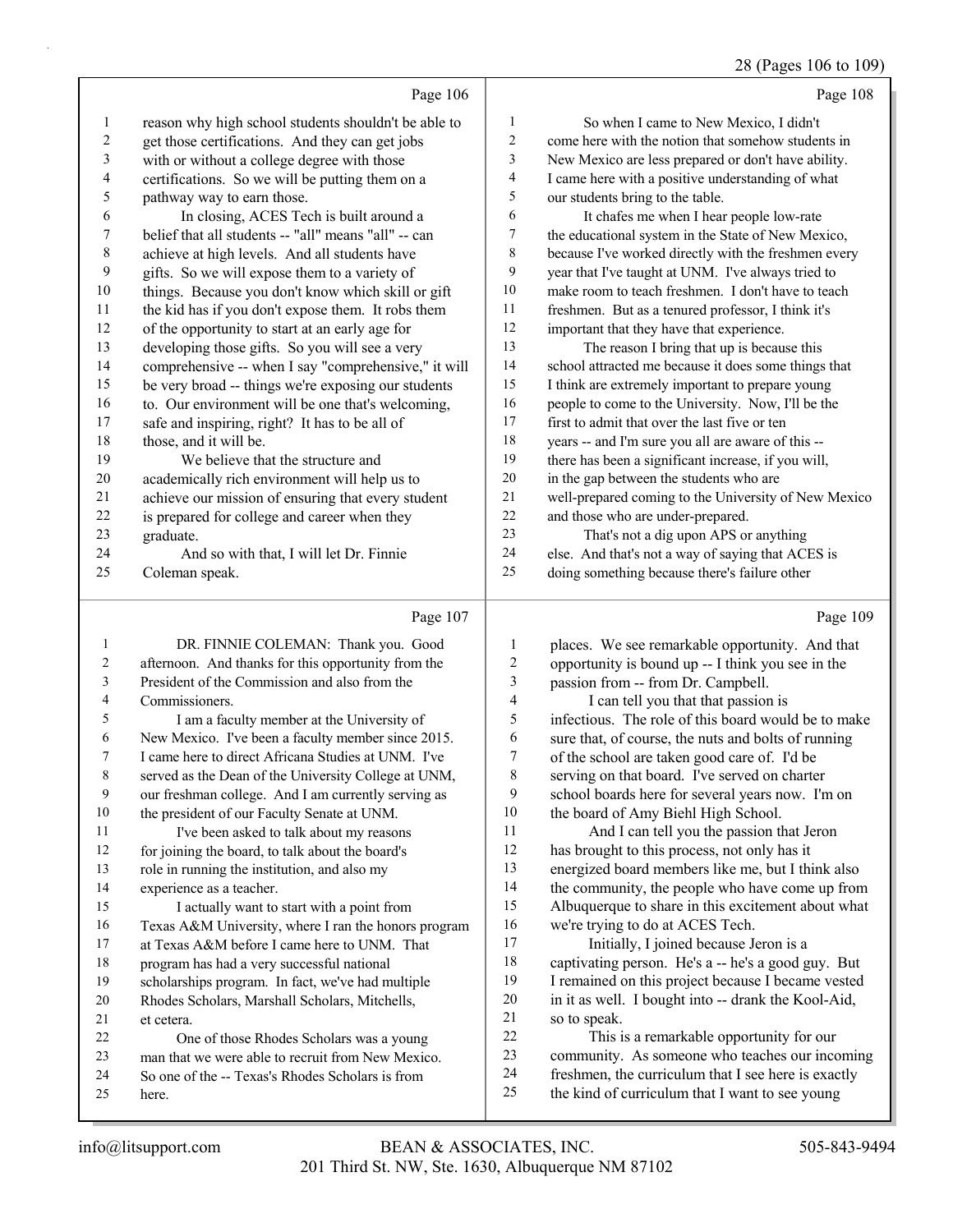Page 106

reason why high school students shouldn't be able to get those certifications. And they can get jobs with or without a college degree with those certifications. So we will be putting them on a pathway way to earn those.

In closing, ACES Tech is built around a belief that all students -- "all" means "all" -- can achieve at high levels. And all students have gifts. So we will expose them to a variety of things. Because you don't know which skill or gift the kid has if you don't expose them. It robs them of the opportunity to start at an early age for developing those gifts. So you will see a very comprehensive -- when I say "comprehensive," it will be very broad -- things we're exposing our students to. Our environment will be one that's welcoming, safe and inspiring, right? It has to be all of those, and it will be.

We believe that the structure and academically rich environment will help us to achieve our mission of ensuring that every student is prepared for college and career when they graduate.

And so with that, I will let Dr. Finnie Coleman speak.

Page 107

DR. FINNIE COLEMAN: Thank you. Good afternoon. And thanks for this opportunity from the President of the Commission and also from the Commissioners.

I am a faculty member at the University of New Mexico. I've been a faculty member since 2015. I came here to direct Africana Studies at UNM. I've served as the Dean of the University College at UNM, our freshman college. And I am currently serving as the president of our Faculty Senate at UNM.

I've been asked to talk about my reasons for joining the board, to talk about the board's role in running the institution, and also my experience as a teacher.

I actually want to start with a point from Texas A&M University, where I ran the honors program at Texas A&M before I came here to UNM. That program has had a very successful national scholarships program. In fact, we've had multiple Rhodes Scholars, Marshall Scholars, Mitchells, et cetera.

One of those Rhodes Scholars was a young man that we were able to recruit from New Mexico. So one of the -- Texas's Rhodes Scholars is from here.

Page 108

So when I came to New Mexico, I didn't come here with the notion that somehow students in New Mexico are less prepared or don't have ability. I came here with a positive understanding of what our students bring to the table.

It chafes me when I hear people low-rate the educational system in the State of New Mexico, because I've worked directly with the freshmen every year that I've taught at UNM. I've always tried to make room to teach freshmen. I don't have to teach freshmen. But as a tenured professor, I think it's important that they have that experience.

The reason I bring that up is because this school attracted me because it does some things that I think are extremely important to prepare young people to come to the University. Now, I'll be the first to admit that over the last five or ten years -- and I'm sure you all are aware of this -- there has been a significant increase, if you will, in the gap between the students who are well-prepared coming to the University of New Mexico and those who are under-prepared.

That's not a dig upon APS or anything else. And that's not a way of saying that ACES is doing something because there's failure other

Page 109

places. We see remarkable opportunity. And that opportunity is bound up -- I think you see in the passion from -- from Dr. Campbell.

I can tell you that that passion is infectious. The role of this board would be to make sure that, of course, the nuts and bolts of running of the school are taken good care of. I'd be serving on that board. I've served on charter school boards here for several years now. I'm on the board of Amy Biehl High School.

And I can tell you the passion that Jeron has brought to this process, not only has it energized board members like me, but I think also the community, the people who have come up from Albuquerque to share in this excitement about what we're trying to do at ACES Tech.

Initially, I joined because Jeron is a captivating person. He's a -- he's a good guy. But I remained on this project because I became vested in it as well. I bought into -- drank the Kool-Aid, so to speak.

This is a remarkable opportunity for our community. As someone who teaches our incoming freshmen, the curriculum that I see here is exactly the kind of curriculum that I want to see young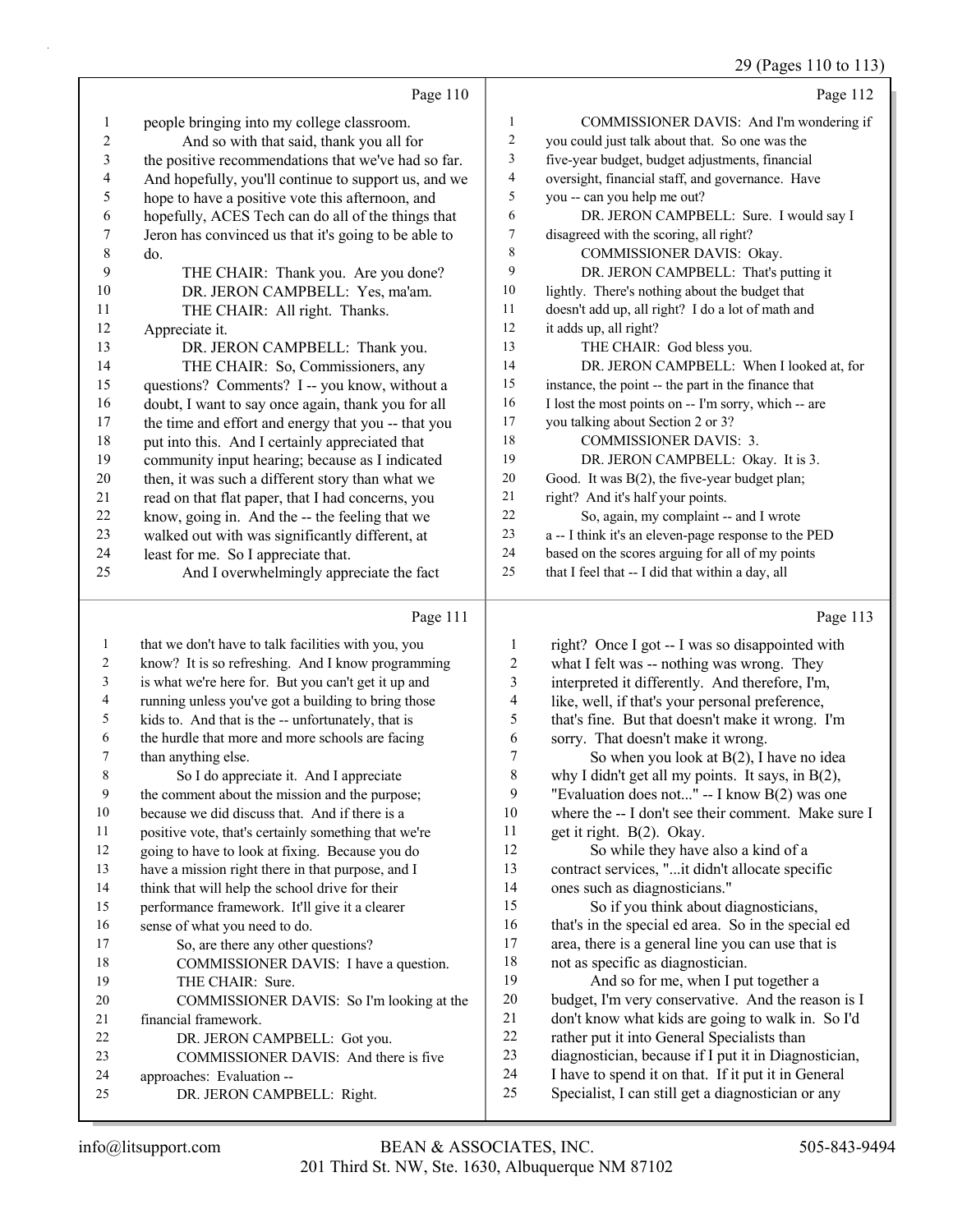Page 110

1 people bringing into my college classroom.
2 And so with that said, thank you all for
3 the positive recommendations that we've had so far.
4 And hopefully, you'll continue to support us, and we
5 hope to have a positive vote this afternoon, and
6 hopefully, ACES Tech can do all of the things that
7 Jeron has convinced us that it's going to be able to
8 do.
9 THE CHAIR: Thank you. Are you done?
10 DR. JERON CAMPBELL: Yes, ma'am.
11 THE CHAIR: All right. Thanks.
12 Appreciate it.
13 DR. JERON CAMPBELL: Thank you.
14 THE CHAIR: So, Commissioners, any
15 questions? Comments? I -- you know, without a
16 doubt, I want to say once again, thank you for all
17 the time and effort and energy that you -- that you
18 put into this. And I certainly appreciated that
19 community input hearing; because as I indicated
20 then, it was such a different story than what we
21 read on that flat paper, that I had concerns, you
22 know, going in. And the -- the feeling that we
23 walked out with was significantly different, at
24 least for me. So I appreciate that.
25 And I overwhelmingly appreciate the fact

Page 111

1 that we don't have to talk facilities with you, you
2 know? It is so refreshing. And I know programming
3 is what we're here for. But you can't get it up and
4 running unless you've got a building to bring those
5 kids to. And that is the -- unfortunately, that is
6 the hurdle that more and more schools are facing
7 than anything else.
8 So I do appreciate it. And I appreciate
9 the comment about the mission and the purpose;
10 because we did discuss that. And if there is a
11 positive vote, that's certainly something that we're
12 going to have to look at fixing. Because you do
13 have a mission right there in that purpose, and I
14 think that will help the school drive for their
15 performance framework. It'll give it a clearer
16 sense of what you need to do.
17 So, are there any other questions?
18 COMMISSIONER DAVIS: I have a question.
19 THE CHAIR: Sure.
20 COMMISSIONER DAVIS: So I'm looking at the
21 financial framework.
22 DR. JERON CAMPBELL: Got you.
23 COMMISSIONER DAVIS: And there is five
24 approaches: Evaluation --
25 DR. JERON CAMPBELL: Right.

Page 112

1 COMMISSIONER DAVIS: And I'm wondering if
2 you could just talk about that. So one was the
3 five-year budget, budget adjustments, financial
4 oversight, financial staff, and governance. Have
5 you -- can you help me out?
6 DR. JERON CAMPBELL: Sure. I would say I
7 disagreed with the scoring, all right?
8 COMMISSIONER DAVIS: Okay.
9 DR. JERON CAMPBELL: That's putting it
10 lightly. There's nothing about the budget that
11 doesn't add up, all right? I do a lot of math and
12 it adds up, all right?
13 THE CHAIR: God bless you.
14 DR. JERON CAMPBELL: When I looked at, for
15 instance, the point -- the part in the finance that
16 I lost the most points on -- I'm sorry, which -- are
17 you talking about Section 2 or 3?
18 COMMISSIONER DAVIS: 3.
19 DR. JERON CAMPBELL: Okay. It is 3.
20 Good. It was B(2), the five-year budget plan;
21 right? And it's half your points.
22 So, again, my complaint -- and I wrote
23 a -- I think it's an eleven-page response to the PED
24 based on the scores arguing for all of my points
25 that I feel that -- I did that within a day, all

Page 113

1 right? Once I got -- I was so disappointed with
2 what I felt was -- nothing was wrong. They
3 interpreted it differently. And therefore, I'm,
4 like, well, if that's your personal preference,
5 that's fine. But that doesn't make it wrong. I'm
6 sorry. That doesn't make it wrong.
7 So when you look at B(2), I have no idea
8 why I didn't get all my points. It says, in B(2),
9 "Evaluation does not..." -- I know B(2) was one
10 where the -- I don't see their comment. Make sure I
11 get it right. B(2). Okay.
12 So while they have also a kind of a
13 contract services, "...it didn't allocate specific
14 ones such as diagnosticians."
15 So if you think about diagnosticians,
16 that's in the special ed area. So in the special ed
17 area, there is a general line you can use that is
18 not as specific as diagnostician.
19 And so for me, when I put together a
20 budget, I'm very conservative. And the reason is I
21 don't know what kids are going to walk in. So I'd
22 rather put it into General Specialists than
23 diagnostician, because if I put it in Diagnostician,
24 I have to spend it on that. If it put it in General
25 Specialist, I can still get a diagnostician or any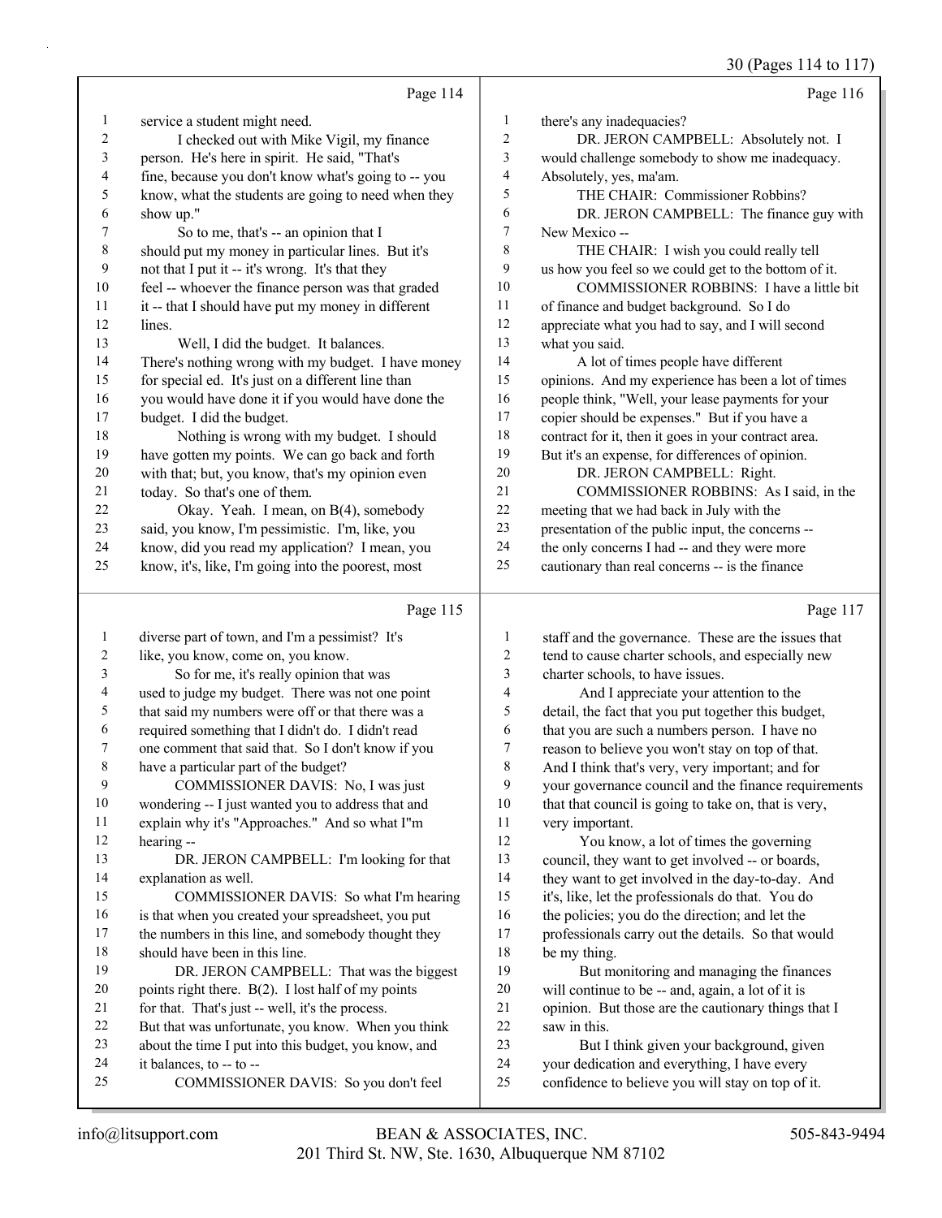Page 114

1 service a student might need.
2 I checked out with Mike Vigil, my finance
3 person. He's here in spirit. He said, "That's
4 fine, because you don't know what's going to -- you
5 know, what the students are going to need when they
6 show up."
7 So to me, that's -- an opinion that I
8 should put my money in particular lines. But it's
9 not that I put it -- it's wrong. It's that they
10 feel -- whoever the finance person was that graded
11 it -- that I should have put my money in different
12 lines.
13 Well, I did the budget. It balances.
14 There's nothing wrong with my budget. I have money
15 for special ed. It's just on a different line than
16 you would have done it if you would have done the
17 budget. I did the budget.
18 Nothing is wrong with my budget. I should
19 have gotten my points. We can go back and forth
20 with that; but, you know, that's my opinion even
21 today. So that's one of them.
22 Okay. Yeah. I mean, on B(4), somebody
23 said, you know, I'm pessimistic. I'm, like, you
24 know, did you read my application? I mean, you
25 know, it's, like, I'm going into the poorest, most

Page 115

1 diverse part of town, and I'm a pessimist? It's
2 like, you know, come on, you know.
3 So for me, it's really opinion that was
4 used to judge my budget. There was not one point
5 that said my numbers were off or that there was a
6 required something that I didn't do. I didn't read
7 one comment that said that. So I don't know if you
8 have a particular part of the budget?
9 COMMISSIONER DAVIS: No, I was just
10 wondering -- I just wanted you to address that and
11 explain why it's "Approaches." And so what I"m
12 hearing --
13 DR. JERON CAMPBELL: I'm looking for that
14 explanation as well.
15 COMMISSIONER DAVIS: So what I'm hearing
16 is that when you created your spreadsheet, you put
17 the numbers in this line, and somebody thought they
18 should have been in this line.
19 DR. JERON CAMPBELL: That was the biggest
20 points right there. B(2). I lost half of my points
21 for that. That's just -- well, it's the process.
22 But that was unfortunate, you know. When you think
23 about the time I put into this budget, you know, and
24 it balances, to -- to --
25 COMMISSIONER DAVIS: So you don't feel

Page 116

1 there's any inadequacies?
2 DR. JERON CAMPBELL: Absolutely not. I
3 would challenge somebody to show me inadequacy.
4 Absolutely, yes, ma'am.
5 THE CHAIR: Commissioner Robbins?
6 DR. JERON CAMPBELL: The finance guy with
7 New Mexico --
8 THE CHAIR: I wish you could really tell
9 us how you feel so we could get to the bottom of it.
10 COMMISSIONER ROBBINS: I have a little bit
11 of finance and budget background. So I do
12 appreciate what you had to say, and I will second
13 what you said.
14 A lot of times people have different
15 opinions. And my experience has been a lot of times
16 people think, "Well, your lease payments for your
17 copier should be expenses." But if you have a
18 contract for it, then it goes in your contract area.
19 But it's an expense, for differences of opinion.
20 DR. JERON CAMPBELL: Right.
21 COMMISSIONER ROBBINS: As I said, in the
22 meeting that we had back in July with the
23 presentation of the public input, the concerns --
24 the only concerns I had -- and they were more
25 cautionary than real concerns -- is the finance

Page 117

1 staff and the governance. These are the issues that
2 tend to cause charter schools, and especially new
3 charter schools, to have issues.
4 And I appreciate your attention to the
5 detail, the fact that you put together this budget,
6 that you are such a numbers person. I have no
7 reason to believe you won't stay on top of that.
8 And I think that's very, very important; and for
9 your governance council and the finance requirements
10 that that council is going to take on, that is very,
11 very important.
12 You know, a lot of times the governing
13 council, they want to get involved -- or boards,
14 they want to get involved in the day-to-day. And
15 it's, like, let the professionals do that. You do
16 the policies; you do the direction; and let the
17 professionals carry out the details. So that would
18 be my thing.
19 But monitoring and managing the finances
20 will continue to be -- and, again, a lot of it is
21 opinion. But those are the cautionary things that I
22 saw in this.
23 But I think given your background, given
24 your dedication and everything, I have every
25 confidence to believe you will stay on top of it.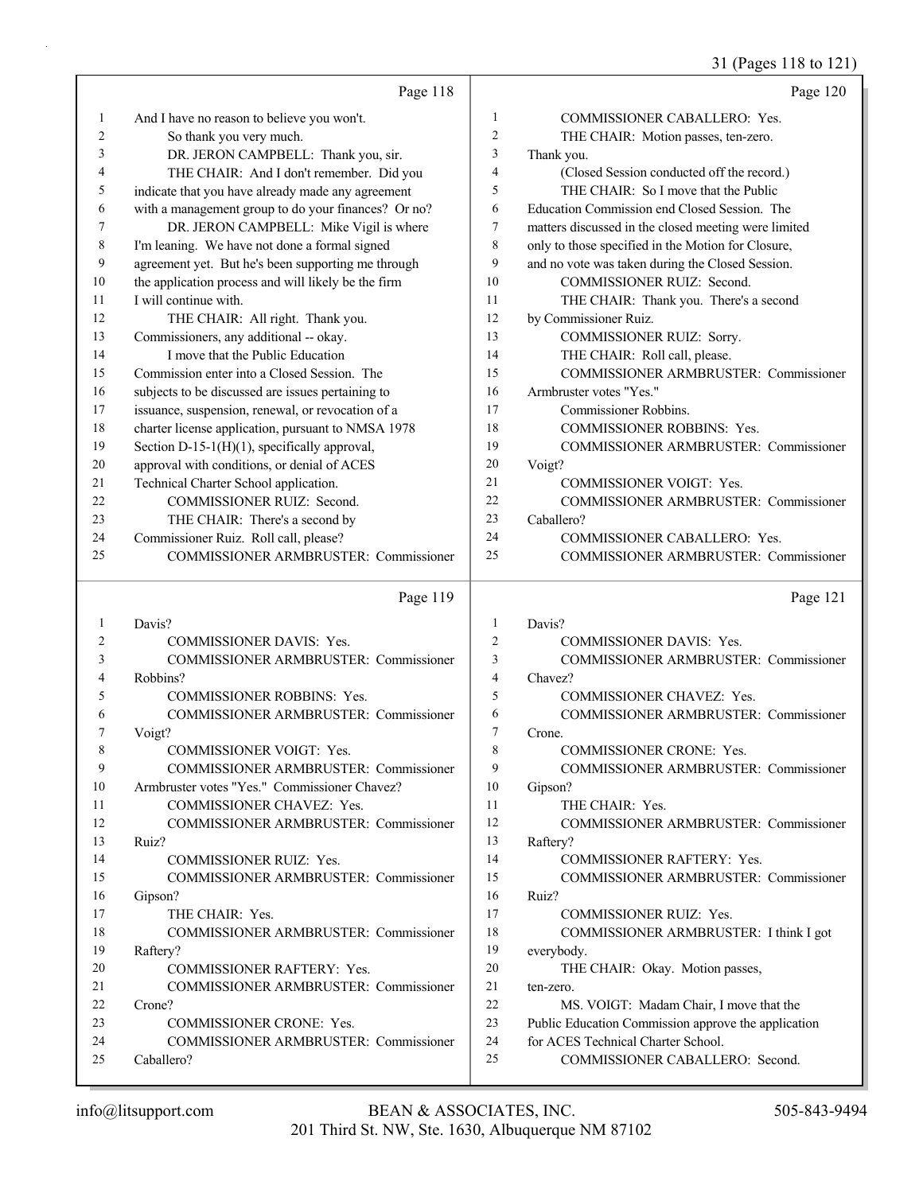Page 118

1 And I have no reason to believe you won't.
2 So thank you very much.
3 DR. JERON CAMPBELL: Thank you, sir.
4 THE CHAIR: And I don't remember. Did you
5 indicate that you have already made any agreement
6 with a management group to do your finances? Or no?
7 DR. JERON CAMPBELL: Mike Vigil is where
8 I'm leaning. We have not done a formal signed
9 agreement yet. But he's been supporting me through
10 the application process and will likely be the firm
11 I will continue with.
12 THE CHAIR: All right. Thank you.
13 Commissioners, any additional -- okay.
14 I move that the Public Education
15 Commission enter into a Closed Session. The
16 subjects to be discussed are issues pertaining to
17 issuance, suspension, renewal, or revocation of a
18 charter license application, pursuant to NMSA 1978
19 Section D-15-1(H)(1), specifically approval,
20 approval with conditions, or denial of ACES
21 Technical Charter School application.
22 COMMISSIONER RUIZ: Second.
23 THE CHAIR: There's a second by
24 Commissioner Ruiz. Roll call, please?
25 COMMISSIONER ARMBRUSTER: Commissioner

Page 119

1 Davis?
2 COMMISSIONER DAVIS: Yes.
3 COMMISSIONER ARMBRUSTER: Commissioner
4 Robbins?
5 COMMISSIONER ROBBINS: Yes.
6 COMMISSIONER ARMBRUSTER: Commissioner
7 Voigt?
8 COMMISSIONER VOIGT: Yes.
9 COMMISSIONER ARMBRUSTER: Commissioner
10 Armbruster votes "Yes." Commissioner Chavez?
11 COMMISSIONER CHAVEZ: Yes.
12 COMMISSIONER ARMBRUSTER: Commissioner
13 Ruiz?
14 COMMISSIONER RUIZ: Yes.
15 COMMISSIONER ARMBRUSTER: Commissioner
16 Gipson?
17 THE CHAIR: Yes.
18 COMMISSIONER ARMBRUSTER: Commissioner
19 Raftery?
20 COMMISSIONER RAFTERY: Yes.
21 COMMISSIONER ARMBRUSTER: Commissioner
22 Crone?
23 COMMISSIONER CRONE: Yes.
24 COMMISSIONER ARMBRUSTER: Commissioner
25 Caballero?

Page 120

1 COMMISSIONER CABALLERO: Yes.
2 THE CHAIR: Motion passes, ten-zero.
3 Thank you.
4 (Closed Session conducted off the record.)
5 THE CHAIR: So I move that the Public
6 Education Commission end Closed Session. The
7 matters discussed in the closed meeting were limited
8 only to those specified in the Motion for Closure,
9 and no vote was taken during the Closed Session.
10 COMMISSIONER RUIZ: Second.
11 THE CHAIR: Thank you. There's a second
12 by Commissioner Ruiz.
13 COMMISSIONER RUIZ: Sorry.
14 THE CHAIR: Roll call, please.
15 COMMISSIONER ARMBRUSTER: Commissioner
16 Armbruster votes "Yes."
17 Commissioner Robbins.
18 COMMISSIONER ROBBINS: Yes.
19 COMMISSIONER ARMBRUSTER: Commissioner
20 Voigt?
21 COMMISSIONER VOIGT: Yes.
22 COMMISSIONER ARMBRUSTER: Commissioner
23 Caballero?
24 COMMISSIONER CABALLERO: Yes.
25 COMMISSIONER ARMBRUSTER: Commissioner

Page 121

1 Davis?
2 COMMISSIONER DAVIS: Yes.
3 COMMISSIONER ARMBRUSTER: Commissioner
4 Chavez?
5 COMMISSIONER CHAVEZ: Yes.
6 COMMISSIONER ARMBRUSTER: Commissioner
7 Crone.
8 COMMISSIONER CRONE: Yes.
9 COMMISSIONER ARMBRUSTER: Commissioner
10 Gipson?
11 THE CHAIR: Yes.
12 COMMISSIONER ARMBRUSTER: Commissioner
13 Raftery?
14 COMMISSIONER RAFTERY: Yes.
15 COMMISSIONER ARMBRUSTER: Commissioner
16 Ruiz?
17 COMMISSIONER RUIZ: Yes.
18 COMMISSIONER ARMBRUSTER: I think I got
19 everybody.
20 THE CHAIR: Okay. Motion passes,
21 ten-zero.
22 MS. VOIGT: Madam Chair, I move that the
23 Public Education Commission approve the application
24 for ACES Technical Charter School.
25 COMMISSIONER CABALLERO: Second.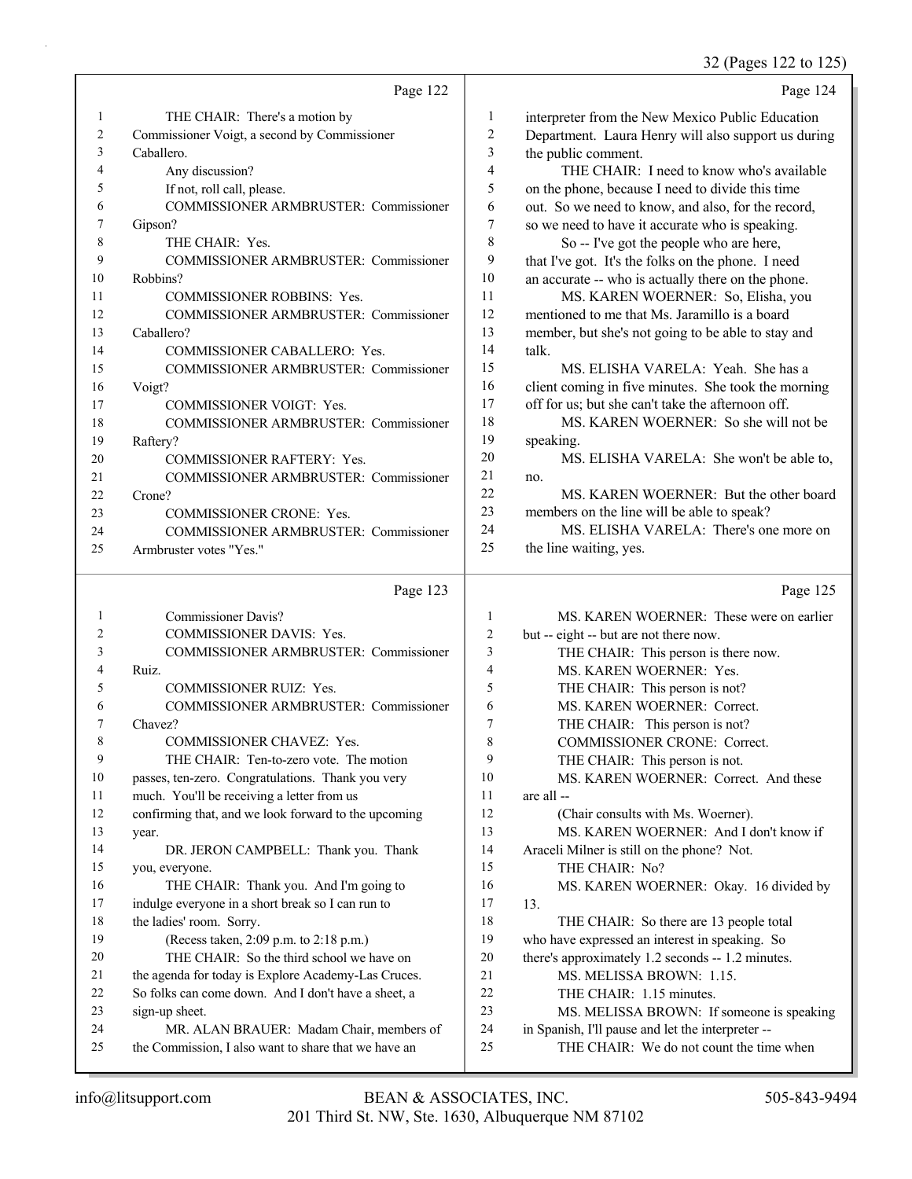Page 122

1 THE CHAIR: There's a motion by
2 Commissioner Voigt, a second by Commissioner
3 Caballero.
4 Any discussion?
5 If not, roll call, please.
6 COMMISSIONER ARMBRUSTER: Commissioner
7 Gipson?
8 THE CHAIR: Yes.
9 COMMISSIONER ARMBRUSTER: Commissioner
10 Robbins?
11 COMMISSIONER ROBBINS: Yes.
12 COMMISSIONER ARMBRUSTER: Commissioner
13 Caballero?
14 COMMISSIONER CABALLERO: Yes.
15 COMMISSIONER ARMBRUSTER: Commissioner
16 Voigt?
17 COMMISSIONER VOIGT: Yes.
18 COMMISSIONER ARMBRUSTER: Commissioner
19 Raftery?
20 COMMISSIONER RAFTERY: Yes.
21 COMMISSIONER ARMBRUSTER: Commissioner
22 Crone?
23 COMMISSIONER CRONE: Yes.
24 COMMISSIONER ARMBRUSTER: Commissioner
25 Armbruster votes "Yes."

Page 123

1 Commissioner Davis?
2 COMMISSIONER DAVIS: Yes.
3 COMMISSIONER ARMBRUSTER: Commissioner
4 Ruiz.
5 COMMISSIONER RUIZ: Yes.
6 COMMISSIONER ARMBRUSTER: Commissioner
7 Chavez?
8 COMMISSIONER CHAVEZ: Yes.
9 THE CHAIR: Ten-to-zero vote. The motion
10 passes, ten-zero. Congratulations. Thank you very
11 much. You'll be receiving a letter from us
12 confirming that, and we look forward to the upcoming
13 year.
14 DR. JERON CAMPBELL: Thank you. Thank
15 you, everyone.
16 THE CHAIR: Thank you. And I'm going to
17 indulge everyone in a short break so I can run to
18 the ladies' room. Sorry.
19 (Recess taken, 2:09 p.m. to 2:18 p.m.)
20 THE CHAIR: So the third school we have on
21 the agenda for today is Explore Academy-Las Cruces.
22 So folks can come down. And I don't have a sheet, a
23 sign-up sheet.
24 MR. ALAN BRAUER: Madam Chair, members of
25 the Commission, I also want to share that we have an

Page 124

1 interpreter from the New Mexico Public Education
2 Department. Laura Henry will also support us during
3 the public comment.
4 THE CHAIR: I need to know who's available
5 on the phone, because I need to divide this time
6 out. So we need to know, and also, for the record,
7 so we need to have it accurate who is speaking.
8 So -- I've got the people who are here,
9 that I've got. It's the folks on the phone. I need
10 an accurate -- who is actually there on the phone.
11 MS. KAREN WOERNER: So, Elisha, you
12 mentioned to me that Ms. Jaramillo is a board
13 member, but she's not going to be able to stay and
14 talk.
15 MS. ELISHA VARELA: Yeah. She has a
16 client coming in five minutes. She took the morning
17 off for us; but she can't take the afternoon off.
18 MS. KAREN WOERNER: So she will not be
19 speaking.
20 MS. ELISHA VARELA: She won't be able to,
21 no.
22 MS. KAREN WOERNER: But the other board
23 members on the line will be able to speak?
24 MS. ELISHA VARELA: There's one more on
25 the line waiting, yes.

Page 125

1 MS. KAREN WOERNER: These were on earlier
2 but -- eight -- but are not there now.
3 THE CHAIR: This person is there now.
4 MS. KAREN WOERNER: Yes.
5 THE CHAIR: This person is not?
6 MS. KAREN WOERNER: Correct.
7 THE CHAIR: This person is not?
8 COMMISSIONER CRONE: Correct.
9 THE CHAIR: This person is not.
10 MS. KAREN WOERNER: Correct. And these
11 are all --
12 (Chair consults with Ms. Woerner).
13 MS. KAREN WOERNER: And I don't know if
14 Araceli Milner is still on the phone? Not.
15 THE CHAIR: No?
16 MS. KAREN WOERNER: Okay. 16 divided by
17 13.
18 THE CHAIR: So there are 13 people total
19 who have expressed an interest in speaking. So
20 there's approximately 1.2 seconds -- 1.2 minutes.
21 MS. MELISSA BROWN: 1.15.
22 THE CHAIR: 1.15 minutes.
23 MS. MELISSA BROWN: If someone is speaking
24 in Spanish, I'll pause and let the interpreter --
25 THE CHAIR: We do not count the time when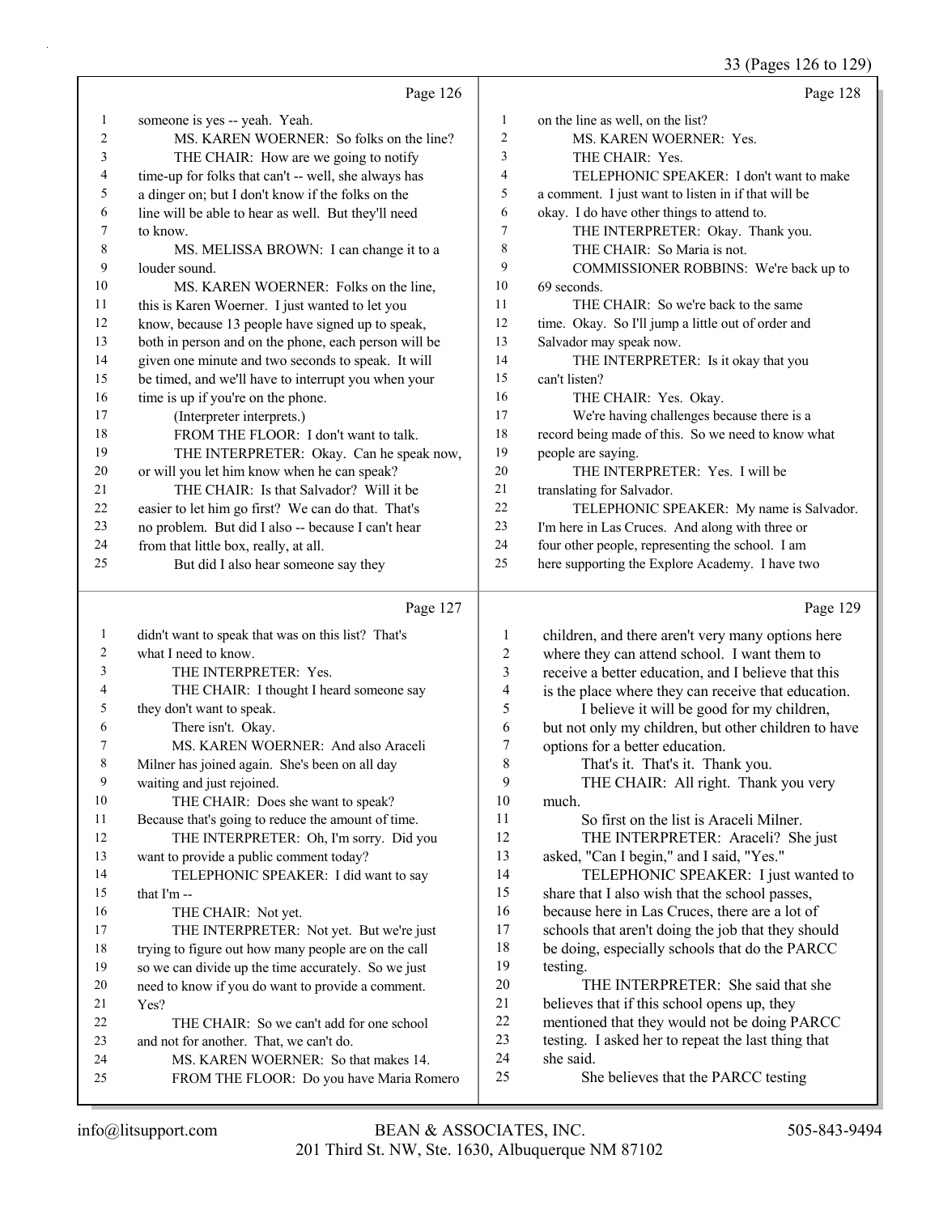Page 126

1 someone is yes -- yeah. Yeah.
2 MS. KAREN WOERNER: So folks on the line?
3 THE CHAIR: How are we going to notify
4 time-up for folks that can't -- well, she always has
5 a dinger on; but I don't know if the folks on the
6 line will be able to hear as well. But they'll need
7 to know.
8 MS. MELISSA BROWN: I can change it to a
9 louder sound.
10 MS. KAREN WOERNER: Folks on the line,
11 this is Karen Woerner. I just wanted to let you
12 know, because 13 people have signed up to speak,
13 both in person and on the phone, each person will be
14 given one minute and two seconds to speak. It will
15 be timed, and we'll have to interrupt you when your
16 time is up if you're on the phone.
17 (Interpreter interprets.)
18 FROM THE FLOOR: I don't want to talk.
19 THE INTERPRETER: Okay. Can he speak now,
20 or will you let him know when he can speak?
21 THE CHAIR: Is that Salvador? Will it be
22 easier to let him go first? We can do that. That's
23 no problem. But did I also -- because I can't hear
24 from that little box, really, at all.
25 But did I also hear someone say they

Page 127

1 didn't want to speak that was on this list? That's
2 what I need to know.
3 THE INTERPRETER: Yes.
4 THE CHAIR: I thought I heard someone say
5 they don't want to speak.
6 There isn't. Okay.
7 MS. KAREN WOERNER: And also Araceli
8 Milner has joined again. She's been on all day
9 waiting and just rejoined.
10 THE CHAIR: Does she want to speak?
11 Because that's going to reduce the amount of time.
12 THE INTERPRETER: Oh, I'm sorry. Did you
13 want to provide a public comment today?
14 TELEPHONIC SPEAKER: I did want to say
15 that I'm --
16 THE CHAIR: Not yet.
17 THE INTERPRETER: Not yet. But we're just
18 trying to figure out how many people are on the call
19 so we can divide up the time accurately. So we just
20 need to know if you do want to provide a comment.
21 Yes?
22 THE CHAIR: So we can't add for one school
23 and not for another. That, we can't do.
24 MS. KAREN WOERNER: So that makes 14.
25 FROM THE FLOOR: Do you have Maria Romero

Page 128

1 on the line as well, on the list?
2 MS. KAREN WOERNER: Yes.
3 THE CHAIR: Yes.
4 TELEPHONIC SPEAKER: I don't want to make
5 a comment. I just want to listen in if that will be
6 okay. I do have other things to attend to.
7 THE INTERPRETER: Okay. Thank you.
8 THE CHAIR: So Maria is not.
9 COMMISSIONER ROBBINS: We're back up to
10 69 seconds.
11 THE CHAIR: So we're back to the same
12 time. Okay. So I'll jump a little out of order and
13 Salvador may speak now.
14 THE INTERPRETER: Is it okay that you
15 can't listen?
16 THE CHAIR: Yes. Okay.
17 We're having challenges because there is a
18 record being made of this. So we need to know what
19 people are saying.
20 THE INTERPRETER: Yes. I will be
21 translating for Salvador.
22 TELEPHONIC SPEAKER: My name is Salvador.
23 I'm here in Las Cruces. And along with three or
24 four other people, representing the school. I am
25 here supporting the Explore Academy. I have two

Page 129

1 children, and there aren't very many options here
2 where they can attend school. I want them to
3 receive a better education, and I believe that this
4 is the place where they can receive that education.
5 I believe it will be good for my children,
6 but not only my children, but other children to have
7 options for a better education.
8 That's it. That's it. Thank you.
9 THE CHAIR: All right. Thank you very
10 much.
11 So first on the list is Araceli Milner.
12 THE INTERPRETER: Araceli? She just
13 asked, "Can I begin," and I said, "Yes."
14 TELEPHONIC SPEAKER: I just wanted to
15 share that I also wish that the school passes,
16 because here in Las Cruces, there are a lot of
17 schools that aren't doing the job that they should
18 be doing, especially schools that do the PARCC
19 testing.
20 THE INTERPRETER: She said that she
21 believes that if this school opens up, they
22 mentioned that they would not be doing PARCC
23 testing. I asked her to repeat the last thing that
24 she said.
25 She believes that the PARCC testing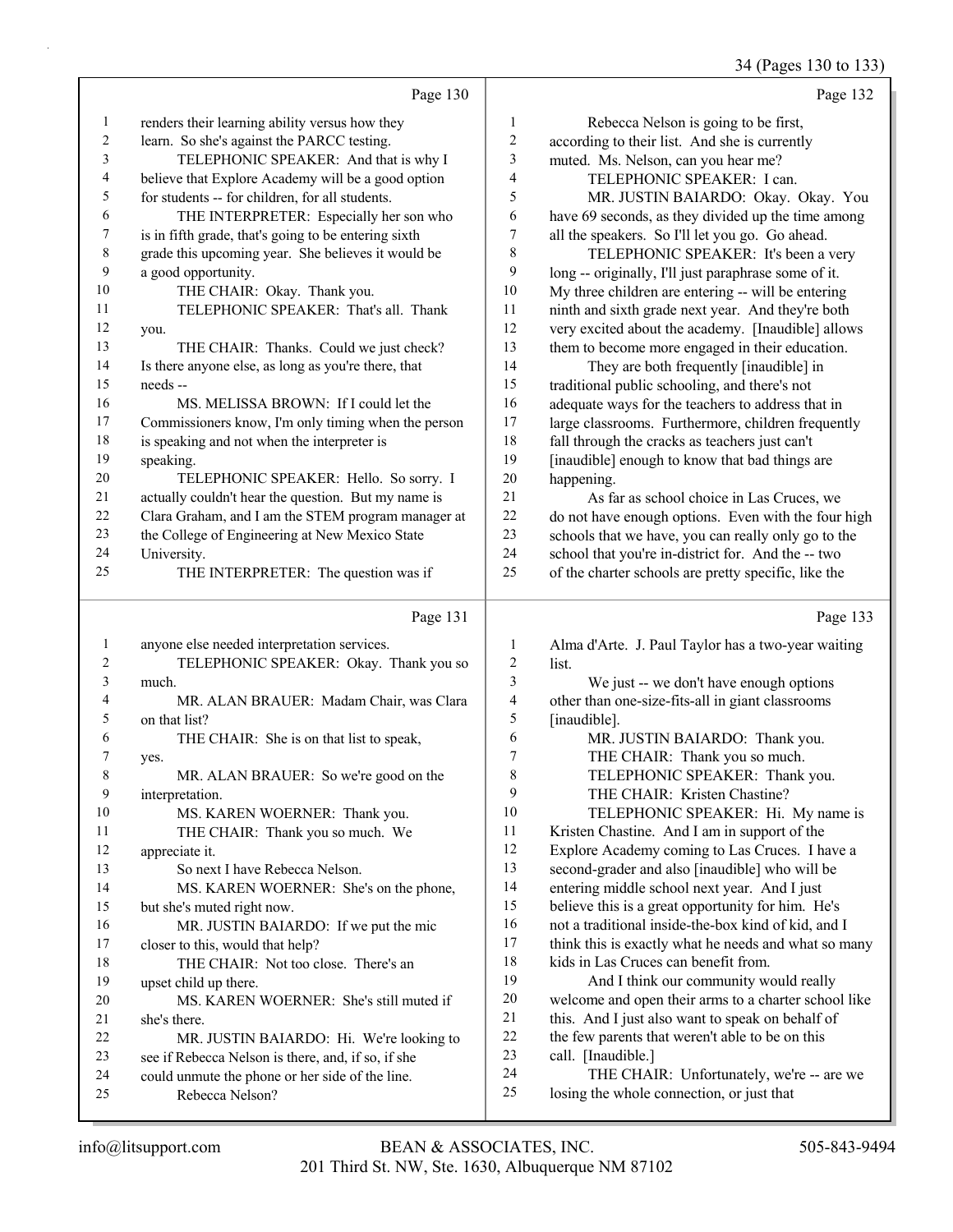Page 130

1 renders their learning ability versus how they
2 learn. So she's against the PARCC testing.
3 TELEPHONIC SPEAKER: And that is why I
4 believe that Explore Academy will be a good option
5 for students -- for children, for all students.
6 THE INTERPRETER: Especially her son who
7 is in fifth grade, that's going to be entering sixth
8 grade this upcoming year. She believes it would be
9 a good opportunity.
10 THE CHAIR: Okay. Thank you.
11 TELEPHONIC SPEAKER: That's all. Thank
12 you.
13 THE CHAIR: Thanks. Could we just check?
14 Is there anyone else, as long as you're there, that
15 needs --
16 MS. MELISSA BROWN: If I could let the
17 Commissioners know, I'm only timing when the person
18 is speaking and not when the interpreter is
19 speaking.
20 TELEPHONIC SPEAKER: Hello. So sorry. I
21 actually couldn't hear the question. But my name is
22 Clara Graham, and I am the STEM program manager at
23 the College of Engineering at New Mexico State
24 University.
25 THE INTERPRETER: The question was if

Page 131

1 anyone else needed interpretation services.
2 TELEPHONIC SPEAKER: Okay. Thank you so
3 much.
4 MR. ALAN BRAUER: Madam Chair, was Clara
5 on that list?
6 THE CHAIR: She is on that list to speak,
7 yes.
8 MR. ALAN BRAUER: So we're good on the
9 interpretation.
10 MS. KAREN WOERNER: Thank you.
11 THE CHAIR: Thank you so much. We
12 appreciate it.
13 So next I have Rebecca Nelson.
14 MS. KAREN WOERNER: She's on the phone,
15 but she's muted right now.
16 MR. JUSTIN BAIARDO: If we put the mic
17 closer to this, would that help?
18 THE CHAIR: Not too close. There's an
19 upset child up there.
20 MS. KAREN WOERNER: She's still muted if
21 she's there.
22 MR. JUSTIN BAIARDO: Hi. We're looking to
23 see if Rebecca Nelson is there, and, if so, if she
24 could unmute the phone or her side of the line.
25 Rebecca Nelson?

Page 132

1 Rebecca Nelson is going to be first,
2 according to their list. And she is currently
3 muted. Ms. Nelson, can you hear me?
4 TELEPHONIC SPEAKER: I can.
5 MR. JUSTIN BAIARDO: Okay. Okay. You
6 have 69 seconds, as they divided up the time among
7 all the speakers. So I'll let you go. Go ahead.
8 TELEPHONIC SPEAKER: It's been a very
9 long -- originally, I'll just paraphrase some of it.
10 My three children are entering -- will be entering
11 ninth and sixth grade next year. And they're both
12 very excited about the academy. [Inaudible] allows
13 them to become more engaged in their education.
14 They are both frequently [inaudible] in
15 traditional public schooling, and there's not
16 adequate ways for the teachers to address that in
17 large classrooms. Furthermore, children frequently
18 fall through the cracks as teachers just can't
19 [inaudible] enough to know that bad things are
20 happening.
21 As far as school choice in Las Cruces, we
22 do not have enough options. Even with the four high
23 schools that we have, you can really only go to the
24 school that you're in-district for. And the -- two
25 of the charter schools are pretty specific, like the

Page 133

1 Alma d'Arte. J. Paul Taylor has a two-year waiting
2 list.
3 We just -- we don't have enough options
4 other than one-size-fits-all in giant classrooms
5 [inaudible].
6 MR. JUSTIN BAIARDO: Thank you.
7 THE CHAIR: Thank you so much.
8 TELEPHONIC SPEAKER: Thank you.
9 THE CHAIR: Kristen Chastine?
10 TELEPHONIC SPEAKER: Hi. My name is
11 Kristen Chastine. And I am in support of the
12 Explore Academy coming to Las Cruces. I have a
13 second-grader and also [inaudible] who will be
14 entering middle school next year. And I just
15 believe this is a great opportunity for him. He's
16 not a traditional inside-the-box kind of kid, and I
17 think this is exactly what he needs and what so many
18 kids in Las Cruces can benefit from.
19 And I think our community would really
20 welcome and open their arms to a charter school like
21 this. And I just also want to speak on behalf of
22 the few parents that weren't able to be on this
23 call. [Inaudible.]
24 THE CHAIR: Unfortunately, we're -- are we
25 losing the whole connection, or just that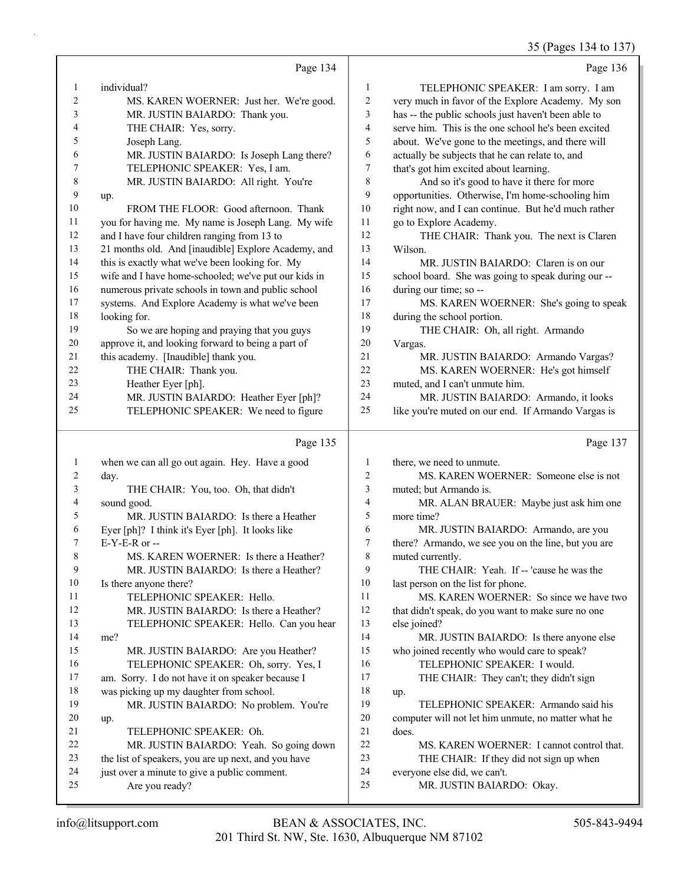Page 134

1 individual?
2 MS. KAREN WOERNER: Just her. We're good.
3 MR. JUSTIN BAIARDO: Thank you.
4 THE CHAIR: Yes, sorry.
5 Joseph Lang.
6 MR. JUSTIN BAIARDO: Is Joseph Lang there?
7 TELEPHONIC SPEAKER: Yes, I am.
8 MR. JUSTIN BAIARDO: All right. You're
9 up.
10 FROM THE FLOOR: Good afternoon. Thank
11 you for having me. My name is Joseph Lang. My wife
12 and I have four children ranging from 13 to
13 21 months old. And [inaudible] Explore Academy, and
14 this is exactly what we've been looking for. My
15 wife and I have home-schooled; we've put our kids in
16 numerous private schools in town and public school
17 systems. And Explore Academy is what we've been
18 looking for.
19 So we are hoping and praying that you guys
20 approve it, and looking forward to being a part of
21 this academy. [Inaudible] thank you.
22 THE CHAIR: Thank you.
23 Heather Eyer [ph].
24 MR. JUSTIN BAIARDO: Heather Eyer [ph]?
25 TELEPHONIC SPEAKER: We need to figure

Page 135

1 when we can all go out again. Hey. Have a good
2 day.
3 THE CHAIR: You, too. Oh, that didn't
4 sound good.
5 MR. JUSTIN BAIARDO: Is there a Heather
6 Eyer [ph]? I think it's Eyer [ph]. It looks like
7 E-Y-E-R or --
8 MS. KAREN WOERNER: Is there a Heather?
9 MR. JUSTIN BAIARDO: Is there a Heather?
10 Is there anyone there?
11 TELEPHONIC SPEAKER: Hello.
12 MR. JUSTIN BAIARDO: Is there a Heather?
13 TELEPHONIC SPEAKER: Hello. Can you hear
14 me?
15 MR. JUSTIN BAIARDO: Are you Heather?
16 TELEPHONIC SPEAKER: Oh, sorry. Yes, I
17 am. Sorry. I do not have it on speaker because I
18 was picking up my daughter from school.
19 MR. JUSTIN BAIARDO: No problem. You're
20 up.
21 TELEPHONIC SPEAKER: Oh.
22 MR. JUSTIN BAIARDO: Yeah. So going down
23 the list of speakers, you are up next, and you have
24 just over a minute to give a public comment.
25 Are you ready?

Page 136

1 TELEPHONIC SPEAKER: I am sorry. I am
2 very much in favor of the Explore Academy. My son
3 has -- the public schools just haven't been able to
4 serve him. This is the one school he's been excited
5 about. We've gone to the meetings, and there will
6 actually be subjects that he can relate to, and
7 that's got him excited about learning.
8 And so it's good to have it there for more
9 opportunities. Otherwise, I'm home-schooling him
10 right now, and I can continue. But he'd much rather
11 go to Explore Academy.
12 THE CHAIR: Thank you. The next is Claren
13 Wilson.
14 MR. JUSTIN BAIARDO: Claren is on our
15 school board. She was going to speak during our --
16 during our time; so --
17 MS. KAREN WOERNER: She's going to speak
18 during the school portion.
19 THE CHAIR: Oh, all right. Armando
20 Vargas.
21 MR. JUSTIN BAIARDO: Armando Vargas?
22 MS. KAREN WOERNER: He's got himself
23 muted, and I can't unmute him.
24 MR. JUSTIN BAIARDO: Armando, it looks
25 like you're muted on our end. If Armando Vargas is

Page 137

1 there, we need to unmute.
2 MS. KAREN WOERNER: Someone else is not
3 muted; but Armando is.
4 MR. ALAN BRAUER: Maybe just ask him one
5 more time?
6 MR. JUSTIN BAIARDO: Armando, are you
7 there? Armando, we see you on the line, but you are
8 muted currently.
9 THE CHAIR: Yeah. If -- 'cause he was the
10 last person on the list for phone.
11 MS. KAREN WOERNER: So since we have two
12 that didn't speak, do you want to make sure no one
13 else joined?
14 MR. JUSTIN BAIARDO: Is there anyone else
15 who joined recently who would care to speak?
16 TELEPHONIC SPEAKER: I would.
17 THE CHAIR: They can't; they didn't sign
18 up.
19 TELEPHONIC SPEAKER: Armando said his
20 computer will not let him unmute, no matter what he
21 does.
22 MS. KAREN WOERNER: I cannot control that.
23 THE CHAIR: If they did not sign up when
24 everyone else did, we can't.
25 MR. JUSTIN BAIARDO: Okay.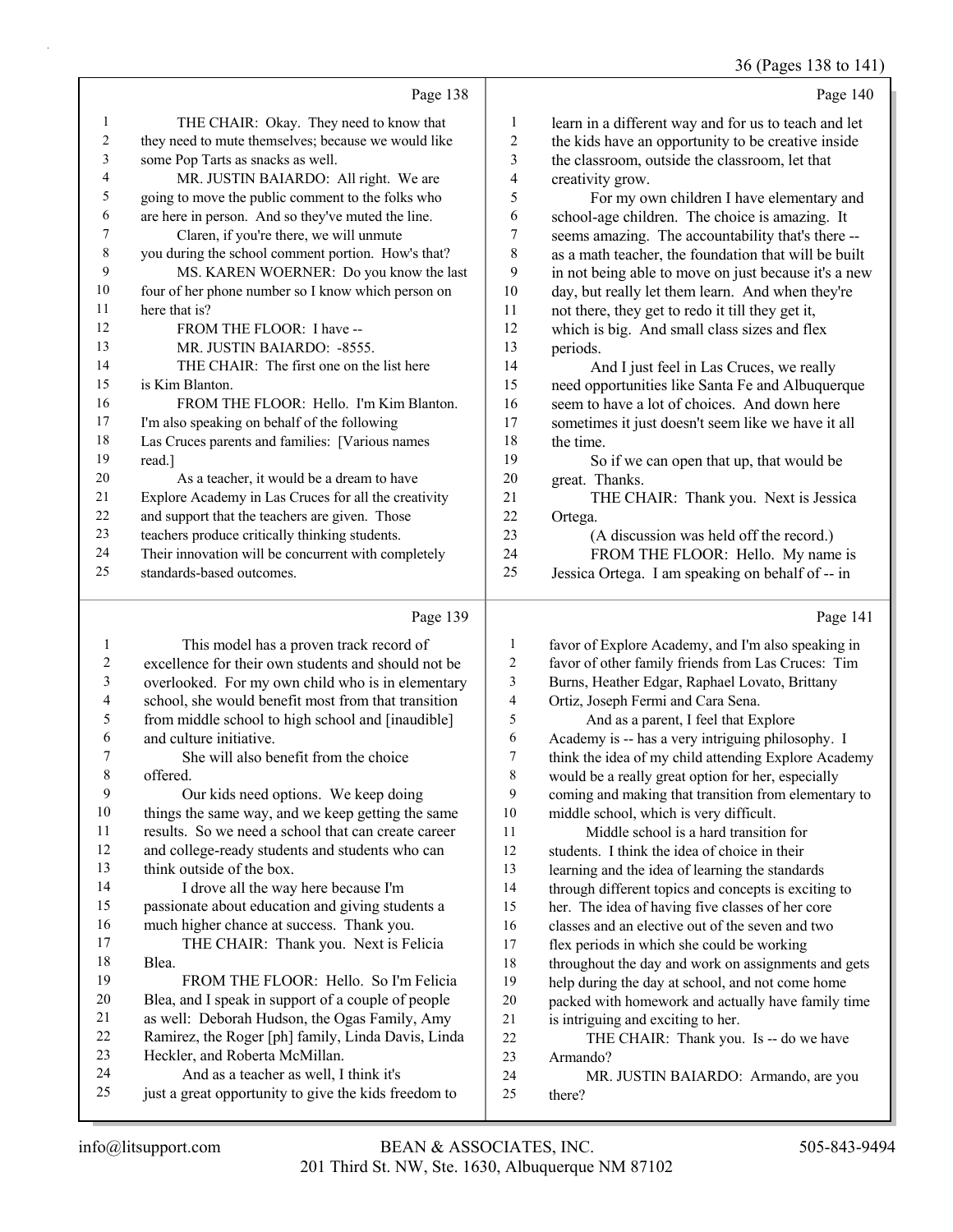Page 138

1 THE CHAIR: Okay. They need to know that
2 they need to mute themselves; because we would like
3 some Pop Tarts as snacks as well.
4 MR. JUSTIN BAIARDO: All right. We are
5 going to move the public comment to the folks who
6 are here in person. And so they've muted the line.
7 Claren, if you're there, we will unmute
8 you during the school comment portion. How's that?
9 MS. KAREN WOERNER: Do you know the last
10 four of her phone number so I know which person on
11 here that is?
12 FROM THE FLOOR: I have --
13 MR. JUSTIN BAIARDO: -8555.
14 THE CHAIR: The first one on the list here
15 is Kim Blanton.
16 FROM THE FLOOR: Hello. I'm Kim Blanton.
17 I'm also speaking on behalf of the following
18 Las Cruces parents and families: [Various names
19 read.]
20 As a teacher, it would be a dream to have
21 Explore Academy in Las Cruces for all the creativity
22 and support that the teachers are given. Those
23 teachers produce critically thinking students.
24 Their innovation will be concurrent with completely
25 standards-based outcomes.

Page 139

1 This model has a proven track record of
2 excellence for their own students and should not be
3 overlooked. For my own child who is in elementary
4 school, she would benefit most from that transition
5 from middle school to high school and [inaudible]
6 and culture initiative.
7 She will also benefit from the choice
8 offered.
9 Our kids need options. We keep doing
10 things the same way, and we keep getting the same
11 results. So we need a school that can create career
12 and college-ready students and students who can
13 think outside of the box.
14 I drove all the way here because I'm
15 passionate about education and giving students a
16 much higher chance at success. Thank you.
17 THE CHAIR: Thank you. Next is Felicia
18 Blea.
19 FROM THE FLOOR: Hello. So I'm Felicia
20 Blea, and I speak in support of a couple of people
21 as well: Deborah Hudson, the Ogas Family, Amy
22 Ramirez, the Roger [ph] family, Linda Davis, Linda
23 Heckler, and Roberta McMillan.
24 And as a teacher as well, I think it's
25 just a great opportunity to give the kids freedom to

Page 140

1 learn in a different way and for us to teach and let
2 the kids have an opportunity to be creative inside
3 the classroom, outside the classroom, let that
4 creativity grow.
5 For my own children I have elementary and
6 school-age children. The choice is amazing. It
7 seems amazing. The accountability that's there --
8 as a math teacher, the foundation that will be built
9 in not being able to move on just because it's a new
10 day, but really let them learn. And when they're
11 not there, they get to redo it till they get it,
12 which is big. And small class sizes and flex
13 periods.
14 And I just feel in Las Cruces, we really
15 need opportunities like Santa Fe and Albuquerque
16 seem to have a lot of choices. And down here
17 sometimes it just doesn't seem like we have it all
18 the time.
19 So if we can open that up, that would be
20 great. Thanks.
21 THE CHAIR: Thank you. Next is Jessica
22 Ortega.
23 (A discussion was held off the record.)
24 FROM THE FLOOR: Hello. My name is
25 Jessica Ortega. I am speaking on behalf of -- in

Page 141

1 favor of Explore Academy, and I'm also speaking in
2 favor of other family friends from Las Cruces: Tim
3 Burns, Heather Edgar, Raphael Lovato, Brittany
4 Ortiz, Joseph Fermi and Cara Sena.
5 And as a parent, I feel that Explore
6 Academy is -- has a very intriguing philosophy. I
7 think the idea of my child attending Explore Academy
8 would be a really great option for her, especially
9 coming and making that transition from elementary to
10 middle school, which is very difficult.
11 Middle school is a hard transition for
12 students. I think the idea of choice in their
13 learning and the idea of learning the standards
14 through different topics and concepts is exciting to
15 her. The idea of having five classes of her core
16 classes and an elective out of the seven and two
17 flex periods in which she could be working
18 throughout the day and work on assignments and gets
19 help during the day at school, and not come home
20 packed with homework and actually have family time
21 is intriguing and exciting to her.
22 THE CHAIR: Thank you. Is -- do we have
23 Armando?
24 MR. JUSTIN BAIARDO: Armando, are you
25 there?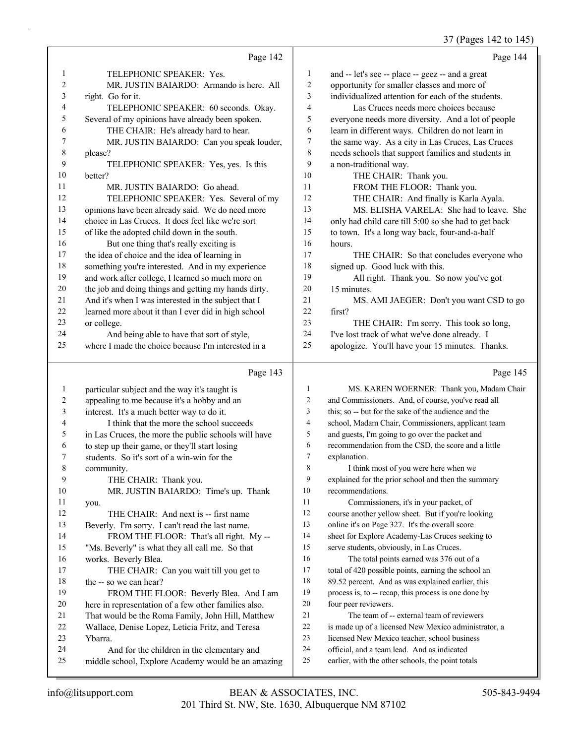Page 142

1 TELEPHONIC SPEAKER: Yes.
2 MR. JUSTIN BAIARDO: Armando is here. All
3 right. Go for it.
4 TELEPHONIC SPEAKER: 60 seconds. Okay.
5 Several of my opinions have already been spoken.
6 THE CHAIR: He's already hard to hear.
7 MR. JUSTIN BAIARDO: Can you speak louder,
8 please?
9 TELEPHONIC SPEAKER: Yes, yes. Is this
10 better?
11 MR. JUSTIN BAIARDO: Go ahead.
12 TELEPHONIC SPEAKER: Yes. Several of my
13 opinions have been already said. We do need more
14 choice in Las Cruces. It does feel like we're sort
15 of like the adopted child down in the south.
16 But one thing that's really exciting is
17 the idea of choice and the idea of learning in
18 something you're interested. And in my experience
19 and work after college, I learned so much more on
20 the job and doing things and getting my hands dirty.
21 And it's when I was interested in the subject that I
22 learned more about it than I ever did in high school
23 or college.
24 And being able to have that sort of style,
25 where I made the choice because I'm interested in a

Page 143

1 particular subject and the way it's taught is
2 appealing to me because it's a hobby and an
3 interest. It's a much better way to do it.
4 I think that the more the school succeeds
5 in Las Cruces, the more the public schools will have
6 to step up their game, or they'll start losing
7 students. So it's sort of a win-win for the
8 community.
9 THE CHAIR: Thank you.
10 MR. JUSTIN BAIARDO: Time's up. Thank
11 you.
12 THE CHAIR: And next is -- first name
13 Beverly. I'm sorry. I can't read the last name.
14 FROM THE FLOOR: That's all right. My --
15 "Ms. Beverly" is what they all call me. So that
16 works. Beverly Blea.
17 THE CHAIR: Can you wait till you get to
18 the -- so we can hear?
19 FROM THE FLOOR: Beverly Blea. And I am
20 here in representation of a few other families also.
21 That would be the Roma Family, John Hill, Matthew
22 Wallace, Denise Lopez, Leticia Fritz, and Teresa
23 Ybarra.
24 And for the children in the elementary and
25 middle school, Explore Academy would be an amazing

Page 144

1 and -- let's see -- place -- geez -- and a great
2 opportunity for smaller classes and more of
3 individualized attention for each of the students.
4 Las Cruces needs more choices because
5 everyone needs more diversity. And a lot of people
6 learn in different ways. Children do not learn in
7 the same way. As a city in Las Cruces, Las Cruces
8 needs schools that support families and students in
9 a non-traditional way.
10 THE CHAIR: Thank you.
11 FROM THE FLOOR: Thank you.
12 THE CHAIR: And finally is Karla Ayala.
13 MS. ELISHA VARELA: She had to leave. She
14 only had child care till 5:00 so she had to get back
15 to town. It's a long way back, four-and-a-half
16 hours.
17 THE CHAIR: So that concludes everyone who
18 signed up. Good luck with this.
19 All right. Thank you. So now you've got
20 15 minutes.
21 MS. AMI JAEGER: Don't you want CSD to go
22 first?
23 THE CHAIR: I'm sorry. This took so long,
24 I've lost track of what we've done already. I
25 apologize. You'll have your 15 minutes. Thanks.

Page 145

1 MS. KAREN WOERNER: Thank you, Madam Chair
2 and Commissioners. And, of course, you've read all
3 this; so -- but for the sake of the audience and the
4 school, Madam Chair, Commissioners, applicant team
5 and guests, I'm going to go over the packet and
6 recommendation from the CSD, the score and a little
7 explanation.
8 I think most of you were here when we
9 explained for the prior school and then the summary
10 recommendations.
11 Commissioners, it's in your packet, of
12 course another yellow sheet. But if you're looking
13 online it's on Page 327. It's the overall score
14 sheet for Explore Academy-Las Cruces seeking to
15 serve students, obviously, in Las Cruces.
16 The total points earned was 376 out of a
17 total of 420 possible points, earning the school an
18 89.52 percent. And as was explained earlier, this
19 process is, to -- recap, this process is one done by
20 four peer reviewers.
21 The team of -- external team of reviewers
22 is made up of a licensed New Mexico administrator, a
23 licensed New Mexico teacher, school business
24 official, and a team lead. And as indicated
25 earlier, with the other schools, the point totals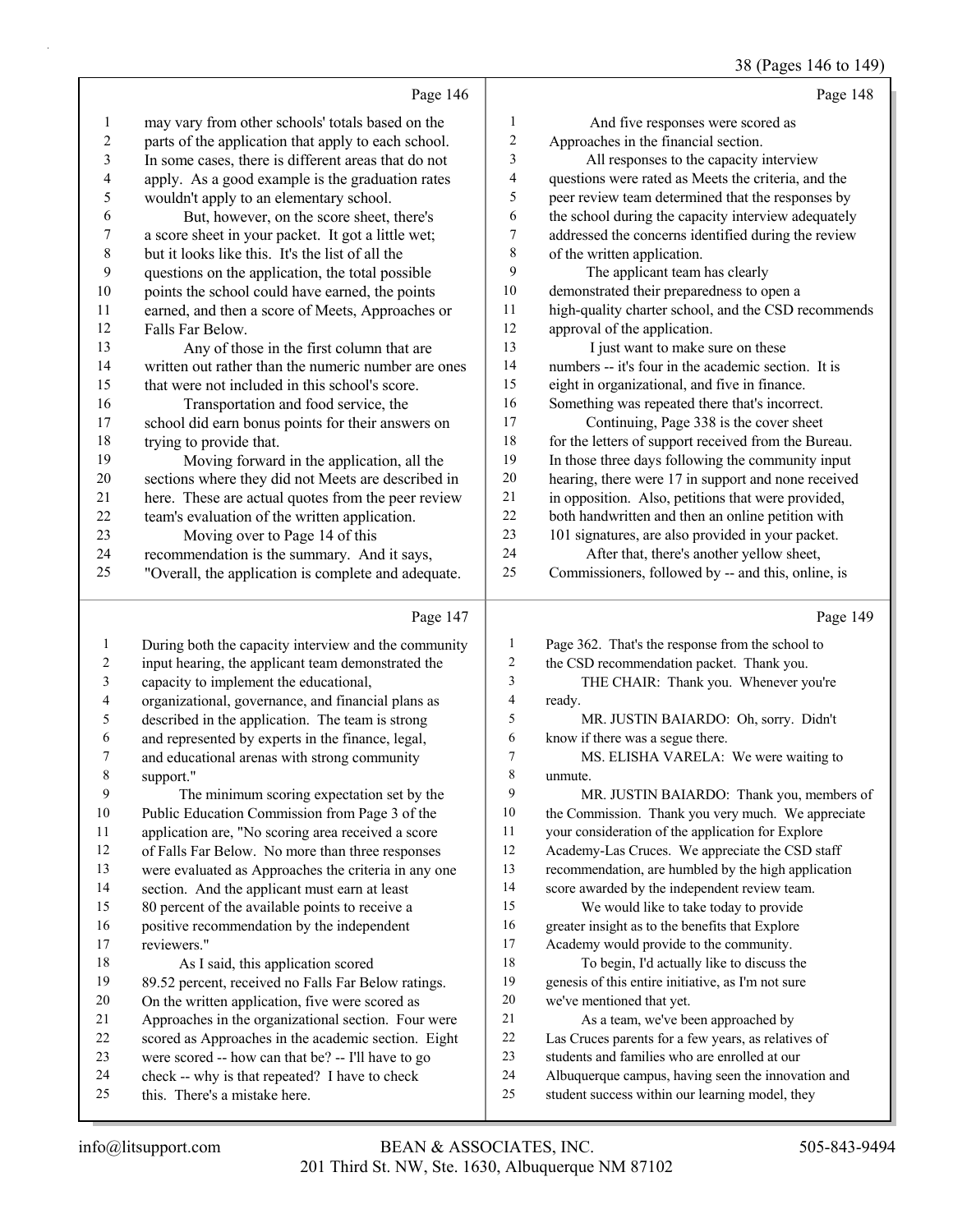Page 146

may vary from other schools' totals based on the parts of the application that apply to each school. In some cases, there is different areas that do not apply. As a good example is the graduation rates wouldn't apply to an elementary school.

But, however, on the score sheet, there's a score sheet in your packet. It got a little wet; but it looks like this. It's the list of all the questions on the application, the total possible points the school could have earned, the points earned, and then a score of Meets, Approaches or Falls Far Below.

Any of those in the first column that are written out rather than the numeric number are ones that were not included in this school's score.

Transportation and food service, the school did earn bonus points for their answers on trying to provide that.

Moving forward in the application, all the sections where they did not Meets are described in here. These are actual quotes from the peer review team's evaluation of the written application.

Moving over to Page 14 of this recommendation is the summary. And it says, "Overall, the application is complete and adequate.

Page 147

During both the capacity interview and the community input hearing, the applicant team demonstrated the capacity to implement the educational, organizational, governance, and financial plans as described in the application. The team is strong and represented by experts in the finance, legal, and educational arenas with strong community support."

The minimum scoring expectation set by the Public Education Commission from Page 3 of the application are, "No scoring area received a score of Falls Far Below. No more than three responses were evaluated as Approaches the criteria in any one section. And the applicant must earn at least 80 percent of the available points to receive a positive recommendation by the independent reviewers."

As I said, this application scored 89.52 percent, received no Falls Far Below ratings. On the written application, five were scored as Approaches in the organizational section. Four were scored as Approaches in the academic section. Eight were scored -- how can that be? -- I'll have to go check -- why is that repeated? I have to check this. There's a mistake here.

Page 148

And five responses were scored as Approaches in the financial section.

All responses to the capacity interview questions were rated as Meets the criteria, and the peer review team determined that the responses by the school during the capacity interview adequately addressed the concerns identified during the review of the written application.

The applicant team has clearly demonstrated their preparedness to open a high-quality charter school, and the CSD recommends approval of the application.

I just want to make sure on these numbers -- it's four in the academic section. It is eight in organizational, and five in finance. Something was repeated there that's incorrect.

Continuing, Page 338 is the cover sheet for the letters of support received from the Bureau. In those three days following the community input hearing, there were 17 in support and none received in opposition. Also, petitions that were provided, both handwritten and then an online petition with 101 signatures, are also provided in your packet.

After that, there's another yellow sheet, Commissioners, followed by -- and this, online, is

Page 149

Page 362. That's the response from the school to the CSD recommendation packet. Thank you.

THE CHAIR: Thank you. Whenever you're ready.

MR. JUSTIN BAIARDO: Oh, sorry. Didn't know if there was a segue there.

MS. ELISHA VARELA: We were waiting to unmute.

MR. JUSTIN BAIARDO: Thank you, members of the Commission. Thank you very much. We appreciate your consideration of the application for Explore Academy-Las Cruces. We appreciate the CSD staff recommendation, are humbled by the high application score awarded by the independent review team.

We would like to take today to provide greater insight as to the benefits that Explore Academy would provide to the community.

To begin, I'd actually like to discuss the genesis of this entire initiative, as I'm not sure we've mentioned that yet.

As a team, we've been approached by Las Cruces parents for a few years, as relatives of students and families who are enrolled at our Albuquerque campus, having seen the innovation and student success within our learning model, they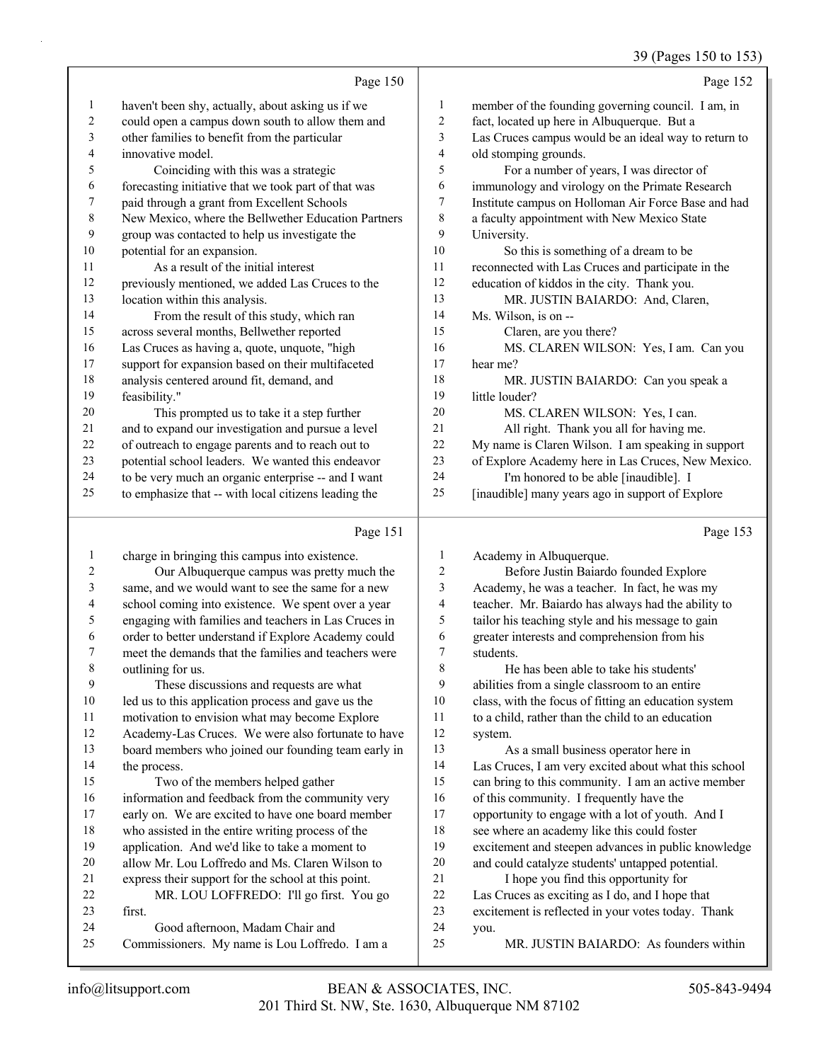Page 150

1 haven't been shy, actually, about asking us if we
2 could open a campus down south to allow them and
3 other families to benefit from the particular
4 innovative model.
5 Coinciding with this was a strategic
6 forecasting initiative that we took part of that was
7 paid through a grant from Excellent Schools
8 New Mexico, where the Bellwether Education Partners
9 group was contacted to help us investigate the
10 potential for an expansion.
11 As a result of the initial interest
12 previously mentioned, we added Las Cruces to the
13 location within this analysis.
14 From the result of this study, which ran
15 across several months, Bellwether reported
16 Las Cruces as having a, quote, unquote, "high
17 support for expansion based on their multifaceted
18 analysis centered around fit, demand, and
19 feasibility."
20 This prompted us to take it a step further
21 and to expand our investigation and pursue a level
22 of outreach to engage parents and to reach out to
23 potential school leaders. We wanted this endeavor
24 to be very much an organic enterprise -- and I want
25 to emphasize that -- with local citizens leading the

Page 151

1 charge in bringing this campus into existence.
2 Our Albuquerque campus was pretty much the
3 same, and we would want to see the same for a new
4 school coming into existence. We spent over a year
5 engaging with families and teachers in Las Cruces in
6 order to better understand if Explore Academy could
7 meet the demands that the families and teachers were
8 outlining for us.
9 These discussions and requests are what
10 led us to this application process and gave us the
11 motivation to envision what may become Explore
12 Academy-Las Cruces. We were also fortunate to have
13 board members who joined our founding team early in
14 the process.
15 Two of the members helped gather
16 information and feedback from the community very
17 early on. We are excited to have one board member
18 who assisted in the entire writing process of the
19 application. And we'd like to take a moment to
20 allow Mr. Lou Loffredo and Ms. Claren Wilson to
21 express their support for the school at this point.
22 MR. LOU LOFFREDO: I'll go first. You go
23 first.
24 Good afternoon, Madam Chair and
25 Commissioners. My name is Lou Loffredo. I am a

Page 152

1 member of the founding governing council. I am, in
2 fact, located up here in Albuquerque. But a
3 Las Cruces campus would be an ideal way to return to
4 old stomping grounds.
5 For a number of years, I was director of
6 immunology and virology on the Primate Research
7 Institute campus on Holloman Air Force Base and had
8 a faculty appointment with New Mexico State
9 University.
10 So this is something of a dream to be
11 reconnected with Las Cruces and participate in the
12 education of kiddos in the city. Thank you.
13 MR. JUSTIN BAIARDO: And, Claren,
14 Ms. Wilson, is on --
15 Claren, are you there?
16 MS. CLAREN WILSON: Yes, I am. Can you
17 hear me?
18 MR. JUSTIN BAIARDO: Can you speak a
19 little louder?
20 MS. CLAREN WILSON: Yes, I can.
21 All right. Thank you all for having me.
22 My name is Claren Wilson. I am speaking in support
23 of Explore Academy here in Las Cruces, New Mexico.
24 I'm honored to be able [inaudible]. I
25 [inaudible] many years ago in support of Explore

Page 153

1 Academy in Albuquerque.
2 Before Justin Baiardo founded Explore
3 Academy, he was a teacher. In fact, he was my
4 teacher. Mr. Baiardo has always had the ability to
5 tailor his teaching style and his message to gain
6 greater interests and comprehension from his
7 students.
8 He has been able to take his students'
9 abilities from a single classroom to an entire
10 class, with the focus of fitting an education system
11 to a child, rather than the child to an education
12 system.
13 As a small business operator here in
14 Las Cruces, I am very excited about what this school
15 can bring to this community. I am an active member
16 of this community. I frequently have the
17 opportunity to engage with a lot of youth. And I
18 see where an academy like this could foster
19 excitement and steepen advances in public knowledge
20 and could catalyze students' untapped potential.
21 I hope you find this opportunity for
22 Las Cruces as exciting as I do, and I hope that
23 excitement is reflected in your votes today. Thank
24 you.
25 MR. JUSTIN BAIARDO: As founders within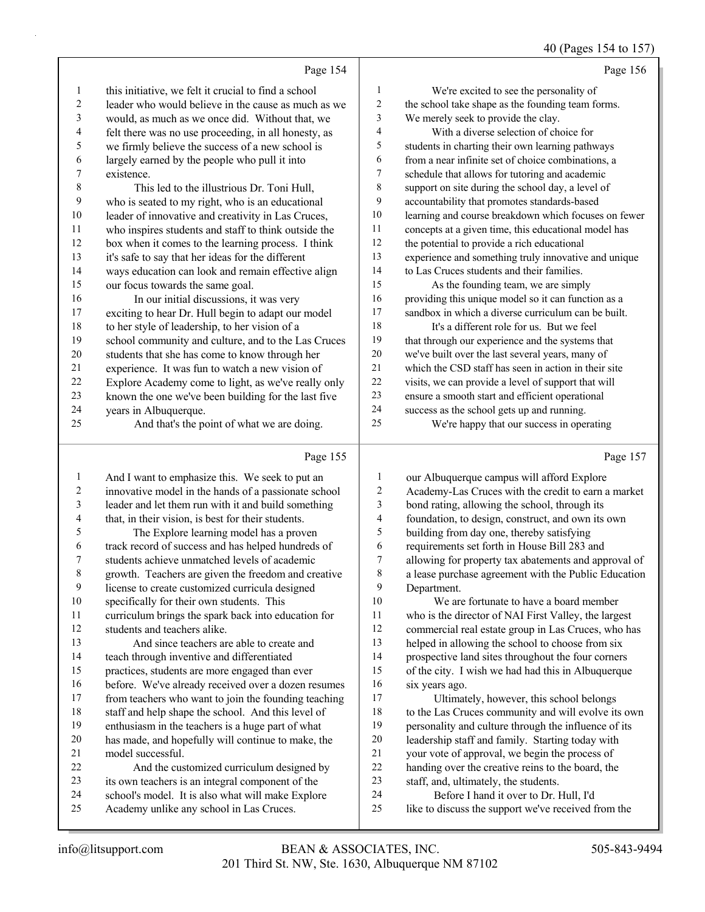Page 154

1 this initiative, we felt it crucial to find a school
2 leader who would believe in the cause as much as we
3 would, as much as we once did. Without that, we
4 felt there was no use proceeding, in all honesty, as
5 we firmly believe the success of a new school is
6 largely earned by the people who pull it into
7 existence.
8 This led to the illustrious Dr. Toni Hull,
9 who is seated to my right, who is an educational
10 leader of innovative and creativity in Las Cruces,
11 who inspires students and staff to think outside the
12 box when it comes to the learning process. I think
13 it's safe to say that her ideas for the different
14 ways education can look and remain effective align
15 our focus towards the same goal.
16 In our initial discussions, it was very
17 exciting to hear Dr. Hull begin to adapt our model
18 to her style of leadership, to her vision of a
19 school community and culture, and to the Las Cruces
20 students that she has come to know through her
21 experience. It was fun to watch a new vision of
22 Explore Academy come to light, as we've really only
23 known the one we've been building for the last five
24 years in Albuquerque.
25 And that's the point of what we are doing.

Page 155

1 And I want to emphasize this. We seek to put an
2 innovative model in the hands of a passionate school
3 leader and let them run with it and build something
4 that, in their vision, is best for their students.
5 The Explore learning model has a proven
6 track record of success and has helped hundreds of
7 students achieve unmatched levels of academic
8 growth. Teachers are given the freedom and creative
9 license to create customized curricula designed
10 specifically for their own students. This
11 curriculum brings the spark back into education for
12 students and teachers alike.
13 And since teachers are able to create and
14 teach through inventive and differentiated
15 practices, students are more engaged than ever
16 before. We've already received over a dozen resumes
17 from teachers who want to join the founding teaching
18 staff and help shape the school. And this level of
19 enthusiasm in the teachers is a huge part of what
20 has made, and hopefully will continue to make, the
21 model successful.
22 And the customized curriculum designed by
23 its own teachers is an integral component of the
24 school's model. It is also what will make Explore
25 Academy unlike any school in Las Cruces.

Page 156

1 We're excited to see the personality of
2 the school take shape as the founding team forms.
3 We merely seek to provide the clay.
4 With a diverse selection of choice for
5 students in charting their own learning pathways
6 from a near infinite set of choice combinations, a
7 schedule that allows for tutoring and academic
8 support on site during the school day, a level of
9 accountability that promotes standards-based
10 learning and course breakdown which focuses on fewer
11 concepts at a given time, this educational model has
12 the potential to provide a rich educational
13 experience and something truly innovative and unique
14 to Las Cruces students and their families.
15 As the founding team, we are simply
16 providing this unique model so it can function as a
17 sandbox in which a diverse curriculum can be built.
18 It's a different role for us. But we feel
19 that through our experience and the systems that
20 we've built over the last several years, many of
21 which the CSD staff has seen in action in their site
22 visits, we can provide a level of support that will
23 ensure a smooth start and efficient operational
24 success as the school gets up and running.
25 We're happy that our success in operating

Page 157

1 our Albuquerque campus will afford Explore
2 Academy-Las Cruces with the credit to earn a market
3 bond rating, allowing the school, through its
4 foundation, to design, construct, and own its own
5 building from day one, thereby satisfying
6 requirements set forth in House Bill 283 and
7 allowing for property tax abatements and approval of
8 a lease purchase agreement with the Public Education
9 Department.
10 We are fortunate to have a board member
11 who is the director of NAI First Valley, the largest
12 commercial real estate group in Las Cruces, who has
13 helped in allowing the school to choose from six
14 prospective land sites throughout the four corners
15 of the city. I wish we had had this in Albuquerque
16 six years ago.
17 Ultimately, however, this school belongs
18 to the Las Cruces community and will evolve its own
19 personality and culture through the influence of its
20 leadership staff and family. Starting today with
21 your vote of approval, we begin the process of
22 handing over the creative reins to the board, the
23 staff, and, ultimately, the students.
24 Before I hand it over to Dr. Hull, I'd
25 like to discuss the support we've received from the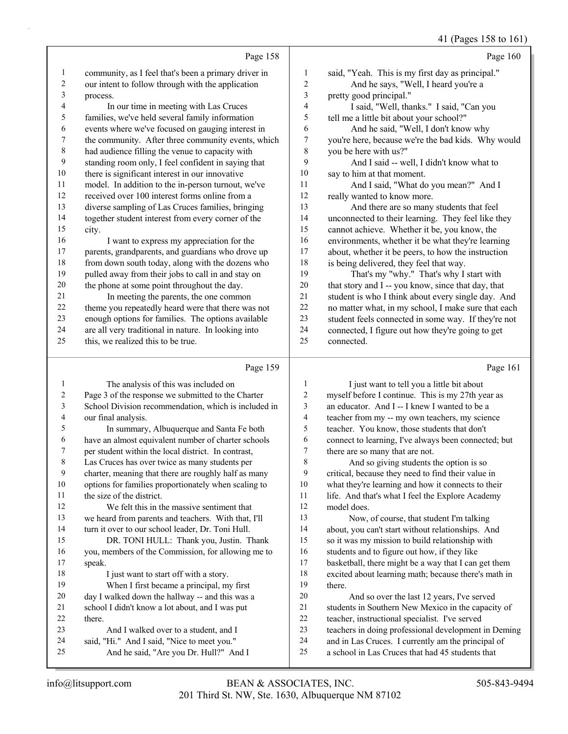## Page 158

1 community, as I feel that's been a primary driver in
2 our intent to follow through with the application
3 process.
4 In our time in meeting with Las Cruces
5 families, we've held several family information
6 events where we've focused on gauging interest in
7 the community. After three community events, which
8 had audience filling the venue to capacity with
9 standing room only, I feel confident in saying that
10 there is significant interest in our innovative
11 model. In addition to the in-person turnout, we've
12 received over 100 interest forms online from a
13 diverse sampling of Las Cruces families, bringing
14 together student interest from every corner of the
15 city.
16 I want to express my appreciation for the
17 parents, grandparents, and guardians who drove up
18 from down south today, along with the dozens who
19 pulled away from their jobs to call in and stay on
20 the phone at some point throughout the day.
21 In meeting the parents, the one common
22 theme you repeatedly heard were that there was not
23 enough options for families. The options available
24 are all very traditional in nature. In looking into
25 this, we realized this to be true.

## Page 159

1 The analysis of this was included on
2 Page 3 of the response we submitted to the Charter
3 School Division recommendation, which is included in
4 our final analysis.
5 In summary, Albuquerque and Santa Fe both
6 have an almost equivalent number of charter schools
7 per student within the local district. In contrast,
8 Las Cruces has over twice as many students per
9 charter, meaning that there are roughly half as many
10 options for families proportionately when scaling to
11 the size of the district.
12 We felt this in the massive sentiment that
13 we heard from parents and teachers. With that, I'll
14 turn it over to our school leader, Dr. Toni Hull.
15 DR. TONI HULL: Thank you, Justin. Thank
16 you, members of the Commission, for allowing me to
17 speak.
18 I just want to start off with a story.
19 When I first became a principal, my first
20 day I walked down the hallway -- and this was a
21 school I didn't know a lot about, and I was put
22 there.
23 And I walked over to a student, and I
24 said, "Hi." And I said, "Nice to meet you."
25 And he said, "Are you Dr. Hull?" And I

## Page 160

1 said, "Yeah. This is my first day as principal."
2 And he says, "Well, I heard you're a
3 pretty good principal."
4 I said, "Well, thanks." I said, "Can you
5 tell me a little bit about your school?"
6 And he said, "Well, I don't know why
7 you're here, because we're the bad kids. Why would
8 you be here with us?"
9 And I said -- well, I didn't know what to
10 say to him at that moment.
11 And I said, "What do you mean?" And I
12 really wanted to know more.
13 And there are so many students that feel
14 unconnected to their learning. They feel like they
15 cannot achieve. Whether it be, you know, the
16 environments, whether it be what they're learning
17 about, whether it be peers, to how the instruction
18 is being delivered, they feel that way.
19 That's my "why." That's why I start with
20 that story and I -- you know, since that day, that
21 student is who I think about every single day. And
22 no matter what, in my school, I make sure that each
23 student feels connected in some way. If they're not
24 connected, I figure out how they're going to get
25 connected.

## Page 161

1 I just want to tell you a little bit about
2 myself before I continue. This is my 27th year as
3 an educator. And I -- I knew I wanted to be a
4 teacher from my -- my own teachers, my science
5 teacher. You know, those students that don't
6 connect to learning, I've always been connected; but
7 there are so many that are not.
8 And so giving students the option is so
9 critical, because they need to find their value in
10 what they're learning and how it connects to their
11 life. And that's what I feel the Explore Academy
12 model does.
13 Now, of course, that student I'm talking
14 about, you can't start without relationships. And
15 so it was my mission to build relationship with
16 students and to figure out how, if they like
17 basketball, there might be a way that I can get them
18 excited about learning math; because there's math in
19 there.
20 And so over the last 12 years, I've served
21 students in Southern New Mexico in the capacity of
22 teacher, instructional specialist. I've served
23 teachers in doing professional development in Deming
24 and in Las Cruces. I currently am the principal of
25 a school in Las Cruces that had 45 students that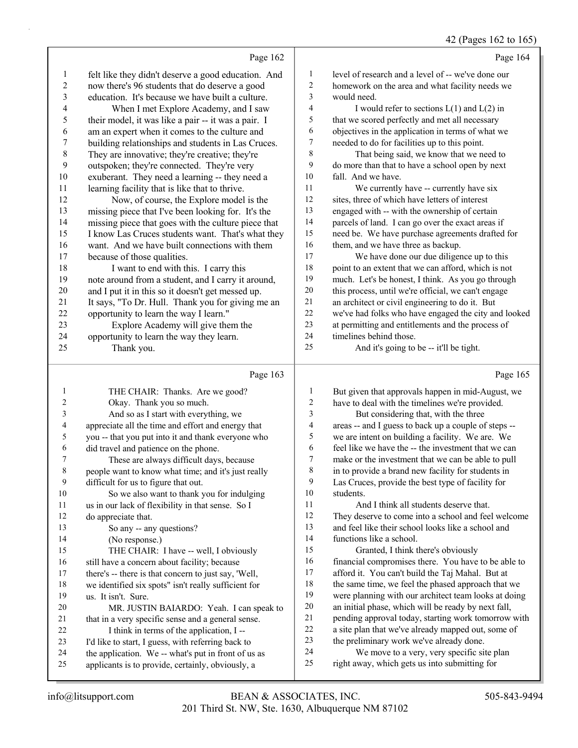Page 162

1 felt like they didn't deserve a good education. And
2 now there's 96 students that do deserve a good
3 education. It's because we have built a culture.
4 When I met Explore Academy, and I saw
5 their model, it was like a pair -- it was a pair. I
6 am an expert when it comes to the culture and
7 building relationships and students in Las Cruces.
8 They are innovative; they're creative; they're
9 outspoken; they're connected. They're very
10 exuberant. They need a learning -- they need a
11 learning facility that is like that to thrive.
12 Now, of course, the Explore model is the
13 missing piece that I've been looking for. It's the
14 missing piece that goes with the culture piece that
15 I know Las Cruces students want. That's what they
16 want. And we have built connections with them
17 because of those qualities.
18 I want to end with this. I carry this
19 note around from a student, and I carry it around,
20 and I put it in this so it doesn't get messed up.
21 It says, "To Dr. Hull. Thank you for giving me an
22 opportunity to learn the way I learn."
23 Explore Academy will give them the
24 opportunity to learn the way they learn.
25 Thank you.

Page 163

1 THE CHAIR: Thanks. Are we good?
2 Okay. Thank you so much.
3 And so as I start with everything, we
4 appreciate all the time and effort and energy that
5 you -- that you put into it and thank everyone who
6 did travel and patience on the phone.
7 These are always difficult days, because
8 people want to know what time; and it's just really
9 difficult for us to figure that out.
10 So we also want to thank you for indulging
11 us in our lack of flexibility in that sense. So I
12 do appreciate that.
13 So any -- any questions?
14 (No response.)
15 THE CHAIR: I have -- well, I obviously
16 still have a concern about facility; because
17 there's -- there is that concern to just say, 'Well,
18 we identified six spots" isn't really sufficient for
19 us. It isn't. Sure.
20 MR. JUSTIN BAIARDO: Yeah. I can speak to
21 that in a very specific sense and a general sense.
22 I think in terms of the application, I --
23 I'd like to start, I guess, with referring back to
24 the application. We -- what's put in front of us as
25 applicants is to provide, certainly, obviously, a

Page 164

1 level of research and a level of -- we've done our
2 homework on the area and what facility needs we
3 would need.
4 I would refer to sections L(1) and L(2) in
5 that we scored perfectly and met all necessary
6 objectives in the application in terms of what we
7 needed to do for facilities up to this point.
8 That being said, we know that we need to
9 do more than that to have a school open by next
10 fall. And we have.
11 We currently have -- currently have six
12 sites, three of which have letters of interest
13 engaged with -- with the ownership of certain
14 parcels of land. I can go over the exact areas if
15 need be. We have purchase agreements drafted for
16 them, and we have three as backup.
17 We have done our due diligence up to this
18 point to an extent that we can afford, which is not
19 much. Let's be honest, I think. As you go through
20 this process, until we're official, we can't engage
21 an architect or civil engineering to do it. But
22 we've had folks who have engaged the city and looked
23 at permitting and entitlements and the process of
24 timelines behind those.
25 And it's going to be -- it'll be tight.

Page 165

1 But given that approvals happen in mid-August, we
2 have to deal with the timelines we're provided.
3 But considering that, with the three
4 areas -- and I guess to back up a couple of steps --
5 we are intent on building a facility. We are. We
6 feel like we have the -- the investment that we can
7 make or the investment that we can be able to pull
8 in to provide a brand new facility for students in
9 Las Cruces, provide the best type of facility for
10 students.
11 And I think all students deserve that.
12 They deserve to come into a school and feel welcome
13 and feel like their school looks like a school and
14 functions like a school.
15 Granted, I think there's obviously
16 financial compromises there. You have to be able to
17 afford it. You can't build the Taj Mahal. But at
18 the same time, we feel the phased approach that we
19 were planning with our architect team looks at doing
20 an initial phase, which will be ready by next fall,
21 pending approval today, starting work tomorrow with
22 a site plan that we've already mapped out, some of
23 the preliminary work we've already done.
24 We move to a very, very specific site plan
25 right away, which gets us into submitting for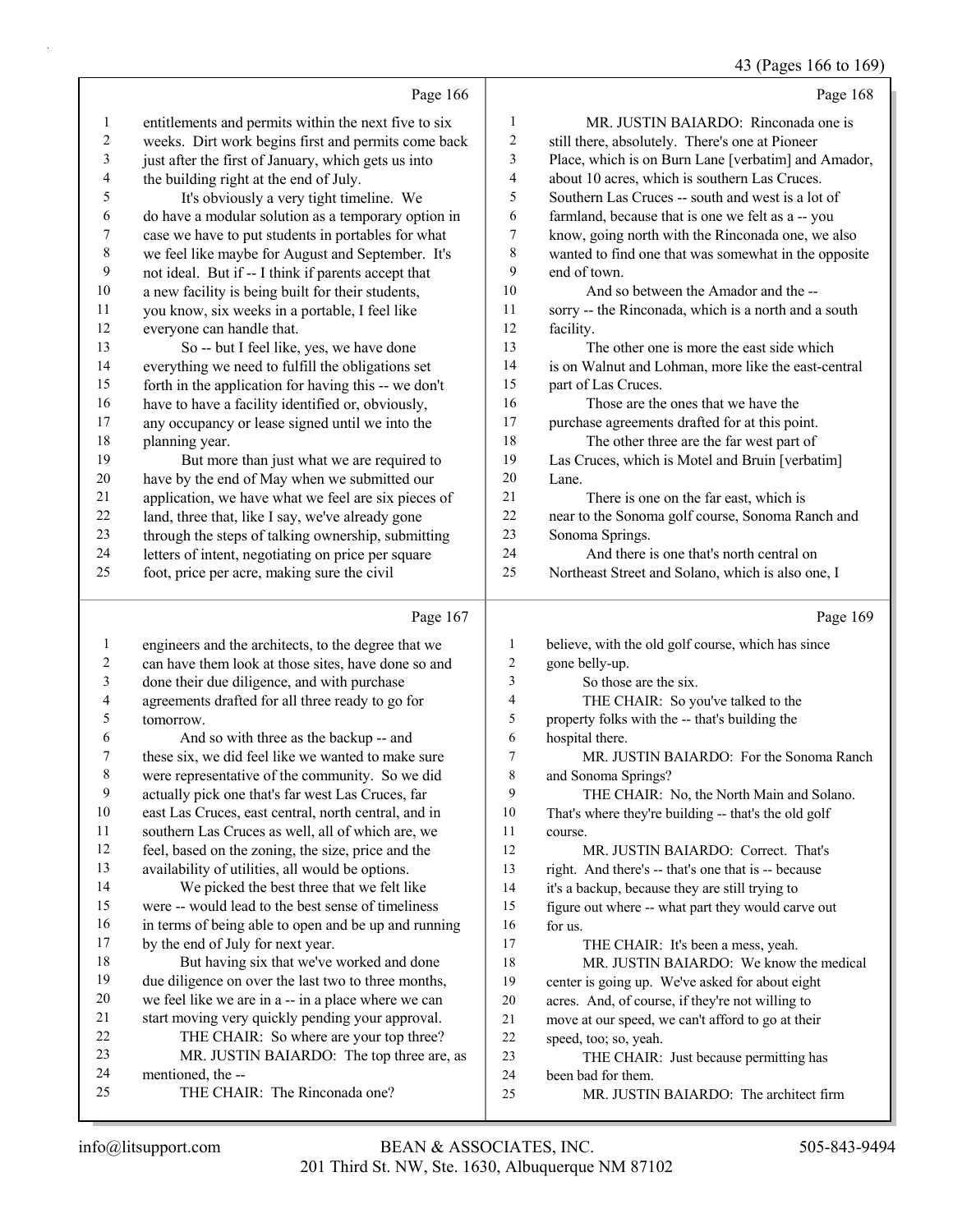43 (Pages 166 to 169)

Page 166

1 entitlements and permits within the next five to six
2 weeks. Dirt work begins first and permits come back
3 just after the first of January, which gets us into
4 the building right at the end of July.
5 It's obviously a very tight timeline. We
6 do have a modular solution as a temporary option in
7 case we have to put students in portables for what
8 we feel like maybe for August and September. It's
9 not ideal. But if -- I think if parents accept that
10 a new facility is being built for their students,
11 you know, six weeks in a portable, I feel like
12 everyone can handle that.
13 So -- but I feel like, yes, we have done
14 everything we need to fulfill the obligations set
15 forth in the application for having this -- we don't
16 have to have a facility identified or, obviously,
17 any occupancy or lease signed until we into the
18 planning year.
19 But more than just what we are required to
20 have by the end of May when we submitted our
21 application, we have what we feel are six pieces of
22 land, three that, like I say, we've already gone
23 through the steps of talking ownership, submitting
24 letters of intent, negotiating on price per square
25 foot, price per acre, making sure the civil

Page 167

1 engineers and the architects, to the degree that we
2 can have them look at those sites, have done so and
3 done their due diligence, and with purchase
4 agreements drafted for all three ready to go for
5 tomorrow.
6 And so with three as the backup -- and
7 these six, we did feel like we wanted to make sure
8 were representative of the community. So we did
9 actually pick one that's far west Las Cruces, far
10 east Las Cruces, east central, north central, and in
11 southern Las Cruces as well, all of which are, we
12 feel, based on the zoning, the size, price and the
13 availability of utilities, all would be options.
14 We picked the best three that we felt like
15 were -- would lead to the best sense of timeliness
16 in terms of being able to open and be up and running
17 by the end of July for next year.
18 But having six that we've worked and done
19 due diligence on over the last two to three months,
20 we feel like we are in a -- in a place where we can
21 start moving very quickly pending your approval.
22 THE CHAIR: So where are your top three?
23 MR. JUSTIN BAIARDO: The top three are, as
24 mentioned, the --
25 THE CHAIR: The Rinconada one?

Page 168

1 MR. JUSTIN BAIARDO: Rinconada one is
2 still there, absolutely. There's one at Pioneer
3 Place, which is on Burn Lane [verbatim] and Amador,
4 about 10 acres, which is southern Las Cruces.
5 Southern Las Cruces -- south and west is a lot of
6 farmland, because that is one we felt as a -- you
7 know, going north with the Rinconada one, we also
8 wanted to find one that was somewhat in the opposite
9 end of town.
10 And so between the Amador and the --
11 sorry -- the Rinconada, which is a north and a south
12 facility.
13 The other one is more the east side which
14 is on Walnut and Lohman, more like the east-central
15 part of Las Cruces.
16 Those are the ones that we have the
17 purchase agreements drafted for at this point.
18 The other three are the far west part of
19 Las Cruces, which is Motel and Bruin [verbatim]
20 Lane.
21 There is one on the far east, which is
22 near to the Sonoma golf course, Sonoma Ranch and
23 Sonoma Springs.
24 And there is one that's north central on
25 Northeast Street and Solano, which is also one, I

Page 169

1 believe, with the old golf course, which has since
2 gone belly-up.
3 So those are the six.
4 THE CHAIR: So you've talked to the
5 property folks with the -- that's building the
6 hospital there.
7 MR. JUSTIN BAIARDO: For the Sonoma Ranch
8 and Sonoma Springs?
9 THE CHAIR: No, the North Main and Solano.
10 That's where they're building -- that's the old golf
11 course.
12 MR. JUSTIN BAIARDO: Correct. That's
13 right. And there's -- that's one that is -- because
14 it's a backup, because they are still trying to
15 figure out where -- what part they would carve out
16 for us.
17 THE CHAIR: It's been a mess, yeah.
18 MR. JUSTIN BAIARDO: We know the medical
19 center is going up. We've asked for about eight
20 acres. And, of course, if they're not willing to
21 move at our speed, we can't afford to go at their
22 speed, too; so, yeah.
23 THE CHAIR: Just because permitting has
24 been bad for them.
25 MR. JUSTIN BAIARDO: The architect firm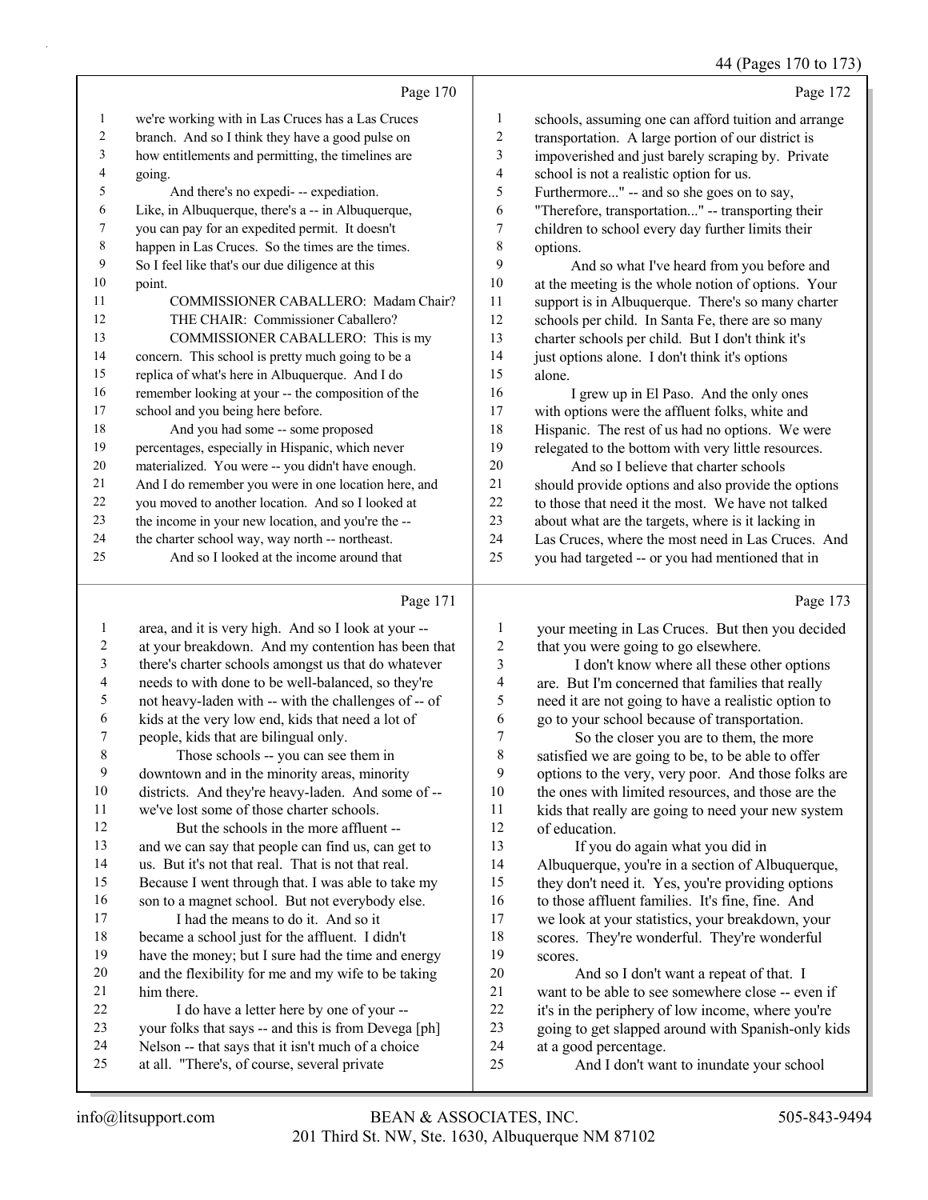Page 170

1 we're working with in Las Cruces has a Las Cruces
2 branch. And so I think they have a good pulse on
3 how entitlements and permitting, the timelines are
4 going.
5 And there's no expedi- -- expediation.
6 Like, in Albuquerque, there's a -- in Albuquerque,
7 you can pay for an expedited permit. It doesn't
8 happen in Las Cruces. So the times are the times.
9 So I feel like that's our due diligence at this
10 point.
11 COMMISSIONER CABALLERO: Madam Chair?
12 THE CHAIR: Commissioner Caballero?
13 COMMISSIONER CABALLERO: This is my
14 concern. This school is pretty much going to be a
15 replica of what's here in Albuquerque. And I do
16 remember looking at your -- the composition of the
17 school and you being here before.
18 And you had some -- some proposed
19 percentages, especially in Hispanic, which never
20 materialized. You were -- you didn't have enough.
21 And I do remember you were in one location here, and
22 you moved to another location. And so I looked at
23 the income in your new location, and you're the --
24 the charter school way, way north -- northeast.
25 And so I looked at the income around that

Page 171

1 area, and it is very high. And so I look at your --
2 at your breakdown. And my contention has been that
3 there's charter schools amongst us that do whatever
4 needs to with done to be well-balanced, so they're
5 not heavy-laden with -- with the challenges of -- of
6 kids at the very low end, kids that need a lot of
7 people, kids that are bilingual only.
8 Those schools -- you can see them in
9 downtown and in the minority areas, minority
10 districts. And they're heavy-laden. And some of --
11 we've lost some of those charter schools.
12 But the schools in the more affluent --
13 and we can say that people can find us, can get to
14 us. But it's not that real. That is not that real.
15 Because I went through that. I was able to take my
16 son to a magnet school. But not everybody else.
17 I had the means to do it. And so it
18 became a school just for the affluent. I didn't
19 have the money; but I sure had the time and energy
20 and the flexibility for me and my wife to be taking
21 him there.
22 I do have a letter here by one of your --
23 your folks that says -- and this is from Devega [ph]
24 Nelson -- that says that it isn't much of a choice
25 at all. "There's, of course, several private

Page 172

1 schools, assuming one can afford tuition and arrange
2 transportation. A large portion of our district is
3 impoverished and just barely scraping by. Private
4 school is not a realistic option for us.
5 Furthermore..." -- and so she goes on to say,
6 "Therefore, transportation..." -- transporting their
7 children to school every day further limits their
8 options.
9 And so what I've heard from you before and
10 at the meeting is the whole notion of options. Your
11 support is in Albuquerque. There's so many charter
12 schools per child. In Santa Fe, there are so many
13 charter schools per child. But I don't think it's
14 just options alone. I don't think it's options
15 alone.
16 I grew up in El Paso. And the only ones
17 with options were the affluent folks, white and
18 Hispanic. The rest of us had no options. We were
19 relegated to the bottom with very little resources.
20 And so I believe that charter schools
21 should provide options and also provide the options
22 to those that need it the most. We have not talked
23 about what are the targets, where is it lacking in
24 Las Cruces, where the most need in Las Cruces. And
25 you had targeted -- or you had mentioned that in

Page 173

1 your meeting in Las Cruces. But then you decided
2 that you were going to go elsewhere.
3 I don't know where all these other options
4 are. But I'm concerned that families that really
5 need it are not going to have a realistic option to
6 go to your school because of transportation.
7 So the closer you are to them, the more
8 satisfied we are going to be, to be able to offer
9 options to the very, very poor. And those folks are
10 the ones with limited resources, and those are the
11 kids that really are going to need your new system
12 of education.
13 If you do again what you did in
14 Albuquerque, you're in a section of Albuquerque,
15 they don't need it. Yes, you're providing options
16 to those affluent families. It's fine, fine. And
17 we look at your statistics, your breakdown, your
18 scores. They're wonderful. They're wonderful
19 scores.
20 And so I don't want a repeat of that. I
21 want to be able to see somewhere close -- even if
22 it's in the periphery of low income, where you're
23 going to get slapped around with Spanish-only kids
24 at a good percentage.
25 And I don't want to inundate your school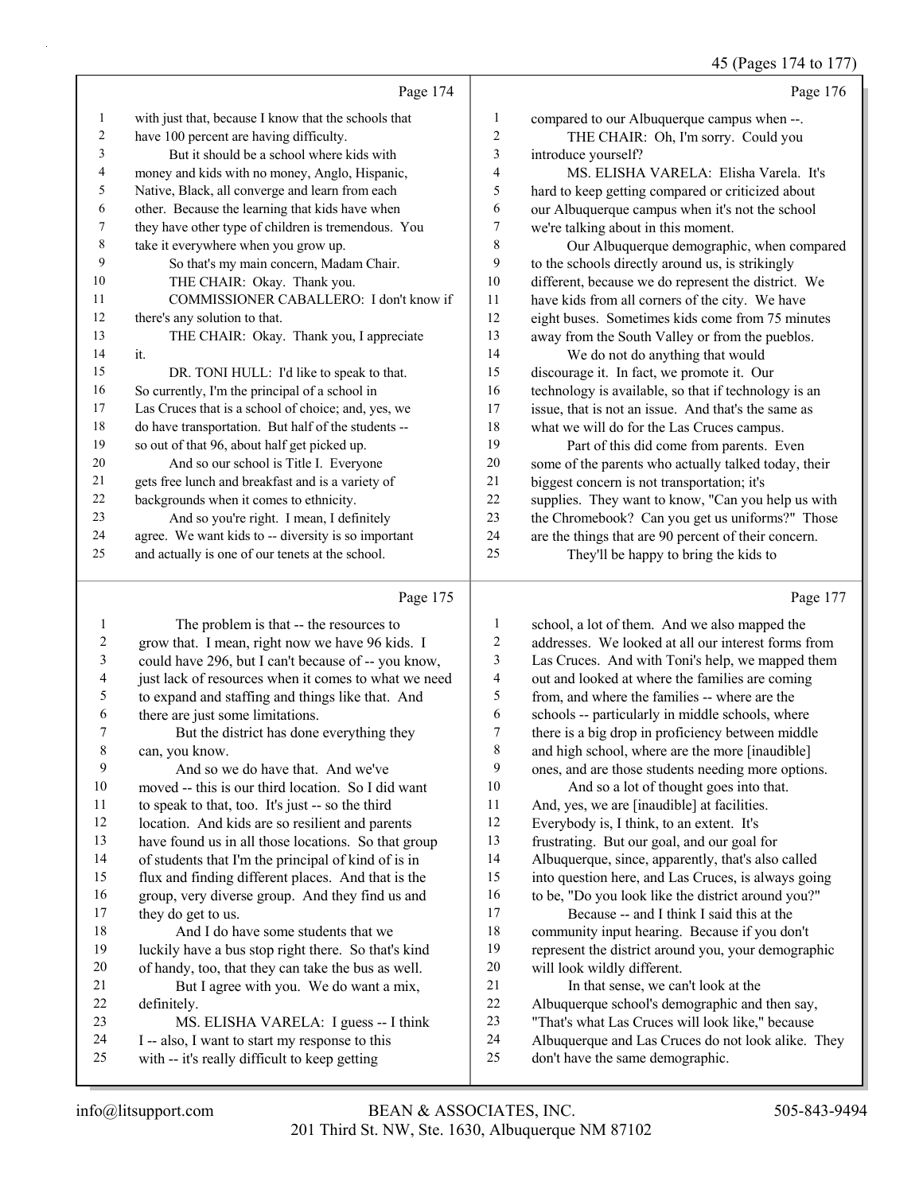Page 174

1 with just that, because I know that the schools that
2 have 100 percent are having difficulty.
3 But it should be a school where kids with
4 money and kids with no money, Anglo, Hispanic,
5 Native, Black, all converge and learn from each
6 other. Because the learning that kids have when
7 they have other type of children is tremendous. You
8 take it everywhere when you grow up.
9 So that's my main concern, Madam Chair.
10 THE CHAIR: Okay. Thank you.
11 COMMISSIONER CABALLERO: I don't know if
12 there's any solution to that.
13 THE CHAIR: Okay. Thank you, I appreciate
14 it.
15 DR. TONI HULL: I'd like to speak to that.
16 So currently, I'm the principal of a school in
17 Las Cruces that is a school of choice; and, yes, we
18 do have transportation. But half of the students --
19 so out of that 96, about half get picked up.
20 And so our school is Title I. Everyone
21 gets free lunch and breakfast and is a variety of
22 backgrounds when it comes to ethnicity.
23 And so you're right. I mean, I definitely
24 agree. We want kids to -- diversity is so important
25 and actually is one of our tenets at the school.

Page 175

1 The problem is that -- the resources to
2 grow that. I mean, right now we have 96 kids. I
3 could have 296, but I can't because of -- you know,
4 just lack of resources when it comes to what we need
5 to expand and staffing and things like that. And
6 there are just some limitations.
7 But the district has done everything they
8 can, you know.
9 And so we do have that. And we've
10 moved -- this is our third location. So I did want
11 to speak to that, too. It's just -- so the third
12 location. And kids are so resilient and parents
13 have found us in all those locations. So that group
14 of students that I'm the principal of kind of is in
15 flux and finding different places. And that is the
16 group, very diverse group. And they find us and
17 they do get to us.
18 And I do have some students that we
19 luckily have a bus stop right there. So that's kind
20 of handy, too, that they can take the bus as well.
21 But I agree with you. We do want a mix,
22 definitely.
23 MS. ELISHA VARELA: I guess -- I think
24 I -- also, I want to start my response to this
25 with -- it's really difficult to keep getting

Page 176

1 compared to our Albuquerque campus when --.
2 THE CHAIR: Oh, I'm sorry. Could you
3 introduce yourself?
4 MS. ELISHA VARELA: Elisha Varela. It's
5 hard to keep getting compared or criticized about
6 our Albuquerque campus when it's not the school
7 we're talking about in this moment.
8 Our Albuquerque demographic, when compared
9 to the schools directly around us, is strikingly
10 different, because we do represent the district. We
11 have kids from all corners of the city. We have
12 eight buses. Sometimes kids come from 75 minutes
13 away from the South Valley or from the pueblos.
14 We do not do anything that would
15 discourage it. In fact, we promote it. Our
16 technology is available, so that if technology is an
17 issue, that is not an issue. And that's the same as
18 what we will do for the Las Cruces campus.
19 Part of this did come from parents. Even
20 some of the parents who actually talked today, their
21 biggest concern is not transportation; it's
22 supplies. They want to know, "Can you help us with
23 the Chromebook? Can you get us uniforms?" Those
24 are the things that are 90 percent of their concern.
25 They'll be happy to bring the kids to

Page 177

1 school, a lot of them. And we also mapped the
2 addresses. We looked at all our interest forms from
3 Las Cruces. And with Toni's help, we mapped them
4 out and looked at where the families are coming
5 from, and where the families -- where are the
6 schools -- particularly in middle schools, where
7 there is a big drop in proficiency between middle
8 and high school, where are the more [inaudible]
9 ones, and are those students needing more options.
10 And so a lot of thought goes into that.
11 And, yes, we are [inaudible] at facilities.
12 Everybody is, I think, to an extent. It's
13 frustrating. But our goal, and our goal for
14 Albuquerque, since, apparently, that's also called
15 into question here, and Las Cruces, is always going
16 to be, "Do you look like the district around you?"
17 Because -- and I think I said this at the
18 community input hearing. Because if you don't
19 represent the district around you, your demographic
20 will look wildly different.
21 In that sense, we can't look at the
22 Albuquerque school's demographic and then say,
23 "That's what Las Cruces will look like," because
24 Albuquerque and Las Cruces do not look alike. They
25 don't have the same demographic.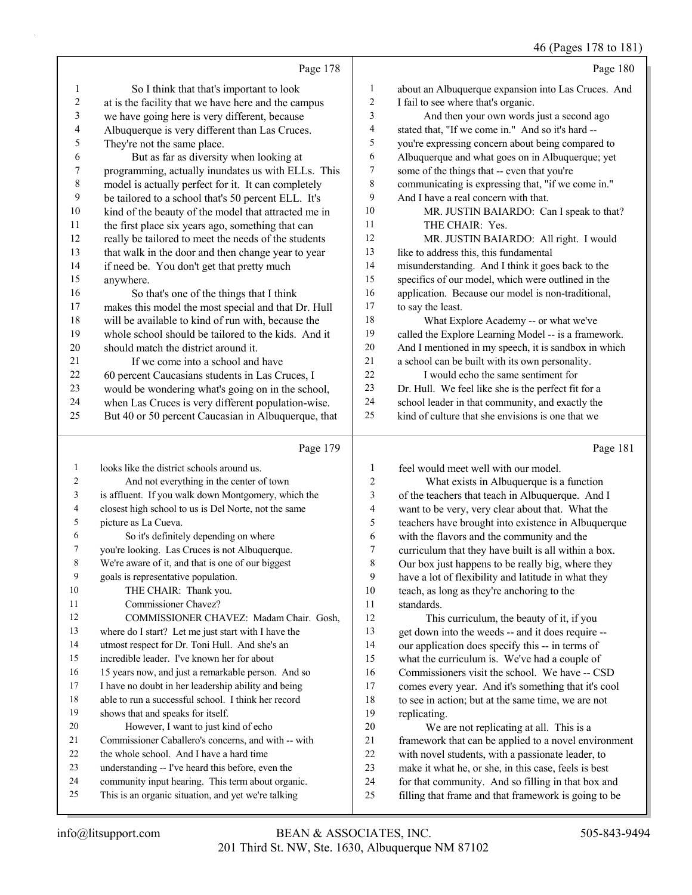Page 178

So I think that that's important to look at is the facility that we have here and the campus we have going here is very different, because Albuquerque is very different than Las Cruces. They're not the same place.

But as far as diversity when looking at programming, actually inundates us with ELLs. This model is actually perfect for it. It can completely be tailored to a school that's 50 percent ELL. It's kind of the beauty of the model that attracted me in the first place six years ago, something that can really be tailored to meet the needs of the students that walk in the door and then change year to year if need be. You don't get that pretty much anywhere.

So that's one of the things that I think makes this model the most special and that Dr. Hull will be available to kind of run with, because the whole school should be tailored to the kids. And it should match the district around it.

If we come into a school and have 60 percent Caucasians students in Las Cruces, I would be wondering what's going on in the school, when Las Cruces is very different population-wise. But 40 or 50 percent Caucasian in Albuquerque, that

Page 179

looks like the district schools around us.

And not everything in the center of town is affluent. If you walk down Montgomery, which the closest high school to us is Del Norte, not the same picture as La Cueva.

So it's definitely depending on where you're looking. Las Cruces is not Albuquerque. We're aware of it, and that is one of our biggest goals is representative population.

THE CHAIR: Thank you.

Commissioner Chavez?

COMMISSIONER CHAVEZ: Madam Chair. Gosh, where do I start? Let me just start with I have the utmost respect for Dr. Toni Hull. And she's an incredible leader. I've known her for about 15 years now, and just a remarkable person. And so I have no doubt in her leadership ability and being able to run a successful school. I think her record shows that and speaks for itself.

However, I want to just kind of echo Commissioner Caballero's concerns, and with -- with the whole school. And I have a hard time understanding -- I've heard this before, even the community input hearing. This term about organic. This is an organic situation, and yet we're talking

Page 180

about an Albuquerque expansion into Las Cruces. And I fail to see where that's organic.

And then your own words just a second ago stated that, "If we come in." And so it's hard -- you're expressing concern about being compared to Albuquerque and what goes on in Albuquerque; yet some of the things that -- even that you're communicating is expressing that, "if we come in." And I have a real concern with that.

MR. JUSTIN BAIARDO: Can I speak to that?

THE CHAIR: Yes.

MR. JUSTIN BAIARDO: All right. I would like to address this, this fundamental misunderstanding. And I think it goes back to the specifics of our model, which were outlined in the application. Because our model is non-traditional, to say the least.

What Explore Academy -- or what we've called the Explore Learning Model -- is a framework. And I mentioned in my speech, it is sandbox in which a school can be built with its own personality.

I would echo the same sentiment for Dr. Hull. We feel like she is the perfect fit for a school leader in that community, and exactly the kind of culture that she envisions is one that we

Page 181

feel would meet well with our model.

What exists in Albuquerque is a function of the teachers that teach in Albuquerque. And I want to be very, very clear about that. What the teachers have brought into existence in Albuquerque with the flavors and the community and the curriculum that they have built is all within a box. Our box just happens to be really big, where they have a lot of flexibility and latitude in what they teach, as long as they're anchoring to the standards.

This curriculum, the beauty of it, if you get down into the weeds -- and it does require -- our application does specify this -- in terms of what the curriculum is. We've had a couple of Commissioners visit the school. We have -- CSD comes every year. And it's something that it's cool to see in action; but at the same time, we are not replicating.

We are not replicating at all. This is a framework that can be applied to a novel environment with novel students, with a passionate leader, to make it what he, or she, in this case, feels is best for that community. And so filling in that box and filling that frame and that framework is going to be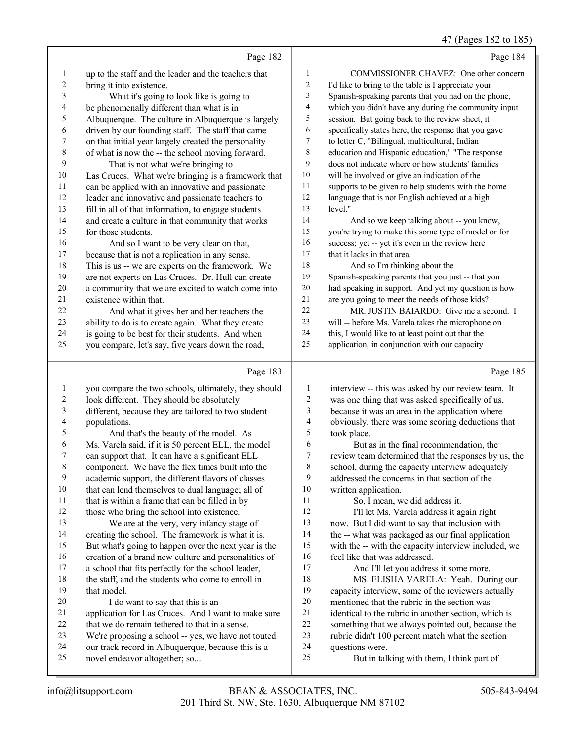Page 182

1 up to the staff and the leader and the teachers that
2 bring it into existence.
3 What it's going to look like is going to
4 be phenomenally different than what is in
5 Albuquerque. The culture in Albuquerque is largely
6 driven by our founding staff. The staff that came
7 on that initial year largely created the personality
8 of what is now the -- the school moving forward.
9 That is not what we're bringing to
10 Las Cruces. What we're bringing is a framework that
11 can be applied with an innovative and passionate
12 leader and innovative and passionate teachers to
13 fill in all of that information, to engage students
14 and create a culture in that community that works
15 for those students.
16 And so I want to be very clear on that,
17 because that is not a replication in any sense.
18 This is us -- we are experts on the framework. We
19 are not experts on Las Cruces. Dr. Hull can create
20 a community that we are excited to watch come into
21 existence within that.
22 And what it gives her and her teachers the
23 ability to do is to create again. What they create
24 is going to be best for their students. And when
25 you compare, let's say, five years down the road,

Page 183

1 you compare the two schools, ultimately, they should
2 look different. They should be absolutely
3 different, because they are tailored to two student
4 populations.
5 And that's the beauty of the model. As
6 Ms. Varela said, if it is 50 percent ELL, the model
7 can support that. It can have a significant ELL
8 component. We have the flex times built into the
9 academic support, the different flavors of classes
10 that can lend themselves to dual language; all of
11 that is within a frame that can be filled in by
12 those who bring the school into existence.
13 We are at the very, very infancy stage of
14 creating the school. The framework is what it is.
15 But what's going to happen over the next year is the
16 creation of a brand new culture and personalities of
17 a school that fits perfectly for the school leader,
18 the staff, and the students who come to enroll in
19 that model.
20 I do want to say that this is an
21 application for Las Cruces. And I want to make sure
22 that we do remain tethered to that in a sense.
23 We're proposing a school -- yes, we have not touted
24 our track record in Albuquerque, because this is a
25 novel endeavor altogether; so...

Page 184

1 COMMISSIONER CHAVEZ: One other concern
2 I'd like to bring to the table is I appreciate your
3 Spanish-speaking parents that you had on the phone,
4 which you didn't have any during the community input
5 session. But going back to the review sheet, it
6 specifically states here, the response that you gave
7 to letter C, "Bilingual, multicultural, Indian
8 education and Hispanic education," "The response
9 does not indicate where or how students' families
10 will be involved or give an indication of the
11 supports to be given to help students with the home
12 language that is not English achieved at a high
13 level."
14 And so we keep talking about -- you know,
15 you're trying to make this some type of model or for
16 success; yet -- yet it's even in the review here
17 that it lacks in that area.
18 And so I'm thinking about the
19 Spanish-speaking parents that you just -- that you
20 had speaking in support. And yet my question is how
21 are you going to meet the needs of those kids?
22 MR. JUSTIN BAIARDO: Give me a second. I
23 will -- before Ms. Varela takes the microphone on
24 this, I would like to at least point out that the
25 application, in conjunction with our capacity

Page 185

1 interview -- this was asked by our review team. It
2 was one thing that was asked specifically of us,
3 because it was an area in the application where
4 obviously, there was some scoring deductions that
5 took place.
6 But as in the final recommendation, the
7 review team determined that the responses by us, the
8 school, during the capacity interview adequately
9 addressed the concerns in that section of the
10 written application.
11 So, I mean, we did address it.
12 I'll let Ms. Varela address it again right
13 now. But I did want to say that inclusion with
14 the -- what was packaged as our final application
15 with the -- with the capacity interview included, we
16 feel like that was addressed.
17 And I'll let you address it some more.
18 MS. ELISHA VARELA: Yeah. During our
19 capacity interview, some of the reviewers actually
20 mentioned that the rubric in the section was
21 identical to the rubric in another section, which is
22 something that we always pointed out, because the
23 rubric didn't 100 percent match what the section
24 questions were.
25 But in talking with them, I think part of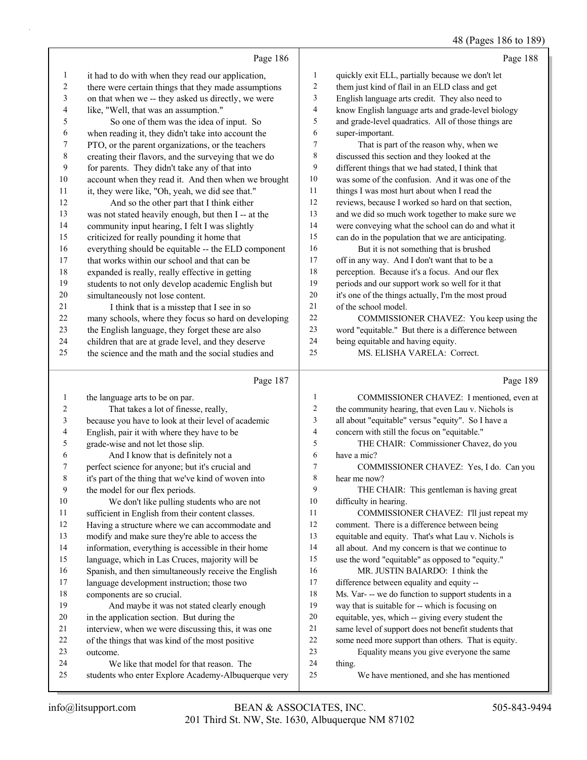Page 186

it had to do with when they read our application, there were certain things that they made assumptions on that when we -- they asked us directly, we were like, "Well, that was an assumption."

So one of them was the idea of input. So when reading it, they didn't take into account the PTO, or the parent organizations, or the teachers creating their flavors, and the surveying that we do for parents. They didn't take any of that into account when they read it. And then when we brought it, they were like, "Oh, yeah, we did see that."

And so the other part that I think either was not stated heavily enough, but then I -- at the community input hearing, I felt I was slightly criticized for really pounding it home that everything should be equitable -- the ELD component that works within our school and that can be expanded is really, really effective in getting students to not only develop academic English but simultaneously not lose content.

I think that is a misstep that I see in so many schools, where they focus so hard on developing the English language, they forget these are also children that are at grade level, and they deserve the science and the math and the social studies and

Page 187

the language arts to be on par.

That takes a lot of finesse, really, because you have to look at their level of academic English, pair it with where they have to be grade-wise and not let those slip.

And I know that is definitely not a perfect science for anyone; but it's crucial and it's part of the thing that we've kind of woven into the model for our flex periods.

We don't like pulling students who are not sufficient in English from their content classes. Having a structure where we can accommodate and modify and make sure they're able to access the information, everything is accessible in their home language, which in Las Cruces, majority will be Spanish, and then simultaneously receive the English language development instruction; those two components are so crucial.

And maybe it was not stated clearly enough in the application section. But during the interview, when we were discussing this, it was one of the things that was kind of the most positive outcome.

We like that model for that reason. The students who enter Explore Academy-Albuquerque very

Page 188

quickly exit ELL, partially because we don't let them just kind of flail in an ELD class and get English language arts credit. They also need to know English language arts and grade-level biology and grade-level quadratics. All of those things are super-important.

That is part of the reason why, when we discussed this section and they looked at the different things that we had stated, I think that was some of the confusion. And it was one of the things I was most hurt about when I read the reviews, because I worked so hard on that section, and we did so much work together to make sure we were conveying what the school can do and what it can do in the population that we are anticipating.

But it is not something that is brushed off in any way. And I don't want that to be a perception. Because it's a focus. And our flex periods and our support work so well for it that it's one of the things actually, I'm the most proud of the school model.

COMMISSIONER CHAVEZ: You keep using the word "equitable." But there is a difference between being equitable and having equity.

MS. ELISHA VARELA: Correct.

Page 189

COMMISSIONER CHAVEZ: I mentioned, even at the community hearing, that even Lau v. Nichols is all about "equitable" versus "equity". So I have a concern with still the focus on "equitable."

THE CHAIR: Commissioner Chavez, do you have a mic?

COMMISSIONER CHAVEZ: Yes, I do. Can you hear me now?

THE CHAIR: This gentleman is having great difficulty in hearing.

COMMISSIONER CHAVEZ: I'll just repeat my comment. There is a difference between being equitable and equity. That's what Lau v. Nichols is all about. And my concern is that we continue to use the word "equitable" as opposed to "equity."

MR. JUSTIN BAIARDO: I think the difference between equality and equity -- Ms. Var- -- we do function to support students in a way that is suitable for -- which is focusing on equitable, yes, which -- giving every student the same level of support does not benefit students that some need more support than others. That is equity.

Equality means you give everyone the same thing.

We have mentioned, and she has mentioned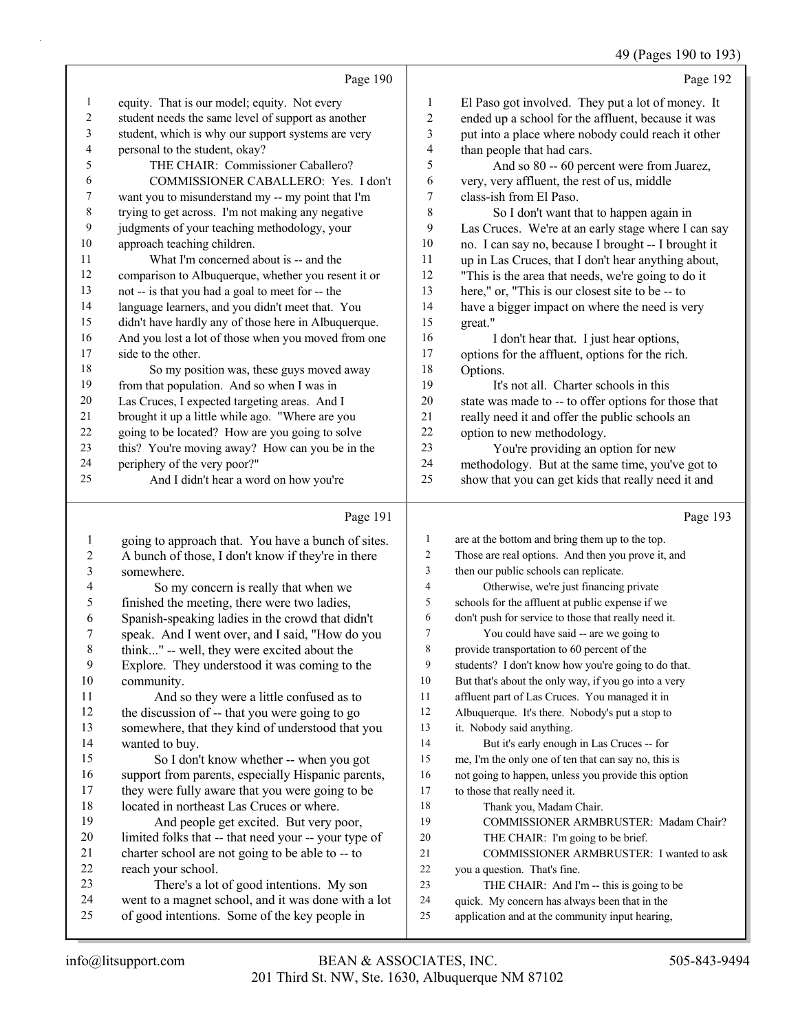Page 190

equity. That is our model; equity. Not every student needs the same level of support as another student, which is why our support systems are very personal to the student, okay?

THE CHAIR: Commissioner Caballero?

COMMISSIONER CABALLERO: Yes. I don't want you to misunderstand my -- my point that I'm trying to get across. I'm not making any negative judgments of your teaching methodology, your approach teaching children.

What I'm concerned about is -- and the comparison to Albuquerque, whether you resent it or not -- is that you had a goal to meet for -- the language learners, and you didn't meet that. You didn't have hardly any of those here in Albuquerque. And you lost a lot of those when you moved from one side to the other.

So my position was, these guys moved away from that population. And so when I was in Las Cruces, I expected targeting areas. And I brought it up a little while ago. "Where are you going to be located? How are you going to solve this? You're moving away? How can you be in the periphery of the very poor?"

And I didn't hear a word on how you're

Page 191

going to approach that. You have a bunch of sites. A bunch of those, I don't know if they're in there somewhere.

So my concern is really that when we finished the meeting, there were two ladies, Spanish-speaking ladies in the crowd that didn't speak. And I went over, and I said, "How do you think..." -- well, they were excited about the Explore. They understood it was coming to the community.

And so they were a little confused as to the discussion of -- that you were going to go somewhere, that they kind of understood that you wanted to buy.

So I don't know whether -- when you got support from parents, especially Hispanic parents, they were fully aware that you were going to be located in northeast Las Cruces or where.

And people get excited. But very poor, limited folks that -- that need your -- your type of charter school are not going to be able to -- to reach your school.

There's a lot of good intentions. My son went to a magnet school, and it was done with a lot of good intentions. Some of the key people in

Page 192

El Paso got involved. They put a lot of money. It ended up a school for the affluent, because it was put into a place where nobody could reach it other than people that had cars.

And so 80 -- 60 percent were from Juarez, very, very affluent, the rest of us, middle class-ish from El Paso.

So I don't want that to happen again in Las Cruces. We're at an early stage where I can say no. I can say no, because I brought -- I brought it up in Las Cruces, that I don't hear anything about, "This is the area that needs, we're going to do it here," or, "This is our closest site to be -- to have a bigger impact on where the need is very great."

I don't hear that. I just hear options, options for the affluent, options for the rich. Options.

It's not all. Charter schools in this state was made to -- to offer options for those that really need it and offer the public schools an option to new methodology.

You're providing an option for new methodology. But at the same time, you've got to show that you can get kids that really need it and

Page 193

are at the bottom and bring them up to the top. Those are real options. And then you prove it, and then our public schools can replicate.

Otherwise, we're just financing private schools for the affluent at public expense if we don't push for service to those that really need it.

You could have said -- are we going to provide transportation to 60 percent of the students? I don't know how you're going to do that. But that's about the only way, if you go into a very affluent part of Las Cruces. You managed it in Albuquerque. It's there. Nobody's put a stop to it. Nobody said anything.

But it's early enough in Las Cruces -- for me, I'm the only one of ten that can say no, this is not going to happen, unless you provide this option to those that really need it.

Thank you, Madam Chair.

COMMISSIONER ARMBRUSTER: Madam Chair?

THE CHAIR: I'm going to be brief.

COMMISSIONER ARMBRUSTER: I wanted to ask you a question. That's fine.

THE CHAIR: And I'm -- this is going to be quick. My concern has always been that in the application and at the community input hearing,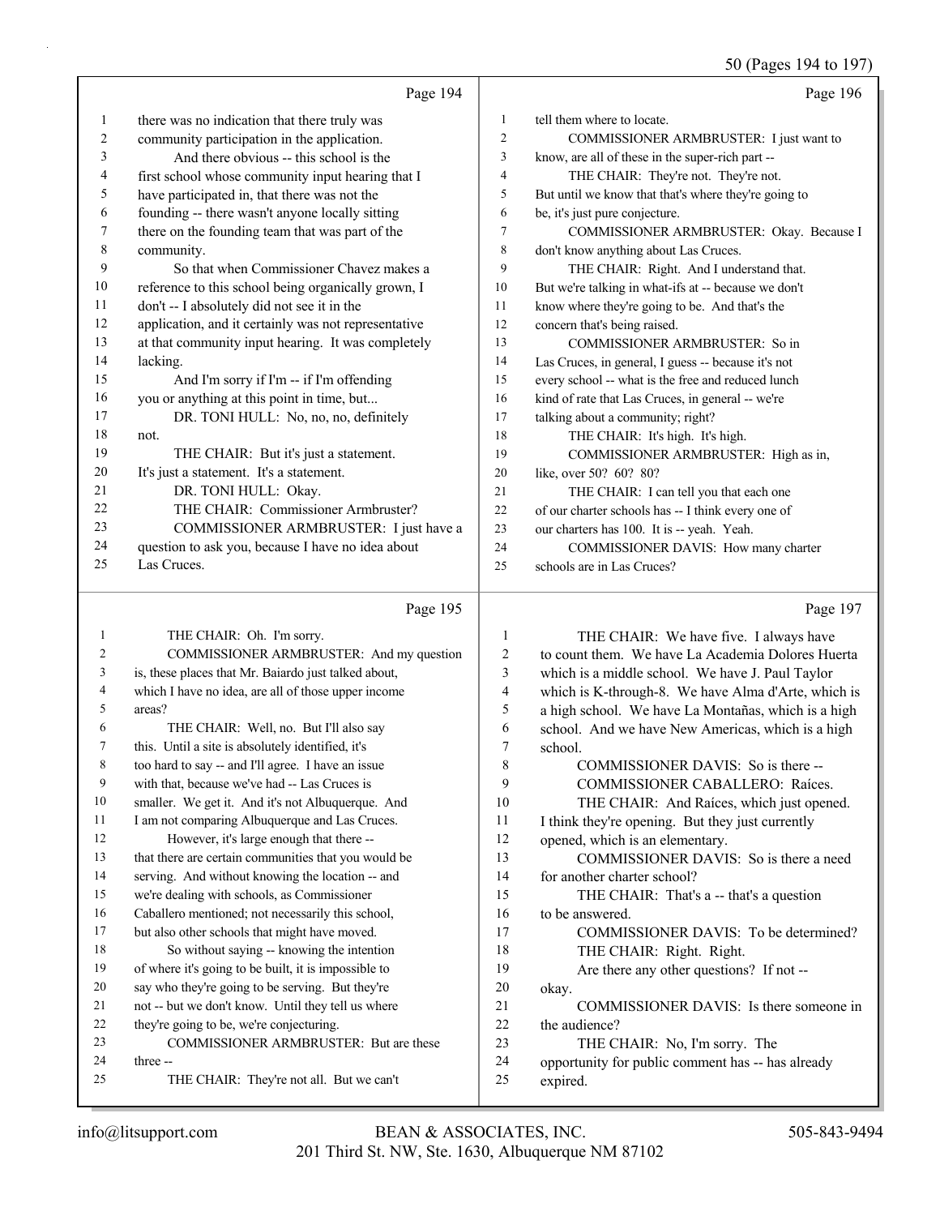Page 194

there was no indication that there truly was community participation in the application.

And there obvious -- this school is the first school whose community input hearing that I have participated in, that there was not the founding -- there wasn't anyone locally sitting there on the founding team that was part of the community.

So that when Commissioner Chavez makes a reference to this school being organically grown, I don't -- I absolutely did not see it in the application, and it certainly was not representative at that community input hearing. It was completely lacking.

And I'm sorry if I'm -- if I'm offending you or anything at this point in time, but...

DR. TONI HULL: No, no, no, definitely not.

THE CHAIR: But it's just a statement. It's just a statement. It's a statement.

DR. TONI HULL: Okay.

THE CHAIR: Commissioner Armbruster?

COMMISSIONER ARMBRUSTER: I just have a question to ask you, because I have no idea about Las Cruces.

Page 195

THE CHAIR: Oh. I'm sorry.

COMMISSIONER ARMBRUSTER: And my question is, these places that Mr. Baiardo just talked about, which I have no idea, are all of those upper income areas?

THE CHAIR: Well, no. But I'll also say this. Until a site is absolutely identified, it's too hard to say -- and I'll agree. I have an issue with that, because we've had -- Las Cruces is smaller. We get it. And it's not Albuquerque. And I am not comparing Albuquerque and Las Cruces.

However, it's large enough that there -- that there are certain communities that you would be serving. And without knowing the location -- and we're dealing with schools, as Commissioner Caballero mentioned; not necessarily this school, but also other schools that might have moved.

So without saying -- knowing the intention of where it's going to be built, it is impossible to say who they're going to be serving. But they're not -- but we don't know. Until they tell us where they're going to be, we're conjecturing.

COMMISSIONER ARMBRUSTER: But are these three --

THE CHAIR: They're not all. But we can't

Page 196

tell them where to locate.

COMMISSIONER ARMBRUSTER: I just want to know, are all of these in the super-rich part --

THE CHAIR: They're not. They're not. But until we know that that's where they're going to be, it's just pure conjecture.

COMMISSIONER ARMBRUSTER: Okay. Because I don't know anything about Las Cruces.

THE CHAIR: Right. And I understand that. But we're talking in what-ifs at -- because we don't know where they're going to be. And that's the concern that's being raised.

COMMISSIONER ARMBRUSTER: So in Las Cruces, in general, I guess -- because it's not every school -- what is the free and reduced lunch kind of rate that Las Cruces, in general -- we're talking about a community; right?

THE CHAIR: It's high. It's high.

COMMISSIONER ARMBRUSTER: High as in, like, over 50? 60? 80?

THE CHAIR: I can tell you that each one of our charter schools has -- I think every one of our charters has 100. It is -- yeah. Yeah.

COMMISSIONER DAVIS: How many charter schools are in Las Cruces?

Page 197

THE CHAIR: We have five. I always have to count them. We have La Academia Dolores Huerta which is a middle school. We have J. Paul Taylor which is K-through-8. We have Alma d'Arte, which is a high school. We have La Montañas, which is a high school. And we have New Americas, which is a high school.

COMMISSIONER DAVIS: So is there --

COMMISSIONER CABALLERO: Raíces.

THE CHAIR: And Raíces, which just opened. I think they're opening. But they just currently opened, which is an elementary.

COMMISSIONER DAVIS: So is there a need for another charter school?

THE CHAIR: That's a -- that's a question to be answered.

COMMISSIONER DAVIS: To be determined?

THE CHAIR: Right. Right.

Are there any other questions? If not -- okay.

COMMISSIONER DAVIS: Is there someone in the audience?

THE CHAIR: No, I'm sorry. The opportunity for public comment has -- has already expired.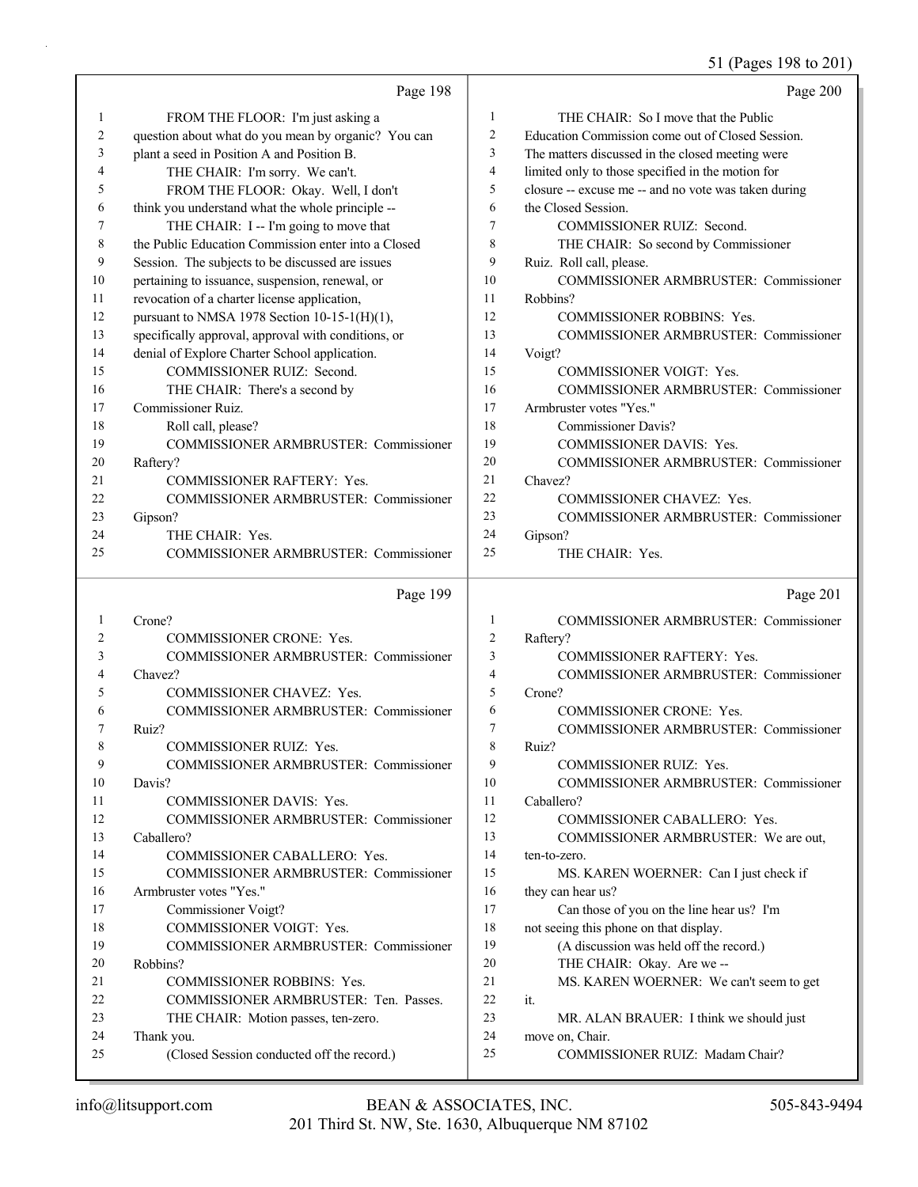Page 198

1 FROM THE FLOOR: I'm just asking a
2 question about what do you mean by organic? You can
3 plant a seed in Position A and Position B.
4 THE CHAIR: I'm sorry. We can't.
5 FROM THE FLOOR: Okay. Well, I don't
6 think you understand what the whole principle --
7 THE CHAIR: I -- I'm going to move that
8 the Public Education Commission enter into a Closed
9 Session. The subjects to be discussed are issues
10 pertaining to issuance, suspension, renewal, or
11 revocation of a charter license application,
12 pursuant to NMSA 1978 Section 10-15-1(H)(1),
13 specifically approval, approval with conditions, or
14 denial of Explore Charter School application.
15 COMMISSIONER RUIZ: Second.
16 THE CHAIR: There's a second by
17 Commissioner Ruiz.
18 Roll call, please?
19 COMMISSIONER ARMBRUSTER: Commissioner
20 Raftery?
21 COMMISSIONER RAFTERY: Yes.
22 COMMISSIONER ARMBRUSTER: Commissioner
23 Gipson?
24 THE CHAIR: Yes.
25 COMMISSIONER ARMBRUSTER: Commissioner

Page 199

1 Crone?
2 COMMISSIONER CRONE: Yes.
3 COMMISSIONER ARMBRUSTER: Commissioner
4 Chavez?
5 COMMISSIONER CHAVEZ: Yes.
6 COMMISSIONER ARMBRUSTER: Commissioner
7 Ruiz?
8 COMMISSIONER RUIZ: Yes.
9 COMMISSIONER ARMBRUSTER: Commissioner
10 Davis?
11 COMMISSIONER DAVIS: Yes.
12 COMMISSIONER ARMBRUSTER: Commissioner
13 Caballero?
14 COMMISSIONER CABALLERO: Yes.
15 COMMISSIONER ARMBRUSTER: Commissioner
16 Armbruster votes "Yes."
17 Commissioner Voigt?
18 COMMISSIONER VOIGT: Yes.
19 COMMISSIONER ARMBRUSTER: Commissioner
20 Robbins?
21 COMMISSIONER ROBBINS: Yes.
22 COMMISSIONER ARMBRUSTER: Ten. Passes.
23 THE CHAIR: Motion passes, ten-zero.
24 Thank you.
25 (Closed Session conducted off the record.)

Page 200

1 THE CHAIR: So I move that the Public
2 Education Commission come out of Closed Session.
3 The matters discussed in the closed meeting were
4 limited only to those specified in the motion for
5 closure -- excuse me -- and no vote was taken during
6 the Closed Session.
7 COMMISSIONER RUIZ: Second.
8 THE CHAIR: So second by Commissioner
9 Ruiz. Roll call, please.
10 COMMISSIONER ARMBRUSTER: Commissioner
11 Robbins?
12 COMMISSIONER ROBBINS: Yes.
13 COMMISSIONER ARMBRUSTER: Commissioner
14 Voigt?
15 COMMISSIONER VOIGT: Yes.
16 COMMISSIONER ARMBRUSTER: Commissioner
17 Armbruster votes "Yes."
18 Commissioner Davis?
19 COMMISSIONER DAVIS: Yes.
20 COMMISSIONER ARMBRUSTER: Commissioner
21 Chavez?
22 COMMISSIONER CHAVEZ: Yes.
23 COMMISSIONER ARMBRUSTER: Commissioner
24 Gipson?
25 THE CHAIR: Yes.

Page 201

1 COMMISSIONER ARMBRUSTER: Commissioner
2 Raftery?
3 COMMISSIONER RAFTERY: Yes.
4 COMMISSIONER ARMBRUSTER: Commissioner
5 Crone?
6 COMMISSIONER CRONE: Yes.
7 COMMISSIONER ARMBRUSTER: Commissioner
8 Ruiz?
9 COMMISSIONER RUIZ: Yes.
10 COMMISSIONER ARMBRUSTER: Commissioner
11 Caballero?
12 COMMISSIONER CABALLERO: Yes.
13 COMMISSIONER ARMBRUSTER: We are out,
14 ten-to-zero.
15 MS. KAREN WOERNER: Can I just check if
16 they can hear us?
17 Can those of you on the line hear us? I'm
18 not seeing this phone on that display.
19 (A discussion was held off the record.)
20 THE CHAIR: Okay. Are we --
21 MS. KAREN WOERNER: We can't seem to get
22 it.
23 MR. ALAN BRAUER: I think we should just
24 move on, Chair.
25 COMMISSIONER RUIZ: Madam Chair?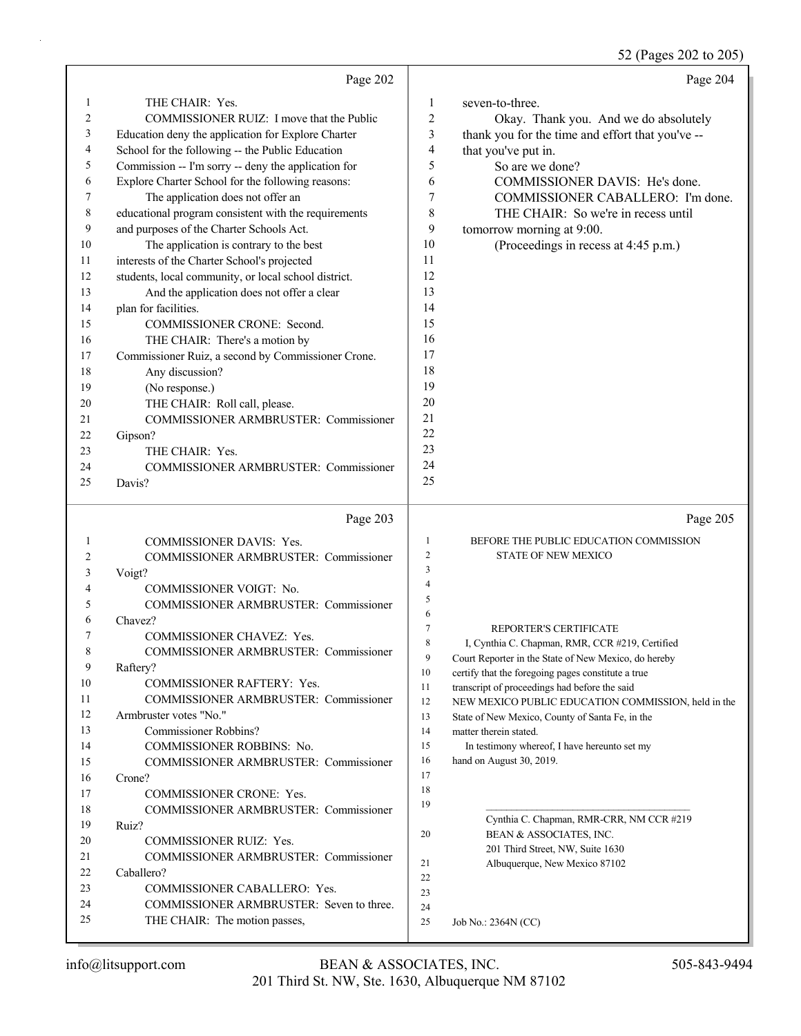Page 202

1 THE CHAIR: Yes.
2 COMMISSIONER RUIZ: I move that the Public
3 Education deny the application for Explore Charter
4 School for the following -- the Public Education
5 Commission -- I'm sorry -- deny the application for
6 Explore Charter School for the following reasons:
7 The application does not offer an
8 educational program consistent with the requirements
9 and purposes of the Charter Schools Act.
10 The application is contrary to the best
11 interests of the Charter School's projected
12 students, local community, or local school district.
13 And the application does not offer a clear
14 plan for facilities.
15 COMMISSIONER CRONE: Second.
16 THE CHAIR: There's a motion by
17 Commissioner Ruiz, a second by Commissioner Crone.
18 Any discussion?
19 (No response.)
20 THE CHAIR: Roll call, please.
21 COMMISSIONER ARMBRUSTER: Commissioner
22 Gipson?
23 THE CHAIR: Yes.
24 COMMISSIONER ARMBRUSTER: Commissioner
25 Davis?

Page 203

1 COMMISSIONER DAVIS: Yes.
2 COMMISSIONER ARMBRUSTER: Commissioner
3 Voigt?
4 COMMISSIONER VOIGT: No.
5 COMMISSIONER ARMBRUSTER: Commissioner
6 Chavez?
7 COMMISSIONER CHAVEZ: Yes.
8 COMMISSIONER ARMBRUSTER: Commissioner
9 Raftery?
10 COMMISSIONER RAFTERY: Yes.
11 COMMISSIONER ARMBRUSTER: Commissioner
12 Armbruster votes "No."
13 Commissioner Robbins?
14 COMMISSIONER ROBBINS: No.
15 COMMISSIONER ARMBRUSTER: Commissioner
16 Crone?
17 COMMISSIONER CRONE: Yes.
18 COMMISSIONER ARMBRUSTER: Commissioner
19 Ruiz?
20 COMMISSIONER RUIZ: Yes.
21 COMMISSIONER ARMBRUSTER: Commissioner
22 Caballero?
23 COMMISSIONER CABALLERO: Yes.
24 COMMISSIONER ARMBRUSTER: Seven to three.
25 THE CHAIR: The motion passes,

Page 204

1 seven-to-three.
2 Okay. Thank you. And we do absolutely
3 thank you for the time and effort that you've --
4 that you've put in.
5 So are we done?
6 COMMISSIONER DAVIS: He's done.
7 COMMISSIONER CABALLERO: I'm done.
8 THE CHAIR: So we're in recess until
9 tomorrow morning at 9:00.
10 (Proceedings in recess at 4:45 p.m.)
11
12
13
14
15
16
17
18
19
20
21
22
23
24
25

Page 205

1 BEFORE THE PUBLIC EDUCATION COMMISSION
2 STATE OF NEW MEXICO
3
4
5
6
7 REPORTER'S CERTIFICATE
8 I, Cynthia C. Chapman, RMR, CCR #219, Certified
9 Court Reporter in the State of New Mexico, do hereby
10 certify that the foregoing pages constitute a true
11 transcript of proceedings had before the said
12 NEW MEXICO PUBLIC EDUCATION COMMISSION, held in the
13 State of New Mexico, County of Santa Fe, in the
14 matter therein stated.
15 In testimony whereof, I have hereunto set my
16 hand on August 30, 2019.
17
18
19 ______________________________________
Cynthia C. Chapman, RMR-CRR, NM CCR #219
20 BEAN & ASSOCIATES, INC.
201 Third Street, NW, Suite 1630
21 Albuquerque, New Mexico 87102
22
23
24
25 Job No.: 2364N (CC)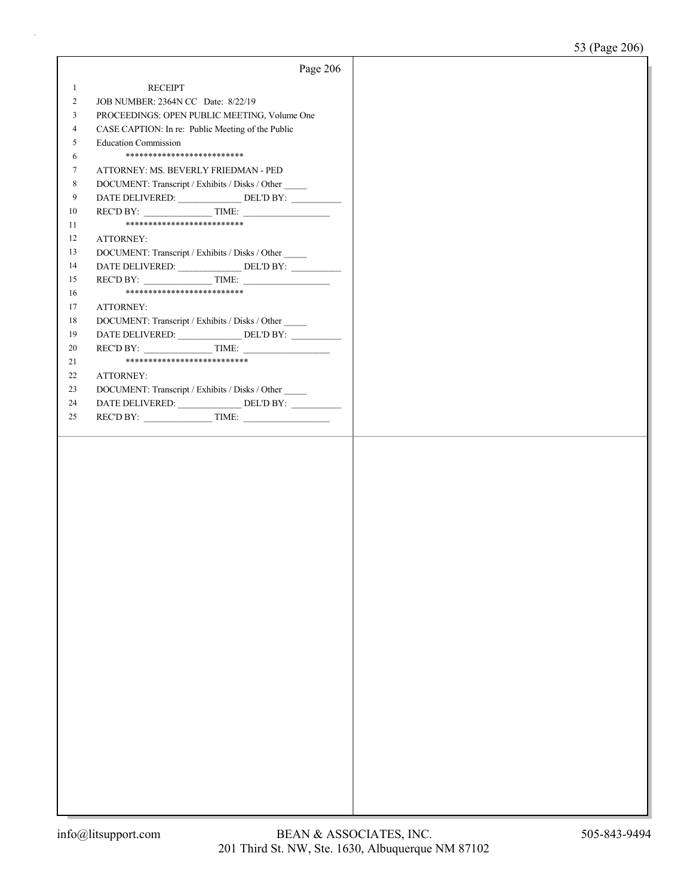RECEIPT

JOB NUMBER: 2364N CC Date: 8/22/19

PROCEEDINGS: OPEN PUBLIC MEETING, Volume One

CASE CAPTION: In re: Public Meeting of the Public Education Commission

**************************

ATTORNEY: MS. BEVERLY FRIEDMAN - PED

DOCUMENT: Transcript / Exhibits / Disks / Other _____

DATE DELIVERED: ______________ DEL'D BY: ___________

REC'D BY: _______________ TIME: ___________________

**************************

ATTORNEY:

DOCUMENT: Transcript / Exhibits / Disks / Other _____

DATE DELIVERED: ______________ DEL'D BY: ___________

REC'D BY: _______________ TIME: ___________________

**************************

ATTORNEY:

DOCUMENT: Transcript / Exhibits / Disks / Other _____

DATE DELIVERED: ______________ DEL'D BY: ___________

REC'D BY: _______________ TIME: ___________________

***************************

ATTORNEY:

DOCUMENT: Transcript / Exhibits / Disks / Other _____

DATE DELIVERED: ______________ DEL'D BY: ___________

REC'D BY: _______________ TIME: ___________________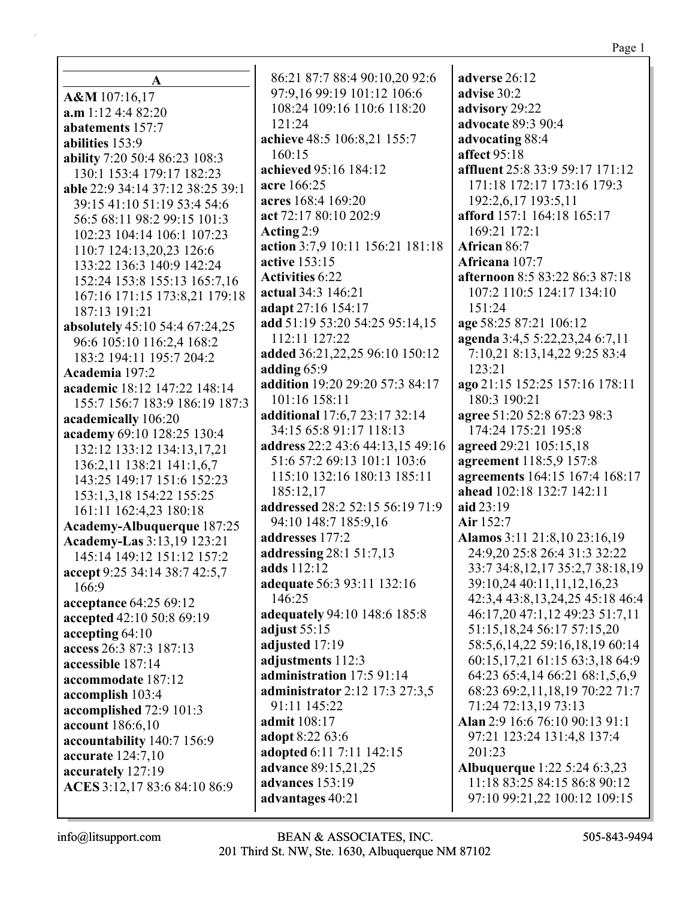## A

**A&M** 107:16,17
**a.m** 1:12 4:4 82:20
**abatements** 157:7
**abilities** 153:9
**ability** 7:20 50:4 86:23 108:3 130:1 153:4 179:17 182:23
**able** 22:9 34:14 37:12 38:25 39:1 39:15 41:10 51:19 53:4 54:6 56:5 68:11 98:2 99:15 101:3 102:23 104:14 106:1 107:23 110:7 124:13,20,23 126:6 133:22 136:3 140:9 142:24 152:24 153:8 155:13 165:7,16 167:16 171:15 173:8,21 179:18 187:13 191:21
**absolutely** 45:10 54:4 67:24,25 96:6 105:10 116:2,4 168:2 183:2 194:11 195:7 204:2
**Academia** 197:2
**academic** 18:12 147:22 148:14 155:7 156:7 183:9 186:19 187:3
**academically** 106:20
**academy** 69:10 128:25 130:4 132:12 133:12 134:13,17,21 136:2,11 138:21 141:1,6,7 143:25 149:17 151:6 152:23 153:1,3,18 154:22 155:25 161:11 162:4,23 180:18
**Academy-Albuquerque** 187:25
**Academy-Las** 3:13,19 123:21 145:14 149:12 151:12 157:2
**accept** 9:25 34:14 38:7 42:5,7 166:9
**acceptance** 64:25 69:12
**accepted** 42:10 50:8 69:19
**accepting** 64:10
**access** 26:3 87:3 187:13
**accessible** 187:14
**accommodate** 187:12
**accomplish** 103:4
**accomplished** 72:9 101:3
**account** 186:6,10
**accountability** 140:7 156:9
**accurate** 124:7,10
**accurately** 127:19
**ACES** 3:12,17 83:6 84:10 86:9 86:21 87:7 88:4 90:10,20 92:6 97:9,16 99:19 101:12 106:6 108:24 109:16 110:6 118:20 121:24
**achieve** 48:5 106:8,21 155:7 160:15
**achieved** 95:16 184:12
**acre** 166:25
**acres** 168:4 169:20
**act** 72:17 80:10 202:9
**Acting** 2:9
**action** 3:7,9 10:11 156:21 181:18
**active** 153:15
**Activities** 6:22
**actual** 34:3 146:21
**adapt** 27:16 154:17
**add** 51:19 53:20 54:25 95:14,15 112:11 127:22
**added** 36:21,22,25 96:10 150:12
**adding** 65:9
**addition** 19:20 29:20 57:3 84:17 101:16 158:11
**additional** 17:6,7 23:17 32:14 34:15 65:8 91:17 118:13
**address** 22:2 43:6 44:13,15 49:16 51:6 57:2 69:13 101:1 103:6 115:10 132:16 180:13 185:11 185:12,17
**addressed** 28:2 52:15 56:19 71:9 94:10 148:7 185:9,16
**addresses** 177:2
**addressing** 28:1 51:7,13
**adds** 112:12
**adequate** 56:3 93:11 132:16 146:25
**adequately** 94:10 148:6 185:8
**adjust** 55:15
**adjusted** 17:19
**adjustments** 112:3
**administration** 17:5 91:14
**administrator** 2:12 17:3 27:3,5 91:11 145:22
**admit** 108:17
**adopt** 8:22 63:6
**adopted** 6:11 7:11 142:15
**advance** 89:15,21,25
**advances** 153:19
**advantages** 40:21
**adverse** 26:12
**advise** 30:2
**advisory** 29:22
**advocate** 89:3 90:4
**advocating** 88:4
**affect** 95:18
**affluent** 25:8 33:9 59:17 171:12 171:18 172:17 173:16 179:3 192:2,6,17 193:5,11
**afford** 157:1 164:18 165:17 169:21 172:1
**African** 86:7
**Africana** 107:7
**afternoon** 8:5 83:22 86:3 87:18 107:2 110:5 124:17 134:10 151:24
**age** 58:25 87:21 106:12
**agenda** 3:4,5 5:22,23,24 6:7,11 7:10,21 8:13,14,22 9:25 83:4 123:21
**ago** 21:15 152:25 157:16 178:11 180:3 190:21
**agree** 51:20 52:8 67:23 98:3 174:24 175:21 195:8
**agreed** 29:21 105:15,18
**agreement** 118:5,9 157:8
**agreements** 164:15 167:4 168:17
**ahead** 102:18 132:7 142:11
**aid** 23:19
**Air** 152:7
**Alamos** 3:11 21:8,10 23:16,19 24:9,20 25:8 26:4 31:3 32:22 33:7 34:8,12,17 35:2,7 38:18,19 39:10,24 40:11,11,12,16,23 42:3,4 43:8,13,24,25 45:18 46:4 46:17,20 47:1,12 49:23 51:7,11 51:15,18,24 56:17 57:15,20 58:5,6,14,22 59:16,18,19 60:14 60:15,17,21 61:15 63:3,18 64:9 64:23 65:4,14 66:21 68:1,5,6,9 68:23 69:2,11,18,19 70:22 71:7 71:24 72:13,19 73:13
**Alan** 2:9 16:6 76:10 90:13 91:1 97:21 123:24 131:4,8 137:4 201:23
**Albuquerque** 1:22 5:24 6:3,23 11:18 83:25 84:15 86:8 90:12 97:10 99:21,22 100:12 109:15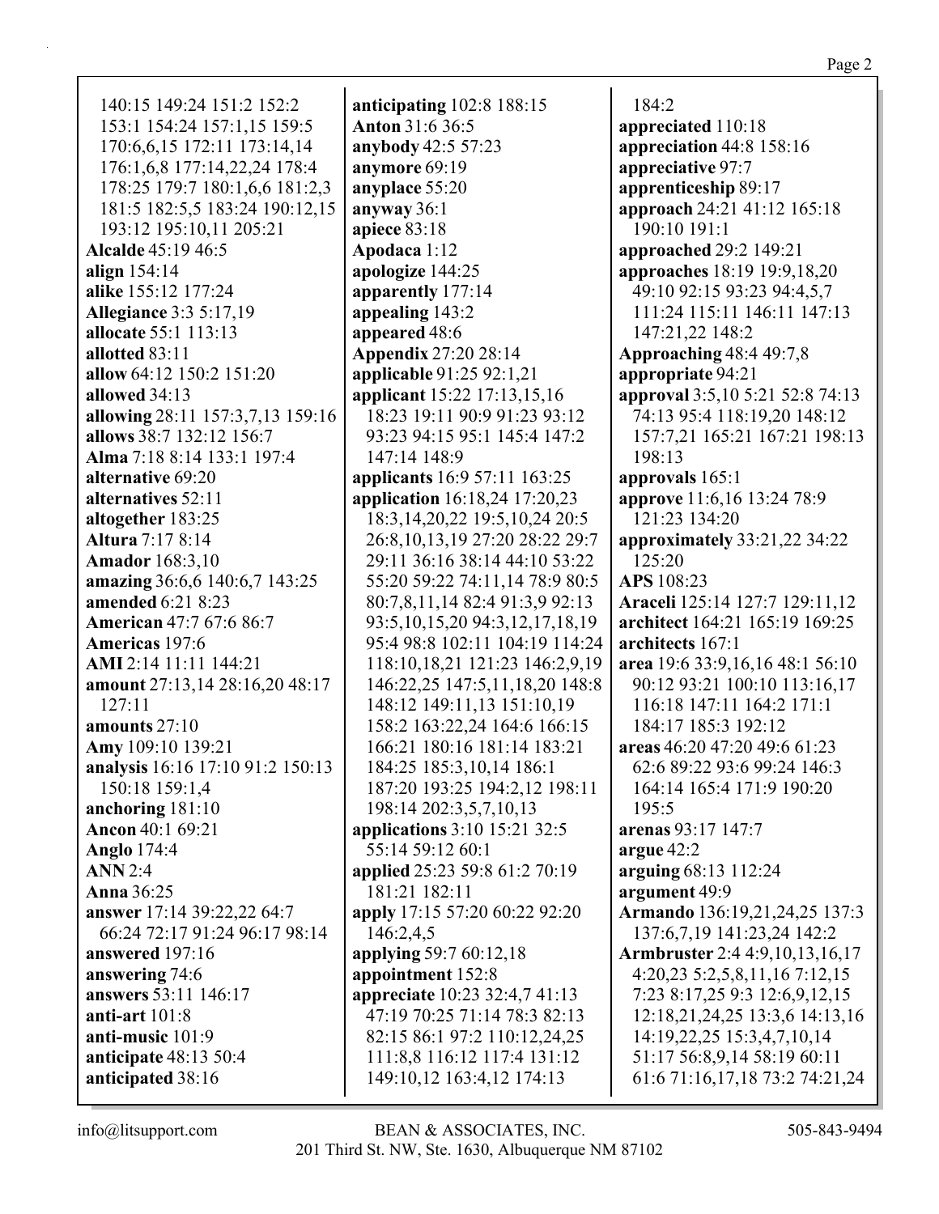140:15 149:24 151:2 152:2 153:1 154:24 157:1,15 159:5 170:6,6,15 172:11 173:14,14 176:1,6,8 177:14,22,24 178:4 178:25 179:7 180:1,6,6 181:2,3 181:5 182:5,5 183:24 190:12,15 193:12 195:10,11 205:21
**Alcalde** 45:19 46:5
**align** 154:14
**alike** 155:12 177:24
**Allegiance** 3:3 5:17,19
**allocate** 55:1 113:13
**allotted** 83:11
**allow** 64:12 150:2 151:20
**allowed** 34:13
**allowing** 28:11 157:3,7,13 159:16
**allows** 38:7 132:12 156:7
**Alma** 7:18 8:14 133:1 197:4
**alternative** 69:20
**alternatives** 52:11
**altogether** 183:25
**Altura** 7:17 8:14
**Amador** 168:3,10
**amazing** 36:6,6 140:6,7 143:25
**amended** 6:21 8:23
**American** 47:7 67:6 86:7
**Americas** 197:6
**AMI** 2:14 11:11 144:21
**amount** 27:13,14 28:16,20 48:17 127:11
**amounts** 27:10
**Amy** 109:10 139:21
**analysis** 16:16 17:10 91:2 150:13 150:18 159:1,4
**anchoring** 181:10
**Ancon** 40:1 69:21
**Anglo** 174:4
**ANN** 2:4
**Anna** 36:25
**answer** 17:14 39:22,22 64:7 66:24 72:17 91:24 96:17 98:14
**answered** 197:16
**answering** 74:6
**answers** 53:11 146:17
**anti-art** 101:8
**anti-music** 101:9
**anticipate** 48:13 50:4
**anticipated** 38:16
**anticipating** 102:8 188:15
**Anton** 31:6 36:5
**anybody** 42:5 57:23
**anymore** 69:19
**anyplace** 55:20
**anyway** 36:1
**apiece** 83:18
**Apodaca** 1:12
**apologize** 144:25
**apparently** 177:14
**appealing** 143:2
**appeared** 48:6
**Appendix** 27:20 28:14
**applicable** 91:25 92:1,21
**applicant** 15:22 17:13,15,16 18:23 19:11 90:9 91:23 93:12 93:23 94:15 95:1 145:4 147:2 147:14 148:9
**applicants** 16:9 57:11 163:25
**application** 16:18,24 17:20,23 18:3,14,20,22 19:5,10,24 20:5 26:8,10,13,19 27:20 28:22 29:7 29:11 36:16 38:14 44:10 53:22 55:20 59:22 74:11,14 78:9 80:5 80:7,8,11,14 82:4 91:3,9 92:13 93:5,10,15,20 94:3,12,17,18,19 95:4 98:8 102:11 104:19 114:24 118:10,18,21 121:23 146:2,9,19 146:22,25 147:5,11,18,20 148:8 148:12 149:11,13 151:10,19 158:2 163:22,24 164:6 166:15 166:21 180:16 181:14 183:21 184:25 185:3,10,14 186:1 187:20 193:25 194:2,12 198:11 198:14 202:3,5,7,10,13
**applications** 3:10 15:21 32:5 55:14 59:12 60:1
**applied** 25:23 59:8 61:2 70:19 181:21 182:11
**apply** 17:15 57:20 60:22 92:20 146:2,4,5
**applying** 59:7 60:12,18
**appointment** 152:8
**appreciate** 10:23 32:4,7 41:13 47:19 70:25 71:14 78:3 82:13 82:15 86:1 97:2 110:12,24,25 111:8,8 116:12 117:4 131:12 149:10,12 163:4,12 174:13 184:2
**appreciated** 110:18
**appreciation** 44:8 158:16
**appreciative** 97:7
**apprenticeship** 89:17
**approach** 24:21 41:12 165:18 190:10 191:1
**approached** 29:2 149:21
**approaches** 18:19 19:9,18,20 49:10 92:15 93:23 94:4,5,7 111:24 115:11 146:11 147:13 147:21,22 148:2
**Approaching** 48:4 49:7,8
**appropriate** 94:21
**approval** 3:5,10 5:21 52:8 74:13 74:13 95:4 118:19,20 148:12 157:7,21 165:21 167:21 198:13 198:13
**approvals** 165:1
**approve** 11:6,16 13:24 78:9 121:23 134:20
**approximately** 33:21,22 34:22 125:20
**APS** 108:23
**Araceli** 125:14 127:7 129:11,12
**architect** 164:21 165:19 169:25
**architects** 167:1
**area** 19:6 33:9,16,16 48:1 56:10 90:12 93:21 100:10 113:16,17 116:18 147:11 164:2 171:1 184:17 185:3 192:12
**areas** 46:20 47:20 49:6 61:23 62:6 89:22 93:6 99:24 146:3 164:14 165:4 171:9 190:20 195:5
**arenas** 93:17 147:7
**argue** 42:2
**arguing** 68:13 112:24
**argument** 49:9
**Armando** 136:19,21,24,25 137:3 137:6,7,19 141:23,24 142:2
**Armbruster** 2:4 4:9,10,13,16,17 4:20,23 5:2,5,8,11,16 7:12,15 7:23 8:17,25 9:3 12:6,9,12,15 12:18,21,24,25 13:3,6 14:13,16 14:19,22,25 15:3,4,7,10,14 51:17 56:8,9,14 58:19 60:11 61:6 71:16,17,18 73:2 74:21,24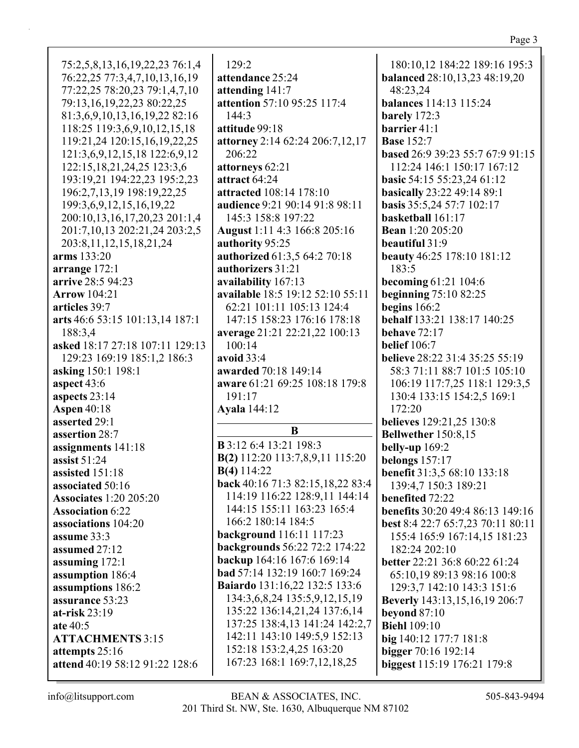75:2,5,8,13,16,19,22,23 76:1,4
76:22,25 77:3,4,7,10,13,16,19
77:22,25 78:20,23 79:1,4,7,10
79:13,16,19,22,23 80:22,25
81:3,6,9,10,13,16,19,22 82:16
118:25 119:3,6,9,10,12,15,18
119:21,24 120:15,16,19,22,25
121:3,6,9,12,15,18 122:6,9,12
122:15,18,21,24,25 123:3,6
193:19,21 194:22,23 195:2,23
196:2,7,13,19 198:19,22,25
199:3,6,9,12,15,16,19,22
200:10,13,16,17,20,23 201:1,4
201:7,10,13 202:21,24 203:2,5
203:8,11,12,15,18,21,24

**arms** 133:20
**arrange** 172:1
**arrive** 28:5 94:23
**Arrow** 104:21
**articles** 39:7
**arts** 46:6 53:15 101:13,14 187:1 188:3,4
**asked** 18:17 27:18 107:11 129:13 129:23 169:19 185:1,2 186:3
**asking** 150:1 198:1
**aspect** 43:6
**aspects** 23:14
**Aspen** 40:18
**asserted** 29:1
**assertion** 28:7
**assignments** 141:18
**assist** 51:24
**assisted** 151:18
**associated** 50:16
**Associates** 1:20 205:20
**Association** 6:22
**associations** 104:20
**assume** 33:3
**assumed** 27:12
**assuming** 172:1
**assumption** 186:4
**assumptions** 186:2
**assurance** 53:23
**at-risk** 23:19
**ate** 40:5
**ATTACHMENTS** 3:15
**attempts** 25:16
**attend** 40:19 58:12 91:22 128:6 129:2
**attendance** 25:24
**attending** 141:7
**attention** 57:10 95:25 117:4 144:3
**attitude** 99:18
**attorney** 2:14 62:24 206:7,12,17 206:22
**attorneys** 62:21
**attract** 64:24
**attracted** 108:14 178:10
**audience** 9:21 90:14 91:8 98:11 145:3 158:8 197:22
**August** 1:11 4:3 166:8 205:16
**authority** 95:25
**authorized** 61:3,5 64:2 70:18
**authorizers** 31:21
**availability** 167:13
**available** 18:5 19:12 52:10 55:11 62:21 101:11 105:13 124:4 147:15 158:23 176:16 178:18
**average** 21:21 22:21,22 100:13 100:14
**avoid** 33:4
**awarded** 70:18 149:14
**aware** 61:21 69:25 108:18 179:8 191:17
**Ayala** 144:12

## B

**B** 3:12 6:4 13:21 198:3
**B(2)** 112:20 113:7,8,9,11 115:20
**B(4)** 114:22
**back** 40:16 71:3 82:15,18,22 83:4 114:19 116:22 128:9,11 144:14 144:15 155:11 163:23 165:4 166:2 180:14 184:5
**background** 116:11 117:23
**backgrounds** 56:22 72:2 174:22
**backup** 164:16 167:6 169:14
**bad** 57:14 132:19 160:7 169:24
**Baiardo** 131:16,22 132:5 133:6 134:3,6,8,24 135:5,9,12,15,19 135:22 136:14,21,24 137:6,14 137:25 138:4,13 141:24 142:2,7 142:11 143:10 149:5,9 152:13 152:18 153:2,4,25 163:20 167:23 168:1 169:7,12,18,25 180:10,12 184:22 189:16 195:3
**balanced** 28:10,13,23 48:19,20 48:23,24
**balances** 114:13 115:24
**barely** 172:3
**barrier** 41:1
**Base** 152:7
**based** 26:9 39:23 55:7 67:9 91:15 112:24 146:1 150:17 167:12
**basic** 54:15 55:23,24 61:12
**basically** 23:22 49:14 89:1
**basis** 35:5,24 57:7 102:17
**basketball** 161:17
**Bean** 1:20 205:20
**beautiful** 31:9
**beauty** 46:25 178:10 181:12 183:5
**becoming** 61:21 104:6
**beginning** 75:10 82:25
**begins** 166:2
**behalf** 133:21 138:17 140:25
**behave** 72:17
**belief** 106:7
**believe** 28:22 31:4 35:25 55:19 58:3 71:11 88:7 101:5 105:10 106:19 117:7,25 118:1 129:3,5 130:4 133:15 154:2,5 169:1 172:20
**believes** 129:21,25 130:8
**Bellwether** 150:8,15
**belly-up** 169:2
**belongs** 157:17
**benefit** 31:3,5 68:10 133:18 139:4,7 150:3 189:21
**benefited** 72:22
**benefits** 30:20 49:4 86:13 149:16
**best** 8:4 22:7 65:7,23 70:11 80:11 155:4 165:9 167:14,15 181:23 182:24 202:10
**better** 22:21 36:8 60:22 61:24 65:10,19 89:13 98:16 100:8 129:3,7 142:10 143:3 151:6
**Beverly** 143:13,15,16,19 206:7
**beyond** 87:10
**Biehl** 109:10
**big** 140:12 177:7 181:8
**bigger** 70:16 192:14
**biggest** 115:19 176:21 179:8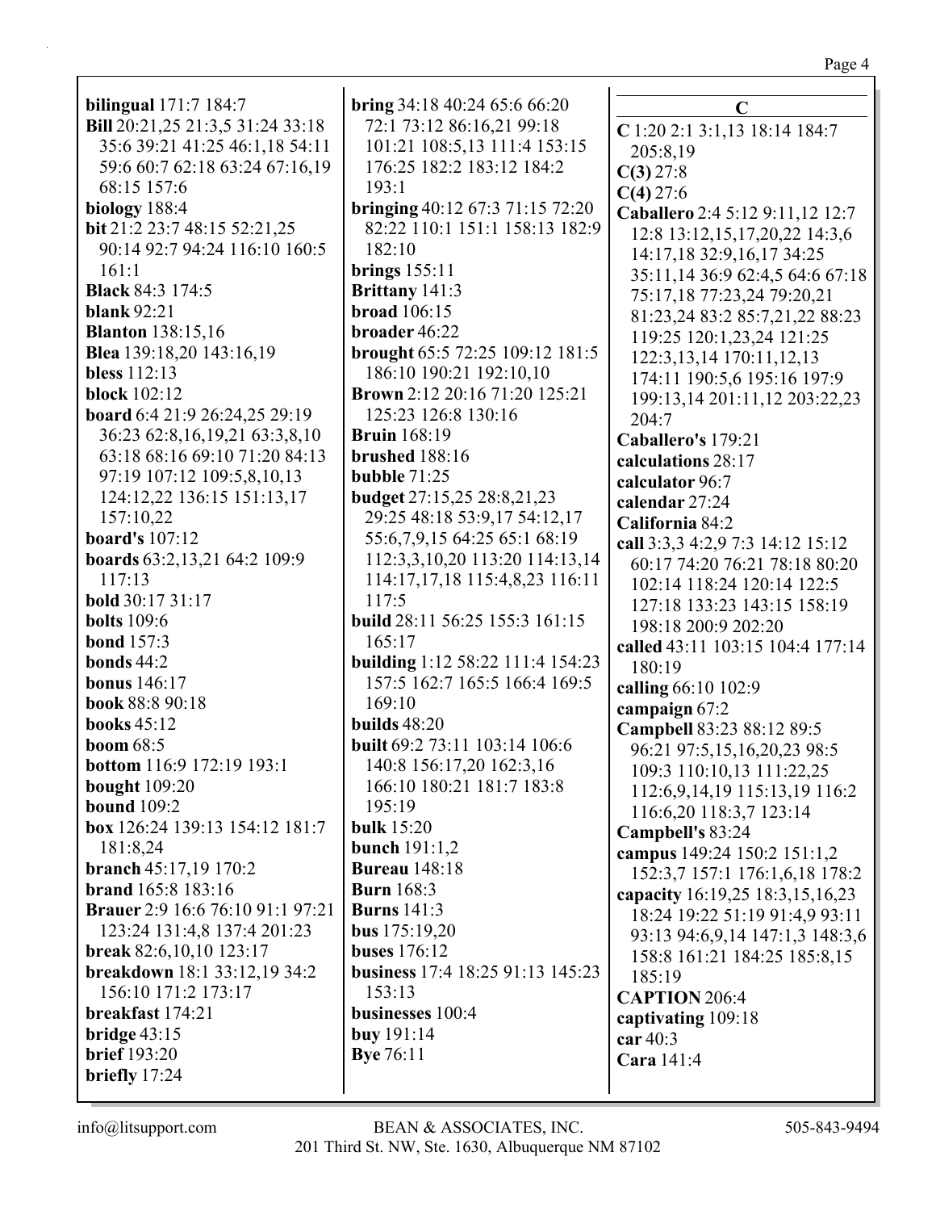**bilingual** 171:7 184:7
**Bill** 20:21,25 21:3,5 31:24 33:18 35:6 39:21 41:25 46:1,18 54:11 59:6 60:7 62:18 63:24 67:16,19 68:15 157:6
**biology** 188:4
**bit** 21:2 23:7 48:15 52:21,25 90:14 92:7 94:24 116:10 160:5 161:1
**Black** 84:3 174:5
**blank** 92:21
**Blanton** 138:15,16
**Blea** 139:18,20 143:16,19
**bless** 112:13
**block** 102:12
**board** 6:4 21:9 26:24,25 29:19 36:23 62:8,16,19,21 63:3,8,10 63:18 68:16 69:10 71:20 84:13 97:19 107:12 109:5,8,10,13 124:12,22 136:15 151:13,17 157:10,22
**board's** 107:12
**boards** 63:2,13,21 64:2 109:9 117:13
**bold** 30:17 31:17
**bolts** 109:6
**bond** 157:3
**bonds** 44:2
**bonus** 146:17
**book** 88:8 90:18
**books** 45:12
**boom** 68:5
**bottom** 116:9 172:19 193:1
**bought** 109:20
**bound** 109:2
**box** 126:24 139:13 154:12 181:7 181:8,24
**branch** 45:17,19 170:2
**brand** 165:8 183:16
**Brauer** 2:9 16:6 76:10 91:1 97:21 123:24 131:4,8 137:4 201:23
**break** 82:6,10,10 123:17
**breakdown** 18:1 33:12,19 34:2 156:10 171:2 173:17
**breakfast** 174:21
**bridge** 43:15
**brief** 193:20
**briefly** 17:24
**bring** 34:18 40:24 65:6 66:20 72:1 73:12 86:16,21 99:18 101:21 108:5,13 111:4 153:15 176:25 182:2 183:12 184:2 193:1
**bringing** 40:12 67:3 71:15 72:20 82:22 110:1 151:1 158:13 182:9 182:10
**brings** 155:11
**Brittany** 141:3
**broad** 106:15
**broader** 46:22
**brought** 65:5 72:25 109:12 181:5 186:10 190:21 192:10,10
**Brown** 2:12 20:16 71:20 125:21 125:23 126:8 130:16
**Bruin** 168:19
**brushed** 188:16
**bubble** 71:25
**budget** 27:15,25 28:8,21,23 29:25 48:18 53:9,17 54:12,17 55:6,7,9,15 64:25 65:1 68:19 112:3,3,10,20 113:20 114:13,14 114:17,17,18 115:4,8,23 116:11 117:5
**build** 28:11 56:25 155:3 161:15 165:17
**building** 1:12 58:22 111:4 154:23 157:5 162:7 165:5 166:4 169:5 169:10
**builds** 48:20
**built** 69:2 73:11 103:14 106:6 140:8 156:17,20 162:3,16 166:10 180:21 181:7 183:8 195:19
**bulk** 15:20
**bunch** 191:1,2
**Bureau** 148:18
**Burn** 168:3
**Burns** 141:3
**bus** 175:19,20
**buses** 176:12
**business** 17:4 18:25 91:13 145:23 153:13
**businesses** 100:4
**buy** 191:14
**Bye** 76:11

**C**

**C** 1:20 2:1 3:1,13 18:14 184:7 205:8,19
**C(3)** 27:8
**C(4)** 27:6
**Caballero** 2:4 5:12 9:11,12 12:7 12:8 13:12,15,17,20,22 14:3,6 14:17,18 32:9,16,17 34:25 35:11,14 36:9 62:4,5 64:6 67:18 75:17,18 77:23,24 79:20,21 81:23,24 83:2 85:7,21,22 88:23 119:25 120:1,23,24 121:25 122:3,13,14 170:11,12,13 174:11 190:5,6 195:16 197:9 199:13,14 201:11,12 203:22,23 204:7
**Caballero's** 179:21
**calculations** 28:17
**calculator** 96:7
**calendar** 27:24
**California** 84:2
**call** 3:3,3 4:2,9 7:3 14:12 15:12 60:17 74:20 76:21 78:18 80:20 102:14 118:24 120:14 122:5 127:18 133:23 143:15 158:19 198:18 200:9 202:20
**called** 43:11 103:15 104:4 177:14 180:19
**calling** 66:10 102:9
**campaign** 67:2
**Campbell** 83:23 88:12 89:5 96:21 97:5,15,16,20,23 98:5 109:3 110:10,13 111:22,25 112:6,9,14,19 115:13,19 116:2 116:6,20 118:3,7 123:14
**Campbell's** 83:24
**campus** 149:24 150:2 151:1,2 152:3,7 157:1 176:1,6,18 178:2
**capacity** 16:19,25 18:3,15,16,23 18:24 19:22 51:19 91:4,9 93:11 93:13 94:6,9,14 147:1,3 148:3,6 158:8 161:21 184:25 185:8,15 185:19
**CAPTION** 206:4
**captivating** 109:18
**car** 40:3
**Cara** 141:4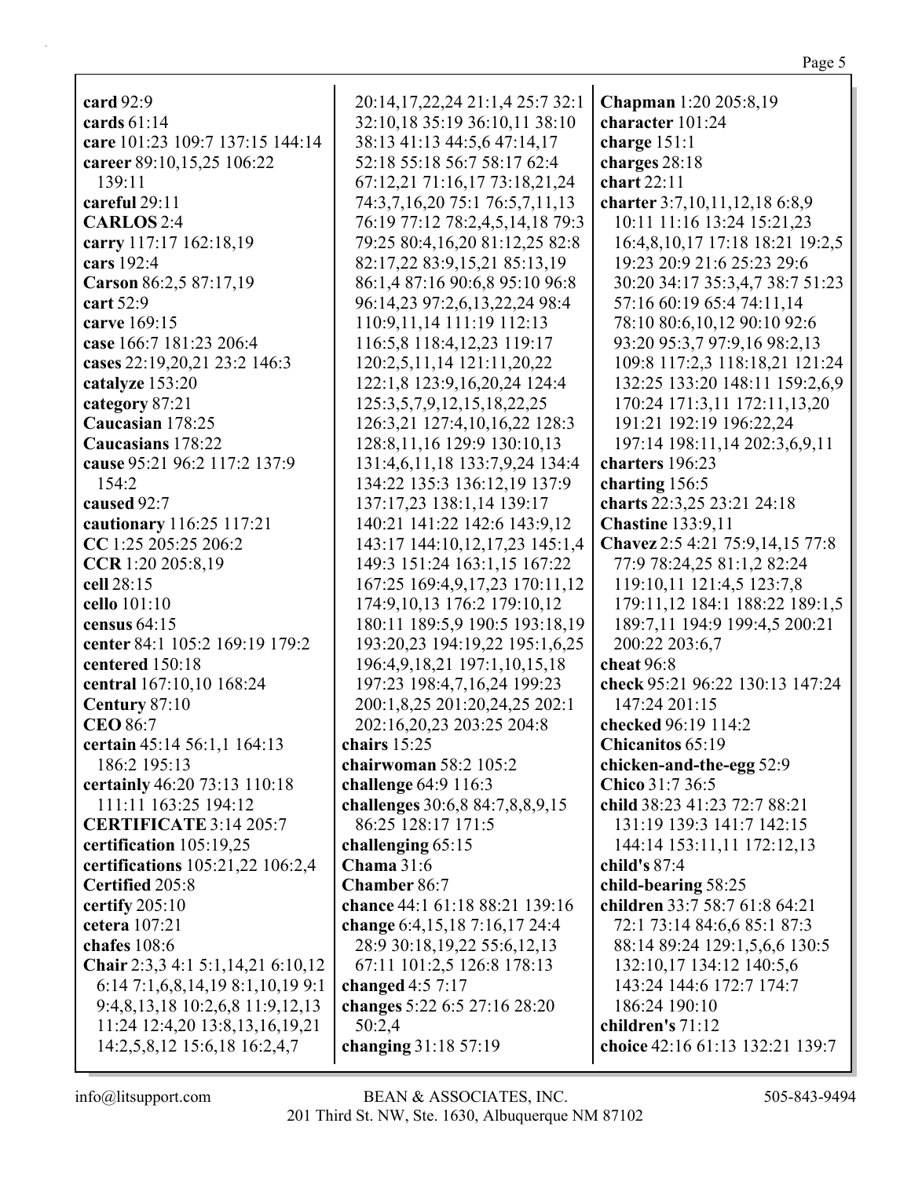**card** 92:9
**cards** 61:14
**care** 101:23 109:7 137:15 144:14
**career** 89:10,15,25 106:22 139:11
**careful** 29:11
**CARLOS** 2:4
**carry** 117:17 162:18,19
**cars** 192:4
**Carson** 86:2,5 87:17,19
**cart** 52:9
**carve** 169:15
**case** 166:7 181:23 206:4
**cases** 22:19,20,21 23:2 146:3
**catalyze** 153:20
**category** 87:21
**Caucasian** 178:25
**Caucasians** 178:22
**cause** 95:21 96:2 117:2 137:9 154:2
**caused** 92:7
**cautionary** 116:25 117:21
**CC** 1:25 205:25 206:2
**CCR** 1:20 205:8,19
**cell** 28:15
**cello** 101:10
**census** 64:15
**center** 84:1 105:2 169:19 179:2
**centered** 150:18
**central** 167:10,10 168:24
**Century** 87:10
**CEO** 86:7
**certain** 45:14 56:1,1 164:13 186:2 195:13
**certainly** 46:20 73:13 110:18 111:11 163:25 194:12
**CERTIFICATE** 3:14 205:7
**certification** 105:19,25
**certifications** 105:21,22 106:2,4
**Certified** 205:8
**certify** 205:10
**cetera** 107:21
**chafes** 108:6
**Chair** 2:3,3 4:1 5:1,14,21 6:10,12 6:14 7:1,6,8,14,19 8:1,10,19 9:1 9:4,8,13,18 10:2,6,8 11:9,12,13 11:24 12:4,20 13:8,13,16,19,21 14:2,5,8,12 15:6,18 16:2,4,7 20:14,17,22,24 21:1,4 25:7 32:1 32:10,18 35:19 36:10,11 38:10 38:13 41:13 44:5,6 47:14,17 52:18 55:18 56:7 58:17 62:4 67:12,21 71:16,17 73:18,21,24 74:3,7,16,20 75:1 76:5,7,11,13 76:19 77:12 78:2,4,5,14,18 79:3 79:25 80:4,16,20 81:12,25 82:8 82:17,22 83:9,15,21 85:13,19 86:1,4 87:16 90:6,8 95:10 96:8 96:14,23 97:2,6,13,22,24 98:4 110:9,11,14 111:19 112:13 116:5,8 118:4,12,23 119:17 120:2,5,11,14 121:11,20,22 122:1,8 123:9,16,20,24 124:4 125:3,5,7,9,12,15,18,22,25 126:3,21 127:4,10,16,22 128:3 128:8,11,16 129:9 130:10,13 131:4,6,11,18 133:7,9,24 134:4 134:22 135:3 136:12,19 137:9 137:17,23 138:1,14 139:17 140:21 141:22 142:6 143:9,12 143:17 144:10,12,17,23 145:1,4 149:3 151:24 163:1,15 167:22 167:25 169:4,9,17,23 170:11,12 174:9,10,13 176:2 179:10,12 180:11 189:5,9 190:5 193:18,19 193:20,23 194:19,22 195:1,6,25 196:4,9,18,21 197:1,10,15,18 197:23 198:4,7,16,24 199:23 200:1,8,25 201:20,24,25 202:1 202:16,20,23 203:25 204:8
**chairs** 15:25
**chairwoman** 58:2 105:2
**challenge** 64:9 116:3
**challenges** 30:6,8 84:7,8,8,9,15 86:25 128:17 171:5
**challenging** 65:15
**Chama** 31:6
**Chamber** 86:7
**chance** 44:1 61:18 88:21 139:16
**change** 6:4,15,18 7:16,17 24:4 28:9 30:18,19,22 55:6,12,13 67:11 101:2,5 126:8 178:13
**changed** 4:5 7:17
**changes** 5:22 6:5 27:16 28:20 50:2,4
**changing** 31:18 57:19
**Chapman** 1:20 205:8,19
**character** 101:24
**charge** 151:1
**charges** 28:18
**chart** 22:11
**charter** 3:7,10,11,12,18 6:8,9 10:11 11:16 13:24 15:21,23 16:4,8,10,17 17:18 18:21 19:2,5 19:23 20:9 21:6 25:23 29:6 30:20 34:17 35:3,4,7 38:7 51:23 57:16 60:19 65:4 74:11,14 78:10 80:6,10,12 90:10 92:6 93:20 95:3,7 97:9,16 98:2,13 109:8 117:2,3 118:18,21 121:24 132:25 133:20 148:11 159:2,6,9 170:24 171:3,11 172:11,13,20 191:21 192:19 196:22,24 197:14 198:11,14 202:3,6,9,11
**charters** 196:23
**charting** 156:5
**charts** 22:3,25 23:21 24:18
**Chastine** 133:9,11
**Chavez** 2:5 4:21 75:9,14,15 77:8 77:9 78:24,25 81:1,2 82:24 119:10,11 121:4,5 123:7,8 179:11,12 184:1 188:22 189:1,5 189:7,11 194:9 199:4,5 200:21 200:22 203:6,7
**cheat** 96:8
**check** 95:21 96:22 130:13 147:24 147:24 201:15
**checked** 96:19 114:2
**Chicanitos** 65:19
**chicken-and-the-egg** 52:9
**Chico** 31:7 36:5
**child** 38:23 41:23 72:7 88:21 131:19 139:3 141:7 142:15 144:14 153:11,11 172:12,13
**child's** 87:4
**child-bearing** 58:25
**children** 33:7 58:7 61:8 64:21 72:1 73:14 84:6,6 85:1 87:3 88:14 89:24 129:1,5,6,6 130:5 132:10,17 134:12 140:5,6 143:24 144:6 172:7 174:7 186:24 190:10
**children's** 71:12
**choice** 42:16 61:13 132:21 139:7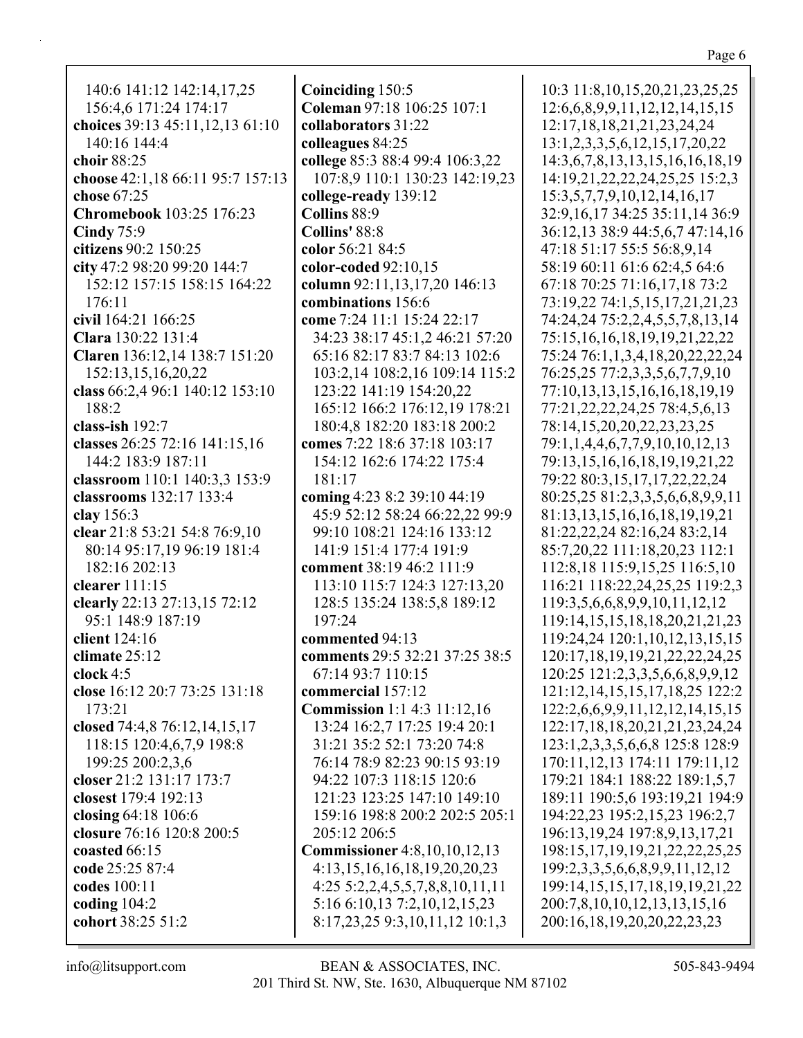140:6 141:12 142:14,17,25 156:4,6 171:24 174:17
**choices** 39:13 45:11,12,13 61:10 140:16 144:4
**choir** 88:25
**choose** 42:1,18 66:11 95:7 157:13
**chose** 67:25
**Chromebook** 103:25 176:23
**Cindy** 75:9
**citizens** 90:2 150:25
**city** 47:2 98:20 99:20 144:7 152:12 157:15 158:15 164:22 176:11
**civil** 164:21 166:25
**Clara** 130:22 131:4
**Claren** 136:12,14 138:7 151:20 152:13,15,16,20,22
**class** 66:2,4 96:1 140:12 153:10 188:2
**class-ish** 192:7
**classes** 26:25 72:16 141:15,16 144:2 183:9 187:11
**classroom** 110:1 140:3,3 153:9
**classrooms** 132:17 133:4
**clay** 156:3
**clear** 21:8 53:21 54:8 76:9,10 80:14 95:17,19 96:19 181:4 182:16 202:13
**clearer** 111:15
**clearly** 22:13 27:13,15 72:12 95:1 148:9 187:19
**client** 124:16
**climate** 25:12
**clock** 4:5
**close** 16:12 20:7 73:25 131:18 173:21
**closed** 74:4,8 76:12,14,15,17 118:15 120:4,6,7,9 198:8 199:25 200:2,3,6
**closer** 21:2 131:17 173:7
**closest** 179:4 192:13
**closing** 64:18 106:6
**closure** 76:16 120:8 200:5
**coasted** 66:15
**code** 25:25 87:4
**codes** 100:11
**coding** 104:2
**cohort** 38:25 51:2
**Coinciding** 150:5
**Coleman** 97:18 106:25 107:1
**collaborators** 31:22
**colleagues** 84:25
**college** 85:3 88:4 99:4 106:3,22 107:8,9 110:1 130:23 142:19,23
**college-ready** 139:12
**Collins** 88:9
**Collins'** 88:8
**color** 56:21 84:5
**color-coded** 92:10,15
**column** 92:11,13,17,20 146:13
**combinations** 156:6
**come** 7:24 11:1 15:24 22:17 34:23 38:17 45:1,2 46:21 57:20 65:16 82:17 83:7 84:13 102:6 103:2,14 108:2,16 109:14 115:2 123:22 141:19 154:20,22 165:12 166:2 176:12,19 178:21 180:4,8 182:20 183:18 200:2
**comes** 7:22 18:6 37:18 103:17 154:12 162:6 174:22 175:4 181:17
**coming** 4:23 8:2 39:10 44:19 45:9 52:12 58:24 66:22,22 99:9 99:10 108:21 124:16 133:12 141:9 151:4 177:4 191:9
**comment** 38:19 46:2 111:9 113:10 115:7 124:3 127:13,20 128:5 135:24 138:5,8 189:12 197:24
**commented** 94:13
**comments** 29:5 32:21 37:25 38:5 67:14 93:7 110:15
**commercial** 157:12
**Commission** 1:1 4:3 11:12,16 13:24 16:2,7 17:25 19:4 20:1 31:21 35:2 52:1 73:20 74:8 76:14 78:9 82:23 90:15 93:19 94:22 107:3 118:15 120:6 121:23 123:25 147:10 149:10 159:16 198:8 200:2 202:5 205:1 205:12 206:5
**Commissioner** 4:8,10,10,12,13 4:13,15,16,16,18,19,20,20,23 4:25 5:2,2,4,5,5,7,8,8,10,11,11 5:16 6:10,13 7:2,10,12,15,23 8:17,23,25 9:3,10,11,12 10:1,3 10:3 11:8,10,15,20,21,23,25,25 12:6,6,8,9,9,11,12,12,14,15,15 12:17,18,18,21,21,23,24,24 13:1,2,3,5,6,12,15,17,20,22 14:3,6,7,8,13,13,15,16,16,18,19 14:19,21,22,22,24,25,25 15:2,3 15:3,5,7,7,9,10,12,14,16,17 32:9,16,17 34:25 35:11,14 36:9 36:12,13 38:9 44:5,6,7 47:14,16 47:18 51:17 55:5 56:8,9,14 58:19 60:11 61:6 62:4,5 64:6 67:18 70:25 71:16,17,18 73:2 73:19,22 74:1,5,15,17,21,21,23 74:24,24 75:2,2,4,5,5,7,8,13,14 75:15,16,16,18,19,19,21,22,22 75:24 76:1,1,3,4,18,20,22,22,24 76:25,25 77:2,3,3,5,6,7,7,9,10 77:10,13,13,15,16,16,18,19,19 77:21,22,22,24,25 78:4,5,6,13 78:14,15,20,20,22,23,23,25 79:1,1,4,4,6,7,7,9,10,10,12,13 79:13,15,16,16,18,19,19,21,22 79:22 80:3,15,17,17,22,22,24 80:25,25 81:2,3,3,5,6,6,8,9,9,11 81:13,13,15,16,16,18,19,19,21 81:22,22,24 82:16,24 83:2,14 85:7,20,22 111:18,20,23 112:1 112:8,18 115:9,15,25 116:5,10 116:21 118:22,24,25,25 119:2,3 119:3,5,6,6,8,9,9,10,11,12,12 119:14,15,15,18,18,20,21,21,23 119:24,24 120:1,10,12,13,15,15 120:17,18,19,19,21,22,22,24,25 120:25 121:2,3,3,5,6,6,8,9,9,12 121:12,14,15,15,17,18,25 122:2 122:2,6,6,9,9,11,12,12,14,15,15 122:17,18,18,20,21,21,23,24,24 123:1,2,3,3,5,6,6,8 125:8 128:9 170:11,12,13 174:11 179:11,12 179:21 184:1 188:22 189:1,5,7 189:11 190:5,6 193:19,21 194:9 194:22,23 195:2,15,23 196:2,7 196:13,19,24 197:8,9,13,17,21 198:15,17,19,19,21,22,22,25,25 199:2,3,3,5,6,6,8,9,9,11,12,12 199:14,15,15,17,18,19,19,21,22 200:7,8,10,10,12,13,13,15,16 200:16,18,19,20,20,22,23,23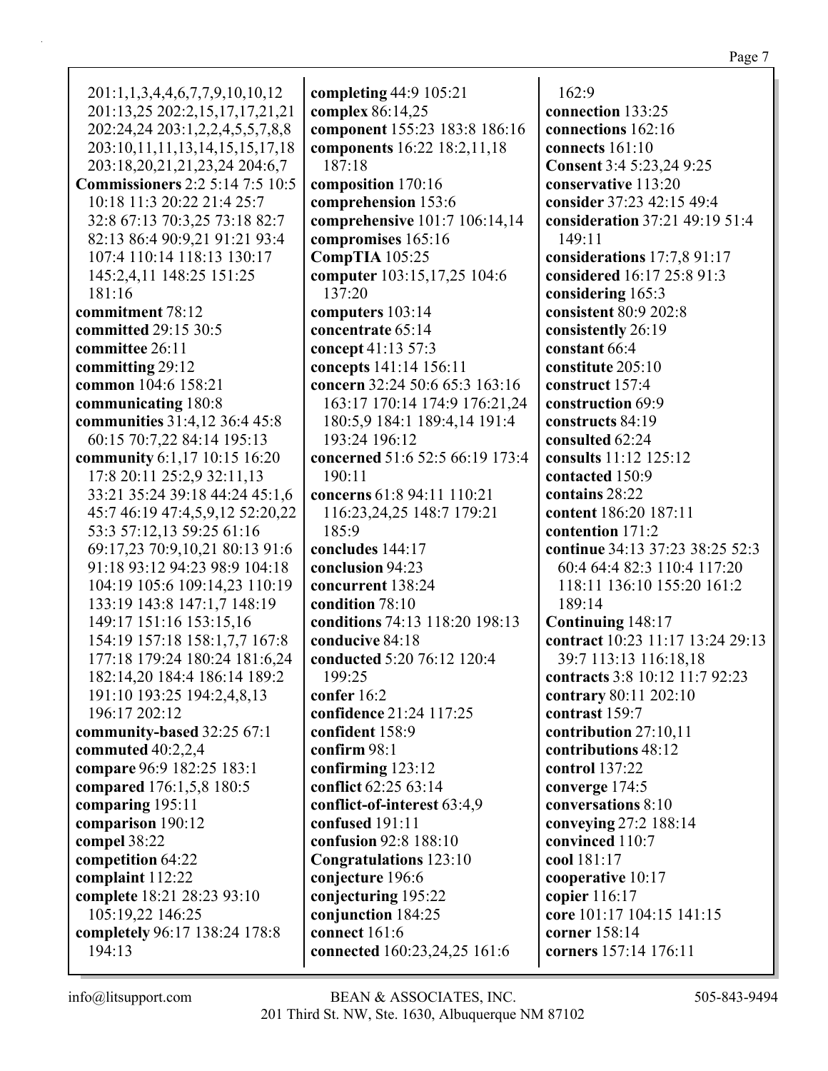201:1,1,3,4,4,6,7,7,9,10,10,12
201:13,25 202:2,15,17,17,21,21
202:24,24 203:1,2,2,4,5,5,7,8,8
203:10,11,11,13,14,15,15,17,18
203:18,20,21,21,23,24 204:6,7

**Commissioners** 2:2 5:14 7:5 10:5 10:18 11:3 20:22 21:4 25:7 32:8 67:13 70:3,25 73:18 82:7 82:13 86:4 90:9,21 91:21 93:4 107:4 110:14 118:13 130:17 145:2,4,11 148:25 151:25 181:16

**commitment** 78:12

**committed** 29:15 30:5

**committee** 26:11

**committing** 29:12

**common** 104:6 158:21

**communicating** 180:8

**communities** 31:4,12 36:4 45:8 60:15 70:7,22 84:14 195:13

**community** 6:1,17 10:15 16:20 17:8 20:11 25:2,9 32:11,13 33:21 35:24 39:18 44:24 45:1,6 45:7 46:19 47:4,5,9,12 52:20,22 53:3 57:12,13 59:25 61:16 69:17,23 70:9,10,21 80:13 91:6 91:18 93:12 94:23 98:9 104:18 104:19 105:6 109:14,23 110:19 133:19 143:8 147:1,7 148:19 149:17 151:16 153:15,16 154:19 157:18 158:1,7,7 167:8 177:18 179:24 180:24 181:6,24 182:14,20 184:4 186:14 189:2 191:10 193:25 194:2,4,8,13 196:17 202:12

**community-based** 32:25 67:1

**commuted** 40:2,2,4

**compare** 96:9 182:25 183:1

**compared** 176:1,5,8 180:5

**comparing** 195:11

**comparison** 190:12

**compel** 38:22

**competition** 64:22

**complaint** 112:22

**complete** 18:21 28:23 93:10 105:19,22 146:25

**completely** 96:17 138:24 178:8 194:13

**completing** 44:9 105:21

**complex** 86:14,25

**component** 155:23 183:8 186:16

**components** 16:22 18:2,11,18 187:18

**composition** 170:16

**comprehension** 153:6

**comprehensive** 101:7 106:14,14

**compromises** 165:16

**CompTIA** 105:25

**computer** 103:15,17,25 104:6 137:20

**computers** 103:14

**concentrate** 65:14

**concept** 41:13 57:3

**concepts** 141:14 156:11

**concern** 32:24 50:6 65:3 163:16 163:17 170:14 174:9 176:21,24 180:5,9 184:1 189:4,14 191:4 193:24 196:12

**concerned** 51:6 52:5 66:19 173:4 190:11

**concerns** 61:8 94:11 110:21 116:23,24,25 148:7 179:21 185:9

**concludes** 144:17

**conclusion** 94:23

**concurrent** 138:24

**condition** 78:10

**conditions** 74:13 118:20 198:13

**conducive** 84:18

**conducted** 5:20 76:12 120:4 199:25

**confer** 16:2

**confidence** 21:24 117:25

**confident** 158:9

**confirm** 98:1

**confirming** 123:12

**conflict** 62:25 63:14

**conflict-of-interest** 63:4,9

**confused** 191:11

**confusion** 92:8 188:10

**Congratulations** 123:10

**conjecture** 196:6

**conjecturing** 195:22

**conjunction** 184:25

**connect** 161:6

**connected** 160:23,24,25 161:6 162:9

**connection** 133:25

**connections** 162:16

**connects** 161:10

**Consent** 3:4 5:23,24 9:25

**conservative** 113:20

**consider** 37:23 42:15 49:4

**consideration** 37:21 49:19 51:4 149:11

**considerations** 17:7,8 91:17

**considered** 16:17 25:8 91:3

**considering** 165:3

**consistent** 80:9 202:8

**consistently** 26:19

**constant** 66:4

**constitute** 205:10

**construct** 157:4

**construction** 69:9

**constructs** 84:19

**consulted** 62:24

**consults** 11:12 125:12

**contacted** 150:9

**contains** 28:22

**content** 186:20 187:11

**contention** 171:2

**continue** 34:13 37:23 38:25 52:3 60:4 64:4 82:3 110:4 117:20 118:11 136:10 155:20 161:2 189:14

**Continuing** 148:17

**contract** 10:23 11:17 13:24 29:13 39:7 113:13 116:18,18

**contracts** 3:8 10:12 11:7 92:23

**contrary** 80:11 202:10

**contrast** 159:7

**contribution** 27:10,11

**contributions** 48:12

**control** 137:22

**converge** 174:5

**conversations** 8:10

**conveying** 27:2 188:14

**convinced** 110:7

**cool** 181:17

**cooperative** 10:17

**copier** 116:17

**core** 101:17 104:15 141:15

**corner** 158:14

**corners** 157:14 176:11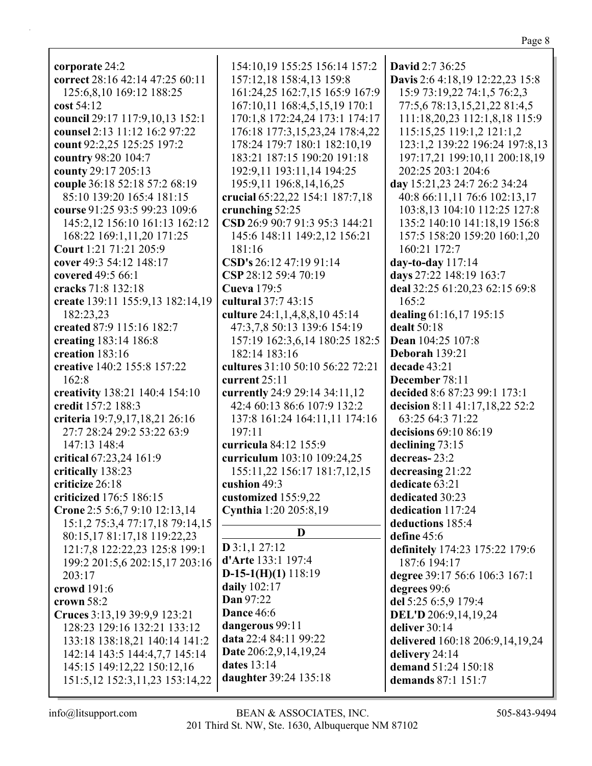**corporate** 24:2
**correct** 28:16 42:14 47:25 60:11 125:6,8,10 169:12 188:25
**cost** 54:12
**council** 29:17 117:9,10,13 152:1
**counsel** 2:13 11:12 16:2 97:22
**count** 92:2,25 125:25 197:2
**country** 98:20 104:7
**county** 29:17 205:13
**couple** 36:18 52:18 57:2 68:19 85:10 139:20 165:4 181:15
**course** 91:25 93:5 99:23 109:6 145:2,12 156:10 161:13 162:12 168:22 169:1,11,20 171:25
**Court** 1:21 71:21 205:9
**cover** 49:3 54:12 148:17
**covered** 49:5 66:1
**cracks** 71:8 132:18
**create** 139:11 155:9,13 182:14,19 182:23,23
**created** 87:9 115:16 182:7
**creating** 183:14 186:8
**creation** 183:16
**creative** 140:2 155:8 157:22 162:8
**creativity** 138:21 140:4 154:10
**credit** 157:2 188:3
**criteria** 19:7,9,17,18,21 26:16 27:7 28:24 29:2 53:22 63:9 147:13 148:4
**critical** 67:23,24 161:9
**critically** 138:23
**criticize** 26:18
**criticized** 176:5 186:15
**Crone** 2:5 5:6,7 9:10 12:13,14 15:1,2 75:3,4 77:17,18 79:14,15 80:15,17 81:17,18 119:22,23 121:7,8 122:22,23 125:8 199:1 199:2 201:5,6 202:15,17 203:16 203:17
**crowd** 191:6
**crown** 58:2
**Cruces** 3:13,19 39:9,9 123:21 128:23 129:16 132:21 133:12 133:18 138:18,21 140:14 141:2 142:14 143:5 144:4,7,7 145:14 145:15 149:12,22 150:12,16 151:5,12 152:3,11,23 153:14,22 154:10,19 155:25 156:14 157:2 157:12,18 158:4,13 159:8 161:24,25 162:7,15 165:9 167:9 167:10,11 168:4,5,15,19 170:1 170:1,8 172:24,24 173:1 174:17 176:18 177:3,15,23,24 178:4,22 178:24 179:7 180:1 182:10,19 183:21 187:15 190:20 191:18 192:9,11 193:11,14 194:25 195:9,11 196:8,14,16,25
**crucial** 65:22,22 154:1 187:7,18
**crunching** 52:25
**CSD** 26:9 90:7 91:3 95:3 144:21 145:6 148:11 149:2,12 156:21 181:16
**CSD's** 26:12 47:19 91:14
**CSP** 28:12 59:4 70:19
**Cueva** 179:5
**cultural** 37:7 43:15
**culture** 24:1,1,4,8,8,10 45:14 47:3,7,8 50:13 139:6 154:19 157:19 162:3,6,14 180:25 182:5 182:14 183:16
**cultures** 31:10 50:10 56:22 72:21
**current** 25:11
**currently** 24:9 29:14 34:11,12 42:4 60:13 86:6 107:9 132:2 137:8 161:24 164:11,11 174:16 197:11
**curricula** 84:12 155:9
**curriculum** 103:10 109:24,25 155:11,22 156:17 181:7,12,15
**cushion** 49:3
**customized** 155:9,22
**Cynthia** 1:20 205:8,19

## D

**D** 3:1,1 27:12
**d'Arte** 133:1 197:4
**D-15-1(H)(1)** 118:19
**daily** 102:17
**Dan** 97:22
**Dance** 46:6
**dangerous** 99:11
**data** 22:4 84:11 99:22
**Date** 206:2,9,14,19,24
**dates** 13:14
**daughter** 39:24 135:18
**David** 2:7 36:25
**Davis** 2:6 4:18,19 12:22,23 15:8 15:9 73:19,22 74:1,5 76:2,3 77:5,6 78:13,15,21,22 81:4,5 111:18,20,23 112:1,8,18 115:9 115:15,25 119:1,2 121:1,2 123:1,2 139:22 196:24 197:8,13 197:17,21 199:10,11 200:18,19 202:25 203:1 204:6
**day** 15:21,23 24:7 26:2 34:24 40:8 66:11,11 76:6 102:13,17 103:8,13 104:10 112:25 127:8 135:2 140:10 141:18,19 156:8 157:5 158:20 159:20 160:1,20 160:21 172:7
**day-to-day** 117:14
**days** 27:22 148:19 163:7
**deal** 32:25 61:20,23 62:15 69:8 165:2
**dealing** 61:16,17 195:15
**dealt** 50:18
**Dean** 104:25 107:8
**Deborah** 139:21
**decade** 43:21
**December** 78:11
**decided** 8:6 87:23 99:1 173:1
**decision** 8:11 41:17,18,22 52:2 63:25 64:3 71:22
**decisions** 69:10 86:19
**declining** 73:15
**decreas-** 23:2
**decreasing** 21:22
**dedicate** 63:21
**dedicated** 30:23
**dedication** 117:24
**deductions** 185:4
**define** 45:6
**definitely** 174:23 175:22 179:6 187:6 194:17
**degree** 39:17 56:6 106:3 167:1
**degrees** 99:6
**del** 5:25 6:5,9 179:4
**DEL'D** 206:9,14,19,24
**deliver** 30:14
**delivered** 160:18 206:9,14,19,24
**delivery** 24:14
**demand** 51:24 150:18
**demands** 87:1 151:7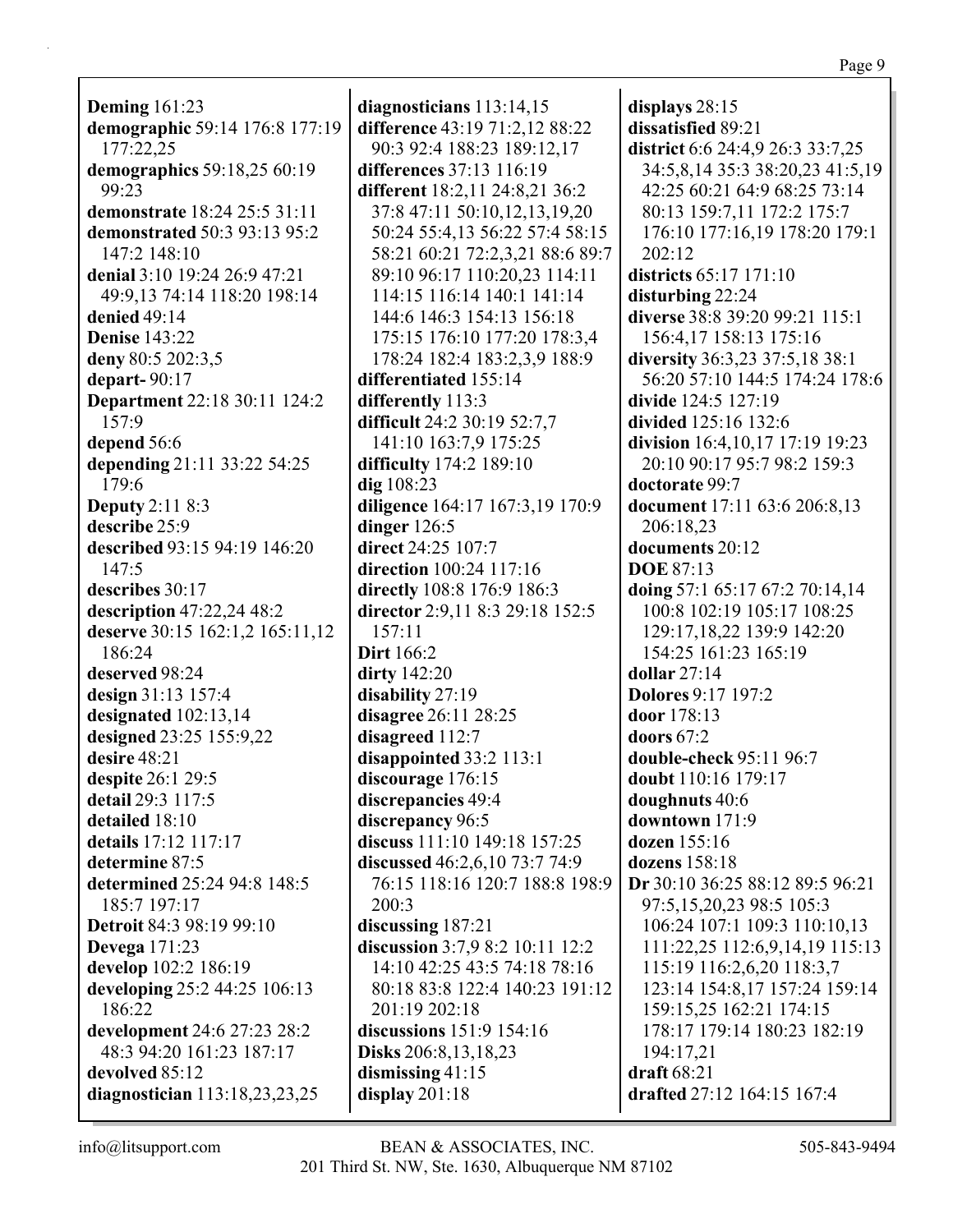**Deming** 161:23
**demographic** 59:14 176:8 177:19 177:22,25
**demographics** 59:18,25 60:19 99:23
**demonstrate** 18:24 25:5 31:11
**demonstrated** 50:3 93:13 95:2 147:2 148:10
**denial** 3:10 19:24 26:9 47:21 49:9,13 74:14 118:20 198:14
**denied** 49:14
**Denise** 143:22
**deny** 80:5 202:3,5
**depart-** 90:17
**Department** 22:18 30:11 124:2 157:9
**depend** 56:6
**depending** 21:11 33:22 54:25 179:6
**Deputy** 2:11 8:3
**describe** 25:9
**described** 93:15 94:19 146:20 147:5
**describes** 30:17
**description** 47:22,24 48:2
**deserve** 30:15 162:1,2 165:11,12 186:24
**deserved** 98:24
**design** 31:13 157:4
**designated** 102:13,14
**designed** 23:25 155:9,22
**desire** 48:21
**despite** 26:1 29:5
**detail** 29:3 117:5
**detailed** 18:10
**details** 17:12 117:17
**determine** 87:5
**determined** 25:24 94:8 148:5 185:7 197:17
**Detroit** 84:3 98:19 99:10
**Devega** 171:23
**develop** 102:2 186:19
**developing** 25:2 44:25 106:13 186:22
**development** 24:6 27:23 28:2 48:3 94:20 161:23 187:17
**devolved** 85:12
**diagnostician** 113:18,23,23,25
**diagnosticians** 113:14,15
**difference** 43:19 71:2,12 88:22 90:3 92:4 188:23 189:12,17
**differences** 37:13 116:19
**different** 18:2,11 24:8,21 36:2 37:8 47:11 50:10,12,13,19,20 50:24 55:4,13 56:22 57:4 58:15 58:21 60:21 72:2,3,21 88:6 89:7 89:10 96:17 110:20,23 114:11 114:15 116:14 140:1 141:14 144:6 146:3 154:13 156:18 175:15 176:10 177:20 178:3,4 178:24 182:4 183:2,3,9 188:9
**differentiated** 155:14
**differently** 113:3
**difficult** 24:2 30:19 52:7,7 141:10 163:7,9 175:25
**difficulty** 174:2 189:10
**dig** 108:23
**diligence** 164:17 167:3,19 170:9
**dinger** 126:5
**direct** 24:25 107:7
**direction** 100:24 117:16
**directly** 108:8 176:9 186:3
**director** 2:9,11 8:3 29:18 152:5 157:11
**Dirt** 166:2
**dirty** 142:20
**disability** 27:19
**disagree** 26:11 28:25
**disagreed** 112:7
**disappointed** 33:2 113:1
**discourage** 176:15
**discrepancies** 49:4
**discrepancy** 96:5
**discuss** 111:10 149:18 157:25
**discussed** 46:2,6,10 73:7 74:9 76:15 118:16 120:7 188:8 198:9 200:3
**discussing** 187:21
**discussion** 3:7,9 8:2 10:11 12:2 14:10 42:25 43:5 74:18 78:16 80:18 83:8 122:4 140:23 191:12 201:19 202:18
**discussions** 151:9 154:16
**Disks** 206:8,13,18,23
**dismissing** 41:15
**display** 201:18
**displays** 28:15
**dissatisfied** 89:21
**district** 6:6 24:4,9 26:3 33:7,25 34:5,8,14 35:3 38:20,23 41:5,19 42:25 60:21 64:9 68:25 73:14 80:13 159:7,11 172:2 175:7 176:10 177:16,19 178:20 179:1 202:12
**districts** 65:17 171:10
**disturbing** 22:24
**diverse** 38:8 39:20 99:21 115:1 156:4,17 158:13 175:16
**diversity** 36:3,23 37:5,18 38:1 56:20 57:10 144:5 174:24 178:6
**divide** 124:5 127:19
**divided** 125:16 132:6
**division** 16:4,10,17 17:19 19:23 20:10 90:17 95:7 98:2 159:3
**doctorate** 99:7
**document** 17:11 63:6 206:8,13 206:18,23
**documents** 20:12
**DOE** 87:13
**doing** 57:1 65:17 67:2 70:14,14 100:8 102:19 105:17 108:25 129:17,18,22 139:9 142:20 154:25 161:23 165:19
**dollar** 27:14
**Dolores** 9:17 197:2
**door** 178:13
**doors** 67:2
**double-check** 95:11 96:7
**doubt** 110:16 179:17
**doughnuts** 40:6
**downtown** 171:9
**dozen** 155:16
**dozens** 158:18
**Dr** 30:10 36:25 88:12 89:5 96:21 97:5,15,20,23 98:5 105:3 106:24 107:1 109:3 110:10,13 111:22,25 112:6,9,14,19 115:13 115:19 116:2,6,20 118:3,7 123:14 154:8,17 157:24 159:14 159:15,25 162:21 174:15 178:17 179:14 180:23 182:19 194:17,21
**draft** 68:21
**drafted** 27:12 164:15 167:4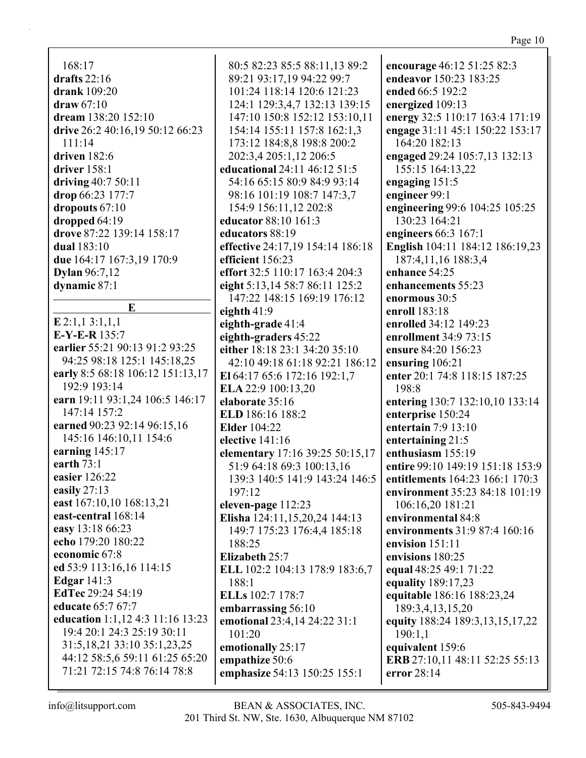168:17
**drafts** 22:16
**drank** 109:20
**draw** 67:10
**dream** 138:20 152:10
**drive** 26:2 40:16,19 50:12 66:23 111:14
**driven** 182:6
**driver** 158:1
**driving** 40:7 50:11
**drop** 66:23 177:7
**dropouts** 67:10
**dropped** 64:19
**drove** 87:22 139:14 158:17
**dual** 183:10
**due** 164:17 167:3,19 170:9
**Dylan** 96:7,12
**dynamic** 87:1

## E

**E** 2:1,1 3:1,1,1
**E-Y-E-R** 135:7
**earlier** 55:21 90:13 91:2 93:25 94:25 98:18 125:1 145:18,25
**early** 8:5 68:18 106:12 151:13,17 192:9 193:14
**earn** 19:11 93:1,24 106:5 146:17 147:14 157:2
**earned** 90:23 92:14 96:15,16 145:16 146:10,11 154:6
**earning** 145:17
**earth** 73:1
**easier** 126:22
**easily** 27:13
**east** 167:10,10 168:13,21
**east-central** 168:14
**easy** 13:18 66:23
**echo** 179:20 180:22
**economic** 67:8
**ed** 53:9 113:16,16 114:15
**Edgar** 141:3
**EdTec** 29:24 54:19
**educate** 65:7 67:7
**education** 1:1,12 4:3 11:16 13:23 19:4 20:1 24:3 25:19 30:11 31:5,18,21 33:10 35:1,23,25 44:12 58:5,6 59:11 61:25 65:20 71:21 72:15 74:8 76:14 78:8 80:5 82:23 85:5 88:11,13 89:2 89:21 93:17,19 94:22 99:7 101:24 118:14 120:6 121:23 124:1 129:3,4,7 132:13 139:15 147:10 150:8 152:12 153:10,11 154:14 155:11 157:8 162:1,3 173:12 184:8,8 198:8 200:2 202:3,4 205:1,12 206:5
**educational** 24:11 46:12 51:5 54:16 65:15 80:9 84:9 93:14 98:16 101:19 108:7 147:3,7 154:9 156:11,12 202:8
**educator** 88:10 161:3
**educators** 88:19
**effective** 24:17,19 154:14 186:18
**efficient** 156:23
**effort** 32:5 110:17 163:4 204:3
**eight** 5:13,14 58:7 86:11 125:2 147:22 148:15 169:19 176:12
**eighth** 41:9
**eighth-grade** 41:4
**eighth-graders** 45:22
**either** 18:18 23:1 34:20 35:10 42:10 49:18 61:18 92:21 186:12
**El** 64:17 65:6 172:16 192:1,7
**ELA** 22:9 100:13,20
**elaborate** 35:16
**ELD** 186:16 188:2
**Elder** 104:22
**elective** 141:16
**elementary** 17:16 39:25 50:15,17 51:9 64:18 69:3 100:13,16 139:3 140:5 141:9 143:24 146:5 197:12
**eleven-page** 112:23
**Elisha** 124:11,15,20,24 144:13 149:7 175:23 176:4,4 185:18 188:25
**Elizabeth** 25:7
**ELL** 102:2 104:13 178:9 183:6,7 188:1
**ELLs** 102:7 178:7
**embarrassing** 56:10
**emotional** 23:4,14 24:22 31:1 101:20
**emotionally** 25:17
**empathize** 50:6
**emphasize** 54:13 150:25 155:1
**encourage** 46:12 51:25 82:3
**endeavor** 150:23 183:25
**ended** 66:5 192:2
**energized** 109:13
**energy** 32:5 110:17 163:4 171:19
**engage** 31:11 45:1 150:22 153:17 164:20 182:13
**engaged** 29:24 105:7,13 132:13 155:15 164:13,22
**engaging** 151:5
**engineer** 99:1
**engineering** 99:6 104:25 105:25 130:23 164:21
**engineers** 66:3 167:1
**English** 104:11 184:12 186:19,23 187:4,11,16 188:3,4
**enhance** 54:25
**enhancements** 55:23
**enormous** 30:5
**enroll** 183:18
**enrolled** 34:12 149:23
**enrollment** 34:9 73:15
**ensure** 84:20 156:23
**ensuring** 106:21
**enter** 20:1 74:8 118:15 187:25 198:8
**entering** 130:7 132:10,10 133:14
**enterprise** 150:24
**entertain** 7:9 13:10
**entertaining** 21:5
**enthusiasm** 155:19
**entire** 99:10 149:19 151:18 153:9
**entitlements** 164:23 166:1 170:3
**environment** 35:23 84:18 101:19 106:16,20 181:21
**environmental** 84:8
**environments** 31:9 87:4 160:16
**envision** 151:11
**envisions** 180:25
**equal** 48:25 49:1 71:22
**equality** 189:17,23
**equitable** 186:16 188:23,24 189:3,4,13,15,20
**equity** 188:24 189:3,13,15,17,22 190:1,1
**equivalent** 159:6
**ERB** 27:10,11 48:11 52:25 55:13
**error** 28:14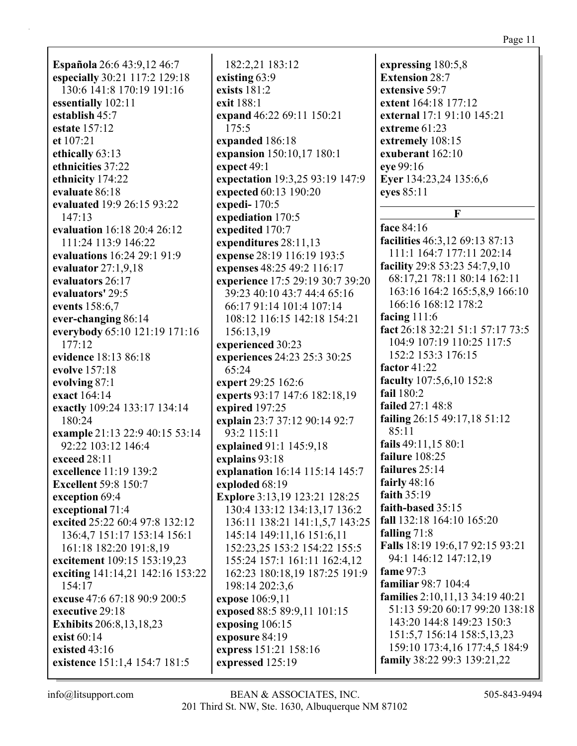**Española** 26:6 43:9,12 46:7
**especially** 30:21 117:2 129:18 130:6 141:8 170:19 191:16
**essentially** 102:11
**establish** 45:7
**estate** 157:12
**et** 107:21
**ethically** 63:13
**ethnicities** 37:22
**ethnicity** 174:22
**evaluate** 86:18
**evaluated** 19:9 26:15 93:22 147:13
**evaluation** 16:18 20:4 26:12 111:24 113:9 146:22
**evaluations** 16:24 29:1 91:9
**evaluator** 27:1,9,18
**evaluators** 26:17
**evaluators'** 29:5
**events** 158:6,7
**ever-changing** 86:14
**everybody** 65:10 121:19 171:16 177:12
**evidence** 18:13 86:18
**evolve** 157:18
**evolving** 87:1
**exact** 164:14
**exactly** 109:24 133:17 134:14 180:24
**example** 21:13 22:9 40:15 53:14 92:22 103:12 146:4
**exceed** 28:11
**excellence** 11:19 139:2
**Excellent** 59:8 150:7
**exception** 69:4
**exceptional** 71:4
**excited** 25:22 60:4 97:8 132:12 136:4,7 151:17 153:14 156:1 161:18 182:20 191:8,19
**excitement** 109:15 153:19,23
**exciting** 141:14,21 142:16 153:22 154:17
**excuse** 47:6 67:18 90:9 200:5
**executive** 29:18
**Exhibits** 206:8,13,18,23
**exist** 60:14
**existed** 43:16
**existence** 151:1,4 154:7 181:5 182:2,21 183:12
**existing** 63:9
**exists** 181:2
**exit** 188:1
**expand** 46:22 69:11 150:21 175:5
**expanded** 186:18
**expansion** 150:10,17 180:1
**expect** 49:1
**expectation** 19:3,25 93:19 147:9
**expected** 60:13 190:20
**expedi-** 170:5
**expediation** 170:5
**expedited** 170:7
**expenditures** 28:11,13
**expense** 28:19 116:19 193:5
**expenses** 48:25 49:2 116:17
**experience** 17:5 29:19 30:7 39:20 39:23 40:10 43:7 44:4 65:16 66:17 91:14 101:4 107:14 108:12 116:15 142:18 154:21 156:13,19
**experienced** 30:23
**experiences** 24:23 25:3 30:25 65:24
**expert** 29:25 162:6
**experts** 93:17 147:6 182:18,19
**expired** 197:25
**explain** 23:7 37:12 90:14 92:7 93:2 115:11
**explained** 91:1 145:9,18
**explains** 93:18
**explanation** 16:14 115:14 145:7
**exploded** 68:19
**Explore** 3:13,19 123:21 128:25 130:4 133:12 134:13,17 136:2 136:11 138:21 141:1,5,7 143:25 145:14 149:11,16 151:6,11 152:23,25 153:2 154:22 155:5 155:24 157:1 161:11 162:4,12 162:23 180:18,19 187:25 191:9 198:14 202:3,6
**expose** 106:9,11
**exposed** 88:5 89:9,11 101:15
**exposing** 106:15
**exposure** 84:19
**express** 151:21 158:16
**expressed** 125:19
**expressing** 180:5,8
**Extension** 28:7
**extensive** 59:7
**extent** 164:18 177:12
**external** 17:1 91:10 145:21
**extreme** 61:23
**extremely** 108:15
**exuberant** 162:10
**eye** 99:16
**Eyer** 134:23,24 135:6,6
**eyes** 85:11

## F

**face** 84:16
**facilities** 46:3,12 69:13 87:13 111:1 164:7 177:11 202:14
**facility** 29:8 53:23 54:7,9,10 68:17,21 78:11 80:14 162:11 163:16 164:2 165:5,8,9 166:10 166:16 168:12 178:2
**facing** 111:6
**fact** 26:18 32:21 51:1 57:17 73:5 104:9 107:19 110:25 117:5 152:2 153:3 176:15
**factor** 41:22
**faculty** 107:5,6,10 152:8
**fail** 180:2
**failed** 27:1 48:8
**failing** 26:15 49:17,18 51:12 85:11
**fails** 49:11,15 80:1
**failure** 108:25
**failures** 25:14
**fairly** 48:16
**faith** 35:19
**faith-based** 35:15
**fall** 132:18 164:10 165:20
**falling** 71:8
**Falls** 18:19 19:6,17 92:15 93:21 94:1 146:12 147:12,19
**fame** 97:3
**familiar** 98:7 104:4
**families** 2:10,11,13 34:19 40:21 51:13 59:20 60:17 99:20 138:18 143:20 144:8 149:23 150:3 151:5,7 156:14 158:5,13,23 159:10 173:4,16 177:4,5 184:9
**family** 38:22 99:3 139:21,22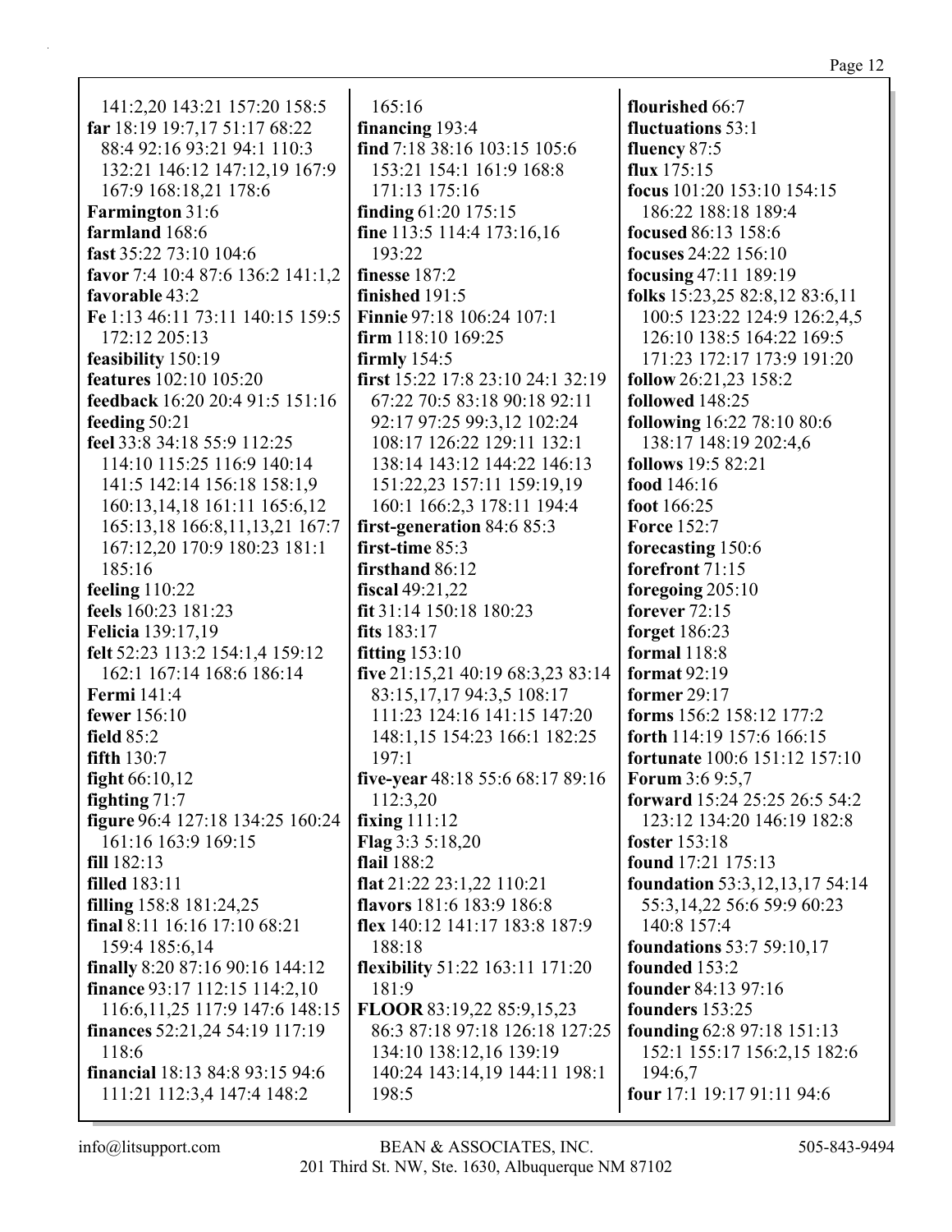141:2,20 143:21 157:20 158:5
**far** 18:19 19:7,17 51:17 68:22 88:4 92:16 93:21 94:1 110:3 132:21 146:12 147:12,19 167:9 167:9 168:18,21 178:6
**Farmington** 31:6
**farmland** 168:6
**fast** 35:22 73:10 104:6
**favor** 7:4 10:4 87:6 136:2 141:1,2
**favorable** 43:2
**Fe** 1:13 46:11 73:11 140:15 159:5 172:12 205:13
**feasibility** 150:19
**features** 102:10 105:20
**feedback** 16:20 20:4 91:5 151:16
**feeding** 50:21
**feel** 33:8 34:18 55:9 112:25 114:10 115:25 116:9 140:14 141:5 142:14 156:18 158:1,9 160:13,14,18 161:11 165:6,12 165:13,18 166:8,11,13,21 167:7 167:12,20 170:9 180:23 181:1 185:16
**feeling** 110:22
**feels** 160:23 181:23
**Felicia** 139:17,19
**felt** 52:23 113:2 154:1,4 159:12 162:1 167:14 168:6 186:14
**Fermi** 141:4
**fewer** 156:10
**field** 85:2
**fifth** 130:7
**fight** 66:10,12
**fighting** 71:7
**figure** 96:4 127:18 134:25 160:24 161:16 163:9 169:15
**fill** 182:13
**filled** 183:11
**filling** 158:8 181:24,25
**final** 8:11 16:16 17:10 68:21 159:4 185:6,14
**finally** 8:20 87:16 90:16 144:12
**finance** 93:17 112:15 114:2,10 116:6,11,25 117:9 147:6 148:15
**finances** 52:21,24 54:19 117:19 118:6
**financial** 18:13 84:8 93:15 94:6 111:21 112:3,4 147:4 148:2 165:16
**financing** 193:4
**find** 7:18 38:16 103:15 105:6 153:21 154:1 161:9 168:8 171:13 175:16
**finding** 61:20 175:15
**fine** 113:5 114:4 173:16,16 193:22
**finesse** 187:2
**finished** 191:5
**Finnie** 97:18 106:24 107:1
**firm** 118:10 169:25
**firmly** 154:5
**first** 15:22 17:8 23:10 24:1 32:19 67:22 70:5 83:18 90:18 92:11 92:17 97:25 99:3,12 102:24 108:17 126:22 129:11 132:1 138:14 143:12 144:22 146:13 151:22,23 157:11 159:19,19 160:1 166:2,3 178:11 194:4
**first-generation** 84:6 85:3
**first-time** 85:3
**firsthand** 86:12
**fiscal** 49:21,22
**fit** 31:14 150:18 180:23
**fits** 183:17
**fitting** 153:10
**five** 21:15,21 40:19 68:3,23 83:14 83:15,17,17 94:3,5 108:17 111:23 124:16 141:15 147:20 148:1,15 154:23 166:1 182:25 197:1
**five-year** 48:18 55:6 68:17 89:16 112:3,20
**fixing** 111:12
**Flag** 3:3 5:18,20
**flail** 188:2
**flat** 21:22 23:1,22 110:21
**flavors** 181:6 183:9 186:8
**flex** 140:12 141:17 183:8 187:9 188:18
**flexibility** 51:22 163:11 171:20 181:9
**FLOOR** 83:19,22 85:9,15,23 86:3 87:18 97:18 126:18 127:25 134:10 138:12,16 139:19 140:24 143:14,19 144:11 198:1 198:5
**flourished** 66:7
**fluctuations** 53:1
**fluency** 87:5
**flux** 175:15
**focus** 101:20 153:10 154:15 186:22 188:18 189:4
**focused** 86:13 158:6
**focuses** 24:22 156:10
**focusing** 47:11 189:19
**folks** 15:23,25 82:8,12 83:6,11 100:5 123:22 124:9 126:2,4,5 126:10 138:5 164:22 169:5 171:23 172:17 173:9 191:20
**follow** 26:21,23 158:2
**followed** 148:25
**following** 16:22 78:10 80:6 138:17 148:19 202:4,6
**follows** 19:5 82:21
**food** 146:16
**foot** 166:25
**Force** 152:7
**forecasting** 150:6
**forefront** 71:15
**foregoing** 205:10
**forever** 72:15
**forget** 186:23
**formal** 118:8
**format** 92:19
**former** 29:17
**forms** 156:2 158:12 177:2
**forth** 114:19 157:6 166:15
**fortunate** 100:6 151:12 157:10
**Forum** 3:6 9:5,7
**forward** 15:24 25:25 26:5 54:2 123:12 134:20 146:19 182:8
**foster** 153:18
**found** 17:21 175:13
**foundation** 53:3,12,13,17 54:14 55:3,14,22 56:6 59:9 60:23 140:8 157:4
**foundations** 53:7 59:10,17
**founded** 153:2
**founder** 84:13 97:16
**founders** 153:25
**founding** 62:8 97:18 151:13 152:1 155:17 156:2,15 182:6 194:6,7
**four** 17:1 19:17 91:11 94:6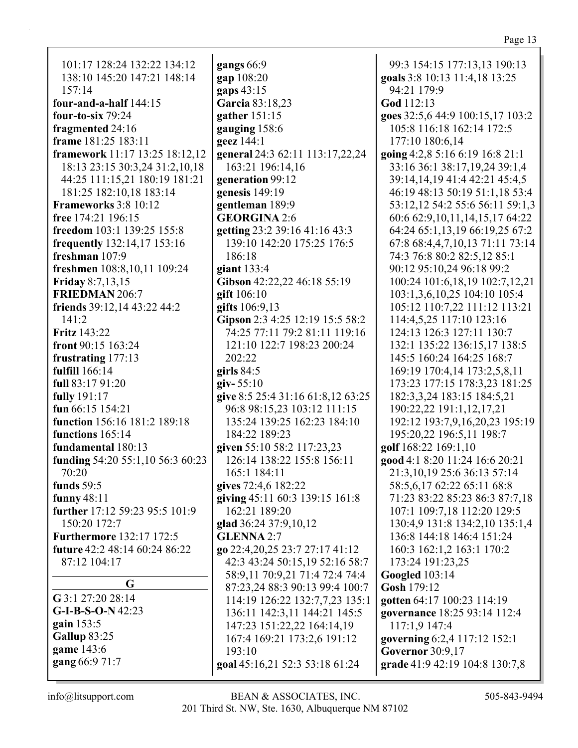101:17 128:24 132:22 134:12 138:10 145:20 147:21 148:14 157:14
**four-and-a-half** 144:15
**four-to-six** 79:24
**fragmented** 24:16
**frame** 181:25 183:11
**framework** 11:17 13:25 18:12,12 18:13 23:15 30:3,24 31:2,10,18 44:25 111:15,21 180:19 181:21 181:25 182:10,18 183:14
**Frameworks** 3:8 10:12
**free** 174:21 196:15
**freedom** 103:1 139:25 155:8
**frequently** 132:14,17 153:16
**freshman** 107:9
**freshmen** 108:8,10,11 109:24
**Friday** 8:7,13,15
**FRIEDMAN** 206:7
**friends** 39:12,14 43:22 44:2 141:2
**Fritz** 143:22
**front** 90:15 163:24
**frustrating** 177:13
**fulfill** 166:14
**full** 83:17 91:20
**fully** 191:17
**fun** 66:15 154:21
**function** 156:16 181:2 189:18
**functions** 165:14
**fundamental** 180:13
**funding** 54:20 55:1,10 56:3 60:23 70:20
**funds** 59:5
**funny** 48:11
**further** 17:12 59:23 95:5 101:9 150:20 172:7
**Furthermore** 132:17 172:5
**future** 42:2 48:14 60:24 86:22 87:12 104:17

## G

**G** 3:1 27:20 28:14
**G-I-B-S-O-N** 42:23
**gain** 153:5
**Gallup** 83:25
**game** 143:6
**gang** 66:9 71:7
**gangs** 66:9
**gap** 108:20
**gaps** 43:15
**Garcia** 83:18,23
**gather** 151:15
**gauging** 158:6
**geez** 144:1
**general** 24:3 62:11 113:17,22,24 163:21 196:14,16
**generation** 99:12
**genesis** 149:19
**gentleman** 189:9
**GEORGINA** 2:6
**getting** 23:2 39:16 41:16 43:3 139:10 142:20 175:25 176:5 186:18
**giant** 133:4
**Gibson** 42:22,22 46:18 55:19
**gift** 106:10
**gifts** 106:9,13
**Gipson** 2:3 4:25 12:19 15:5 58:2 74:25 77:11 79:2 81:11 119:16 121:10 122:7 198:23 200:24 202:22
**girls** 84:5
**giv-** 55:10
**give** 8:5 25:4 31:16 61:8,12 63:25 96:8 98:15,23 103:12 111:15 135:24 139:25 162:23 184:10 184:22 189:23
**given** 55:10 58:2 117:23,23 126:14 138:22 155:8 156:11 165:1 184:11
**gives** 72:4,6 182:22
**giving** 45:11 60:3 139:15 161:8 162:21 189:20
**glad** 36:24 37:9,10,12
**GLENNA** 2:7
**go** 22:4,20,25 23:7 27:17 41:12 42:3 43:24 50:15,19 52:16 58:7 58:9,11 70:9,21 71:4 72:4 74:4 87:23,24 88:3 90:13 99:4 100:7 114:19 126:22 132:7,7,23 135:1 136:11 142:3,11 144:21 145:5 147:23 151:22,22 164:14,19 167:4 169:21 173:2,6 191:12 193:10
**goal** 45:16,21 52:3 53:18 61:24 99:3 154:15 177:13,13 190:13
**goals** 3:8 10:13 11:4,18 13:25 94:21 179:9
**God** 112:13
**goes** 32:5,6 44:9 100:15,17 103:2 105:8 116:18 162:14 172:5 177:10 180:6,14
**going** 4:2,8 5:16 6:19 16:8 21:1 33:16 36:1 38:17,19,24 39:1,4 39:14,14,19 41:4 42:21 45:4,5 46:19 48:13 50:19 51:1,18 53:4 53:12,12 54:2 55:6 56:11 59:1,3 60:6 62:9,10,11,14,15,17 64:22 64:24 65:1,13,19 66:19,25 67:2 67:8 68:4,4,7,10,13 71:11 73:14 74:3 76:8 80:2 82:5,12 85:1 90:12 95:10,24 96:18 99:2 100:24 101:6,18,19 102:7,12,21 103:1,3,6,10,25 104:10 105:4 105:12 110:7,22 111:12 113:21 114:4,5,25 117:10 123:16 124:13 126:3 127:11 130:7 132:1 135:22 136:15,17 138:5 145:5 160:24 164:25 168:7 169:19 170:4,14 173:2,5,8,11 173:23 177:15 178:3,23 181:25 182:3,3,24 183:15 184:5,21 190:22,22 191:1,12,17,21 192:12 193:7,9,16,20,23 195:19 195:20,22 196:5,11 198:7
**golf** 168:22 169:1,10
**good** 4:1 8:20 11:24 16:6 20:21 21:3,10,19 25:6 36:13 57:14 58:5,6,17 62:22 65:11 68:8 71:23 83:22 85:23 86:3 87:7,18 107:1 109:7,18 112:20 129:5 130:4,9 131:8 134:2,10 135:1,4 136:8 144:18 146:4 151:24 160:3 162:1,2 163:1 170:2 173:24 191:23,25
**Googled** 103:14
**Gosh** 179:12
**gotten** 64:17 100:23 114:19
**governance** 18:25 93:14 112:4 117:1,9 147:4
**governing** 6:2,4 117:12 152:1
**Governor** 30:9,17
**grade** 41:9 42:19 104:8 130:7,8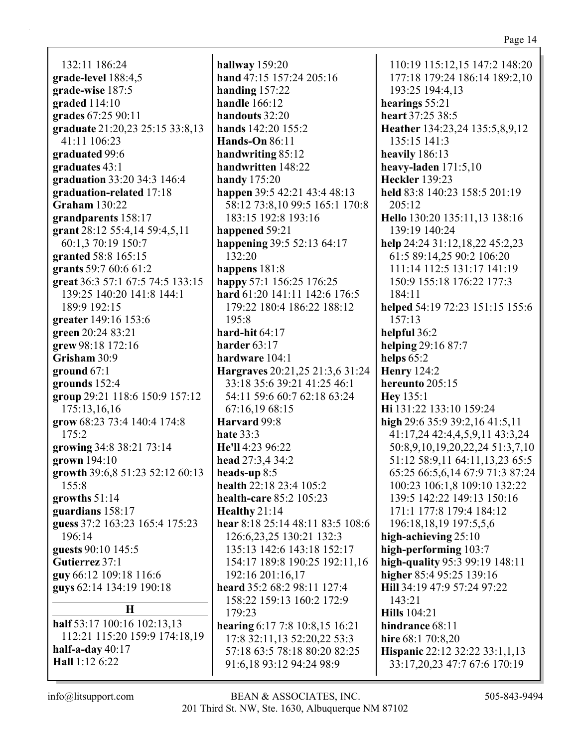132:11 186:24
**grade-level** 188:4,5
**grade-wise** 187:5
**graded** 114:10
**grades** 67:25 90:11
**graduate** 21:20,23 25:15 33:8,13 41:11 106:23
**graduated** 99:6
**graduates** 43:1
**graduation** 33:20 34:3 146:4
**graduation-related** 17:18
**Graham** 130:22
**grandparents** 158:17
**grant** 28:12 55:4,14 59:4,5,11 60:1,3 70:19 150:7
**granted** 58:8 165:15
**grants** 59:7 60:6 61:2
**great** 36:3 57:1 67:5 74:5 133:15 139:25 140:20 141:8 144:1 189:9 192:15
**greater** 149:16 153:6
**green** 20:24 83:21
**grew** 98:18 172:16
**Grisham** 30:9
**ground** 67:1
**grounds** 152:4
**group** 29:21 118:6 150:9 157:12 175:13,16,16
**grow** 68:23 73:4 140:4 174:8 175:2
**growing** 34:8 38:21 73:14
**grown** 194:10
**growth** 39:6,8 51:23 52:12 60:13 155:8
**growths** 51:14
**guardians** 158:17
**guess** 37:2 163:23 165:4 175:23 196:14
**guests** 90:10 145:5
**Gutierrez** 37:1
**guy** 66:12 109:18 116:6
**guys** 62:14 134:19 190:18

## H

**half** 53:17 100:16 102:13,13 112:21 115:20 159:9 174:18,19
**half-a-day** 40:17
**Hall** 1:12 6:22
**hallway** 159:20
**hand** 47:15 157:24 205:16
**handing** 157:22
**handle** 166:12
**handouts** 32:20
**hands** 142:20 155:2
**Hands-On** 86:11
**handwriting** 85:12
**handwritten** 148:22
**handy** 175:20
**happen** 39:5 42:21 43:4 48:13 58:12 73:8,10 99:5 165:1 170:8 183:15 192:8 193:16
**happened** 59:21
**happening** 39:5 52:13 64:17 132:20
**happens** 181:8
**happy** 57:1 156:25 176:25
**hard** 61:20 141:11 142:6 176:5 179:22 180:4 186:22 188:12 195:8
**hard-hit** 64:17
**harder** 63:17
**hardware** 104:1
**Hargraves** 20:21,25 21:3,6 31:24 33:18 35:6 39:21 41:25 46:1 54:11 59:6 60:7 62:18 63:24 67:16,19 68:15
**Harvard** 99:8
**hate** 33:3
**He'll** 4:23 96:22
**head** 27:3,4 34:2
**heads-up** 8:5
**health** 22:18 23:4 105:2
**health-care** 85:2 105:23
**Healthy** 21:14
**hear** 8:18 25:14 48:11 83:5 108:6 126:6,23,25 130:21 132:3 135:13 142:6 143:18 152:17 154:17 189:8 190:25 192:11,16 192:16 201:16,17
**heard** 35:2 68:2 98:11 127:4 158:22 159:13 160:2 172:9 179:23
**hearing** 6:17 7:8 10:8,15 16:21 17:8 32:11,13 52:20,22 53:3 57:18 63:5 78:18 80:20 82:25 91:6,18 93:12 94:24 98:9 110:19 115:12,15 147:2 148:20 177:18 179:24 186:14 189:2,10 193:25 194:4,13
**hearings** 55:21
**heart** 37:25 38:5
**Heather** 134:23,24 135:5,8,9,12 135:15 141:3
**heavily** 186:13
**heavy-laden** 171:5,10
**Heckler** 139:23
**held** 83:8 140:23 158:5 201:19 205:12
**Hello** 130:20 135:11,13 138:16 139:19 140:24
**help** 24:24 31:12,18,22 45:2,23 61:5 89:14,25 90:2 106:20 111:14 112:5 131:17 141:19 150:9 155:18 176:22 177:3 184:11
**helped** 54:19 72:23 151:15 155:6 157:13
**helpful** 36:2
**helping** 29:16 87:7
**helps** 65:2
**Henry** 124:2
**hereunto** 205:15
**Hey** 135:1
**Hi** 131:22 133:10 159:24
**high** 29:6 35:9 39:2,16 41:5,11 41:17,24 42:4,4,5,9,11 43:3,24 50:8,9,10,19,20,22,24 51:3,7,10 51:12 58:9,11 64:11,13,23 65:5 65:25 66:5,6,14 67:9 71:3 87:24 100:23 106:1,8 109:10 132:22 139:5 142:22 149:13 150:16 171:1 177:8 179:4 184:12 196:18,18,19 197:5,5,6
**high-achieving** 25:10
**high-performing** 103:7
**high-quality** 95:3 99:19 148:11
**higher** 85:4 95:25 139:16
**Hill** 34:19 47:9 57:24 97:22 143:21
**Hills** 104:21
**hindrance** 68:11
**hire** 68:1 70:8,20
**Hispanic** 22:12 32:22 33:1,1,13 33:17,20,23 47:7 67:6 170:19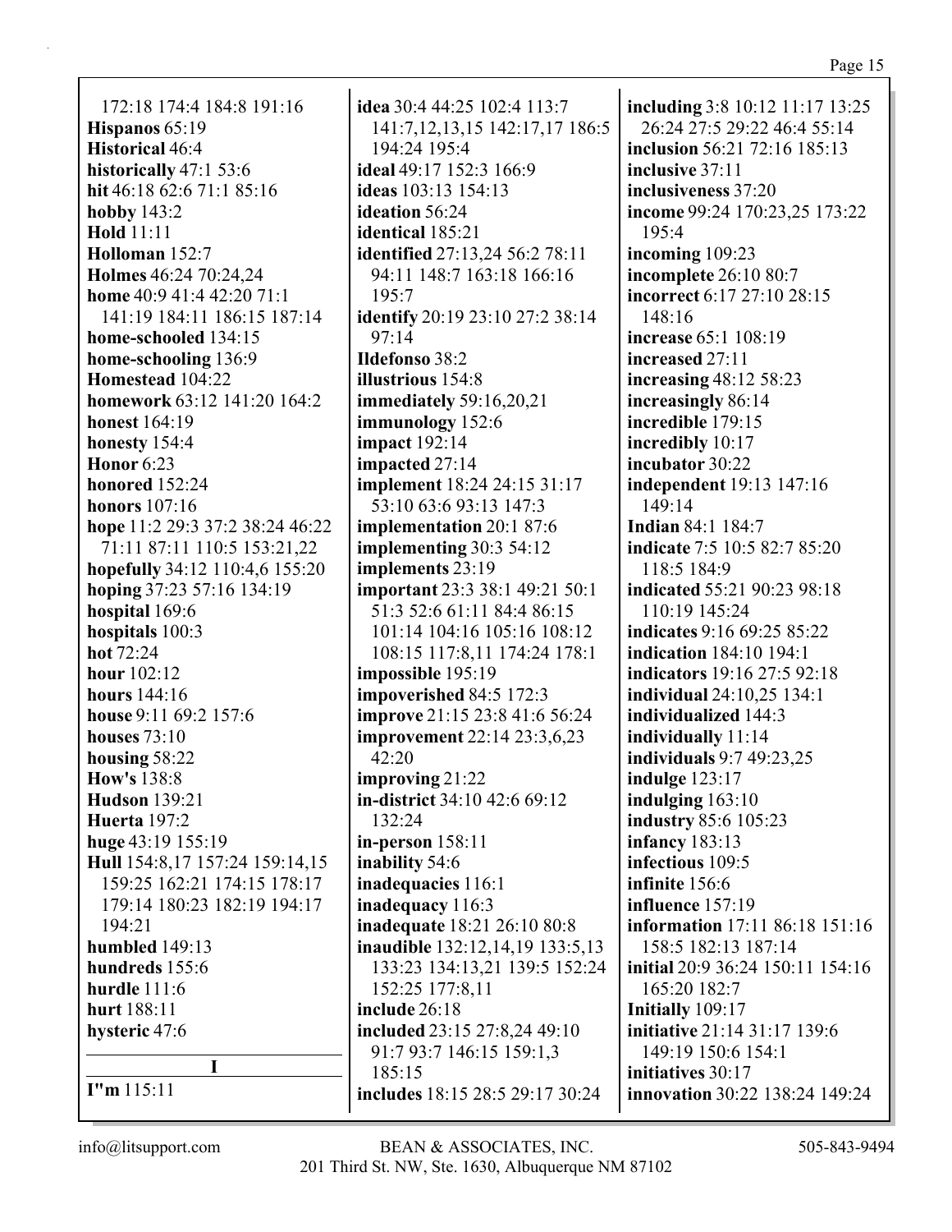172:18 174:4 184:8 191:16
**Hispanos** 65:19
**Historical** 46:4
**historically** 47:1 53:6
**hit** 46:18 62:6 71:1 85:16
**hobby** 143:2
**Hold** 11:11
**Holloman** 152:7
**Holmes** 46:24 70:24,24
**home** 40:9 41:4 42:20 71:1 141:19 184:11 186:15 187:14
**home-schooled** 134:15
**home-schooling** 136:9
**Homestead** 104:22
**homework** 63:12 141:20 164:2
**honest** 164:19
**honesty** 154:4
**Honor** 6:23
**honored** 152:24
**honors** 107:16
**hope** 11:2 29:3 37:2 38:24 46:22 71:11 87:11 110:5 153:21,22
**hopefully** 34:12 110:4,6 155:20
**hoping** 37:23 57:16 134:19
**hospital** 169:6
**hospitals** 100:3
**hot** 72:24
**hour** 102:12
**hours** 144:16
**house** 9:11 69:2 157:6
**houses** 73:10
**housing** 58:22
**How's** 138:8
**Hudson** 139:21
**Huerta** 197:2
**huge** 43:19 155:19
**Hull** 154:8,17 157:24 159:14,15 159:25 162:21 174:15 178:17 179:14 180:23 182:19 194:17 194:21
**humbled** 149:13
**hundreds** 155:6
**hurdle** 111:6
**hurt** 188:11
**hysteric** 47:6

**I**

**I"m** 115:11
**idea** 30:4 44:25 102:4 113:7 141:7,12,13,15 142:17,17 186:5 194:24 195:4
**ideal** 49:17 152:3 166:9
**ideas** 103:13 154:13
**ideation** 56:24
**identical** 185:21
**identified** 27:13,24 56:2 78:11 94:11 148:7 163:18 166:16 195:7
**identify** 20:19 23:10 27:2 38:14 97:14
**Ildefonso** 38:2
**illustrious** 154:8
**immediately** 59:16,20,21
**immunology** 152:6
**impact** 192:14
**impacted** 27:14
**implement** 18:24 24:15 31:17 53:10 63:6 93:13 147:3
**implementation** 20:1 87:6
**implementing** 30:3 54:12
**implements** 23:19
**important** 23:3 38:1 49:21 50:1 51:3 52:6 61:11 84:4 86:15 101:14 104:16 105:16 108:12 108:15 117:8,11 174:24 178:1
**impossible** 195:19
**impoverished** 84:5 172:3
**improve** 21:15 23:8 41:6 56:24
**improvement** 22:14 23:3,6,23 42:20
**improving** 21:22
**in-district** 34:10 42:6 69:12 132:24
**in-person** 158:11
**inability** 54:6
**inadequacies** 116:1
**inadequacy** 116:3
**inadequate** 18:21 26:10 80:8
**inaudible** 132:12,14,19 133:5,13 133:23 134:13,21 139:5 152:24 152:25 177:8,11
**include** 26:18
**included** 23:15 27:8,24 49:10 91:7 93:7 146:15 159:1,3 185:15
**includes** 18:15 28:5 29:17 30:24
**including** 3:8 10:12 11:17 13:25 26:24 27:5 29:22 46:4 55:14
**inclusion** 56:21 72:16 185:13
**inclusive** 37:11
**inclusiveness** 37:20
**income** 99:24 170:23,25 173:22 195:4
**incoming** 109:23
**incomplete** 26:10 80:7
**incorrect** 6:17 27:10 28:15 148:16
**increase** 65:1 108:19
**increased** 27:11
**increasing** 48:12 58:23
**increasingly** 86:14
**incredible** 179:15
**incredibly** 10:17
**incubator** 30:22
**independent** 19:13 147:16 149:14
**Indian** 84:1 184:7
**indicate** 7:5 10:5 82:7 85:20 118:5 184:9
**indicated** 55:21 90:23 98:18 110:19 145:24
**indicates** 9:16 69:25 85:22
**indication** 184:10 194:1
**indicators** 19:16 27:5 92:18
**individual** 24:10,25 134:1
**individualized** 144:3
**individually** 11:14
**individuals** 9:7 49:23,25
**indulge** 123:17
**indulging** 163:10
**industry** 85:6 105:23
**infancy** 183:13
**infectious** 109:5
**infinite** 156:6
**influence** 157:19
**information** 17:11 86:18 151:16 158:5 182:13 187:14
**initial** 20:9 36:24 150:11 154:16 165:20 182:7
**Initially** 109:17
**initiative** 21:14 31:17 139:6 149:19 150:6 154:1
**initiatives** 30:17
**innovation** 30:22 138:24 149:24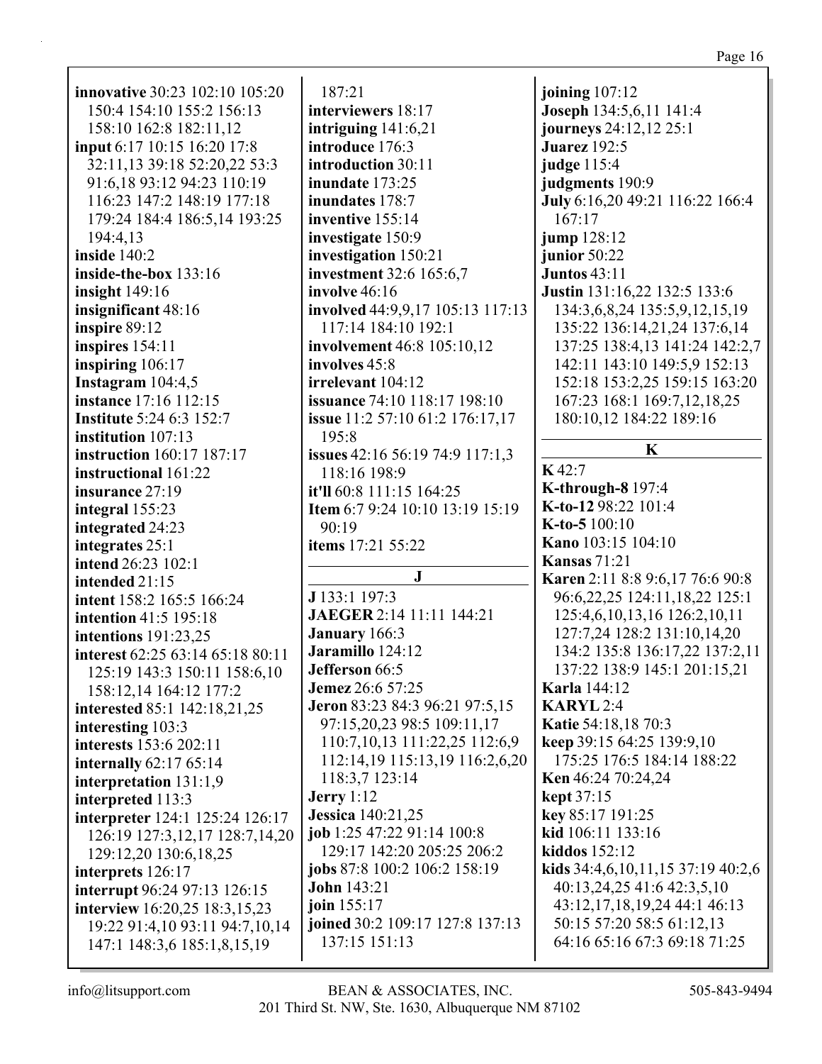**innovative** 30:23 102:10 105:20 150:4 154:10 155:2 156:13 158:10 162:8 182:11,12
**input** 6:17 10:15 16:20 17:8 32:11,13 39:18 52:20,22 53:3 91:6,18 93:12 94:23 110:19 116:23 147:2 148:19 177:18 179:24 184:4 186:5,14 193:25 194:4,13
**inside** 140:2
**inside-the-box** 133:16
**insight** 149:16
**insignificant** 48:16
**inspire** 89:12
**inspires** 154:11
**inspiring** 106:17
**Instagram** 104:4,5
**instance** 17:16 112:15
**Institute** 5:24 6:3 152:7
**institution** 107:13
**instruction** 160:17 187:17
**instructional** 161:22
**insurance** 27:19
**integral** 155:23
**integrated** 24:23
**integrates** 25:1
**intend** 26:23 102:1
**intended** 21:15
**intent** 158:2 165:5 166:24
**intention** 41:5 195:18
**intentions** 191:23,25
**interest** 62:25 63:14 65:18 80:11 125:19 143:3 150:11 158:6,10 158:12,14 164:12 177:2
**interested** 85:1 142:18,21,25
**interesting** 103:3
**interests** 153:6 202:11
**internally** 62:17 65:14
**interpretation** 131:1,9
**interpreted** 113:3
**interpreter** 124:1 125:24 126:17 126:19 127:3,12,17 128:7,14,20 129:12,20 130:6,18,25
**interprets** 126:17
**interrupt** 96:24 97:13 126:15
**interview** 16:20,25 18:3,15,23 19:22 91:4,10 93:11 94:7,10,14 147:1 148:3,6 185:1,8,15,19 187:21
**interviewers** 18:17
**intriguing** 141:6,21
**introduce** 176:3
**introduction** 30:11
**inundate** 173:25
**inundates** 178:7
**inventive** 155:14
**investigate** 150:9
**investigation** 150:21
**investment** 32:6 165:6,7
**involve** 46:16
**involved** 44:9,9,17 105:13 117:13 117:14 184:10 192:1
**involvement** 46:8 105:10,12
**involves** 45:8
**irrelevant** 104:12
**issuance** 74:10 118:17 198:10
**issue** 11:2 57:10 61:2 176:17,17 195:8
**issues** 42:16 56:19 74:9 117:1,3 118:16 198:9
**it'll** 60:8 111:15 164:25
**Item** 6:7 9:24 10:10 13:19 15:19 90:19
**items** 17:21 55:22

## J

**J** 133:1 197:3
**JAEGER** 2:14 11:11 144:21
**January** 166:3
**Jaramillo** 124:12
**Jefferson** 66:5
**Jemez** 26:6 57:25
**Jeron** 83:23 84:3 96:21 97:5,15 97:15,20,23 98:5 109:11,17 110:7,10,13 111:22,25 112:6,9 112:14,19 115:13,19 116:2,6,20 118:3,7 123:14
**Jerry** 1:12
**Jessica** 140:21,25
**job** 1:25 47:22 91:14 100:8 129:17 142:20 205:25 206:2
**jobs** 87:8 100:2 106:2 158:19
**John** 143:21
**join** 155:17
**joined** 30:2 109:17 127:8 137:13 137:15 151:13
**joining** 107:12
**Joseph** 134:5,6,11 141:4
**journeys** 24:12,12 25:1
**Juarez** 192:5
**judge** 115:4
**judgments** 190:9
**July** 6:16,20 49:21 116:22 166:4 167:17
**jump** 128:12
**junior** 50:22
**Juntos** 43:11
**Justin** 131:16,22 132:5 133:6 134:3,6,8,24 135:5,9,12,15,19 135:22 136:14,21,24 137:6,14 137:25 138:4,13 141:24 142:2,7 142:11 143:10 149:5,9 152:13 152:18 153:2,25 159:15 163:20 167:23 168:1 169:7,12,18,25 180:10,12 184:22 189:16

## K

**K** 42:7
**K-through-8** 197:4
**K-to-12** 98:22 101:4
**K-to-5** 100:10
**Kano** 103:15 104:10
**Kansas** 71:21
**Karen** 2:11 8:8 9:6,17 76:6 90:8 96:6,22,25 124:11,18,22 125:1 125:4,6,10,13,16 126:2,10,11 127:7,24 128:2 131:10,14,20 134:2 135:8 136:17,22 137:2,11 137:22 138:9 145:1 201:15,21
**Karla** 144:12
**KARYL** 2:4
**Katie** 54:18,18 70:3
**keep** 39:15 64:25 139:9,10 175:25 176:5 184:14 188:22
**Ken** 46:24 70:24,24
**kept** 37:15
**key** 85:17 191:25
**kid** 106:11 133:16
**kiddos** 152:12
**kids** 34:4,6,10,11,15 37:19 40:2,6 40:13,24,25 41:6 42:3,5,10 43:12,17,18,19,24 44:1 46:13 50:15 57:20 58:5 61:12,13 64:16 65:16 67:3 69:18 71:25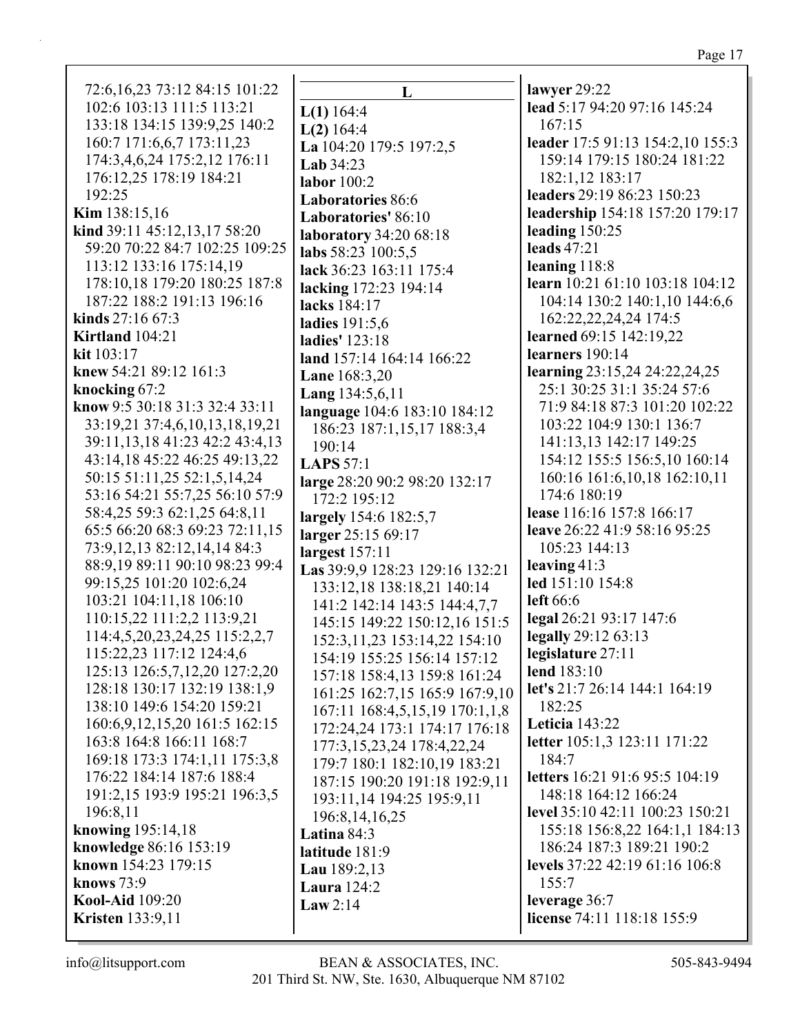72:6,16,23 73:12 84:15 101:22 102:6 103:13 111:5 113:21 133:18 134:15 139:9,25 140:2 160:7 171:6,6,7 173:11,23 174:3,4,6,24 175:2,12 176:11 176:12,25 178:19 184:21 192:25

**Kim** 138:15,16
**kind** 39:11 45:12,13,17 58:20 59:20 70:22 84:7 102:25 109:25 113:12 133:16 175:14,19 178:10,18 179:20 180:25 187:8 187:22 188:2 191:13 196:16
**kinds** 27:16 67:3
**Kirtland** 104:21
**kit** 103:17
**knew** 54:21 89:12 161:3
**knocking** 67:2
**know** 9:5 30:18 31:3 32:4 33:11 33:19,21 37:4,6,10,13,18,19,21 39:11,13,18 41:23 42:2 43:4,13 43:14,18 45:22 46:25 49:13,22 50:15 51:11,25 52:1,5,14,24 53:16 54:21 55:7,25 56:10 57:9 58:4,25 59:3 62:1,25 64:8,11 65:5 66:20 68:3 69:23 72:11,15 73:9,12,13 82:12,14,14 84:3 88:9,19 89:11 90:10 98:23 99:4 99:15,25 101:20 102:6,24 103:21 104:11,18 106:10 110:15,22 111:2,2 113:9,21 114:4,5,20,23,24,25 115:2,2,7 115:22,23 117:12 124:4,6 125:13 126:5,7,12,20 127:2,20 128:18 130:17 132:19 138:1,9 138:10 149:6 154:20 159:21 160:6,9,12,15,20 161:5 162:15 163:8 164:8 166:11 168:7 169:18 173:3 174:1,11 175:3,8 176:22 184:14 187:6 188:4 191:2,15 193:9 195:21 196:3,5 196:8,11
**knowing** 195:14,18
**knowledge** 86:16 153:19
**known** 154:23 179:15
**knows** 73:9
**Kool-Aid** 109:20
**Kristen** 133:9,11

## L

**L(1)** 164:4
**L(2)** 164:4
**La** 104:20 179:5 197:2,5
**Lab** 34:23
**labor** 100:2
**Laboratories** 86:6
**Laboratories'** 86:10
**laboratory** 34:20 68:18
**labs** 58:23 100:5,5
**lack** 36:23 163:11 175:4
**lacking** 172:23 194:14
**lacks** 184:17
**ladies** 191:5,6
**ladies'** 123:18
**land** 157:14 164:14 166:22
**Lane** 168:3,20
**Lang** 134:5,6,11
**language** 104:6 183:10 184:12 186:23 187:1,15,17 188:3,4 190:14
**LAPS** 57:1
**large** 28:20 90:2 98:20 132:17 172:2 195:12
**largely** 154:6 182:5,7
**larger** 25:15 69:17
**largest** 157:11
**Las** 39:9,9 128:23 129:16 132:21 133:12,18 138:18,21 140:14 141:2 142:14 143:5 144:4,7,7 145:15 149:22 150:12,16 151:5 152:3,11,23 153:14,22 154:10 154:19 155:25 156:14 157:12 157:18 158:4,13 159:8 161:24 161:25 162:7,15 165:9 167:9,10 167:11 168:4,5,15,19 170:1,1,8 172:24,24 173:1 174:17 176:18 177:3,15,23,24 178:4,22,24 179:7 180:1 182:10,19 183:21 187:15 190:20 191:18 192:9,11 193:11,14 194:25 195:9,11 196:8,14,16,25
**Latina** 84:3
**latitude** 181:9
**Lau** 189:2,13
**Laura** 124:2
**Law** 2:14
**lawyer** 29:22
**lead** 5:17 94:20 97:16 145:24 167:15
**leader** 17:5 91:13 154:2,10 155:3 159:14 179:15 180:24 181:22 182:1,12 183:17
**leaders** 29:19 86:23 150:23
**leadership** 154:18 157:20 179:17
**leading** 150:25
**leads** 47:21
**leaning** 118:8
**learn** 10:21 61:10 103:18 104:12 104:14 130:2 140:1,10 144:6,6 162:22,22,24,24 174:5
**learned** 69:15 142:19,22
**learners** 190:14
**learning** 23:15,24 24:22,24,25 25:1 30:25 31:1 35:24 57:6 71:9 84:18 87:3 101:20 102:22 103:22 104:9 130:1 136:7 141:13,13 142:17 149:25 154:12 155:5 156:5,10 160:14 160:16 161:6,10,18 162:10,11 174:6 180:19
**lease** 116:16 157:8 166:17
**leave** 26:22 41:9 58:16 95:25 105:23 144:13
**leaving** 41:3
**led** 151:10 154:8
**left** 66:6
**legal** 26:21 93:17 147:6
**legally** 29:12 63:13
**legislature** 27:11
**lend** 183:10
**let's** 21:7 26:14 144:1 164:19 182:25
**Leticia** 143:22
**letter** 105:1,3 123:11 171:22 184:7
**letters** 16:21 91:6 95:5 104:19 148:18 164:12 166:24
**level** 35:10 42:11 100:23 150:21 155:18 156:8,22 164:1,1 184:13 186:24 187:3 189:21 190:2
**levels** 37:22 42:19 61:16 106:8 155:7
**leverage** 36:7
**license** 74:11 118:18 155:9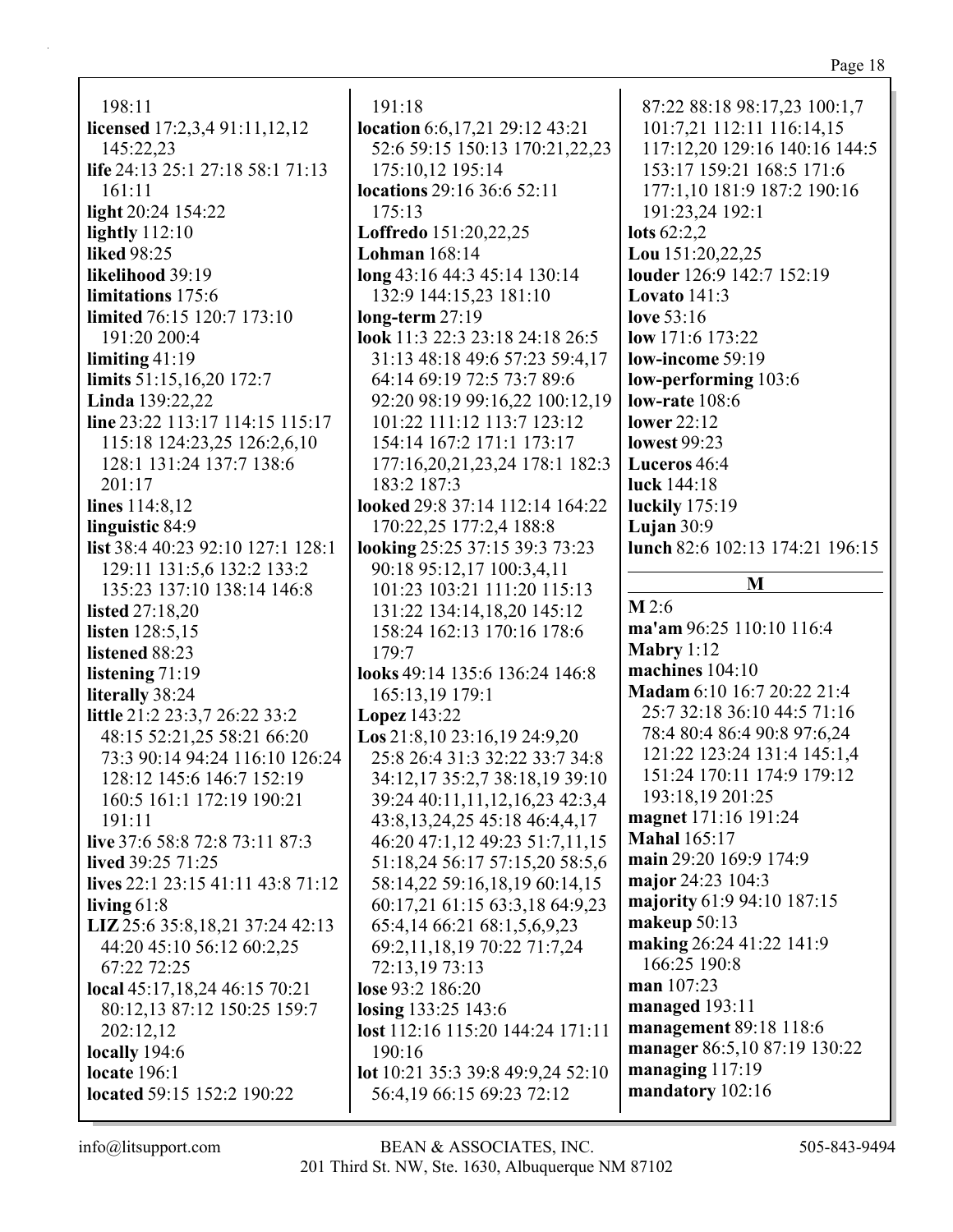198:11
**licensed** 17:2,3,4 91:11,12,12 145:22,23
**life** 24:13 25:1 27:18 58:1 71:13 161:11
**light** 20:24 154:22
**lightly** 112:10
**liked** 98:25
**likelihood** 39:19
**limitations** 175:6
**limited** 76:15 120:7 173:10 191:20 200:4
**limiting** 41:19
**limits** 51:15,16,20 172:7
**Linda** 139:22,22
**line** 23:22 113:17 114:15 115:17 115:18 124:23,25 126:2,6,10 128:1 131:24 137:7 138:6 201:17
**lines** 114:8,12
**linguistic** 84:9
**list** 38:4 40:23 92:10 127:1 128:1 129:11 131:5,6 132:2 133:2 135:23 137:10 138:14 146:8
**listed** 27:18,20
**listen** 128:5,15
**listened** 88:23
**listening** 71:19
**literally** 38:24
**little** 21:2 23:3,7 26:22 33:2 48:15 52:21,25 58:21 66:20 73:3 90:14 94:24 116:10 126:24 128:12 145:6 146:7 152:19 160:5 161:1 172:19 190:21 191:11
**live** 37:6 58:8 72:8 73:11 87:3
**lived** 39:25 71:25
**lives** 22:1 23:15 41:11 43:8 71:12
**living** 61:8
**LIZ** 25:6 35:8,18,21 37:24 42:13 44:20 45:10 56:12 60:2,25 67:22 72:25
**local** 45:17,18,24 46:15 70:21 80:12,13 87:12 150:25 159:7 202:12,12
**locally** 194:6
**locate** 196:1
**located** 59:15 152:2 190:22
191:18
**location** 6:6,17,21 29:12 43:21 52:6 59:15 150:13 170:21,22,23 175:10,12 195:14
**locations** 29:16 36:6 52:11 175:13
**Loffredo** 151:20,22,25
**Lohman** 168:14
**long** 43:16 44:3 45:14 130:14 132:9 144:15,23 181:10
**long-term** 27:19
**look** 11:3 22:3 23:18 24:18 26:5 31:13 48:18 49:6 57:23 59:4,17 64:14 69:19 72:5 73:7 89:6 92:20 98:19 99:16,22 100:12,19 101:22 111:12 113:7 123:12 154:14 167:2 171:1 173:17 177:16,20,21,23,24 178:1 182:3 183:2 187:3
**looked** 29:8 37:14 112:14 164:22 170:22,25 177:2,4 188:8
**looking** 25:25 37:15 39:3 73:23 90:18 95:12,17 100:3,4,11 101:23 103:21 111:20 115:13 131:22 134:14,18,20 145:12 158:24 162:13 170:16 178:6 179:7
**looks** 49:14 135:6 136:24 146:8 165:13,19 179:1
**Lopez** 143:22
**Los** 21:8,10 23:16,19 24:9,20 25:8 26:4 31:3 32:22 33:7 34:8 34:12,17 35:2,7 38:18,19 39:10 39:24 40:11,11,12,16,23 42:3,4 43:8,13,24,25 45:18 46:4,4,17 46:20 47:1,12 49:23 51:7,11,15 51:18,24 56:17 57:15,20 58:5,6 58:14,22 59:16,18,19 60:14,15 60:17,21 61:15 63:3,18 64:9,23 65:4,14 66:21 68:1,5,6,9,23 69:2,11,18,19 70:22 71:7,24 72:13,19 73:13
**lose** 93:2 186:20
**losing** 133:25 143:6
**lost** 112:16 115:20 144:24 171:11 190:16
**lot** 10:21 35:3 39:8 49:9,24 52:10 56:4,19 66:15 69:23 72:12
87:22 88:18 98:17,23 100:1,7 101:7,21 112:11 116:14,15 117:12,20 129:16 140:16 144:5 153:17 159:21 168:5 171:6 177:1,10 181:9 187:2 190:16 191:23,24 192:1
**lots** 62:2,2
**Lou** 151:20,22,25
**louder** 126:9 142:7 152:19
**Lovato** 141:3
**love** 53:16
**low** 171:6 173:22
**low-income** 59:19
**low-performing** 103:6
**low-rate** 108:6
**lower** 22:12
**lowest** 99:23
**Luceros** 46:4
**luck** 144:18
**luckily** 175:19
**Lujan** 30:9
**lunch** 82:6 102:13 174:21 196:15

## M

**M** 2:6
**ma'am** 96:25 110:10 116:4
**Mabry** 1:12
**machines** 104:10
**Madam** 6:10 16:7 20:22 21:4 25:7 32:18 36:10 44:5 71:16 78:4 80:4 86:4 90:8 97:6,24 121:22 123:24 131:4 145:1,4 151:24 170:11 174:9 179:12 193:18,19 201:25
**magnet** 171:16 191:24
**Mahal** 165:17
**main** 29:20 169:9 174:9
**major** 24:23 104:3
**majority** 61:9 94:10 187:15
**makeup** 50:13
**making** 26:24 41:22 141:9 166:25 190:8
**man** 107:23
**managed** 193:11
**management** 89:18 118:6
**manager** 86:5,10 87:19 130:22
**managing** 117:19
**mandatory** 102:16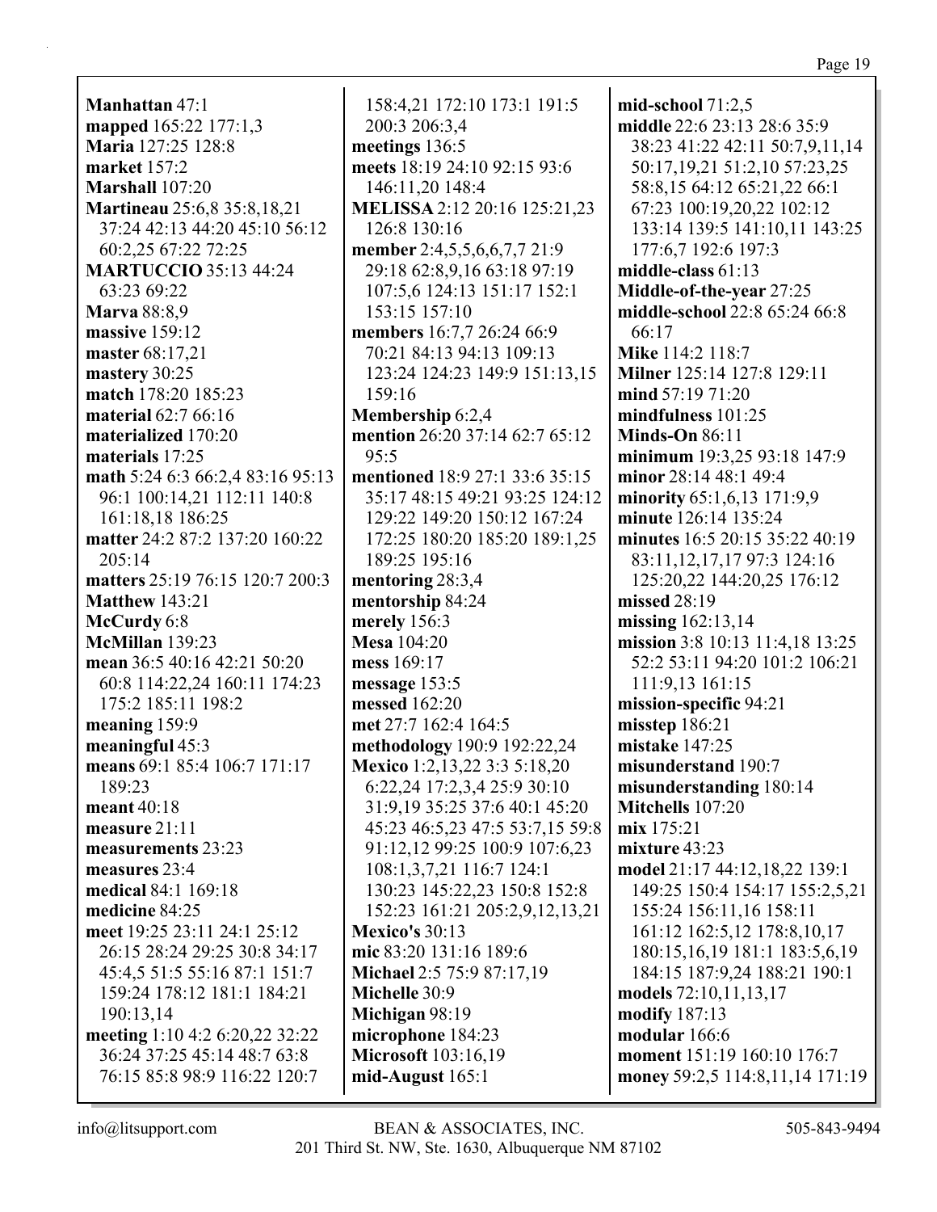**Manhattan** 47:1
**mapped** 165:22 177:1,3
**Maria** 127:25 128:8
**market** 157:2
**Marshall** 107:20
**Martineau** 25:6,8 35:8,18,21 37:24 42:13 44:20 45:10 56:12 60:2,25 67:22 72:25
**MARTUCCIO** 35:13 44:24 63:23 69:22
**Marva** 88:8,9
**massive** 159:12
**master** 68:17,21
**mastery** 30:25
**match** 178:20 185:23
**material** 62:7 66:16
**materialized** 170:20
**materials** 17:25
**math** 5:24 6:3 66:2,4 83:16 95:13 96:1 100:14,21 112:11 140:8 161:18,18 186:25
**matter** 24:2 87:2 137:20 160:22 205:14
**matters** 25:19 76:15 120:7 200:3
**Matthew** 143:21
**McCurdy** 6:8
**McMillan** 139:23
**mean** 36:5 40:16 42:21 50:20 60:8 114:22,24 160:11 174:23 175:2 185:11 198:2
**meaning** 159:9
**meaningful** 45:3
**means** 69:1 85:4 106:7 171:17 189:23
**meant** 40:18
**measure** 21:11
**measurements** 23:23
**measures** 23:4
**medical** 84:1 169:18
**medicine** 84:25
**meet** 19:25 23:11 24:1 25:12 26:15 28:24 29:25 30:8 34:17 45:4,5 51:5 55:16 87:1 151:7 159:24 178:12 181:1 184:21 190:13,14
**meeting** 1:10 4:2 6:20,22 32:22 36:24 37:25 45:14 48:7 63:8 76:15 85:8 98:9 116:22 120:7 158:4,21 172:10 173:1 191:5 200:3 206:3,4
**meetings** 136:5
**meets** 18:19 24:10 92:15 93:6 146:11,20 148:4
**MELISSA** 2:12 20:16 125:21,23 126:8 130:16
**member** 2:4,5,5,6,6,7,7 21:9 29:18 62:8,9,16 63:18 97:19 107:5,6 124:13 151:17 152:1 153:15 157:10
**members** 16:7,7 26:24 66:9 70:21 84:13 94:13 109:13 123:24 124:23 149:9 151:13,15 159:16
**Membership** 6:2,4
**mention** 26:20 37:14 62:7 65:12 95:5
**mentioned** 18:9 27:1 33:6 35:15 35:17 48:15 49:21 93:25 124:12 129:22 149:20 150:12 167:24 172:25 180:20 185:20 189:1,25 189:25 195:16
**mentoring** 28:3,4
**mentorship** 84:24
**merely** 156:3
**Mesa** 104:20
**mess** 169:17
**message** 153:5
**messed** 162:20
**met** 27:7 162:4 164:5
**methodology** 190:9 192:22,24
**Mexico** 1:2,13,22 3:3 5:18,20 6:22,24 17:2,3,4 25:9 30:10 31:9,19 35:25 37:6 40:1 45:20 45:23 46:5,23 47:5 53:7,15 59:8 91:12,12 99:25 100:9 107:6,23 108:1,3,7,21 116:7 124:1 130:23 145:22,23 150:8 152:8 152:23 161:21 205:2,9,12,13,21
**Mexico's** 30:13
**mic** 83:20 131:16 189:6
**Michael** 2:5 75:9 87:17,19
**Michelle** 30:9
**Michigan** 98:19
**microphone** 184:23
**Microsoft** 103:16,19
**mid-August** 165:1
**mid-school** 71:2,5
**middle** 22:6 23:13 28:6 35:9 38:23 41:22 42:11 50:7,9,11,14 50:17,19,21 51:2,10 57:23,25 58:8,15 64:12 65:21,22 66:1 67:23 100:19,20,22 102:12 133:14 139:5 141:10,11 143:25 177:6,7 192:6 197:3
**middle-class** 61:13
**Middle-of-the-year** 27:25
**middle-school** 22:8 65:24 66:8 66:17
**Mike** 114:2 118:7
**Milner** 125:14 127:8 129:11
**mind** 57:19 71:20
**mindfulness** 101:25
**Minds-On** 86:11
**minimum** 19:3,25 93:18 147:9
**minor** 28:14 48:1 49:4
**minority** 65:1,6,13 171:9,9
**minute** 126:14 135:24
**minutes** 16:5 20:15 35:22 40:19 83:11,12,17,17 97:3 124:16 125:20,22 144:20,25 176:12
**missed** 28:19
**missing** 162:13,14
**mission** 3:8 10:13 11:4,18 13:25 52:2 53:11 94:20 101:2 106:21 111:9,13 161:15
**mission-specific** 94:21
**misstep** 186:21
**mistake** 147:25
**misunderstand** 190:7
**misunderstanding** 180:14
**Mitchells** 107:20
**mix** 175:21
**mixture** 43:23
**model** 21:17 44:12,18,22 139:1 149:25 150:4 154:17 155:2,5,21 155:24 156:11,16 158:11 161:12 162:5,12 178:8,10,17 180:15,16,19 181:1 183:5,6,19 184:15 187:9,24 188:21 190:1
**models** 72:10,11,13,17
**modify** 187:13
**modular** 166:6
**moment** 151:19 160:10 176:7
**money** 59:2,5 114:8,11,14 171:19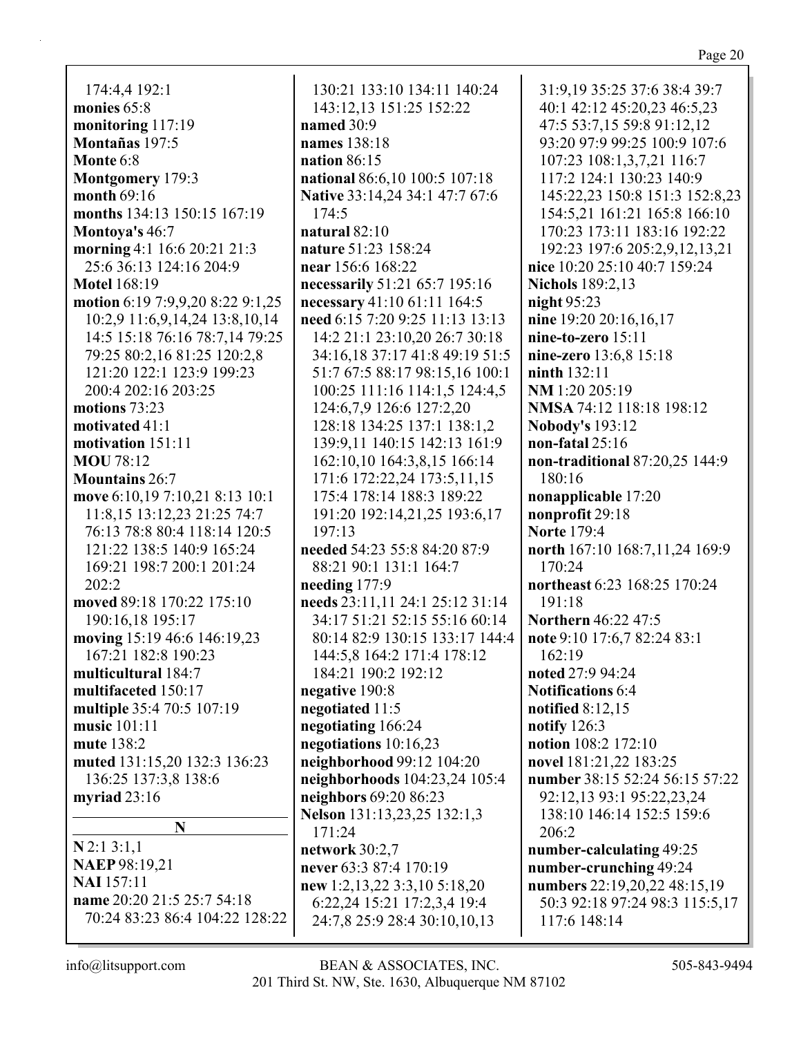174:4,4 192:1
**monies** 65:8
**monitoring** 117:19
**Montañas** 197:5
**Monte** 6:8
**Montgomery** 179:3
**month** 69:16
**months** 134:13 150:15 167:19
**Montoya's** 46:7
**morning** 4:1 16:6 20:21 21:3 25:6 36:13 124:16 204:9
**Motel** 168:19
**motion** 6:19 7:9,9,20 8:22 9:1,25 10:2,9 11:6,9,14,24 13:8,10,14 14:5 15:18 76:16 78:7,14 79:25 79:25 80:2,16 81:25 120:2,8 121:20 122:1 123:9 199:23 200:4 202:16 203:25
**motions** 73:23
**motivated** 41:1
**motivation** 151:11
**MOU** 78:12
**Mountains** 26:7
**move** 6:10,19 7:10,21 8:13 10:1 11:8,15 13:12,23 21:25 74:7 76:13 78:8 80:4 118:14 120:5 121:22 138:5 140:9 165:24 169:21 198:7 200:1 201:24 202:2
**moved** 89:18 170:22 175:10 190:16,18 195:17
**moving** 15:19 46:6 146:19,23 167:21 182:8 190:23
**multicultural** 184:7
**multifaceted** 150:17
**multiple** 35:4 70:5 107:19
**music** 101:11
**mute** 138:2
**muted** 131:15,20 132:3 136:23 136:25 137:3,8 138:6
**myriad** 23:16

## N

**N** 2:1 3:1,1
**NAEP** 98:19,21
**NAI** 157:11
**name** 20:20 21:5 25:7 54:18 70:24 83:23 86:4 104:22 128:22 130:21 133:10 134:11 140:24 143:12,13 151:25 152:22
**named** 30:9
**names** 138:18
**nation** 86:15
**national** 86:6,10 100:5 107:18
**Native** 33:14,24 34:1 47:7 67:6 174:5
**natural** 82:10
**nature** 51:23 158:24
**near** 156:6 168:22
**necessarily** 51:21 65:7 195:16
**necessary** 41:10 61:11 164:5
**need** 6:15 7:20 9:25 11:13 13:13 14:2 21:1 23:10,20 26:7 30:18 34:16,18 37:17 41:8 49:19 51:5 51:7 67:5 88:17 98:15,16 100:1 100:25 111:16 114:1,5 124:4,5 124:6,7,9 126:6 127:2,20 128:18 134:25 137:1 138:1,2 139:9,11 140:15 142:13 161:9 162:10,10 164:3,8,15 166:14 171:6 172:22,24 173:5,11,15 175:4 178:14 188:3 189:22 191:20 192:14,21,25 193:6,17 197:13
**needed** 54:23 55:8 84:20 87:9 88:21 90:1 131:1 164:7
**needing** 177:9
**needs** 23:11,11 24:1 25:12 31:14 34:17 51:21 52:15 55:16 60:14 80:14 82:9 130:15 133:17 144:4 144:5,8 164:2 171:4 178:12 184:21 190:2 192:12
**negative** 190:8
**negotiated** 11:5
**negotiating** 166:24
**negotiations** 10:16,23
**neighborhood** 99:12 104:20
**neighborhoods** 104:23,24 105:4
**neighbors** 69:20 86:23
**Nelson** 131:13,23,25 132:1,3 171:24
**network** 30:2,7
**never** 63:3 87:4 170:19
**new** 1:2,13,22 3:3,10 5:18,20 6:22,24 15:21 17:2,3,4 19:4 24:7,8 25:9 28:4 30:10,10,13 31:9,19 35:25 37:6 38:4 39:7 40:1 42:12 45:20,23 46:5,23 47:5 53:7,15 59:8 91:12,12 93:20 97:9 99:25 100:9 107:6 107:23 108:1,3,7,21 116:7 117:2 124:1 130:23 140:9 145:22,23 150:8 151:3 152:8,23 154:5,21 161:21 165:8 166:10 170:23 173:11 183:16 192:22 192:23 197:6 205:2,9,12,13,21
**nice** 10:20 25:10 40:7 159:24
**Nichols** 189:2,13
**night** 95:23
**nine** 19:20 20:16,16,17
**nine-to-zero** 15:11
**nine-zero** 13:6,8 15:18
**ninth** 132:11
**NM** 1:20 205:19
**NMSA** 74:12 118:18 198:12
**Nobody's** 193:12
**non-fatal** 25:16
**non-traditional** 87:20,25 144:9 180:16
**nonapplicable** 17:20
**nonprofit** 29:18
**Norte** 179:4
**north** 167:10 168:7,11,24 169:9 170:24
**northeast** 6:23 168:25 170:24 191:18
**Northern** 46:22 47:5
**note** 9:10 17:6,7 82:24 83:1 162:19
**noted** 27:9 94:24
**Notifications** 6:4
**notified** 8:12,15
**notify** 126:3
**notion** 108:2 172:10
**novel** 181:21,22 183:25
**number** 38:15 52:24 56:15 57:22 92:12,13 93:1 95:22,23,24 138:10 146:14 152:5 159:6 206:2
**number-calculating** 49:25
**number-crunching** 49:24
**numbers** 22:19,20,22 48:15,19 50:3 92:18 97:24 98:3 115:5,17 117:6 148:14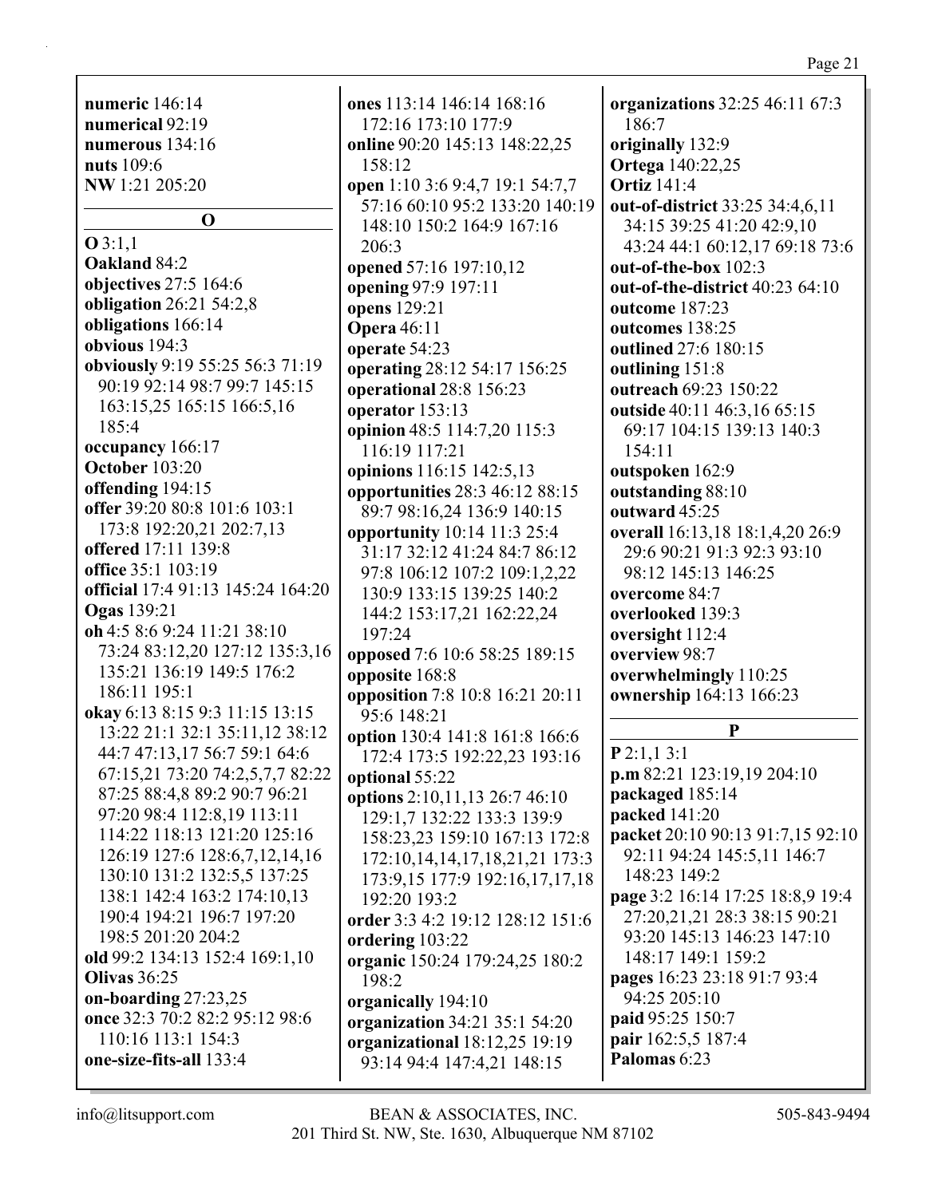**numeric** 146:14
**numerical** 92:19
**numerous** 134:16
**nuts** 109:6
**NW** 1:21 205:20

## O

**O** 3:1,1
**Oakland** 84:2
**objectives** 27:5 164:6
**obligation** 26:21 54:2,8
**obligations** 166:14
**obvious** 194:3
**obviously** 9:19 55:25 56:3 71:19 90:19 92:14 98:7 99:7 145:15 163:15,25 165:15 166:5,16 185:4
**occupancy** 166:17
**October** 103:20
**offending** 194:15
**offer** 39:20 80:8 101:6 103:1 173:8 192:20,21 202:7,13
**offered** 17:11 139:8
**office** 35:1 103:19
**official** 17:4 91:13 145:24 164:20
**Ogas** 139:21
**oh** 4:5 8:6 9:24 11:21 38:10 73:24 83:12,20 127:12 135:3,16 135:21 136:19 149:5 176:2 186:11 195:1
**okay** 6:13 8:15 9:3 11:15 13:15 13:22 21:1 32:1 35:11,12 38:12 44:7 47:13,17 56:7 59:1 64:6 67:15,21 73:20 74:2,5,7,7 82:22 87:25 88:4,8 89:2 90:7 96:21 97:20 98:4 112:8,19 113:11 114:22 118:13 121:20 125:16 126:19 127:6 128:6,7,12,14,16 130:10 131:2 132:5,5 137:25 138:1 142:4 163:2 174:10,13 190:4 194:21 196:7 197:20 198:5 201:20 204:2
**old** 99:2 134:13 152:4 169:1,10
**Olivas** 36:25
**on-boarding** 27:23,25
**once** 32:3 70:2 82:2 95:12 98:6 110:16 113:1 154:3
**one-size-fits-all** 133:4
**ones** 113:14 146:14 168:16 172:16 173:10 177:9
**online** 90:20 145:13 148:22,25 158:12
**open** 1:10 3:6 9:4,7 19:1 54:7,7 57:16 60:10 95:2 133:20 140:19 148:10 150:2 164:9 167:16 206:3
**opened** 57:16 197:10,12
**opening** 97:9 197:11
**opens** 129:21
**Opera** 46:11
**operate** 54:23
**operating** 28:12 54:17 156:25
**operational** 28:8 156:23
**operator** 153:13
**opinion** 48:5 114:7,20 115:3 116:19 117:21
**opinions** 116:15 142:5,13
**opportunities** 28:3 46:12 88:15 89:7 98:16,24 136:9 140:15
**opportunity** 10:14 11:3 25:4 31:17 32:12 41:24 84:7 86:12 97:8 106:12 107:2 109:1,2,22 130:9 133:15 139:25 140:2 144:2 153:17,21 162:22,24 197:24
**opposed** 7:6 10:6 58:25 189:15
**opposite** 168:8
**opposition** 7:8 10:8 16:21 20:11 95:6 148:21
**option** 130:4 141:8 161:8 166:6 172:4 173:5 192:22,23 193:16
**optional** 55:22
**options** 2:10,11,13 26:7 46:10 129:1,7 132:22 133:3 139:9 158:23,23 159:10 167:13 172:8 172:10,14,14,17,18,21,21 173:3 173:9,15 177:9 192:16,17,17,18 192:20 193:2
**order** 3:3 4:2 19:12 128:12 151:6
**ordering** 103:22
**organic** 150:24 179:24,25 180:2 198:2
**organically** 194:10
**organization** 34:21 35:1 54:20
**organizational** 18:12,25 19:19 93:14 94:4 147:4,21 148:15
**organizations** 32:25 46:11 67:3 186:7
**originally** 132:9
**Ortega** 140:22,25
**Ortiz** 141:4
**out-of-district** 33:25 34:4,6,11 34:15 39:25 41:20 42:9,10 43:24 44:1 60:12,17 69:18 73:6
**out-of-the-box** 102:3
**out-of-the-district** 40:23 64:10
**outcome** 187:23
**outcomes** 138:25
**outlined** 27:6 180:15
**outlining** 151:8
**outreach** 69:23 150:22
**outside** 40:11 46:3,16 65:15 69:17 104:15 139:13 140:3 154:11
**outspoken** 162:9
**outstanding** 88:10
**outward** 45:25
**overall** 16:13,18 18:1,4,20 26:9 29:6 90:21 91:3 92:3 93:10 98:12 145:13 146:25
**overcome** 84:7
**overlooked** 139:3
**oversight** 112:4
**overview** 98:7
**overwhelmingly** 110:25
**ownership** 164:13 166:23

## P

**P** 2:1,1 3:1
**p.m** 82:21 123:19,19 204:10
**packaged** 185:14
**packed** 141:20
**packet** 20:10 90:13 91:7,15 92:10 92:11 94:24 145:5,11 146:7 148:23 149:2
**page** 3:2 16:14 17:25 18:8,9 19:4 27:20,21,21 28:3 38:15 90:21 93:20 145:13 146:23 147:10 148:17 149:1 159:2
**pages** 16:23 23:18 91:7 93:4 94:25 205:10
**paid** 95:25 150:7
**pair** 162:5,5 187:4
**Palomas** 6:23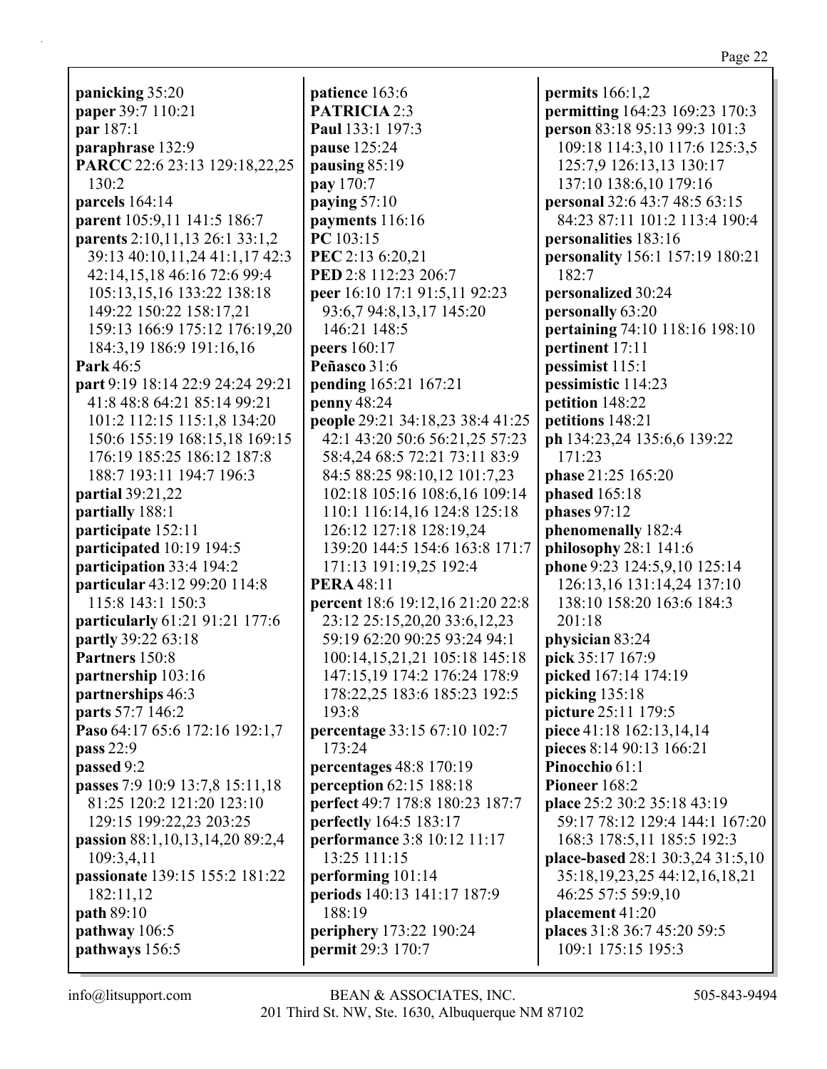**panicking** 35:20
**paper** 39:7 110:21
**par** 187:1
**paraphrase** 132:9
**PARCC** 22:6 23:13 129:18,22,25 130:2
**parcels** 164:14
**parent** 105:9,11 141:5 186:7
**parents** 2:10,11,13 26:1 33:1,2 39:13 40:10,11,24 41:1,17 42:3 42:14,15,18 46:16 72:6 99:4 105:13,15,16 133:22 138:18 149:22 150:22 158:17,21 159:13 166:9 175:12 176:19,20 184:3,19 186:9 191:16,16
**Park** 46:5
**part** 9:19 18:14 22:9 24:24 29:21 41:8 48:8 64:21 85:14 99:21 101:2 112:15 115:1,8 134:20 150:6 155:19 168:15,18 169:15 176:19 185:25 186:12 187:8 188:7 193:11 194:7 196:3
**partial** 39:21,22
**partially** 188:1
**participate** 152:11
**participated** 10:19 194:5
**participation** 33:4 194:2
**particular** 43:12 99:20 114:8 115:8 143:1 150:3
**particularly** 61:21 91:21 177:6
**partly** 39:22 63:18
**Partners** 150:8
**partnership** 103:16
**partnerships** 46:3
**parts** 57:7 146:2
**Paso** 64:17 65:6 172:16 192:1,7
**pass** 22:9
**passed** 9:2
**passes** 7:9 10:9 13:7,8 15:11,18 81:25 120:2 121:20 123:10 129:15 199:22,23 203:25
**passion** 88:1,10,13,14,20 89:2,4 109:3,4,11
**passionate** 139:15 155:2 181:22 182:11,12
**path** 89:10
**pathway** 106:5
**pathways** 156:5
**patience** 163:6
**PATRICIA** 2:3
**Paul** 133:1 197:3
**pause** 125:24
**pausing** 85:19
**pay** 170:7
**paying** 57:10
**payments** 116:16
**PC** 103:15
**PEC** 2:13 6:20,21
**PED** 2:8 112:23 206:7
**peer** 16:10 17:1 91:5,11 92:23 93:6,7 94:8,13,17 145:20 146:21 148:5
**peers** 160:17
**Peñasco** 31:6
**pending** 165:21 167:21
**penny** 48:24
**people** 29:21 34:18,23 38:4 41:25 42:1 43:20 50:6 56:21,25 57:23 58:4,24 68:5 72:21 73:11 83:9 84:5 88:25 98:10,12 101:7,23 102:18 105:16 108:6,16 109:14 110:1 116:14,16 124:8 125:18 126:12 127:18 128:19,24 139:20 144:5 154:6 163:8 171:7 171:13 191:19,25 192:4
**PERA** 48:11
**percent** 18:6 19:12,16 21:20 22:8 23:12 25:15,20,20 33:6,12,23 59:19 62:20 90:25 93:24 94:1 100:14,15,21,21 105:18 145:18 147:15,19 174:2 176:24 178:9 178:22,25 183:6 185:23 192:5 193:8
**percentage** 33:15 67:10 102:7 173:24
**percentages** 48:8 170:19
**perception** 62:15 188:18
**perfect** 49:7 178:8 180:23 187:7
**perfectly** 164:5 183:17
**performance** 3:8 10:12 11:17 13:25 111:15
**performing** 101:14
**periods** 140:13 141:17 187:9 188:19
**periphery** 173:22 190:24
**permit** 29:3 170:7
**permits** 166:1,2
**permitting** 164:23 169:23 170:3
**person** 83:18 95:13 99:3 101:3 109:18 114:3,10 117:6 125:3,5 125:7,9 126:13,13 130:17 137:10 138:6,10 179:16
**personal** 32:6 43:7 48:5 63:15 84:23 87:11 101:2 113:4 190:4
**personalities** 183:16
**personality** 156:1 157:19 180:21 182:7
**personalized** 30:24
**personally** 63:20
**pertaining** 74:10 118:16 198:10
**pertinent** 17:11
**pessimist** 115:1
**pessimistic** 114:23
**petition** 148:22
**petitions** 148:21
**ph** 134:23,24 135:6,6 139:22 171:23
**phase** 21:25 165:20
**phased** 165:18
**phases** 97:12
**phenomenally** 182:4
**philosophy** 28:1 141:6
**phone** 9:23 124:5,9,10 125:14 126:13,16 131:14,24 137:10 138:10 158:20 163:6 184:3 201:18
**physician** 83:24
**pick** 35:17 167:9
**picked** 167:14 174:19
**picking** 135:18
**picture** 25:11 179:5
**piece** 41:18 162:13,14,14
**pieces** 8:14 90:13 166:21
**Pinocchio** 61:1
**Pioneer** 168:2
**place** 25:2 30:2 35:18 43:19 59:17 78:12 129:4 144:1 167:20 168:3 178:5,11 185:5 192:3
**place-based** 28:1 30:3,24 31:5,10 35:18,19,23,25 44:12,16,18,21 46:25 57:5 59:9,10
**placement** 41:20
**places** 31:8 36:7 45:20 59:5 109:1 175:15 195:3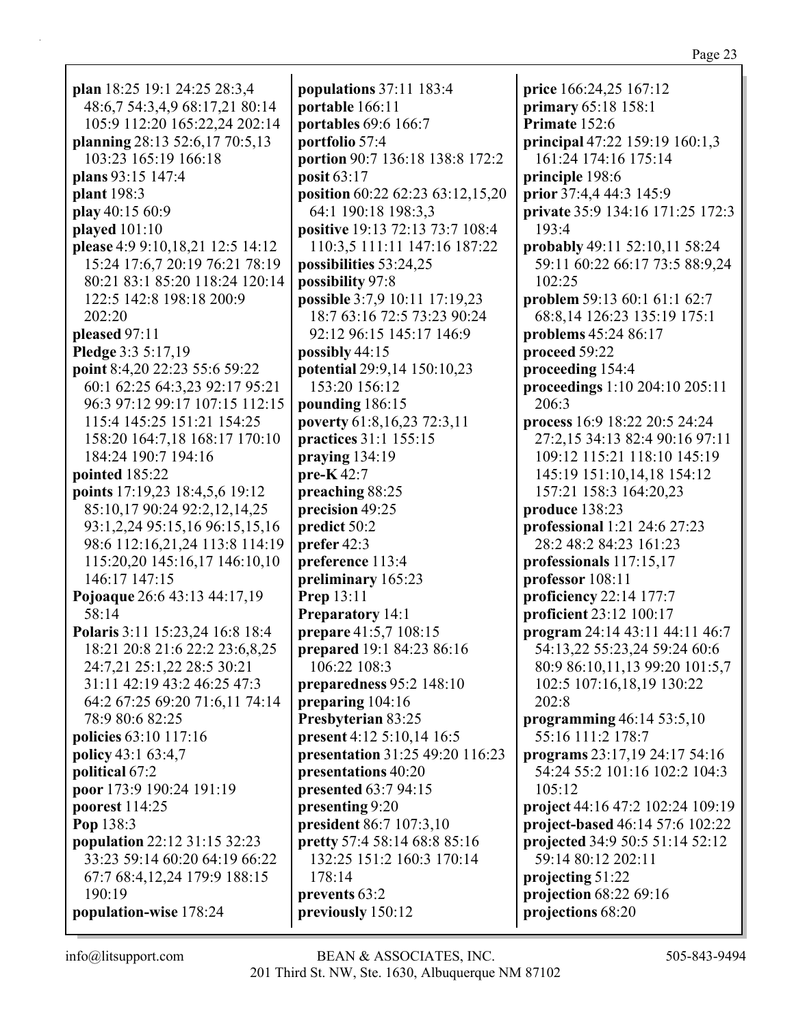**plan** 18:25 19:1 24:25 28:3,4 48:6,7 54:3,4,9 68:17,21 80:14 105:9 112:20 165:22,24 202:14
**planning** 28:13 52:6,17 70:5,13 103:23 165:19 166:18
**plans** 93:15 147:4
**plant** 198:3
**play** 40:15 60:9
**played** 101:10
**please** 4:9 9:10,18,21 12:5 14:12 15:24 17:6,7 20:19 76:21 78:19 80:21 83:1 85:20 118:24 120:14 122:5 142:8 198:18 200:9 202:20
**pleased** 97:11
**Pledge** 3:3 5:17,19
**point** 8:4,20 22:23 55:6 59:22 60:1 62:25 64:3,23 92:17 95:21 96:3 97:12 99:17 107:15 112:15 115:4 145:25 151:21 154:25 158:20 164:7,18 168:17 170:10 184:24 190:7 194:16
**pointed** 185:22
**points** 17:19,23 18:4,5,6 19:12 85:10,17 90:24 92:2,12,14,25 93:1,2,24 95:15,16 96:15,15,16 98:6 112:16,21,24 113:8 114:19 115:20,20 145:16,17 146:10,10 146:17 147:15
**Pojoaque** 26:6 43:13 44:17,19 58:14
**Polaris** 3:11 15:23,24 16:8 18:4 18:21 20:8 21:6 22:2 23:6,8,25 24:7,21 25:1,22 28:5 30:21 31:11 42:19 43:2 46:25 47:3 64:2 67:25 69:20 71:6,11 74:14 78:9 80:6 82:25
**policies** 63:10 117:16
**policy** 43:1 63:4,7
**political** 67:2
**poor** 173:9 190:24 191:19
**poorest** 114:25
**Pop** 138:3
**population** 22:12 31:15 32:23 33:23 59:14 60:20 64:19 66:22 67:7 68:4,12,24 179:9 188:15 190:19
**population-wise** 178:24
**populations** 37:11 183:4
**portable** 166:11
**portables** 69:6 166:7
**portfolio** 57:4
**portion** 90:7 136:18 138:8 172:2
**posit** 63:17
**position** 60:22 62:23 63:12,15,20 64:1 190:18 198:3,3
**positive** 19:13 72:13 73:7 108:4 110:3,5 111:11 147:16 187:22
**possibilities** 53:24,25
**possibility** 97:8
**possible** 3:7,9 10:11 17:19,23 18:7 63:16 72:5 73:23 90:24 92:12 96:15 145:17 146:9
**possibly** 44:15
**potential** 29:9,14 150:10,23 153:20 156:12
**pounding** 186:15
**poverty** 61:8,16,23 72:3,11
**practices** 31:1 155:15
**praying** 134:19
**pre-K** 42:7
**preaching** 88:25
**precision** 49:25
**predict** 50:2
**prefer** 42:3
**preference** 113:4
**preliminary** 165:23
**Prep** 13:11
**Preparatory** 14:1
**prepare** 41:5,7 108:15
**prepared** 19:1 84:23 86:16 106:22 108:3
**preparedness** 95:2 148:10
**preparing** 104:16
**Presbyterian** 83:25
**present** 4:12 5:10,14 16:5
**presentation** 31:25 49:20 116:23
**presentations** 40:20
**presented** 63:7 94:15
**presenting** 9:20
**president** 86:7 107:3,10
**pretty** 57:4 58:14 68:8 85:16 132:25 151:2 160:3 170:14 178:14
**prevents** 63:2
**previously** 150:12
**price** 166:24,25 167:12
**primary** 65:18 158:1
**Primate** 152:6
**principal** 47:22 159:19 160:1,3 161:24 174:16 175:14
**principle** 198:6
**prior** 37:4,4 44:3 145:9
**private** 35:9 134:16 171:25 172:3 193:4
**probably** 49:11 52:10,11 58:24 59:11 60:22 66:17 73:5 88:9,24 102:25
**problem** 59:13 60:1 61:1 62:7 68:8,14 126:23 135:19 175:1
**problems** 45:24 86:17
**proceed** 59:22
**proceeding** 154:4
**proceedings** 1:10 204:10 205:11 206:3
**process** 16:9 18:22 20:5 24:24 27:2,15 34:13 82:4 90:16 97:11 109:12 115:21 118:10 145:19 145:19 151:10,14,18 154:12 157:21 158:3 164:20,23
**produce** 138:23
**professional** 1:21 24:6 27:23 28:2 48:2 84:23 161:23
**professionals** 117:15,17
**professor** 108:11
**proficiency** 22:14 177:7
**proficient** 23:12 100:17
**program** 24:14 43:11 44:11 46:7 54:13,22 55:23,24 59:24 60:6 80:9 86:10,11,13 99:20 101:5,7 102:5 107:16,18,19 130:22 202:8
**programming** 46:14 53:5,10 55:16 111:2 178:7
**programs** 23:17,19 24:17 54:16 54:24 55:2 101:16 102:2 104:3 105:12
**project** 44:16 47:2 102:24 109:19
**project-based** 46:14 57:6 102:22
**projected** 34:9 50:5 51:14 52:12 59:14 80:12 202:11
**projecting** 51:22
**projection** 68:22 69:16
**projections** 68:20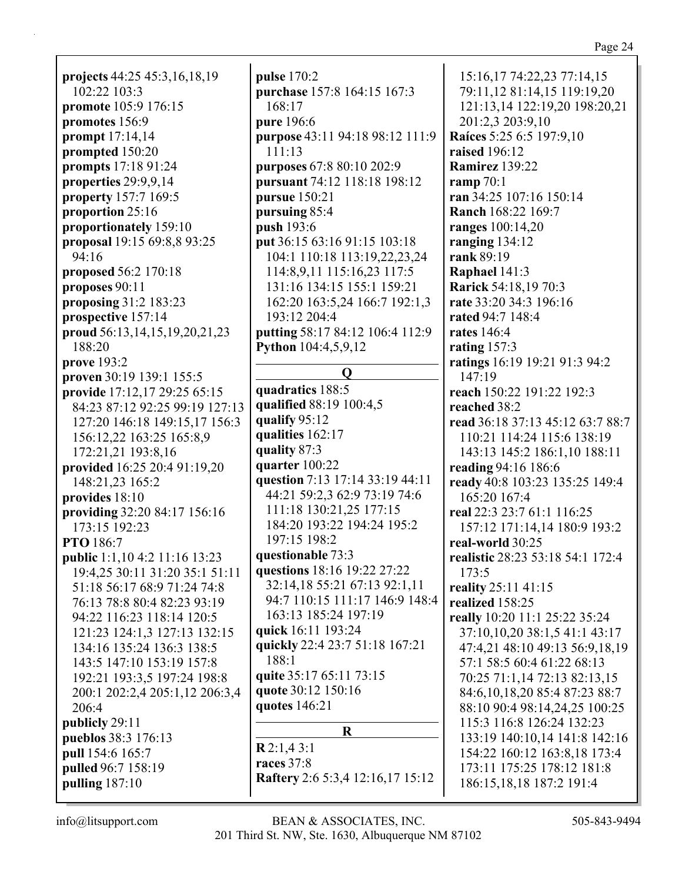**projects** 44:25 45:3,16,18,19 102:22 103:3
**promote** 105:9 176:15
**promotes** 156:9
**prompt** 17:14,14
**prompted** 150:20
**prompts** 17:18 91:24
**properties** 29:9,9,14
**property** 157:7 169:5
**proportion** 25:16
**proportionately** 159:10
**proposal** 19:15 69:8,8 93:25 94:16
**proposed** 56:2 170:18
**proposes** 90:11
**proposing** 31:2 183:23
**prospective** 157:14
**proud** 56:13,14,15,19,20,21,23 188:20
**prove** 193:2
**proven** 30:19 139:1 155:5
**provide** 17:12,17 29:25 65:15 84:23 87:12 92:25 99:19 127:13 127:20 146:18 149:15,17 156:3 156:12,22 163:25 165:8,9 172:21,21 193:8,16
**provided** 16:25 20:4 91:19,20 148:21,23 165:2
**provides** 18:10
**providing** 32:20 84:17 156:16 173:15 192:23
**PTO** 186:7
**public** 1:1,10 4:2 11:16 13:23 19:4,25 30:11 31:20 35:1 51:11 51:18 56:17 68:9 71:24 74:8 76:13 78:8 80:4 82:23 93:19 94:22 116:23 118:14 120:5 121:23 124:1,3 127:13 132:15 134:16 135:24 136:3 138:5 143:5 147:10 153:19 157:8 192:21 193:3,5 197:24 198:8 200:1 202:2,4 205:1,12 206:3,4 206:4
**publicly** 29:11
**pueblos** 38:3 176:13
**pull** 154:6 165:7
**pulled** 96:7 158:19
**pulling** 187:10
**pulse** 170:2
**purchase** 157:8 164:15 167:3 168:17
**pure** 196:6
**purpose** 43:11 94:18 98:12 111:9 111:13
**purposes** 67:8 80:10 202:9
**pursuant** 74:12 118:18 198:12
**pursue** 150:21
**pursuing** 85:4
**push** 193:6
**put** 36:15 63:16 91:15 103:18 104:1 110:18 113:19,22,23,24 114:8,9,11 115:16,23 117:5 131:16 134:15 155:1 159:21 162:20 163:5,24 166:7 192:1,3 193:12 204:4
**putting** 58:17 84:12 106:4 112:9
**Python** 104:4,5,9,12

## Q

**quadratics** 188:5
**qualified** 88:19 100:4,5
**qualify** 95:12
**qualities** 162:17
**quality** 87:3
**quarter** 100:22
**question** 7:13 17:14 33:19 44:11 44:21 59:2,3 62:9 73:19 74:6 111:18 130:21,25 177:15 184:20 193:22 194:24 195:2 197:15 198:2
**questionable** 73:3
**questions** 18:16 19:22 27:22 32:14,18 55:21 67:13 92:1,11 94:7 110:15 111:17 146:9 148:4 163:13 185:24 197:19
**quick** 16:11 193:24
**quickly** 22:4 23:7 51:18 167:21 188:1
**quite** 35:17 65:11 73:15
**quote** 30:12 150:16
**quotes** 146:21

## R

**R** 2:1,4 3:1
**races** 37:8
**Raftery** 2:6 5:3,4 12:16,17 15:12 15:16,17 74:22,23 77:14,15 79:11,12 81:14,15 119:19,20 121:13,14 122:19,20 198:20,21 201:2,3 203:9,10
**Raíces** 5:25 6:5 197:9,10
**raised** 196:12
**Ramirez** 139:22
**ramp** 70:1
**ran** 34:25 107:16 150:14
**Ranch** 168:22 169:7
**ranges** 100:14,20
**ranging** 134:12
**rank** 89:19
**Raphael** 141:3
**Rarick** 54:18,19 70:3
**rate** 33:20 34:3 196:16
**rated** 94:7 148:4
**rates** 146:4
**rating** 157:3
**ratings** 16:19 19:21 91:3 94:2 147:19
**reach** 150:22 191:22 192:3
**reached** 38:2
**read** 36:18 37:13 45:12 63:7 88:7 110:21 114:24 115:6 138:19 143:13 145:2 186:1,10 188:11
**reading** 94:16 186:6
**ready** 40:8 103:23 135:25 149:4 165:20 167:4
**real** 22:3 23:7 61:1 116:25 157:12 171:14,14 180:9 193:2
**real-world** 30:25
**realistic** 28:23 53:18 54:1 172:4 173:5
**reality** 25:11 41:15
**realized** 158:25
**really** 10:20 11:1 25:22 35:24 37:10,10,20 38:1,5 41:1 43:17 47:4,21 48:10 49:13 56:9,18,19 57:1 58:5 60:4 61:22 68:13 70:25 71:1,14 72:13 82:13,15 84:6,10,18,20 85:4 87:23 88:7 88:10 90:4 98:14,24,25 100:25 115:3 116:8 126:24 132:23 133:19 140:10,14 141:8 142:16 154:22 160:12 163:8,18 173:4 173:11 175:25 178:12 181:8 186:15,18,18 187:2 191:4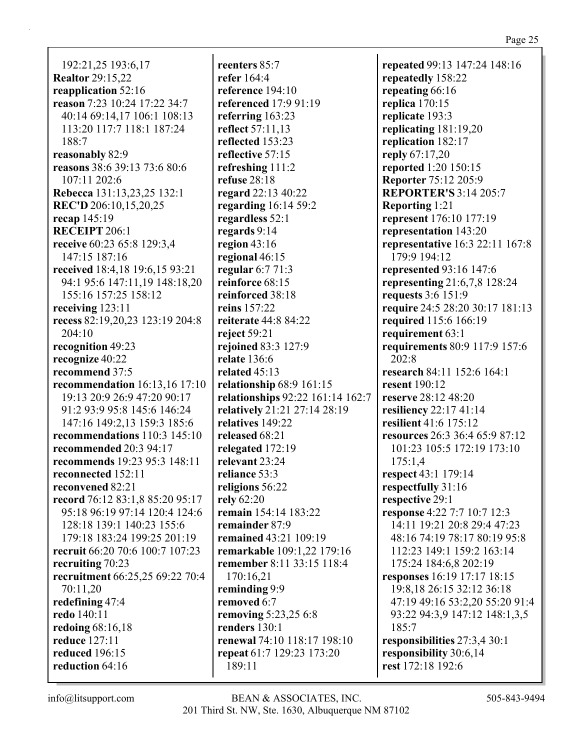192:21,25 193:6,17
**Realtor** 29:15,22
**reapplication** 52:16
**reason** 7:23 10:24 17:22 34:7 40:14 69:14,17 106:1 108:13 113:20 117:7 118:1 187:24 188:7
**reasonably** 82:9
**reasons** 38:6 39:13 73:6 80:6 107:11 202:6
**Rebecca** 131:13,23,25 132:1
**REC'D** 206:10,15,20,25
**recap** 145:19
**RECEIPT** 206:1
**receive** 60:23 65:8 129:3,4 147:15 187:16
**received** 18:4,18 19:6,15 93:21 94:1 95:6 147:11,19 148:18,20 155:16 157:25 158:12
**receiving** 123:11
**recess** 82:19,20,23 123:19 204:8 204:10
**recognition** 49:23
**recognize** 40:22
**recommend** 37:5
**recommendation** 16:13,16 17:10 19:13 20:9 26:9 47:20 90:17 91:2 93:9 95:8 145:6 146:24 147:16 149:2,13 159:3 185:6
**recommendations** 110:3 145:10
**recommended** 20:3 94:17
**recommends** 19:23 95:3 148:11
**reconnected** 152:11
**reconvened** 82:21
**record** 76:12 83:1,8 85:20 95:17 95:18 96:19 97:14 120:4 124:6 128:18 139:1 140:23 155:6 179:18 183:24 199:25 201:19
**recruit** 66:20 70:6 100:7 107:23
**recruiting** 70:23
**recruitment** 66:25,25 69:22 70:4 70:11,20
**redefining** 47:4
**redo** 140:11
**redoing** 68:16,18
**reduce** 127:11
**reduced** 196:15
**reduction** 64:16
**reenters** 85:7
**refer** 164:4
**reference** 194:10
**referenced** 17:9 91:19
**referring** 163:23
**reflect** 57:11,13
**reflected** 153:23
**reflective** 57:15
**refreshing** 111:2
**refuse** 28:18
**regard** 22:13 40:22
**regarding** 16:14 59:2
**regardless** 52:1
**regards** 9:14
**region** 43:16
**regional** 46:15
**regular** 6:7 71:3
**reinforce** 68:15
**reinforced** 38:18
**reins** 157:22
**reiterate** 44:8 84:22
**reject** 59:21
**rejoined** 83:3 127:9
**relate** 136:6
**related** 45:13
**relationship** 68:9 161:15
**relationships** 92:22 161:14 162:7
**relatively** 21:21 27:14 28:19
**relatives** 149:22
**released** 68:21
**relegated** 172:19
**relevant** 23:24
**reliance** 53:3
**religions** 56:22
**rely** 62:20
**remain** 154:14 183:22
**remainder** 87:9
**remained** 43:21 109:19
**remarkable** 109:1,22 179:16
**remember** 8:11 33:15 118:4 170:16,21
**reminding** 9:9
**removed** 6:7
**removing** 5:23,25 6:8
**renders** 130:1
**renewal** 74:10 118:17 198:10
**repeat** 61:7 129:23 173:20 189:11
**repeated** 99:13 147:24 148:16
**repeatedly** 158:22
**repeating** 66:16
**replica** 170:15
**replicate** 193:3
**replicating** 181:19,20
**replication** 182:17
**reply** 67:17,20
**reported** 1:20 150:15
**Reporter** 75:12 205:9
**REPORTER'S** 3:14 205:7
**Reporting** 1:21
**represent** 176:10 177:19
**representation** 143:20
**representative** 16:3 22:11 167:8 179:9 194:12
**represented** 93:16 147:6
**representing** 21:6,7,8 128:24
**requests** 3:6 151:9
**require** 24:5 28:20 30:17 181:13
**required** 115:6 166:19
**requirement** 63:1
**requirements** 80:9 117:9 157:6 202:8
**research** 84:11 152:6 164:1
**resent** 190:12
**reserve** 28:12 48:20
**resiliency** 22:17 41:14
**resilient** 41:6 175:12
**resources** 26:3 36:4 65:9 87:12 101:23 105:5 172:19 173:10 175:1,4
**respect** 43:1 179:14
**respectfully** 31:16
**respective** 29:1
**response** 4:22 7:7 10:7 12:3 14:11 19:21 20:8 29:4 47:23 48:16 74:19 78:17 80:19 95:8 112:23 149:1 159:2 163:14 175:24 184:6,8 202:19
**responses** 16:19 17:17 18:15 19:8,18 26:15 32:12 36:18 47:19 49:16 53:2,20 55:20 91:4 93:22 94:3,9 147:12 148:1,3,5 185:7
**responsibilities** 27:3,4 30:1
**responsibility** 30:6,14
**rest** 172:18 192:6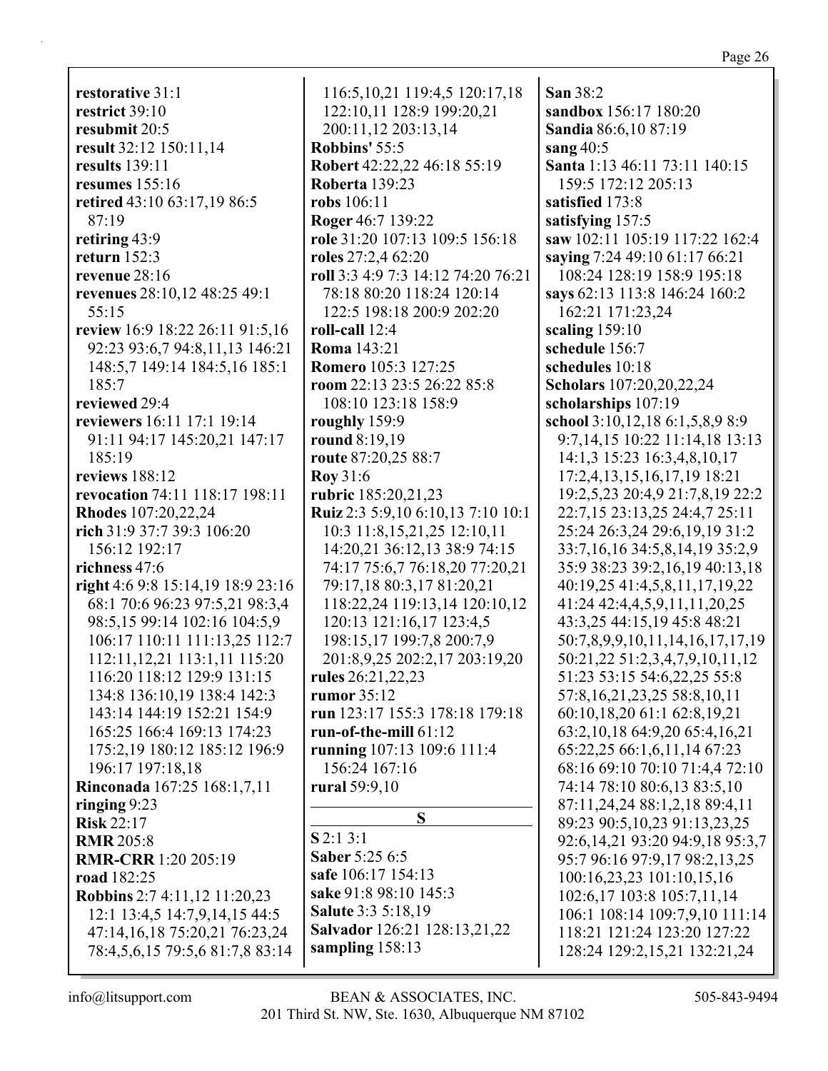**restorative** 31:1
**restrict** 39:10
**resubmit** 20:5
**result** 32:12 150:11,14
**results** 139:11
**resumes** 155:16
**retired** 43:10 63:17,19 86:5 87:19
**retiring** 43:9
**return** 152:3
**revenue** 28:16
**revenues** 28:10,12 48:25 49:1 55:15
**review** 16:9 18:22 26:11 91:5,16 92:23 93:6,7 94:8,11,13 146:21 148:5,7 149:14 184:5,16 185:1 185:7
**reviewed** 29:4
**reviewers** 16:11 17:1 19:14 91:11 94:17 145:20,21 147:17 185:19
**reviews** 188:12
**revocation** 74:11 118:17 198:11
**Rhodes** 107:20,22,24
**rich** 31:9 37:7 39:3 106:20 156:12 192:17
**richness** 47:6
**right** 4:6 9:8 15:14,19 18:9 23:16 68:1 70:6 96:23 97:5,21 98:3,4 98:5,15 99:14 102:16 104:5,9 106:17 110:11 111:13,25 112:7 112:11,12,21 113:1,11 115:20 116:20 118:12 129:9 131:15 134:8 136:10,19 138:4 142:3 143:14 144:19 152:21 154:9 165:25 166:4 169:13 174:23 175:2,19 180:12 185:12 196:9 196:17 197:18,18
**Rinconada** 167:25 168:1,7,11
**ringing** 9:23
**Risk** 22:17
**RMR** 205:8
**RMR-CRR** 1:20 205:19
**road** 182:25
**Robbins** 2:7 4:11,12 11:20,23 12:1 13:4,5 14:7,9,14,15 44:5 47:14,16,18 75:20,21 76:23,24 78:4,5,6,15 79:5,6 81:7,8 83:14 116:5,10,21 119:4,5 120:17,18 122:10,11 128:9 199:20,21 200:11,12 203:13,14
**Robbins'** 55:5
**Robert** 42:22,22 46:18 55:19
**Roberta** 139:23
**robs** 106:11
**Roger** 46:7 139:22
**role** 31:20 107:13 109:5 156:18
**roles** 27:2,4 62:20
**roll** 3:3 4:9 7:3 14:12 74:20 76:21 78:18 80:20 118:24 120:14 122:5 198:18 200:9 202:20
**roll-call** 12:4
**Roma** 143:21
**Romero** 105:3 127:25
**room** 22:13 23:5 26:22 85:8 108:10 123:18 158:9
**roughly** 159:9
**round** 8:19,19
**route** 87:20,25 88:7
**Roy** 31:6
**rubric** 185:20,21,23
**Ruiz** 2:3 5:9,10 6:10,13 7:10 10:1 10:3 11:8,15,21,25 12:10,11 14:20,21 36:12,13 38:9 74:15 74:17 75:6,7 76:18,20 77:20,21 79:17,18 80:3,17 81:20,21 118:22,24 119:13,14 120:10,12 120:13 121:16,17 123:4,5 198:15,17 199:7,8 200:7,9 201:8,9,25 202:2,17 203:19,20
**rules** 26:21,22,23
**rumor** 35:12
**run** 123:17 155:3 178:18 179:18
**run-of-the-mill** 61:12
**running** 107:13 109:6 111:4 156:24 167:16
**rural** 59:9,10

## S

**S** 2:1 3:1
**Saber** 5:25 6:5
**safe** 106:17 154:13
**sake** 91:8 98:10 145:3
**Salute** 3:3 5:18,19
**Salvador** 126:21 128:13,21,22
**sampling** 158:13
**San** 38:2
**sandbox** 156:17 180:20
**Sandia** 86:6,10 87:19
**sang** 40:5
**Santa** 1:13 46:11 73:11 140:15 159:5 172:12 205:13
**satisfied** 173:8
**satisfying** 157:5
**saw** 102:11 105:19 117:22 162:4
**saying** 7:24 49:10 61:17 66:21 108:24 128:19 158:9 195:18
**says** 62:13 113:8 146:24 160:2 162:21 171:23,24
**scaling** 159:10
**schedule** 156:7
**schedules** 10:18
**Scholars** 107:20,20,22,24
**scholarships** 107:19
**school** 3:10,12,18 6:1,5,8,9 8:9 9:7,14,15 10:22 11:14,18 13:13 14:1,3 15:23 16:3,4,8,10,17 17:2,4,13,15,16,17,19 18:21 19:2,5,23 20:4,9 21:7,8,19 22:2 22:7,15 23:13,25 24:4,7 25:11 25:24 26:3,24 29:6,19,19 31:2 33:7,16,16 34:5,8,14,19 35:2,9 35:9 38:23 39:2,16,19 40:13,18 40:19,25 41:4,5,8,11,17,19,22 41:24 42:4,4,5,9,11,11,20,25 43:3,25 44:15,19 45:8 48:21 50:7,8,9,9,10,11,14,16,17,17,19 50:21,22 51:2,3,4,7,9,10,11,12 51:23 53:15 54:6,22,25 55:8 57:8,16,21,23,25 58:8,10,11 60:10,18,20 61:1 62:8,19,21 63:2,10,18 64:9,20 65:4,16,21 65:22,25 66:1,6,11,14 67:23 68:16 69:10 70:10 71:4,4 72:10 74:14 78:10 80:6,13 83:5,10 87:11,24,24 88:1,2,18 89:4,11 89:23 90:5,10,23 91:13,23,25 92:6,14,21 93:20 94:9,18 95:3,7 95:7 96:16 97:9,17 98:2,13,25 100:16,23,23 101:10,15,16 102:6,17 103:8 105:7,11,14 106:1 108:14 109:7,9,10 111:14 118:21 121:24 123:20 127:22 128:24 129:2,15,21 132:21,24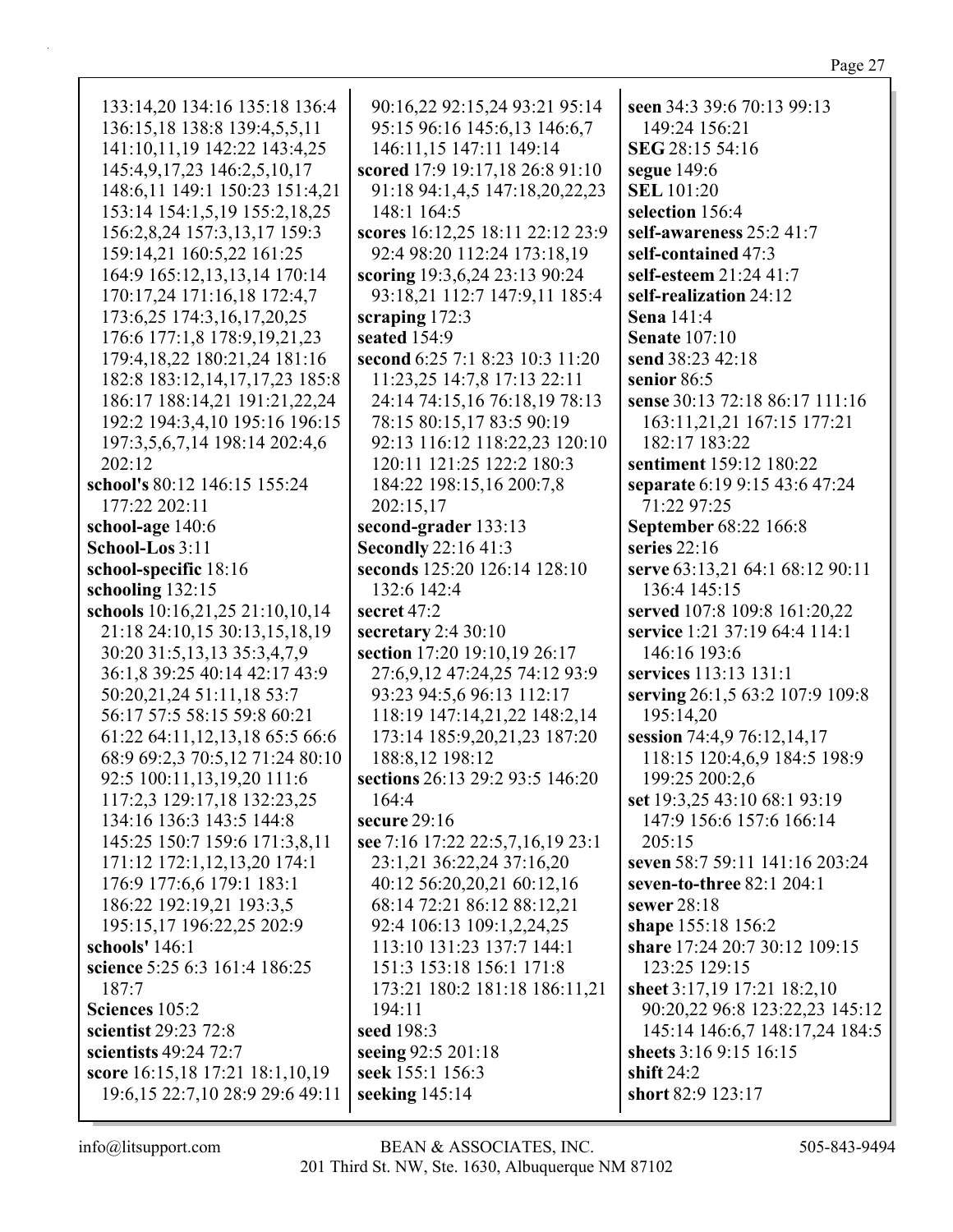133:14,20 134:16 135:18 136:4 136:15,18 138:8 139:4,5,5,11 141:10,11,19 142:22 143:4,25 145:4,9,17,23 146:2,5,10,17 148:6,11 149:1 150:23 151:4,21 153:14 154:1,5,19 155:2,18,25 156:2,8,24 157:3,13,17 159:3 159:14,21 160:5,22 161:25 164:9 165:12,13,13,14 170:14 170:17,24 171:16,18 172:4,7 173:6,25 174:3,16,17,20,25 176:6 177:1,8 178:9,19,21,23 179:4,18,22 180:21,24 181:16 182:8 183:12,14,17,17,23 185:8 186:17 188:14,21 191:21,22,24 192:2 194:3,4,10 195:16 196:15 197:3,5,6,7,14 198:14 202:4,6 202:12

**school's** 80:12 146:15 155:24 177:22 202:11

**school-age** 140:6

**School-Los** 3:11

**school-specific** 18:16

**schooling** 132:15

**schools** 10:16,21,25 21:10,10,14 21:18 24:10,15 30:13,15,18,19 30:20 31:5,13,13 35:3,4,7,9 36:1,8 39:25 40:14 42:17 43:9 50:20,21,24 51:11,18 53:7 56:17 57:5 58:15 59:8 60:21 61:22 64:11,12,13,18 65:5 66:6 68:9 69:2,3 70:5,12 71:24 80:10 92:5 100:11,13,19,20 111:6 117:2,3 129:17,18 132:23,25 134:16 136:3 143:5 144:8 145:25 150:7 159:6 171:3,8,11 171:12 172:1,12,13,20 174:1 176:9 177:6,6 179:1 183:1 186:22 192:19,21 193:3,5 195:15,17 196:22,25 202:9

**schools'** 146:1

**science** 5:25 6:3 161:4 186:25 187:7

**Sciences** 105:2

**scientist** 29:23 72:8

**scientists** 49:24 72:7

**score** 16:15,18 17:21 18:1,10,19 19:6,15 22:7,10 28:9 29:6 49:11 90:16,22 92:15,24 93:21 95:14 95:15 96:16 145:6,13 146:6,7 146:11,15 147:11 149:14

**scored** 17:9 19:17,18 26:8 91:10 91:18 94:1,4,5 147:18,20,22,23 148:1 164:5

**scores** 16:12,25 18:11 22:12 23:9 92:4 98:20 112:24 173:18,19

**scoring** 19:3,6,24 23:13 90:24 93:18,21 112:7 147:9,11 185:4

**scraping** 172:3

**seated** 154:9

**second** 6:25 7:1 8:23 10:3 11:20 11:23,25 14:7,8 17:13 22:11 24:14 74:15,16 76:18,19 78:13 78:15 80:15,17 83:5 90:19 92:13 116:12 118:22,23 120:10 120:11 121:25 122:2 180:3 184:22 198:15,16 200:7,8 202:15,17

**second-grader** 133:13

**Secondly** 22:16 41:3

**seconds** 125:20 126:14 128:10 132:6 142:4

**secret** 47:2

**secretary** 2:4 30:10

**section** 17:20 19:10,19 26:17 27:6,9,12 47:24,25 74:12 93:9 93:23 94:5,6 96:13 112:17 118:19 147:14,21,22 148:2,14 173:14 185:9,20,21,23 187:20 188:8,12 198:12

**sections** 26:13 29:2 93:5 146:20 164:4

**secure** 29:16

**see** 7:16 17:22 22:5,7,16,19 23:1 23:1,21 36:22,24 37:16,20 40:12 56:20,20,21 60:12,16 68:14 72:21 86:12 88:12,21 92:4 106:13 109:1,2,24,25 113:10 131:23 137:7 144:1 151:3 153:18 156:1 171:8 173:21 180:2 181:18 186:11,21 194:11

**seed** 198:3

**seeing** 92:5 201:18

**seek** 155:1 156:3

**seeking** 145:14

**seen** 34:3 39:6 70:13 99:13 149:24 156:21

**SEG** 28:15 54:16

**segue** 149:6

**SEL** 101:20

**selection** 156:4

**self-awareness** 25:2 41:7

**self-contained** 47:3

**self-esteem** 21:24 41:7

**self-realization** 24:12

**Sena** 141:4

**Senate** 107:10

**send** 38:23 42:18

**senior** 86:5

**sense** 30:13 72:18 86:17 111:16 163:11,21,21 167:15 177:21 182:17 183:22

**sentiment** 159:12 180:22

**separate** 6:19 9:15 43:6 47:24 71:22 97:25

**September** 68:22 166:8

**series** 22:16

**serve** 63:13,21 64:1 68:12 90:11 136:4 145:15

**served** 107:8 109:8 161:20,22

**service** 1:21 37:19 64:4 114:1 146:16 193:6

**services** 113:13 131:1

**serving** 26:1,5 63:2 107:9 109:8 195:14,20

**session** 74:4,9 76:12,14,17 118:15 120:4,6,9 184:5 198:9 199:25 200:2,6

**set** 19:3,25 43:10 68:1 93:19 147:9 156:6 157:6 166:14 205:15

**seven** 58:7 59:11 141:16 203:24

**seven-to-three** 82:1 204:1

**sewer** 28:18

**shape** 155:18 156:2

**share** 17:24 20:7 30:12 109:15 123:25 129:15

**sheet** 3:17,19 17:21 18:2,10 90:20,22 96:8 123:22,23 145:12 145:14 146:6,7 148:17,24 184:5

**sheets** 3:16 9:15 16:15

**shift** 24:2

**short** 82:9 123:17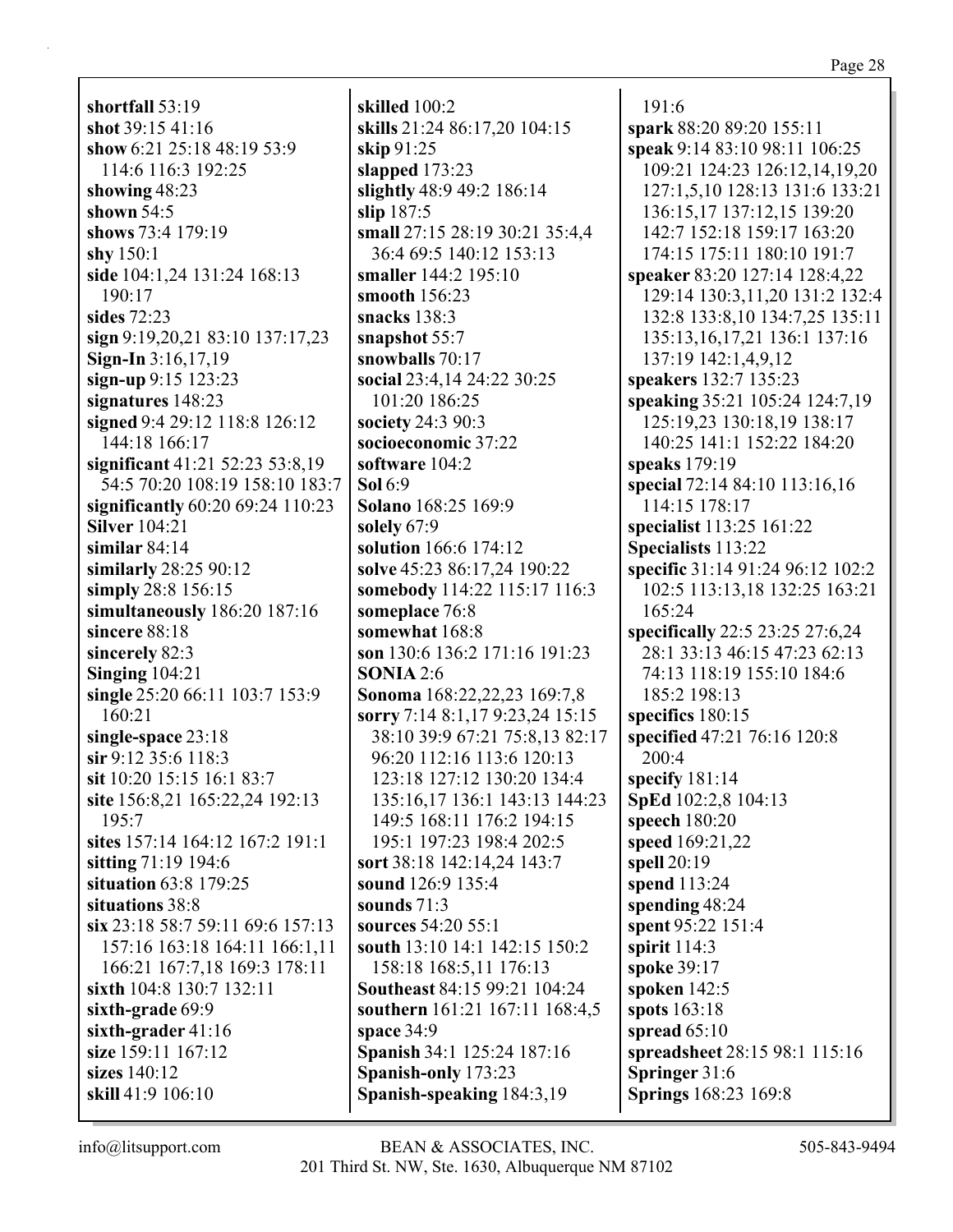**shortfall** 53:19
**shot** 39:15 41:16
**show** 6:21 25:18 48:19 53:9 114:6 116:3 192:25
**showing** 48:23
**shown** 54:5
**shows** 73:4 179:19
**shy** 150:1
**side** 104:1,24 131:24 168:13 190:17
**sides** 72:23
**sign** 9:19,20,21 83:10 137:17,23
**Sign-In** 3:16,17,19
**sign-up** 9:15 123:23
**signatures** 148:23
**signed** 9:4 29:12 118:8 126:12 144:18 166:17
**significant** 41:21 52:23 53:8,19 54:5 70:20 108:19 158:10 183:7
**significantly** 60:20 69:24 110:23
**Silver** 104:21
**similar** 84:14
**similarly** 28:25 90:12
**simply** 28:8 156:15
**simultaneously** 186:20 187:16
**sincere** 88:18
**sincerely** 82:3
**Singing** 104:21
**single** 25:20 66:11 103:7 153:9 160:21
**single-space** 23:18
**sir** 9:12 35:6 118:3
**sit** 10:20 15:15 16:1 83:7
**site** 156:8,21 165:22,24 192:13 195:7
**sites** 157:14 164:12 167:2 191:1
**sitting** 71:19 194:6
**situation** 63:8 179:25
**situations** 38:8
**six** 23:18 58:7 59:11 69:6 157:13 157:16 163:18 164:11 166:1,11 166:21 167:7,18 169:3 178:11
**sixth** 104:8 130:7 132:11
**sixth-grade** 69:9
**sixth-grader** 41:16
**size** 159:11 167:12
**sizes** 140:12
**skill** 41:9 106:10
**skilled** 100:2
**skills** 21:24 86:17,20 104:15
**skip** 91:25
**slapped** 173:23
**slightly** 48:9 49:2 186:14
**slip** 187:5
**small** 27:15 28:19 30:21 35:4,4 36:4 69:5 140:12 153:13
**smaller** 144:2 195:10
**smooth** 156:23
**snacks** 138:3
**snapshot** 55:7
**snowballs** 70:17
**social** 23:4,14 24:22 30:25 101:20 186:25
**society** 24:3 90:3
**socioeconomic** 37:22
**software** 104:2
**Sol** 6:9
**Solano** 168:25 169:9
**solely** 67:9
**solution** 166:6 174:12
**solve** 45:23 86:17,24 190:22
**somebody** 114:22 115:17 116:3
**someplace** 76:8
**somewhat** 168:8
**son** 130:6 136:2 171:16 191:23
**SONIA** 2:6
**Sonoma** 168:22,22,23 169:7,8
**sorry** 7:14 8:1,17 9:23,24 15:15 38:10 39:9 67:21 75:8,13 82:17 96:20 112:16 113:6 120:13 123:18 127:12 130:20 134:4 135:16,17 136:1 143:13 144:23 149:5 168:11 176:2 194:15 195:1 197:23 198:4 202:5
**sort** 38:18 142:14,24 143:7
**sound** 126:9 135:4
**sounds** 71:3
**sources** 54:20 55:1
**south** 13:10 14:1 142:15 150:2 158:18 168:5,11 176:13
**Southeast** 84:15 99:21 104:24
**southern** 161:21 167:11 168:4,5
**space** 34:9
**Spanish** 34:1 125:24 187:16
**Spanish-only** 173:23
**Spanish-speaking** 184:3,19 191:6
**spark** 88:20 89:20 155:11
**speak** 9:14 83:10 98:11 106:25 109:21 124:23 126:12,14,19,20 127:1,5,10 128:13 131:6 133:21 136:15,17 137:12,15 139:20 142:7 152:18 159:17 163:20 174:15 175:11 180:10 191:7
**speaker** 83:20 127:14 128:4,22 129:14 130:3,11,20 131:2 132:4 132:8 133:8,10 134:7,25 135:11 135:13,16,17,21 136:1 137:16 137:19 142:1,4,9,12
**speakers** 132:7 135:23
**speaking** 35:21 105:24 124:7,19 125:19,23 130:18,19 138:17 140:25 141:1 152:22 184:20
**speaks** 179:19
**special** 72:14 84:10 113:16,16 114:15 178:17
**specialist** 113:25 161:22
**Specialists** 113:22
**specific** 31:14 91:24 96:12 102:2 102:5 113:13,18 132:25 163:21 165:24
**specifically** 22:5 23:25 27:6,24 28:1 33:13 46:15 47:23 62:13 74:13 118:19 155:10 184:6 185:2 198:13
**specifics** 180:15
**specified** 47:21 76:16 120:8 200:4
**specify** 181:14
**SpEd** 102:2,8 104:13
**speech** 180:20
**speed** 169:21,22
**spell** 20:19
**spend** 113:24
**spending** 48:24
**spent** 95:22 151:4
**spirit** 114:3
**spoke** 39:17
**spoken** 142:5
**spots** 163:18
**spread** 65:10
**spreadsheet** 28:15 98:1 115:16
**Springer** 31:6
**Springs** 168:23 169:8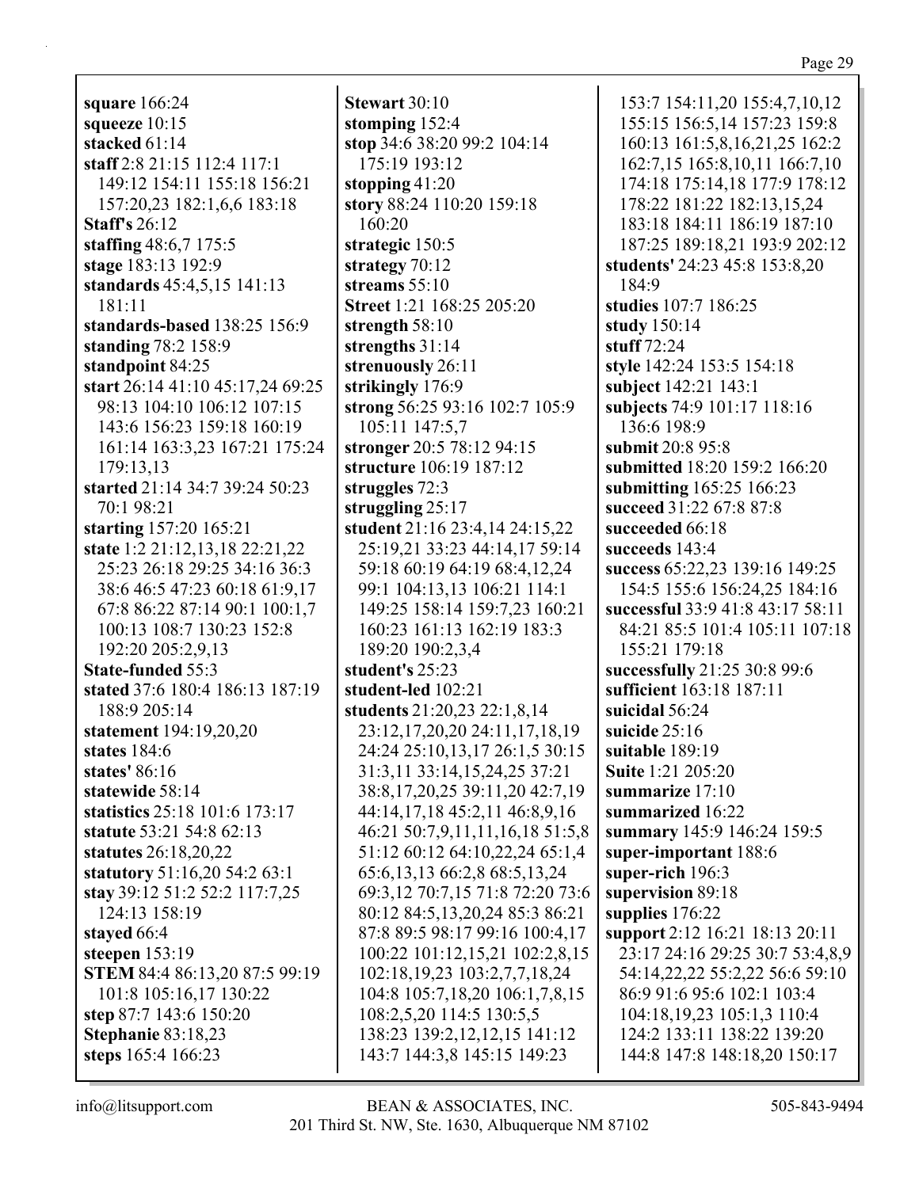**square** 166:24
**squeeze** 10:15
**stacked** 61:14
**staff** 2:8 21:15 112:4 117:1 149:12 154:11 155:18 156:21 157:20,23 182:1,6,6 183:18
**Staff's** 26:12
**staffing** 48:6,7 175:5
**stage** 183:13 192:9
**standards** 45:4,5,15 141:13 181:11
**standards-based** 138:25 156:9
**standing** 78:2 158:9
**standpoint** 84:25
**start** 26:14 41:10 45:17,24 69:25 98:13 104:10 106:12 107:15 143:6 156:23 159:18 160:19 161:14 163:3,23 167:21 175:24 179:13,13
**started** 21:14 34:7 39:24 50:23 70:1 98:21
**starting** 157:20 165:21
**state** 1:2 21:12,13,18 22:21,22 25:23 26:18 29:25 34:16 36:3 38:6 46:5 47:23 60:18 61:9,17 67:8 86:22 87:14 90:1 100:1,7 100:13 108:7 130:23 152:8 192:20 205:2,9,13
**State-funded** 55:3
**stated** 37:6 180:4 186:13 187:19 188:9 205:14
**statement** 194:19,20,20
**states** 184:6
**states'** 86:16
**statewide** 58:14
**statistics** 25:18 101:6 173:17
**statute** 53:21 54:8 62:13
**statutes** 26:18,20,22
**statutory** 51:16,20 54:2 63:1
**stay** 39:12 51:2 52:2 117:7,25 124:13 158:19
**stayed** 66:4
**steepen** 153:19
**STEM** 84:4 86:13,20 87:5 99:19 101:8 105:16,17 130:22
**step** 87:7 143:6 150:20
**Stephanie** 83:18,23
**steps** 165:4 166:23
**Stewart** 30:10
**stomping** 152:4
**stop** 34:6 38:20 99:2 104:14 175:19 193:12
**stopping** 41:20
**story** 88:24 110:20 159:18 160:20
**strategic** 150:5
**strategy** 70:12
**streams** 55:10
**Street** 1:21 168:25 205:20
**strength** 58:10
**strengths** 31:14
**strenuously** 26:11
**strikingly** 176:9
**strong** 56:25 93:16 102:7 105:9 105:11 147:5,7
**stronger** 20:5 78:12 94:15
**structure** 106:19 187:12
**struggles** 72:3
**struggling** 25:17
**student** 21:16 23:4,14 24:15,22 25:19,21 33:23 44:14,17 59:14 59:18 60:19 64:19 68:4,12,24 99:1 104:13,13 106:21 114:1 149:25 158:14 159:7,23 160:21 160:23 161:13 162:19 183:3 189:20 190:2,3,4
**student's** 25:23
**student-led** 102:21
**students** 21:20,23 22:1,8,14 23:12,17,20,20 24:11,17,18,19 24:24 25:10,13,17 26:1,5 30:15 31:3,11 33:14,15,24,25 37:21 38:8,17,20,25 39:11,20 42:7,19 44:14,17,18 45:2,11 46:8,9,16 46:21 50:7,9,11,11,16,18 51:5,8 51:12 60:12 64:10,22,24 65:1,4 65:6,13,13 66:2,8 68:5,13,24 69:3,12 70:7,15 71:8 72:20 73:6 80:12 84:5,13,20,24 85:3 86:21 87:8 89:5 98:17 99:16 100:4,17 100:22 101:12,15,21 102:2,8,15 102:18,19,23 103:2,7,7,18,24 104:8 105:7,18,20 106:1,7,8,15 108:2,5,20 114:5 130:5,5 138:23 139:2,12,12,15 141:12 143:7 144:3,8 145:15 149:23 153:7 154:11,20 155:4,7,10,12 155:15 156:5,14 157:23 159:8 160:13 161:5,8,16,21,25 162:2 162:7,15 165:8,10,11 166:7,10 174:18 175:14,18 177:9 178:12 178:22 181:22 182:13,15,24 183:18 184:11 186:19 187:10 187:25 189:18,21 193:9 202:12
**students'** 24:23 45:8 153:8,20 184:9
**studies** 107:7 186:25
**study** 150:14
**stuff** 72:24
**style** 142:24 153:5 154:18
**subject** 142:21 143:1
**subjects** 74:9 101:17 118:16 136:6 198:9
**submit** 20:8 95:8
**submitted** 18:20 159:2 166:20
**submitting** 165:25 166:23
**succeed** 31:22 67:8 87:8
**succeeded** 66:18
**succeeds** 143:4
**success** 65:22,23 139:16 149:25 154:5 155:6 156:24,25 184:16
**successful** 33:9 41:8 43:17 58:11 84:21 85:5 101:4 105:11 107:18 155:21 179:18
**successfully** 21:25 30:8 99:6
**sufficient** 163:18 187:11
**suicidal** 56:24
**suicide** 25:16
**suitable** 189:19
**Suite** 1:21 205:20
**summarize** 17:10
**summarized** 16:22
**summary** 145:9 146:24 159:5
**super-important** 188:6
**super-rich** 196:3
**supervision** 89:18
**supplies** 176:22
**support** 2:12 16:21 18:13 20:11 23:17 24:16 29:25 30:7 53:4,8,9 54:14,22,22 55:2,22 56:6 59:10 86:9 91:6 95:6 102:1 103:4 104:18,19,23 105:1,3 110:4 124:2 133:11 138:22 139:20 144:8 147:8 148:18,20 150:17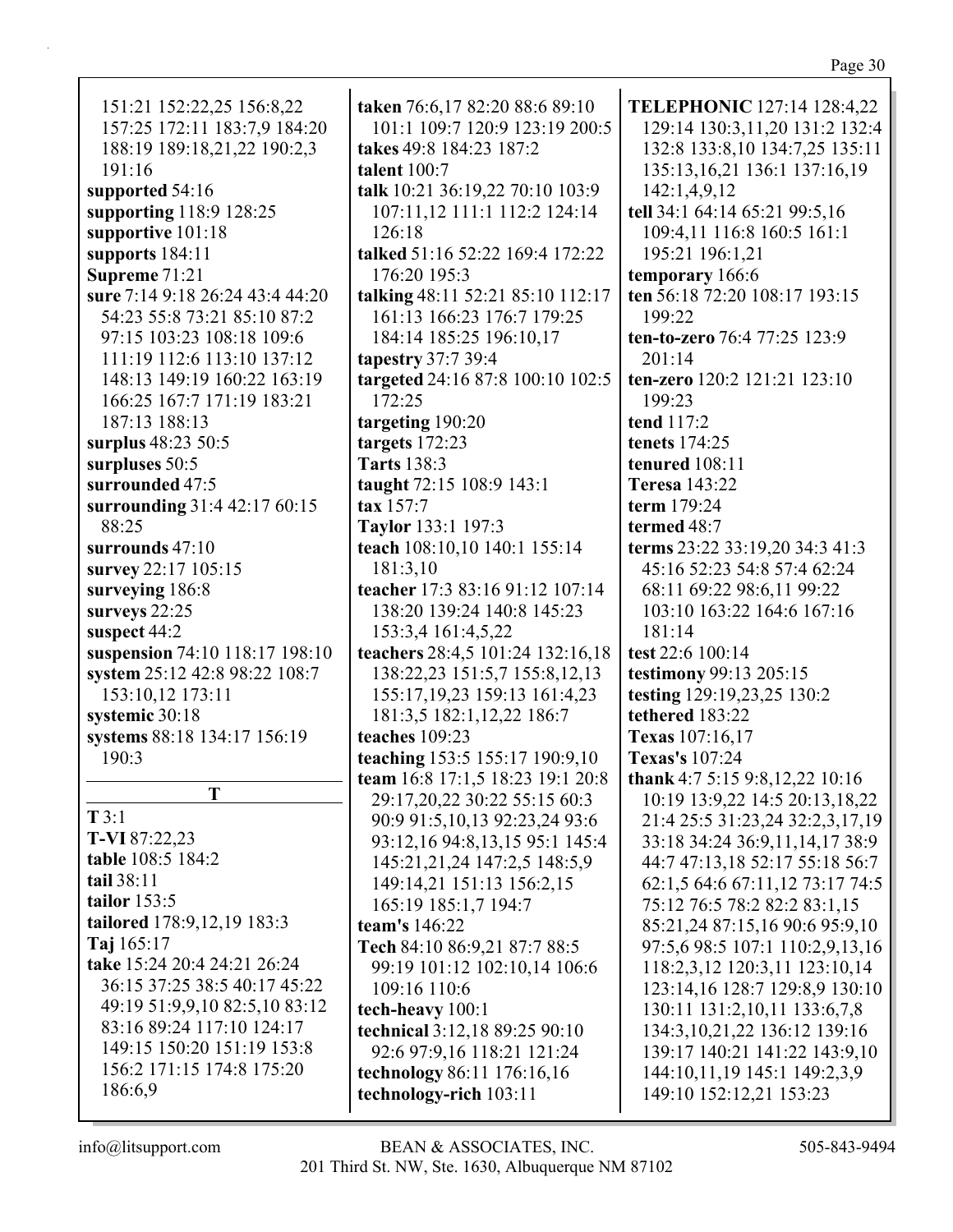151:21 152:22,25 156:8,22 157:25 172:11 183:7,9 184:20 188:19 189:18,21,22 190:2,3 191:16
**supported** 54:16
**supporting** 118:9 128:25
**supportive** 101:18
**supports** 184:11
**Supreme** 71:21
**sure** 7:14 9:18 26:24 43:4 44:20 54:23 55:8 73:21 85:10 87:2 97:15 103:23 108:18 109:6 111:19 112:6 113:10 137:12 148:13 149:19 160:22 163:19 166:25 167:7 171:19 183:21 187:13 188:13
**surplus** 48:23 50:5
**surpluses** 50:5
**surrounded** 47:5
**surrounding** 31:4 42:17 60:15 88:25
**surrounds** 47:10
**survey** 22:17 105:15
**surveying** 186:8
**surveys** 22:25
**suspect** 44:2
**suspension** 74:10 118:17 198:10
**system** 25:12 42:8 98:22 108:7 153:10,12 173:11
**systemic** 30:18
**systems** 88:18 134:17 156:19 190:3

## T

**T** 3:1
**T-VI** 87:22,23
**table** 108:5 184:2
**tail** 38:11
**tailor** 153:5
**tailored** 178:9,12,19 183:3
**Taj** 165:17
**take** 15:24 20:4 24:21 26:24 36:15 37:25 38:5 40:17 45:22 49:19 51:9,9,10 82:5,10 83:12 83:16 89:24 117:10 124:17 149:15 150:20 151:19 153:8 156:2 171:15 174:8 175:20 186:6,9
**taken** 76:6,17 82:20 88:6 89:10 101:1 109:7 120:9 123:19 200:5
**takes** 49:8 184:23 187:2
**talent** 100:7
**talk** 10:21 36:19,22 70:10 103:9 107:11,12 111:1 112:2 124:14 126:18
**talked** 51:16 52:22 169:4 172:22 176:20 195:3
**talking** 48:11 52:21 85:10 112:17 161:13 166:23 176:7 179:25 184:14 185:25 196:10,17
**tapestry** 37:7 39:4
**targeted** 24:16 87:8 100:10 102:5 172:25
**targeting** 190:20
**targets** 172:23
**Tarts** 138:3
**taught** 72:15 108:9 143:1
**tax** 157:7
**Taylor** 133:1 197:3
**teach** 108:10,10 140:1 155:14 181:3,10
**teacher** 17:3 83:16 91:12 107:14 138:20 139:24 140:8 145:23 153:3,4 161:4,5,22
**teachers** 28:4,5 101:24 132:16,18 138:22,23 151:5,7 155:8,12,13 155:17,19,23 159:13 161:4,23 181:3,5 182:1,12,22 186:7
**teaches** 109:23
**teaching** 153:5 155:17 190:9,10
**team** 16:8 17:1,5 18:23 19:1 20:8 29:17,20,22 30:22 55:15 60:3 90:9 91:5,10,13 92:23,24 93:6 93:12,16 94:8,13,15 95:1 145:4 145:21,21,24 147:2,5 148:5,9 149:14,21 151:13 156:2,15 165:19 185:1,7 194:7
**team's** 146:22
**Tech** 84:10 86:9,21 87:7 88:5 99:19 101:12 102:10,14 106:6 109:16 110:6
**tech-heavy** 100:1
**technical** 3:12,18 89:25 90:10 92:6 97:9,16 118:21 121:24
**technology** 86:11 176:16,16
**technology-rich** 103:11
**TELEPHONIC** 127:14 128:4,22 129:14 130:3,11,20 131:2 132:4 132:8 133:8,10 134:7,25 135:11 135:13,16,21 136:1 137:16,19 142:1,4,9,12
**tell** 34:1 64:14 65:21 99:5,16 109:4,11 116:8 160:5 161:1 195:21 196:1,21
**temporary** 166:6
**ten** 56:18 72:20 108:17 193:15 199:22
**ten-to-zero** 76:4 77:25 123:9 201:14
**ten-zero** 120:2 121:21 123:10 199:23
**tend** 117:2
**tenets** 174:25
**tenured** 108:11
**Teresa** 143:22
**term** 179:24
**termed** 48:7
**terms** 23:22 33:19,20 34:3 41:3 45:16 52:23 54:8 57:4 62:24 68:11 69:22 98:6,11 99:22 103:10 163:22 164:6 167:16 181:14
**test** 22:6 100:14
**testimony** 99:13 205:15
**testing** 129:19,23,25 130:2
**tethered** 183:22
**Texas** 107:16,17
**Texas's** 107:24
**thank** 4:7 5:15 9:8,12,22 10:16 10:19 13:9,22 14:5 20:13,18,22 21:4 25:5 31:23,24 32:2,3,17,19 33:18 34:24 36:9,11,14,17 38:9 44:7 47:13,18 52:17 55:18 56:7 62:1,5 64:6 67:11,12 73:17 74:5 75:12 76:5 78:2 82:2 83:1,15 85:21,24 87:15,16 90:6 95:9,10 97:5,6 98:5 107:1 110:2,9,13,16 118:2,3,12 120:3,11 123:10,14 123:14,16 128:7 129:8,9 130:10 130:11 131:2,10,11 133:6,7,8 134:3,10,21,22 136:12 139:16 139:17 140:21 141:22 143:9,10 144:10,11,19 145:1 149:2,3,9 149:10 152:12,21 153:23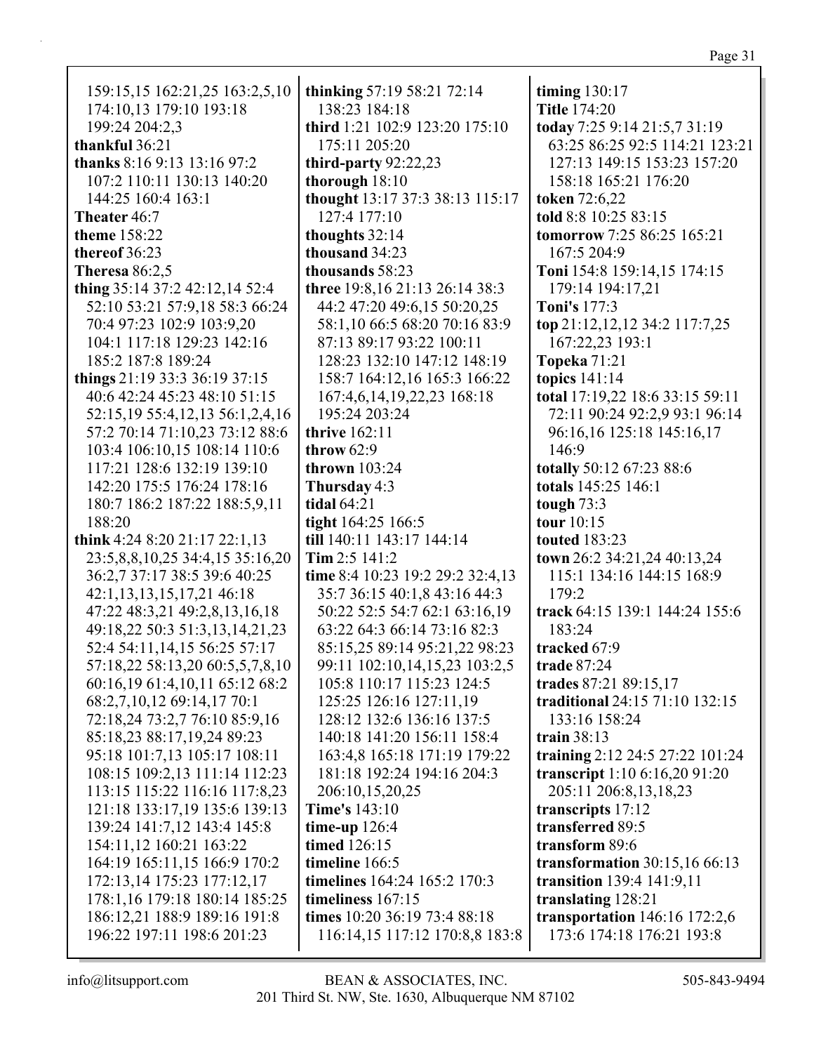159:15,15 162:21,25 163:2,5,10 174:10,13 179:10 193:18 199:24 204:2,3
**thankful** 36:21
**thanks** 8:16 9:13 13:16 97:2 107:2 110:11 130:13 140:20 144:25 160:4 163:1
**Theater** 46:7
**theme** 158:22
**thereof** 36:23
**Theresa** 86:2,5
**thing** 35:14 37:2 42:12,14 52:4 52:10 53:21 57:9,18 58:3 66:24 70:4 97:23 102:9 103:9,20 104:1 117:18 129:23 142:16 185:2 187:8 189:24
**things** 21:19 33:3 36:19 37:15 40:6 42:24 45:23 48:10 51:15 52:15,19 55:4,12,13 56:1,2,4,16 57:2 70:14 71:10,23 73:12 88:6 103:4 106:10,15 108:14 110:6 117:21 128:6 132:19 139:10 142:20 175:5 176:24 178:16 180:7 186:2 187:22 188:5,9,11 188:20
**think** 4:24 8:20 21:17 22:1,13 23:5,8,8,10,25 34:4,15 35:16,20 36:2,7 37:17 38:5 39:6 40:25 42:1,13,13,15,17,21 46:18 47:22 48:3,21 49:2,8,13,16,18 49:18,22 50:3 51:3,13,14,21,23 52:4 54:11,14,15 56:25 57:17 57:18,22 58:13,20 60:5,5,7,8,10 60:16,19 61:4,10,11 65:12 68:2 68:2,7,10,12 69:14,17 70:1 72:18,24 73:2,7 76:10 85:9,16 85:18,23 88:17,19,24 89:23 95:18 101:7,13 105:17 108:11 108:15 109:2,13 111:14 112:23 113:15 115:22 116:16 117:8,23 121:18 133:17,19 135:6 139:13 139:24 141:7,12 143:4 145:8 154:11,12 160:21 163:22 164:19 165:11,15 166:9 170:2 172:13,14 175:23 177:12,17 178:1,16 179:18 180:14 185:25 186:12,21 188:9 189:16 191:8 196:22 197:11 198:6 201:23
**thinking** 57:19 58:21 72:14 138:23 184:18
**third** 1:21 102:9 123:20 175:10 175:11 205:20
**third-party** 92:22,23
**thorough** 18:10
**thought** 13:17 37:3 38:13 115:17 127:4 177:10
**thoughts** 32:14
**thousand** 34:23
**thousands** 58:23
**three** 19:8,16 21:13 26:14 38:3 44:2 47:20 49:6,15 50:20,25 58:1,10 66:5 68:20 70:16 83:9 87:13 89:17 93:22 100:11 128:23 132:10 147:12 148:19 158:7 164:12,16 165:3 166:22 167:4,6,14,19,22,23 168:18 195:24 203:24
**thrive** 162:11
**throw** 62:9
**thrown** 103:24
**Thursday** 4:3
**tidal** 64:21
**tight** 164:25 166:5
**till** 140:11 143:17 144:14
**Tim** 2:5 141:2
**time** 8:4 10:23 19:2 29:2 32:4,13 35:7 36:15 40:1,8 43:16 44:3 50:22 52:5 54:7 62:1 63:16,19 63:22 64:3 66:14 73:16 82:3 85:15,25 89:14 95:21,22 98:23 99:11 102:10,14,15,23 103:2,5 105:8 110:17 115:23 124:5 125:25 126:16 127:11,19 128:12 132:6 136:16 137:5 140:18 141:20 156:11 158:4 163:4,8 165:18 171:19 179:22 181:18 192:24 194:16 204:3 206:10,15,20,25
**Time's** 143:10
**time-up** 126:4
**timed** 126:15
**timeline** 166:5
**timelines** 164:24 165:2 170:3
**timeliness** 167:15
**times** 10:20 36:19 73:4 88:18 116:14,15 117:12 170:8,8 183:8
**timing** 130:17
**Title** 174:20
**today** 7:25 9:14 21:5,7 31:19 63:25 86:25 92:5 114:21 123:21 127:13 149:15 153:23 157:20 158:18 165:21 176:20
**token** 72:6,22
**told** 8:8 10:25 83:15
**tomorrow** 7:25 86:25 165:21 167:5 204:9
**Toni** 154:8 159:14,15 174:15 179:14 194:17,21
**Toni's** 177:3
**top** 21:12,12,12 34:2 117:7,25 167:22,23 193:1
**Topeka** 71:21
**topics** 141:14
**total** 17:19,22 18:6 33:15 59:11 72:11 90:24 92:2,9 93:1 96:14 96:16,16 125:18 145:16,17 146:9
**totally** 50:12 67:23 88:6
**totals** 145:25 146:1
**tough** 73:3
**tour** 10:15
**touted** 183:23
**town** 26:2 34:21,24 40:13,24 115:1 134:16 144:15 168:9 179:2
**track** 64:15 139:1 144:24 155:6 183:24
**tracked** 67:9
**trade** 87:24
**trades** 87:21 89:15,17
**traditional** 24:15 71:10 132:15 133:16 158:24
**train** 38:13
**training** 2:12 24:5 27:22 101:24
**transcript** 1:10 6:16,20 91:20 205:11 206:8,13,18,23
**transcripts** 17:12
**transferred** 89:5
**transform** 89:6
**transformation** 30:15,16 66:13
**transition** 139:4 141:9,11
**translating** 128:21
**transportation** 146:16 172:2,6 173:6 174:18 176:21 193:8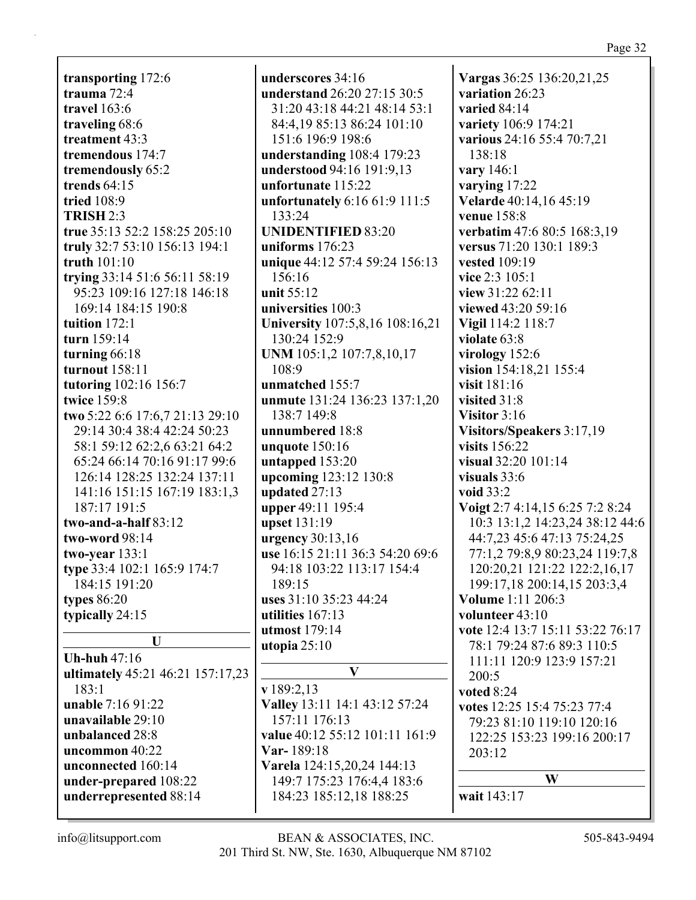**transporting** 172:6
**trauma** 72:4
**travel** 163:6
**traveling** 68:6
**treatment** 43:3
**tremendous** 174:7
**tremendously** 65:2
**trends** 64:15
**tried** 108:9
**TRISH** 2:3
**true** 35:13 52:2 158:25 205:10
**truly** 32:7 53:10 156:13 194:1
**truth** 101:10
**trying** 33:14 51:6 56:11 58:19 95:23 109:16 127:18 146:18 169:14 184:15 190:8
**tuition** 172:1
**turn** 159:14
**turning** 66:18
**turnout** 158:11
**tutoring** 102:16 156:7
**twice** 159:8
**two** 5:22 6:6 17:6,7 21:13 29:10 29:14 30:4 38:4 42:24 50:23 58:1 59:12 62:2,6 63:21 64:2 65:24 66:14 70:16 91:17 99:6 126:14 128:25 132:24 137:11 141:16 151:15 167:19 183:1,3 187:17 191:5
**two-and-a-half** 83:12
**two-word** 98:14
**two-year** 133:1
**type** 33:4 102:1 165:9 174:7 184:15 191:20
**types** 86:20
**typically** 24:15

## U

**Uh-huh** 47:16
**ultimately** 45:21 46:21 157:17,23 183:1
**unable** 7:16 91:22
**unavailable** 29:10
**unbalanced** 28:8
**uncommon** 40:22
**unconnected** 160:14
**under-prepared** 108:22
**underrepresented** 88:14
**underscores** 34:16
**understand** 26:20 27:15 30:5 31:20 43:18 44:21 48:14 53:1 84:4,19 85:13 86:24 101:10 151:6 196:9 198:6
**understanding** 108:4 179:23
**understood** 94:16 191:9,13
**unfortunate** 115:22
**unfortunately** 6:16 61:9 111:5 133:24
**UNIDENTIFIED** 83:20
**uniforms** 176:23
**unique** 44:12 57:4 59:24 156:13 156:16
**unit** 55:12
**universities** 100:3
**University** 107:5,8,16 108:16,21 130:24 152:9
**UNM** 105:1,2 107:7,8,10,17 108:9
**unmatched** 155:7
**unmute** 131:24 136:23 137:1,20 138:7 149:8
**unnumbered** 18:8
**unquote** 150:16
**untapped** 153:20
**upcoming** 123:12 130:8
**updated** 27:13
**upper** 49:11 195:4
**upset** 131:19
**urgency** 30:13,16
**use** 16:15 21:11 36:3 54:20 69:6 94:18 103:22 113:17 154:4 189:15
**uses** 31:10 35:23 44:24
**utilities** 167:13
**utmost** 179:14
**utopia** 25:10

## V

**v** 189:2,13
**Valley** 13:11 14:1 43:12 57:24 157:11 176:13
**value** 40:12 55:12 101:11 161:9
**Var-** 189:18
**Varela** 124:15,20,24 144:13 149:7 175:23 176:4,4 183:6 184:23 185:12,18 188:25
**Vargas** 36:25 136:20,21,25
**variation** 26:23
**varied** 84:14
**variety** 106:9 174:21
**various** 24:16 55:4 70:7,21 138:18
**vary** 146:1
**varying** 17:22
**Velarde** 40:14,16 45:19
**venue** 158:8
**verbatim** 47:6 80:5 168:3,19
**versus** 71:20 130:1 189:3
**vested** 109:19
**vice** 2:3 105:1
**view** 31:22 62:11
**viewed** 43:20 59:16
**Vigil** 114:2 118:7
**violate** 63:8
**virology** 152:6
**vision** 154:18,21 155:4
**visit** 181:16
**visited** 31:8
**Visitor** 3:16
**Visitors/Speakers** 3:17,19
**visits** 156:22
**visual** 32:20 101:14
**visuals** 33:6
**void** 33:2
**Voigt** 2:7 4:14,15 6:25 7:2 8:24 10:3 13:1,2 14:23,24 38:12 44:6 44:7,23 45:6 47:13 75:24,25 77:1,2 79:8,9 80:23,24 119:7,8 120:20,21 121:22 122:2,16,17 199:17,18 200:14,15 203:3,4
**Volume** 1:11 206:3
**volunteer** 43:10
**vote** 12:4 13:7 15:11 53:22 76:17 78:1 79:24 87:6 89:3 110:5 111:11 120:9 123:9 157:21 200:5
**voted** 8:24
**votes** 12:25 15:4 75:23 77:4 79:23 81:10 119:10 120:16 122:25 153:23 199:16 200:17 203:12

## W

**wait** 143:17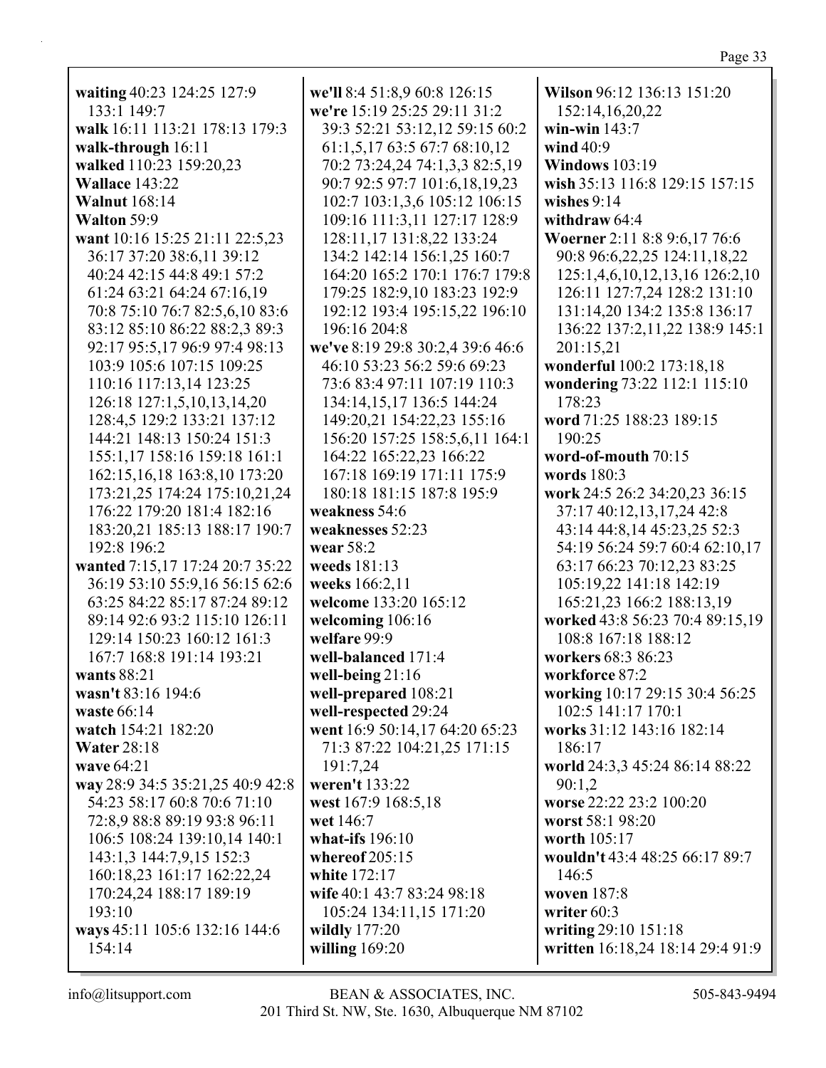**waiting** 40:23 124:25 127:9 133:1 149:7
**walk** 16:11 113:21 178:13 179:3
**walk-through** 16:11
**walked** 110:23 159:20,23
**Wallace** 143:22
**Walnut** 168:14
**Walton** 59:9
**want** 10:16 15:25 21:11 22:5,23 36:17 37:20 38:6,11 39:12 40:24 42:15 44:8 49:1 57:2 61:24 63:21 64:24 67:16,19 70:8 75:10 76:7 82:5,6,10 83:6 83:12 85:10 86:22 88:2,3 89:3 92:17 95:5,17 96:9 97:4 98:13 103:9 105:6 107:15 109:25 110:16 117:13,14 123:25 126:18 127:1,5,10,13,14,20 128:4,5 129:2 133:21 137:12 144:21 148:13 150:24 151:3 155:1,17 158:16 159:18 161:1 162:15,16,18 163:8,10 173:20 173:21,25 174:24 175:10,21,24 176:22 179:20 181:4 182:16 183:20,21 185:13 188:17 190:7 192:8 196:2
**wanted** 7:15,17 17:24 20:7 35:22 36:19 53:10 55:9,16 56:15 62:6 63:25 84:22 85:17 87:24 89:12 89:14 92:6 93:2 115:10 126:11 129:14 150:23 160:12 161:3 167:7 168:8 191:14 193:21
**wants** 88:21
**wasn't** 83:16 194:6
**waste** 66:14
**watch** 154:21 182:20
**Water** 28:18
**wave** 64:21
**way** 28:9 34:5 35:21,25 40:9 42:8 54:23 58:17 60:8 70:6 71:10 72:8,9 88:8 89:19 93:8 96:11 106:5 108:24 139:10,14 140:1 143:1,3 144:7,9,15 152:3 160:18,23 161:17 162:22,24 170:24,24 188:17 189:19 193:10
**ways** 45:11 105:6 132:16 144:6 154:14
**we'll** 8:4 51:8,9 60:8 126:15
**we're** 15:19 25:25 29:11 31:2 39:3 52:21 53:12,12 59:15 60:2 61:1,5,17 63:5 67:7 68:10,12 70:2 73:24,24 74:1,3,3 82:5,19 90:7 92:5 97:7 101:6,18,19,23 102:7 103:1,3,6 105:12 106:15 109:16 111:3,11 127:17 128:9 128:11,17 131:8,22 133:24 134:2 142:14 156:1,25 160:7 164:20 165:2 170:1 176:7 179:8 179:25 182:9,10 183:23 192:9 192:12 193:4 195:15,22 196:10 196:16 204:8
**we've** 8:19 29:8 30:2,4 39:6 46:6 46:10 53:23 56:2 59:6 69:23 73:6 83:4 97:11 107:19 110:3 134:14,15,17 136:5 144:24 149:20,21 154:22,23 155:16 156:20 157:25 158:5,6,11 164:1 164:22 165:22,23 166:22 167:18 169:19 171:11 175:9 180:18 181:15 187:8 195:9
**weakness** 54:6
**weaknesses** 52:23
**wear** 58:2
**weeds** 181:13
**weeks** 166:2,11
**welcome** 133:20 165:12
**welcoming** 106:16
**welfare** 99:9
**well-balanced** 171:4
**well-being** 21:16
**well-prepared** 108:21
**well-respected** 29:24
**went** 16:9 50:14,17 64:20 65:23 71:3 87:22 104:21,25 171:15 191:7,24
**weren't** 133:22
**west** 167:9 168:5,18
**wet** 146:7
**what-ifs** 196:10
**whereof** 205:15
**white** 172:17
**wife** 40:1 43:7 83:24 98:18 105:24 134:11,15 171:20
**wildly** 177:20
**willing** 169:20
**Wilson** 96:12 136:13 151:20 152:14,16,20,22
**win-win** 143:7
**wind** 40:9
**Windows** 103:19
**wish** 35:13 116:8 129:15 157:15
**wishes** 9:14
**withdraw** 64:4
**Woerner** 2:11 8:8 9:6,17 76:6 90:8 96:6,22,25 124:11,18,22 125:1,4,6,10,12,13,16 126:2,10 126:11 127:7,24 128:2 131:10 131:14,20 134:2 135:8 136:17 136:22 137:2,11,22 138:9 145:1 201:15,21
**wonderful** 100:2 173:18,18
**wondering** 73:22 112:1 115:10 178:23
**word** 71:25 188:23 189:15 190:25
**word-of-mouth** 70:15
**words** 180:3
**work** 24:5 26:2 34:20,23 36:15 37:17 40:12,13,17,24 42:8 43:14 44:8,14 45:23,25 52:3 54:19 56:24 59:7 60:4 62:10,17 63:17 66:23 70:12,23 83:25 105:19,22 141:18 142:19 165:21,23 166:2 188:13,19
**worked** 43:8 56:23 70:4 89:15,19 108:8 167:18 188:12
**workers** 68:3 86:23
**workforce** 87:2
**working** 10:17 29:15 30:4 56:25 102:5 141:17 170:1
**works** 31:12 143:16 182:14 186:17
**world** 24:3,3 45:24 86:14 88:22 90:1,2
**worse** 22:22 23:2 100:20
**worst** 58:1 98:20
**worth** 105:17
**wouldn't** 43:4 48:25 66:17 89:7 146:5
**woven** 187:8
**writer** 60:3
**writing** 29:10 151:18
**written** 16:18,24 18:14 29:4 91:9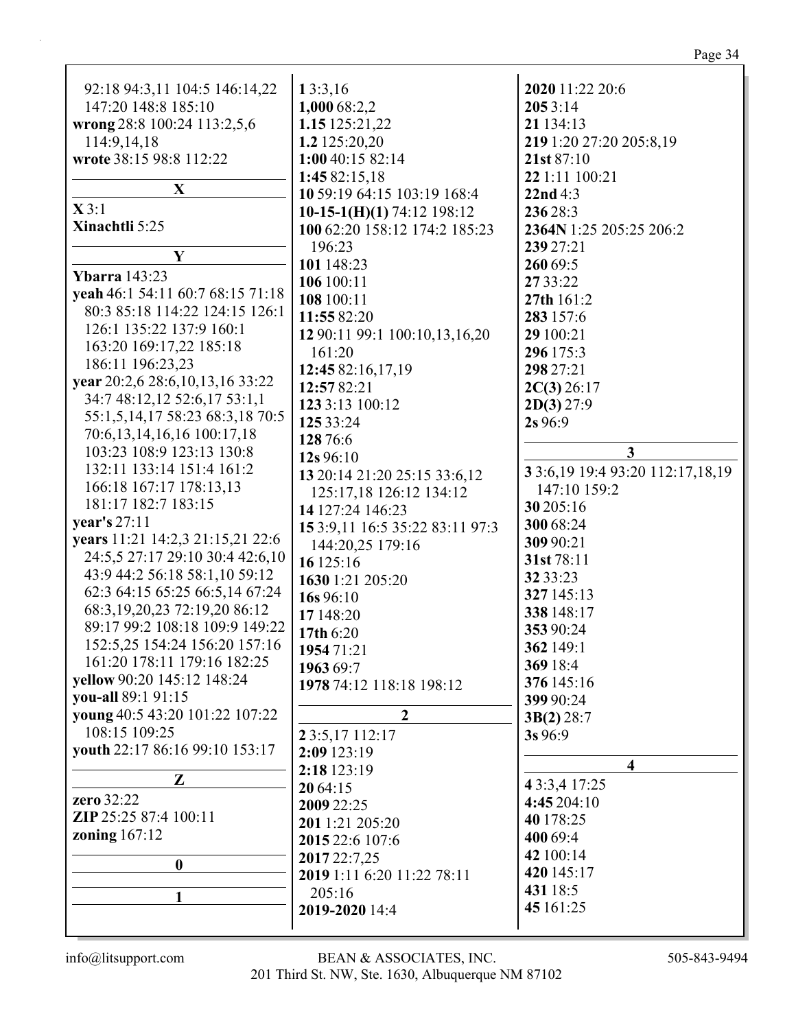92:18 94:3,11 104:5 146:14,22 147:20 148:8 185:10
**wrong** 28:8 100:24 113:2,5,6 114:9,14,18
**wrote** 38:15 98:8 112:22

### X

**X** 3:1
**Xinachtli** 5:25

### Y

**Ybarra** 143:23
**yeah** 46:1 54:11 60:7 68:15 71:18 80:3 85:18 114:22 124:15 126:1 126:1 135:22 137:9 160:1 163:20 169:17,22 185:18 186:11 196:23,23
**year** 20:2,6 28:6,10,13,16 33:22 34:7 48:12,12 52:6,17 53:1,1 55:1,5,14,17 58:23 68:3,18 70:5 70:6,13,14,16,16 100:17,18 103:23 108:9 123:13 130:8 132:11 133:14 151:4 161:2 166:18 167:17 178:13,13 181:17 182:7 183:15
**year's** 27:11
**years** 11:21 14:2,3 21:15,21 22:6 24:5,5 27:17 29:10 30:4 42:6,10 43:9 44:2 56:18 58:1,10 59:12 62:3 64:15 65:25 66:5,14 67:24 68:3,19,20,23 72:19,20 86:12 89:17 99:2 108:18 109:9 149:22 152:5,25 154:24 156:20 157:16 161:20 178:11 179:16 182:25
**yellow** 90:20 145:12 148:24
**you-all** 89:1 91:15
**young** 40:5 43:20 101:22 107:22 108:15 109:25
**youth** 22:17 86:16 99:10 153:17

### Z

**zero** 32:22
**ZIP** 25:25 87:4 100:11
**zoning** 167:12

### 0

### 1

**1** 3:3,16
**1,000** 68:2,2
**1.15** 125:21,22
**1.2** 125:20,20
**1:00** 40:15 82:14
**1:45** 82:15,18
**10** 59:19 64:15 103:19 168:4
**10-15-1(H)(1)** 74:12 198:12
**100** 62:20 158:12 174:2 185:23 196:23
**101** 148:23
**106** 100:11
**108** 100:11
**11:55** 82:20
**12** 90:11 99:1 100:10,13,16,20 161:20
**12:45** 82:16,17,19
**12:57** 82:21
**123** 3:13 100:12
**125** 33:24
**128** 76:6
**12s** 96:10
**13** 20:14 21:20 25:15 33:6,12 125:17,18 126:12 134:12
**14** 127:24 146:23
**15** 3:9,11 16:5 35:22 83:11 97:3 144:20,25 179:16
**16** 125:16
**1630** 1:21 205:20
**16s** 96:10
**17** 148:20
**17th** 6:20
**1954** 71:21
**1963** 69:7
**1978** 74:12 118:18 198:12

### 2

**2** 3:5,17 112:17
**2:09** 123:19
**2:18** 123:19
**20** 64:15
**2009** 22:25
**201** 1:21 205:20
**2015** 22:6 107:6
**2017** 22:7,25
**2019** 1:11 6:20 11:22 78:11 205:16
**2019-2020** 14:4
**2020** 11:22 20:6
**205** 3:14
**21** 134:13
**219** 1:20 27:20 205:8,19
**21st** 87:10
**22** 1:11 100:21
**22nd** 4:3
**236** 28:3
**2364N** 1:25 205:25 206:2
**239** 27:21
**260** 69:5
**27** 33:22
**27th** 161:2
**283** 157:6
**29** 100:21
**296** 175:3
**298** 27:21
**2C(3)** 26:17
**2D(3)** 27:9
**2s** 96:9

### 3

**3** 3:6,19 19:4 93:20 112:17,18,19 147:10 159:2
**30** 205:16
**300** 68:24
**309** 90:21
**31st** 78:11
**32** 33:23
**327** 145:13
**338** 148:17
**353** 90:24
**362** 149:1
**369** 18:4
**376** 145:16
**399** 90:24
**3B(2)** 28:7
**3s** 96:9

### 4

**4** 3:3,4 17:25
**4:45** 204:10
**40** 178:25
**400** 69:4
**42** 100:14
**420** 145:17
**431** 18:5
**45** 161:25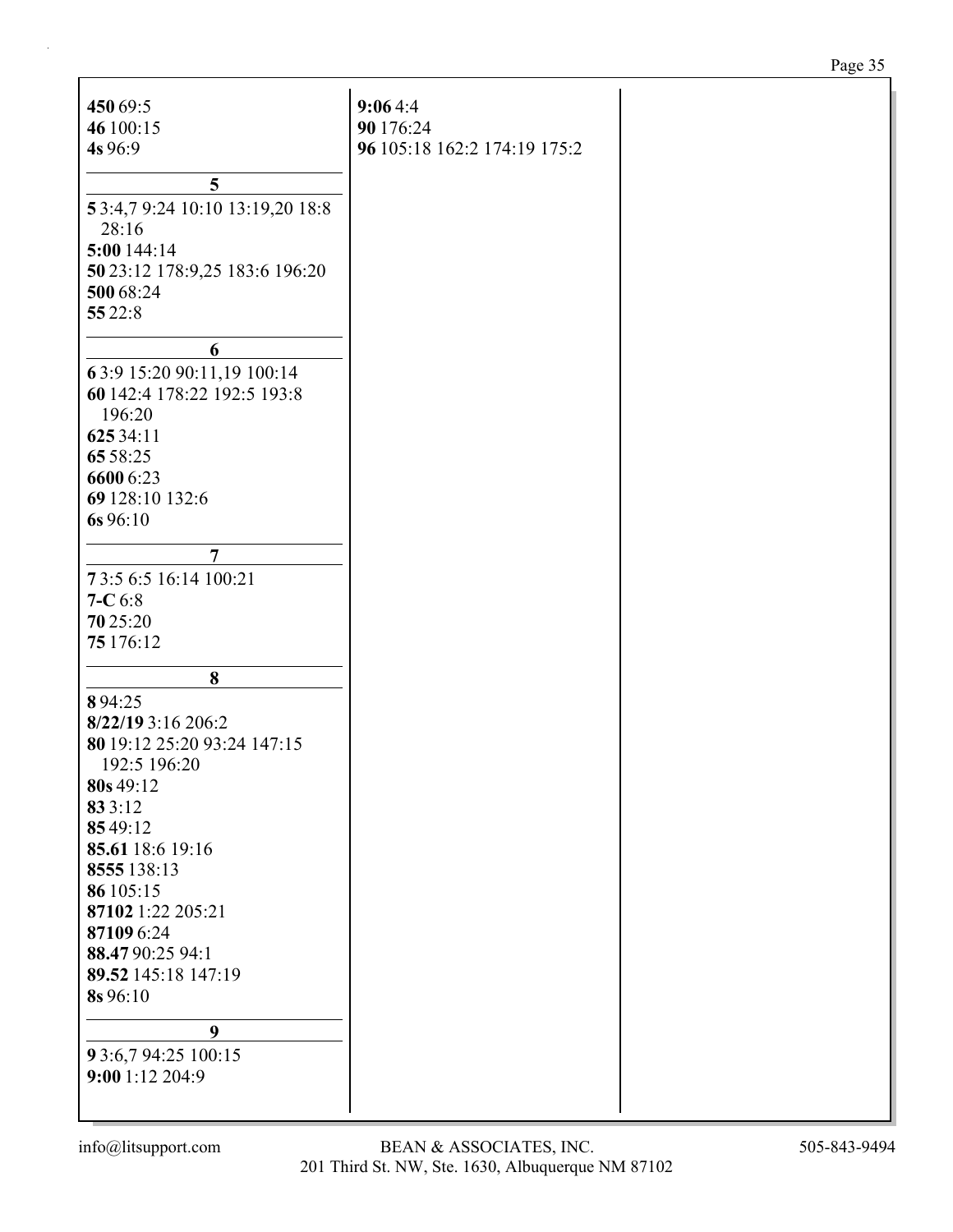**450** 69:5
**46** 100:15
**4s** 96:9

## 5

**5** 3:4,7 9:24 10:10 13:19,20 18:8 28:16
**5:00** 144:14
**50** 23:12 178:9,25 183:6 196:20
**500** 68:24
**55** 22:8

## 6

**6** 3:9 15:20 90:11,19 100:14
**60** 142:4 178:22 192:5 193:8 196:20
**625** 34:11
**65** 58:25
**6600** 6:23
**69** 128:10 132:6
**6s** 96:10

## 7

**7** 3:5 6:5 16:14 100:21
**7-C** 6:8
**70** 25:20
**75** 176:12

## 8

**8** 94:25
**8/22/19** 3:16 206:2
**80** 19:12 25:20 93:24 147:15 192:5 196:20
**80s** 49:12
**83** 3:12
**85** 49:12
**85.61** 18:6 19:16
**8555** 138:13
**86** 105:15
**87102** 1:22 205:21
**87109** 6:24
**88.47** 90:25 94:1
**89.52** 145:18 147:19
**8s** 96:10

## 9

**9** 3:6,7 94:25 100:15
**9:00** 1:12 204:9
**9:06** 4:4
**90** 176:24
**96** 105:18 162:2 174:19 175:2